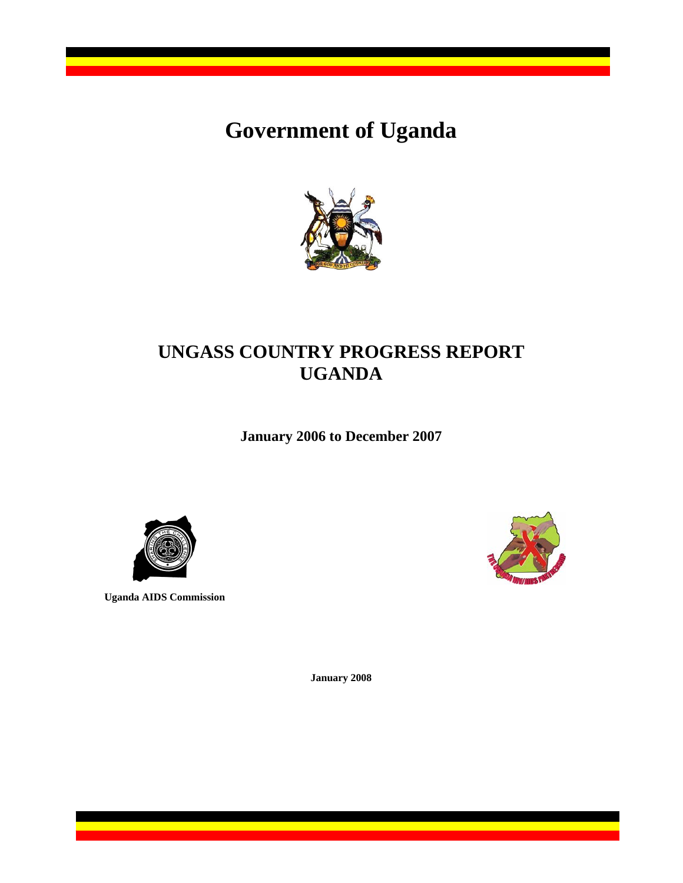# Government of Uganda

## UNGASS COUNTRY PROGRESS REPORT UGANDA

**January 2006 to December 2007**

**Uganda AIDS Commission**

**January 2008**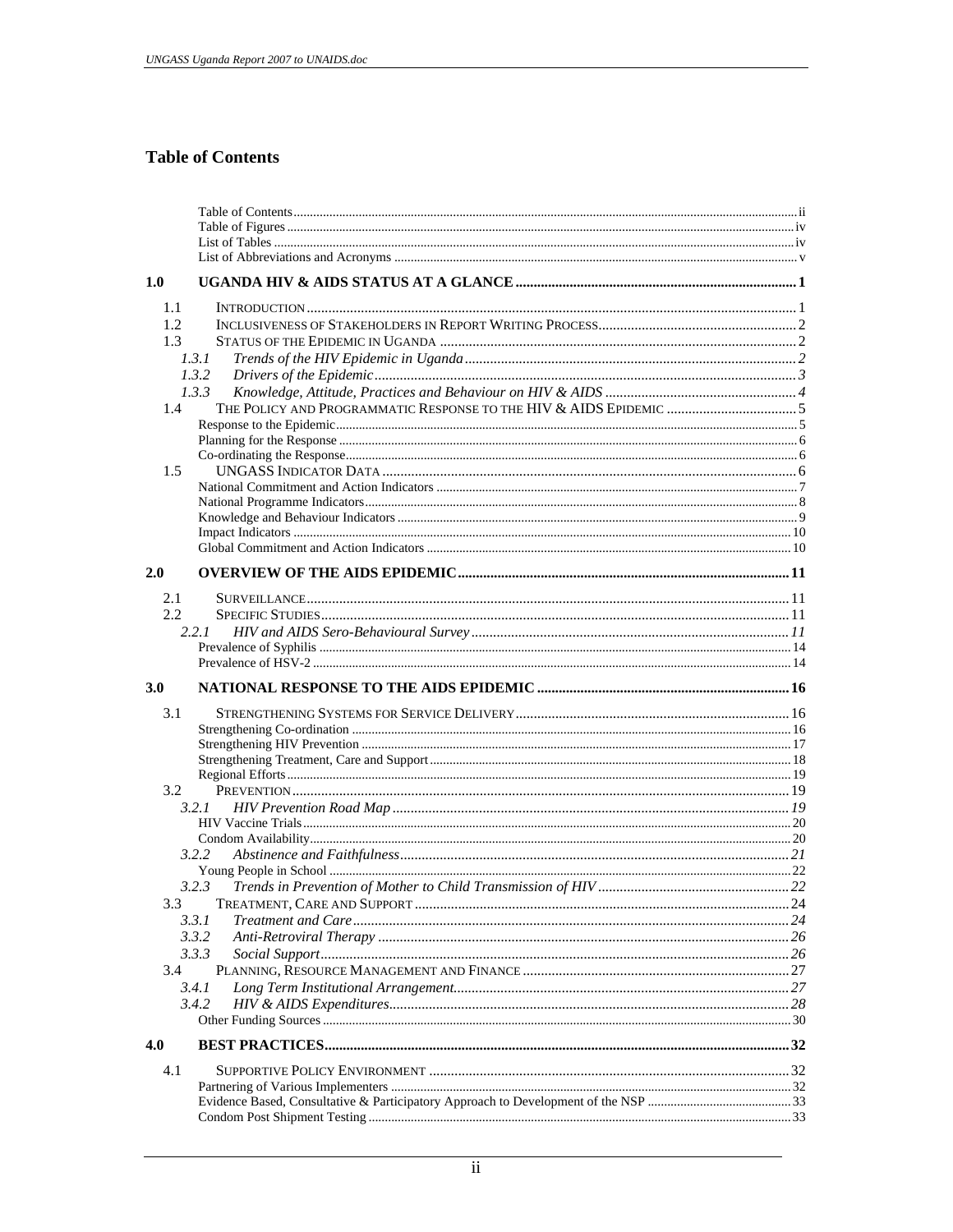# Table of Contents

- Table of Contents ..... ii
- Table of Figures ..... iv
- List of Tables ..... iv
- List of Abbreviations and Acronyms ..... v

**1.0 UGANDA HIV & AIDS STATUS AT A GLANCE ..... 1**

- 1.1 INTRODUCTION ..... 1
- 1.2 INCLUSIVENESS OF STAKEHOLDERS IN REPORT WRITING PROCESS ..... 2
- 1.3 STATUS OF THE EPIDEMIC IN UGANDA ..... 2
  - *1.3.1 Trends of the HIV Epidemic in Uganda ..... 2*
  - *1.3.2 Drivers of the Epidemic ..... 3*
  - *1.3.3 Knowledge, Attitude, Practices and Behaviour on HIV & AIDS ..... 4*
- 1.4 THE POLICY AND PROGRAMMATIC RESPONSE TO THE HIV & AIDS EPIDEMIC ..... 5
  - Response to the Epidemic ..... 5
  - Planning for the Response ..... 6
  - Co-ordinating the Response ..... 6
- 1.5 UNGASS INDICATOR DATA ..... 6
  - National Commitment and Action Indicators ..... 7
  - National Programme Indicators ..... 8
  - Knowledge and Behaviour Indicators ..... 9
  - Impact Indicators ..... 10
  - Global Commitment and Action Indicators ..... 10

**2.0 OVERVIEW OF THE AIDS EPIDEMIC ..... 11**

- 2.1 SURVEILLANCE ..... 11
- 2.2 SPECIFIC STUDIES ..... 11
  - *2.2.1 HIV and AIDS Sero-Behavioural Survey ..... 11*
  - Prevalence of Syphilis ..... 14
  - Prevalence of HSV-2 ..... 14

**3.0 NATIONAL RESPONSE TO THE AIDS EPIDEMIC ..... 16**

- 3.1 STRENGTHENING SYSTEMS FOR SERVICE DELIVERY ..... 16
  - Strengthening Co-ordination ..... 16
  - Strengthening HIV Prevention ..... 17
  - Strengthening Treatment, Care and Support ..... 18
  - Regional Efforts ..... 19
- 3.2 PREVENTION ..... 19
  - *3.2.1 HIV Prevention Road Map ..... 19*
  - HIV Vaccine Trials ..... 20
  - Condom Availability ..... 20
  - *3.2.2 Abstinence and Faithfulness ..... 21*
  - Young People in School ..... 22
  - *3.2.3 Trends in Prevention of Mother to Child Transmission of HIV ..... 22*
- 3.3 TREATMENT, CARE AND SUPPORT ..... 24
  - *3.3.1 Treatment and Care ..... 24*
  - *3.3.2 Anti-Retroviral Therapy ..... 26*
  - *3.3.3 Social Support ..... 26*
- 3.4 PLANNING, RESOURCE MANAGEMENT AND FINANCE ..... 27
  - *3.4.1 Long Term Institutional Arrangement ..... 27*
  - *3.4.2 HIV & AIDS Expenditures ..... 28*
  - Other Funding Sources ..... 30

**4.0 BEST PRACTICES ..... 32**

- 4.1 SUPPORTIVE POLICY ENVIRONMENT ..... 32
  - Partnering of Various Implementers ..... 32
  - Evidence Based, Consultative & Participatory Approach to Development of the NSP ..... 33
  - Condom Post Shipment Testing ..... 33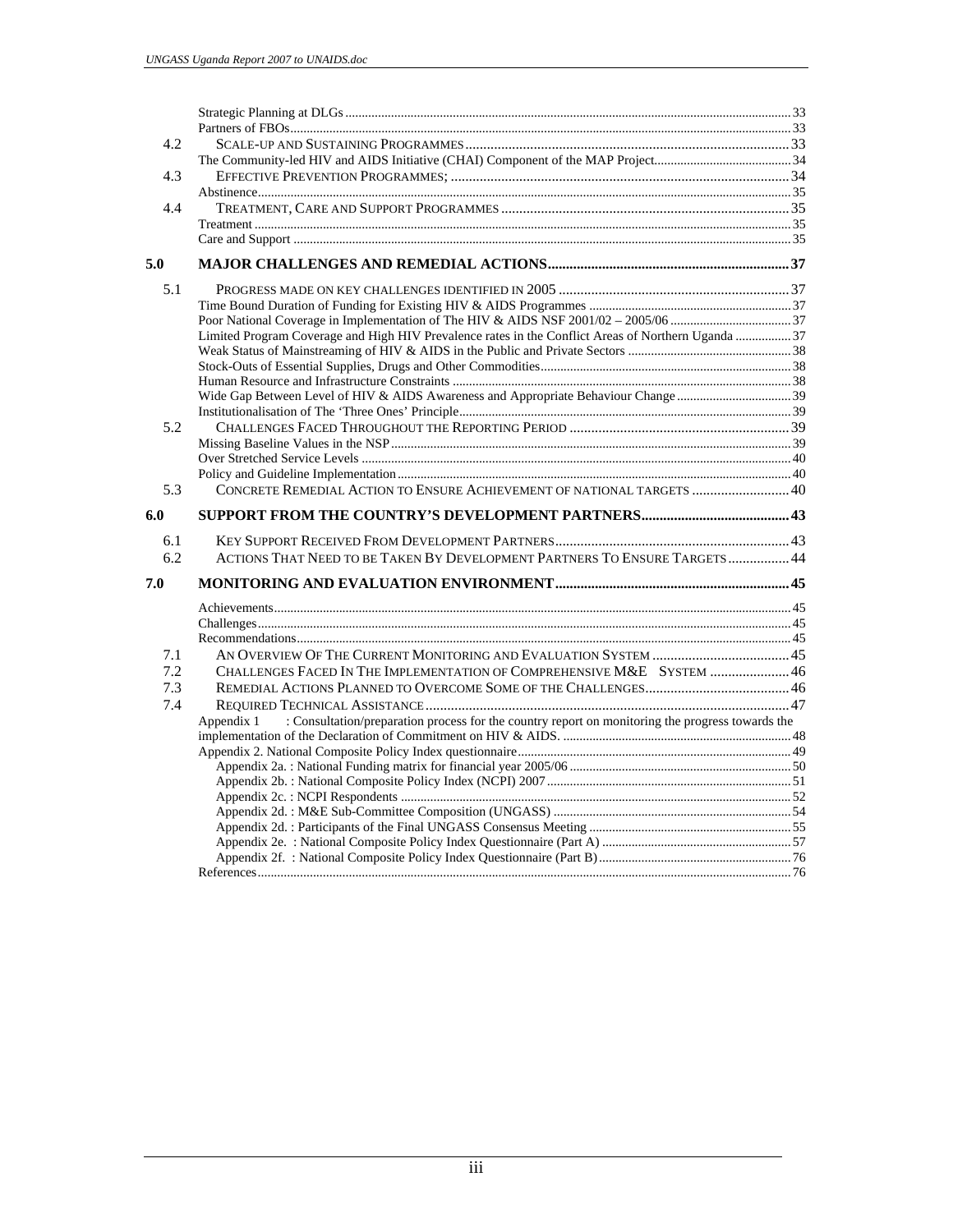Strategic Planning at DLGs ........ 33
Partners of FBOs ........ 33

4.2 SCALE-UP AND SUSTAINING PROGRAMMES ........ 33
The Community-led HIV and AIDS Initiative (CHAI) Component of the MAP Project ........ 34

4.3 EFFECTIVE PREVENTION PROGRAMMES; ........ 34
Abstinence ........ 35

4.4 TREATMENT, CARE AND SUPPORT PROGRAMMES ........ 35
Treatment ........ 35
Care and Support ........ 35

**5.0 MAJOR CHALLENGES AND REMEDIAL ACTIONS ........ 37**

5.1 PROGRESS MADE ON KEY CHALLENGES IDENTIFIED IN 2005 ........ 37
Time Bound Duration of Funding for Existing HIV & AIDS Programmes ........ 37
Poor National Coverage in Implementation of The HIV & AIDS NSF 2001/02 – 2005/06 ........ 37
Limited Program Coverage and High HIV Prevalence rates in the Conflict Areas of Northern Uganda ........ 37
Weak Status of Mainstreaming of HIV & AIDS in the Public and Private Sectors ........ 38
Stock-Outs of Essential Supplies, Drugs and Other Commodities ........ 38
Human Resource and Infrastructure Constraints ........ 38
Wide Gap Between Level of HIV & AIDS Awareness and Appropriate Behaviour Change ........ 39
Institutionalisation of The 'Three Ones' Principle ........ 39

5.2 CHALLENGES FACED THROUGHOUT THE REPORTING PERIOD ........ 39
Missing Baseline Values in the NSP ........ 39
Over Stretched Service Levels ........ 40
Policy and Guideline Implementation ........ 40

5.3 CONCRETE REMEDIAL ACTION TO ENSURE ACHIEVEMENT OF NATIONAL TARGETS ........ 40

**6.0 SUPPORT FROM THE COUNTRY'S DEVELOPMENT PARTNERS ........ 43**

6.1 KEY SUPPORT RECEIVED FROM DEVELOPMENT PARTNERS ........ 43
6.2 ACTIONS THAT NEED TO BE TAKEN BY DEVELOPMENT PARTNERS TO ENSURE TARGETS ........ 44

**7.0 MONITORING AND EVALUATION ENVIRONMENT ........ 45**

Achievements ........ 45
Challenges ........ 45
Recommendations ........ 45

7.1 AN OVERVIEW OF THE CURRENT MONITORING AND EVALUATION SYSTEM ........ 45
7.2 CHALLENGES FACED IN THE IMPLEMENTATION OF COMPREHENSIVE M&E SYSTEM ........ 46
7.3 REMEDIAL ACTIONS PLANNED TO OVERCOME SOME OF THE CHALLENGES ........ 46
7.4 REQUIRED TECHNICAL ASSISTANCE ........ 47

Appendix 1 : Consultation/preparation process for the country report on monitoring the progress towards the implementation of the Declaration of Commitment on HIV & AIDS. ........ 48
Appendix 2. National Composite Policy Index questionnaire ........ 49
- Appendix 2a. : National Funding matrix for financial year 2005/06 ........ 50
- Appendix 2b. : National Composite Policy Index (NCPI) 2007 ........ 51
- Appendix 2c. : NCPI Respondents ........ 52
- Appendix 2d. : M&E Sub-Committee Composition (UNGASS) ........ 54
- Appendix 2d. : Participants of the Final UNGASS Consensus Meeting ........ 55
- Appendix 2e. : National Composite Policy Index Questionnaire (Part A) ........ 57
- Appendix 2f. : National Composite Policy Index Questionnaire (Part B) ........ 76

References ........ 76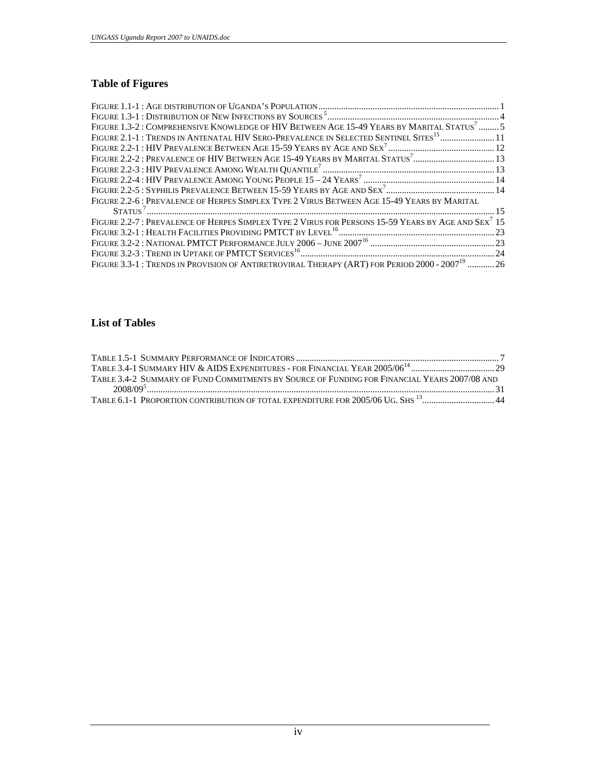## Table of Figures

FIGURE 1.1-1 : AGE DISTRIBUTION OF UGANDA'S POPULATION ........ 1
FIGURE 1.3-1 : DISTRIBUTION OF NEW INFECTIONS BY SOURCES [5] ........ 4
FIGURE 1.3-2 : COMPREHENSIVE KNOWLEDGE OF HIV BETWEEN AGE 15-49 YEARS BY MARITAL STATUS [7] ........ 5
FIGURE 2.1-1 : TRENDS IN ANTENATAL HIV SERO-PREVALENCE IN SELECTED SENTINEL SITES [15] ........ 11
FIGURE 2.2-1 : HIV PREVALENCE BETWEEN AGE 15-59 YEARS BY AGE AND SEX [7] ........ 12
FIGURE 2.2-2 : PREVALENCE OF HIV BETWEEN AGE 15-49 YEARS BY MARITAL STATUS [7] ........ 13
FIGURE 2.2-3 : HIV PREVALENCE AMONG WEALTH QUANTILE [7] ........ 13
FIGURE 2.2-4 : HIV PREVALENCE AMONG YOUNG PEOPLE 15 – 24 YEARS [7] ........ 14
FIGURE 2.2-5 : SYPHILIS PREVALENCE BETWEEN 15-59 YEARS BY AGE AND SEX [7] ........ 14
FIGURE 2.2-6 : PREVALENCE OF HERPES SIMPLEX TYPE 2 VIRUS BETWEEN AGE 15-49 YEARS BY MARITAL STATUS [7] ........ 15
FIGURE 2.2-7 : PREVALENCE OF HERPES SIMPLEX TYPE 2 VIRUS FOR PERSONS 15-59 YEARS BY AGE AND SEX [7] 15
FIGURE 3.2-1 : HEALTH FACILITIES PROVIDING PMTCT BY LEVEL [16] ........ 23
FIGURE 3.2-2 : NATIONAL PMTCT PERFORMANCE JULY 2006 – JUNE 2007 [16] ........ 23
FIGURE 3.2-3 : TREND IN UPTAKE OF PMTCT SERVICES [16] ........ 24
FIGURE 3.3-1 : TRENDS IN PROVISION OF ANTIRETROVIRAL THERAPY (ART) FOR PERIOD 2000 - 2007 [19] ........ 26

## List of Tables

TABLE 1.5-1 SUMMARY PERFORMANCE OF INDICATORS ........ 7
TABLE 3.4-1 SUMMARY HIV & AIDS EXPENDITURES - FOR FINANCIAL YEAR 2005/06 [14] ........ 29
TABLE 3.4-2 SUMMARY OF FUND COMMITMENTS BY SOURCE OF FUNDING FOR FINANCIAL YEARS 2007/08 AND 2008/09 [5] ........ 31
TABLE 6.1-1 PROPORTION CONTRIBUTION OF TOTAL EXPENDITURE FOR 2005/06 UG. SHS [13] ........ 44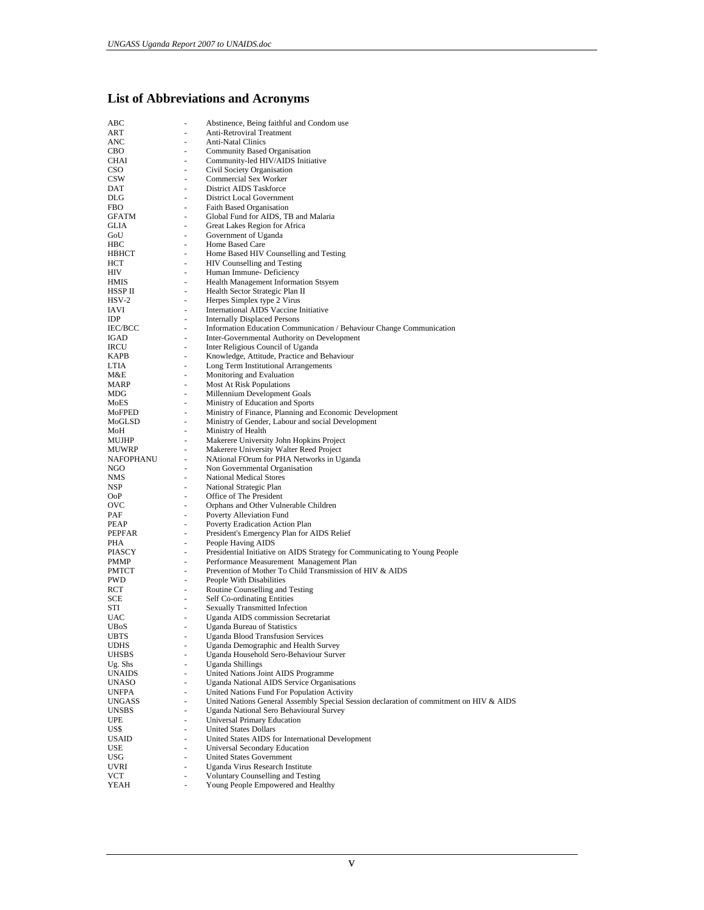## List of Abbreviations and Acronyms

| | | |
|---|---|---|
| ABC | - | Abstinence, Being faithful and Condom use |
| ART | - | Anti-Retroviral Treatment |
| ANC | - | Anti-Natal Clinics |
| CBO | - | Community Based Organisation |
| CHAI | - | Community-led HIV/AIDS Initiative |
| CSO | - | Civil Society Organisation |
| CSW | - | Commercial Sex Worker |
| DAT | - | District AIDS Taskforce |
| DLG | - | District Local Government |
| FBO | - | Faith Based Organisation |
| GFATM | - | Global Fund for AIDS, TB and Malaria |
| GLIA | - | Great Lakes Region for Africa |
| GoU | - | Government of Uganda |
| HBC | - | Home Based Care |
| HBHCT | - | Home Based HIV Counselling and Testing |
| HCT | - | HIV Counselling and Testing |
| HIV | - | Human Immune- Deficiency |
| HMIS | - | Health Management Information Stsyem |
| HSSP II | - | Health Sector Strategic Plan II |
| HSV-2 | - | Herpes Simplex type 2 Virus |
| IAVI | - | International AIDS Vaccine Initiative |
| IDP | - | Internally Displaced Persons |
| IEC/BCC | - | Information Education Communication / Behaviour Change Communication |
| IGAD | - | Inter-Governmental Authority on Development |
| IRCU | - | Inter Religious Council of Uganda |
| KAPB | - | Knowledge, Attitude, Practice and Behaviour |
| LTIA | - | Long Term Institutional Arrangements |
| M&E | - | Monitoring and Evaluation |
| MARP | - | Most At Risk Populations |
| MDG | - | Millennium Development Goals |
| MoES | - | Ministry of Education and Sports |
| MoFPED | - | Ministry of Finance, Planning and Economic Development |
| MoGLSD | - | Ministry of Gender, Labour and social Development |
| MoH | - | Ministry of Health |
| MUJHP | - | Makerere University John Hopkins Project |
| MUWRP | - | Makerere University Walter Reed Project |
| NAFOPHANU | - | NAtional FOrum for PHA Networks in Uganda |
| NGO | - | Non Governmental Organisation |
| NMS | - | National Medical Stores |
| NSP | - | National Strategic Plan |
| OoP | - | Office of The President |
| OVC | - | Orphans and Other Vulnerable Children |
| PAF | - | Poverty Alleviation Fund |
| PEAP | - | Poverty Eradication Action Plan |
| PEPFAR | - | President's Emergency Plan for AIDS Relief |
| PHA | - | People Having AIDS |
| PIASCY | - | Presidential Initiative on AIDS Strategy for Communicating to Young People |
| PMMP | - | Performance Measurement Management Plan |
| PMTCT | - | Prevention of Mother To Child Transmission of HIV & AIDS |
| PWD | - | People With Disabilities |
| RCT | - | Routine Counselling and Testing |
| SCE | - | Self Co-ordinating Entities |
| STI | - | Sexually Transmitted Infection |
| UAC | - | Uganda AIDS commission Secretariat |
| UBoS | - | Uganda Bureau of Statistics |
| UBTS | - | Uganda Blood Transfusion Services |
| UDHS | - | Uganda Demographic and Health Survey |
| UHSBS | - | Uganda Household Sero-Behaviour Surver |
| Ug. Shs | - | Uganda Shillings |
| UNAIDS | - | United Nations Joint AIDS Programme |
| UNASO | - | Uganda National AIDS Service Organisations |
| UNFPA | - | United Nations Fund For Population Activity |
| UNGASS | - | United Nations General Assembly Special Session declaration of commitment on HIV & AIDS |
| UNSBS | - | Uganda National Sero Behavioural Survey |
| UPE | - | Universal Primary Education |
| US$ | - | United States Dollars |
| USAID | - | United States AIDS for International Development |
| USE | - | Universal Secondary Education |
| USG | - | United States Government |
| UVRI | - | Uganda Virus Research Institute |
| VCT | - | Voluntary Counselling and Testing |
| YEAH | - | Young People Empowered and Healthy |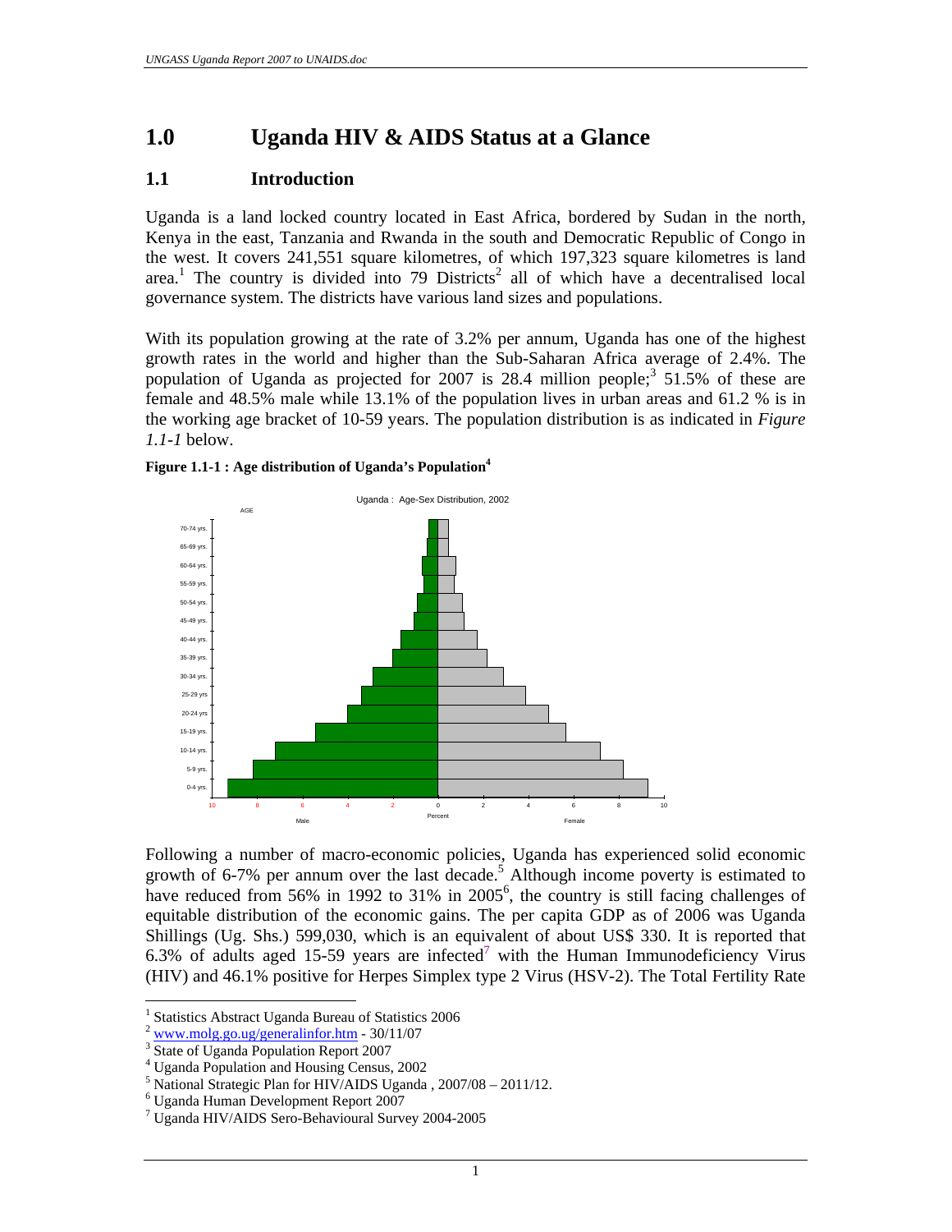# 1.0 Uganda HIV & AIDS Status at a Glance

## 1.1 Introduction

Uganda is a land locked country located in East Africa, bordered by Sudan in the north, Kenya in the east, Tanzania and Rwanda in the south and Democratic Republic of Congo in the west. It covers 241,551 square kilometres, of which 197,323 square kilometres is land area.[1] The country is divided into 79 Districts[2] all of which have a decentralised local governance system. The districts have various land sizes and populations.

With its population growing at the rate of 3.2% per annum, Uganda has one of the highest growth rates in the world and higher than the Sub-Saharan Africa average of 2.4%. The population of Uganda as projected for 2007 is 28.4 million people;[3] 51.5% of these are female and 48.5% male while 13.1% of the population lives in urban areas and 61.2 % is in the working age bracket of 10-59 years. The population distribution is as indicated in *Figure 1.1-1* below.

**Figure 1.1-1 : Age distribution of Uganda's Population[4]**

Following a number of macro-economic policies, Uganda has experienced solid economic growth of 6-7% per annum over the last decade.[5] Although income poverty is estimated to have reduced from 56% in 1992 to 31% in 2005[6], the country is still facing challenges of equitable distribution of the economic gains. The per capita GDP as of 2006 was Uganda Shillings (Ug. Shs.) 599,030, which is an equivalent of about US$ 330. It is reported that 6.3% of adults aged 15-59 years are infected[7] with the Human Immunodeficiency Virus (HIV) and 46.1% positive for Herpes Simplex type 2 Virus (HSV-2). The Total Fertility Rate

---

[1] Statistics Abstract Uganda Bureau of Statistics 2006
[2] www.molg.go.ug/generalinfor.htm - 30/11/07
[3] State of Uganda Population Report 2007
[4] Uganda Population and Housing Census, 2002
[5] National Strategic Plan for HIV/AIDS Uganda , 2007/08 – 2011/12.
[6] Uganda Human Development Report 2007
[7] Uganda HIV/AIDS Sero-Behavioural Survey 2004-2005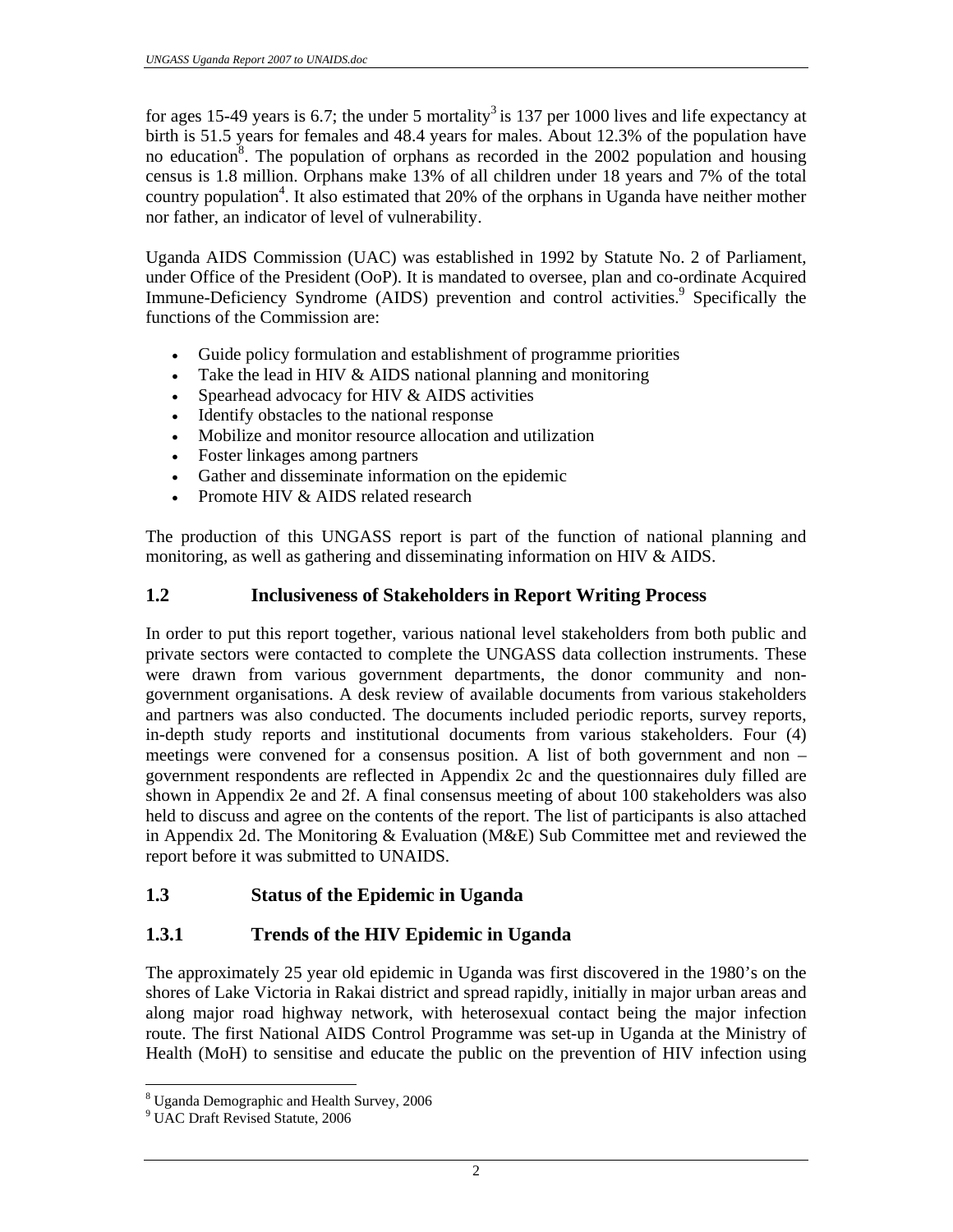for ages 15-49 years is 6.7; the under 5 mortality[3] is 137 per 1000 lives and life expectancy at birth is 51.5 years for females and 48.4 years for males. About 12.3% of the population have no education[8]. The population of orphans as recorded in the 2002 population and housing census is 1.8 million. Orphans make 13% of all children under 18 years and 7% of the total country population[4]. It also estimated that 20% of the orphans in Uganda have neither mother nor father, an indicator of level of vulnerability.

Uganda AIDS Commission (UAC) was established in 1992 by Statute No. 2 of Parliament, under Office of the President (OoP). It is mandated to oversee, plan and co-ordinate Acquired Immune-Deficiency Syndrome (AIDS) prevention and control activities.[9] Specifically the functions of the Commission are:

- Guide policy formulation and establishment of programme priorities
- Take the lead in HIV & AIDS national planning and monitoring
- Spearhead advocacy for HIV & AIDS activities
- Identify obstacles to the national response
- Mobilize and monitor resource allocation and utilization
- Foster linkages among partners
- Gather and disseminate information on the epidemic
- Promote HIV & AIDS related research

The production of this UNGASS report is part of the function of national planning and monitoring, as well as gathering and disseminating information on HIV & AIDS.

## 1.2 Inclusiveness of Stakeholders in Report Writing Process

In order to put this report together, various national level stakeholders from both public and private sectors were contacted to complete the UNGASS data collection instruments. These were drawn from various government departments, the donor community and non-government organisations. A desk review of available documents from various stakeholders and partners was also conducted. The documents included periodic reports, survey reports, in-depth study reports and institutional documents from various stakeholders. Four (4) meetings were convened for a consensus position. A list of both government and non – government respondents are reflected in Appendix 2c and the questionnaires duly filled are shown in Appendix 2e and 2f. A final consensus meeting of about 100 stakeholders was also held to discuss and agree on the contents of the report. The list of participants is also attached in Appendix 2d. The Monitoring & Evaluation (M&E) Sub Committee met and reviewed the report before it was submitted to UNAIDS.

## 1.3 Status of the Epidemic in Uganda

### 1.3.1 Trends of the HIV Epidemic in Uganda

The approximately 25 year old epidemic in Uganda was first discovered in the 1980's on the shores of Lake Victoria in Rakai district and spread rapidly, initially in major urban areas and along major road highway network, with heterosexual contact being the major infection route. The first National AIDS Control Programme was set-up in Uganda at the Ministry of Health (MoH) to sensitise and educate the public on the prevention of HIV infection using

---

[8] Uganda Demographic and Health Survey, 2006

[9] UAC Draft Revised Statute, 2006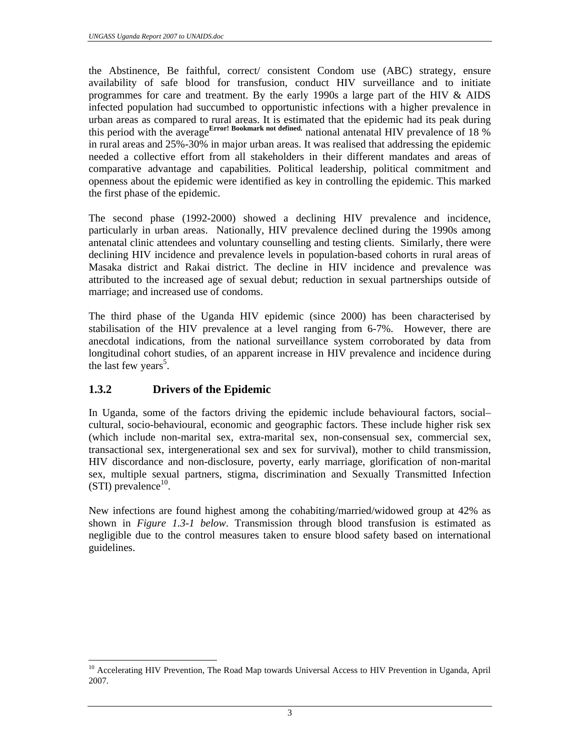the Abstinence, Be faithful, correct/ consistent Condom use (ABC) strategy, ensure availability of safe blood for transfusion, conduct HIV surveillance and to initiate programmes for care and treatment. By the early 1990s a large part of the HIV & AIDS infected population had succumbed to opportunistic infections with a higher prevalence in urban areas as compared to rural areas. It is estimated that the epidemic had its peak during this period with the average**Error! Bookmark not defined.** national antenatal HIV prevalence of 18 % in rural areas and 25%-30% in major urban areas. It was realised that addressing the epidemic needed a collective effort from all stakeholders in their different mandates and areas of comparative advantage and capabilities. Political leadership, political commitment and openness about the epidemic were identified as key in controlling the epidemic. This marked the first phase of the epidemic.

The second phase (1992-2000) showed a declining HIV prevalence and incidence, particularly in urban areas. Nationally, HIV prevalence declined during the 1990s among antenatal clinic attendees and voluntary counselling and testing clients. Similarly, there were declining HIV incidence and prevalence levels in population-based cohorts in rural areas of Masaka district and Rakai district. The decline in HIV incidence and prevalence was attributed to the increased age of sexual debut; reduction in sexual partnerships outside of marriage; and increased use of condoms.

The third phase of the Uganda HIV epidemic (since 2000) has been characterised by stabilisation of the HIV prevalence at a level ranging from 6-7%. However, there are anecdotal indications, from the national surveillance system corroborated by data from longitudinal cohort studies, of an apparent increase in HIV prevalence and incidence during the last few years[5].

### 1.3.2 Drivers of the Epidemic

In Uganda, some of the factors driving the epidemic include behavioural factors, social–cultural, socio-behavioural, economic and geographic factors. These include higher risk sex (which include non-marital sex, extra-marital sex, non-consensual sex, commercial sex, transactional sex, intergenerational sex and sex for survival), mother to child transmission, HIV discordance and non-disclosure, poverty, early marriage, glorification of non-marital sex, multiple sexual partners, stigma, discrimination and Sexually Transmitted Infection (STI) prevalence[10].

New infections are found highest among the cohabiting/married/widowed group at 42% as shown in *Figure 1.3-1 below*. Transmission through blood transfusion is estimated as negligible due to the control measures taken to ensure blood safety based on international guidelines.

---

[10] Accelerating HIV Prevention, The Road Map towards Universal Access to HIV Prevention in Uganda, April 2007.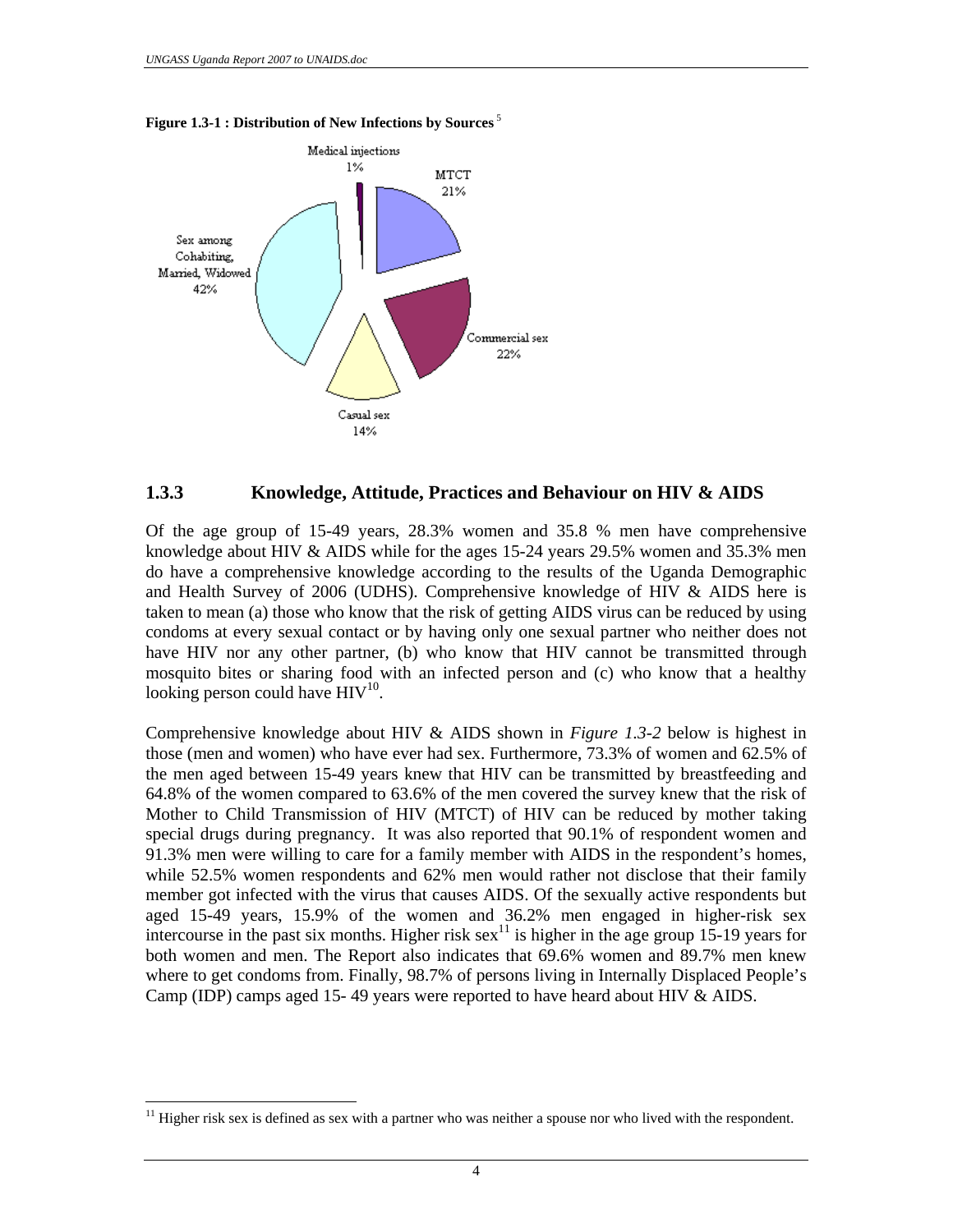**Figure 1.3-1 : Distribution of New Infections by Sources** [5]

Medical injections 1%

MTCT 21%

Sex among Cohabiting, Married, Widowed 42%

Commercial sex 22%

Casual sex 14%

### 1.3.3 Knowledge, Attitude, Practices and Behaviour on HIV & AIDS

Of the age group of 15-49 years, 28.3% women and 35.8 % men have comprehensive knowledge about HIV & AIDS while for the ages 15-24 years 29.5% women and 35.3% men do have a comprehensive knowledge according to the results of the Uganda Demographic and Health Survey of 2006 (UDHS). Comprehensive knowledge of HIV & AIDS here is taken to mean (a) those who know that the risk of getting AIDS virus can be reduced by using condoms at every sexual contact or by having only one sexual partner who neither does not have HIV nor any other partner, (b) who know that HIV cannot be transmitted through mosquito bites or sharing food with an infected person and (c) who know that a healthy looking person could have HIV[10].

Comprehensive knowledge about HIV & AIDS shown in *Figure 1.3-2* below is highest in those (men and women) who have ever had sex. Furthermore, 73.3% of women and 62.5% of the men aged between 15-49 years knew that HIV can be transmitted by breastfeeding and 64.8% of the women compared to 63.6% of the men covered the survey knew that the risk of Mother to Child Transmission of HIV (MTCT) of HIV can be reduced by mother taking special drugs during pregnancy. It was also reported that 90.1% of respondent women and 91.3% men were willing to care for a family member with AIDS in the respondent's homes, while 52.5% women respondents and 62% men would rather not disclose that their family member got infected with the virus that causes AIDS. Of the sexually active respondents but aged 15-49 years, 15.9% of the women and 36.2% men engaged in higher-risk sex intercourse in the past six months. Higher risk sex[11] is higher in the age group 15-19 years for both women and men. The Report also indicates that 69.6% women and 89.7% men knew where to get condoms from. Finally, 98.7% of persons living in Internally Displaced People's Camp (IDP) camps aged 15- 49 years were reported to have heard about HIV & AIDS.

[11] Higher risk sex is defined as sex with a partner who was neither a spouse nor who lived with the respondent.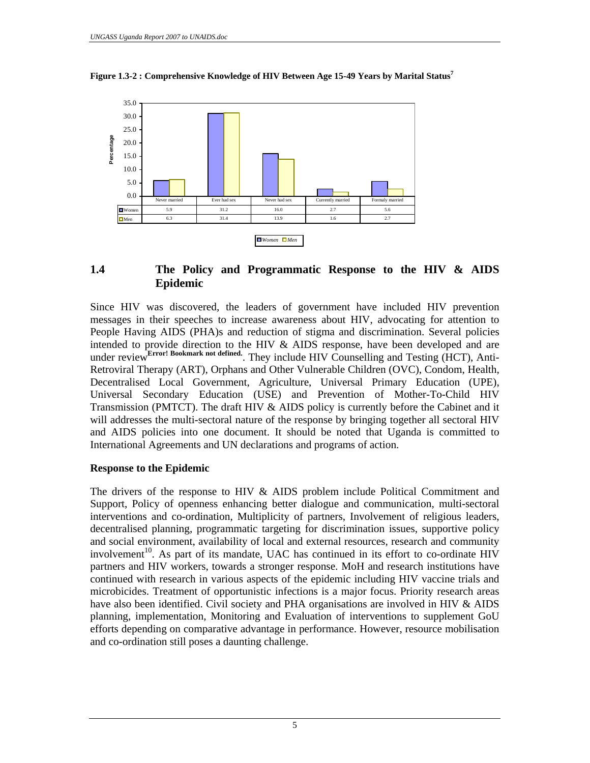**Figure 1.3-2 : Comprehensive Knowledge of HIV Between Age 15-49 Years by Marital Status[7]**

| | Never married | Ever had sex | Never had sex | Currently married | Formaly married |
|---|---|---|---|---|---|
| Women | 5.9 | 31.2 | 16.0 | 2.7 | 5.6 |
| Men | 6.3 | 31.4 | 13.9 | 1.6 | 2.7 |

## 1.4 The Policy and Programmatic Response to the HIV & AIDS Epidemic

Since HIV was discovered, the leaders of government have included HIV prevention messages in their speeches to increase awareness about HIV, advocating for attention to People Having AIDS (PHA)s and reduction of stigma and discrimination. Several policies intended to provide direction to the HIV & AIDS response, have been developed and are under review[Error! Bookmark not defined.]. They include HIV Counselling and Testing (HCT), Anti-Retroviral Therapy (ART), Orphans and Other Vulnerable Children (OVC), Condom, Health, Decentralised Local Government, Agriculture, Universal Primary Education (UPE), Universal Secondary Education (USE) and Prevention of Mother-To-Child HIV Transmission (PMTCT). The draft HIV & AIDS policy is currently before the Cabinet and it will addresses the multi-sectoral nature of the response by bringing together all sectoral HIV and AIDS policies into one document. It should be noted that Uganda is committed to International Agreements and UN declarations and programs of action.

**Response to the Epidemic**

The drivers of the response to HIV & AIDS problem include Political Commitment and Support, Policy of openness enhancing better dialogue and communication, multi-sectoral interventions and co-ordination, Multiplicity of partners, Involvement of religious leaders, decentralised planning, programmatic targeting for discrimination issues, supportive policy and social environment, availability of local and external resources, research and community involvement[10]. As part of its mandate, UAC has continued in its effort to co-ordinate HIV partners and HIV workers, towards a stronger response. MoH and research institutions have continued with research in various aspects of the epidemic including HIV vaccine trials and microbicides. Treatment of opportunistic infections is a major focus. Priority research areas have also been identified. Civil society and PHA organisations are involved in HIV & AIDS planning, implementation, Monitoring and Evaluation of interventions to supplement GoU efforts depending on comparative advantage in performance. However, resource mobilisation and co-ordination still poses a daunting challenge.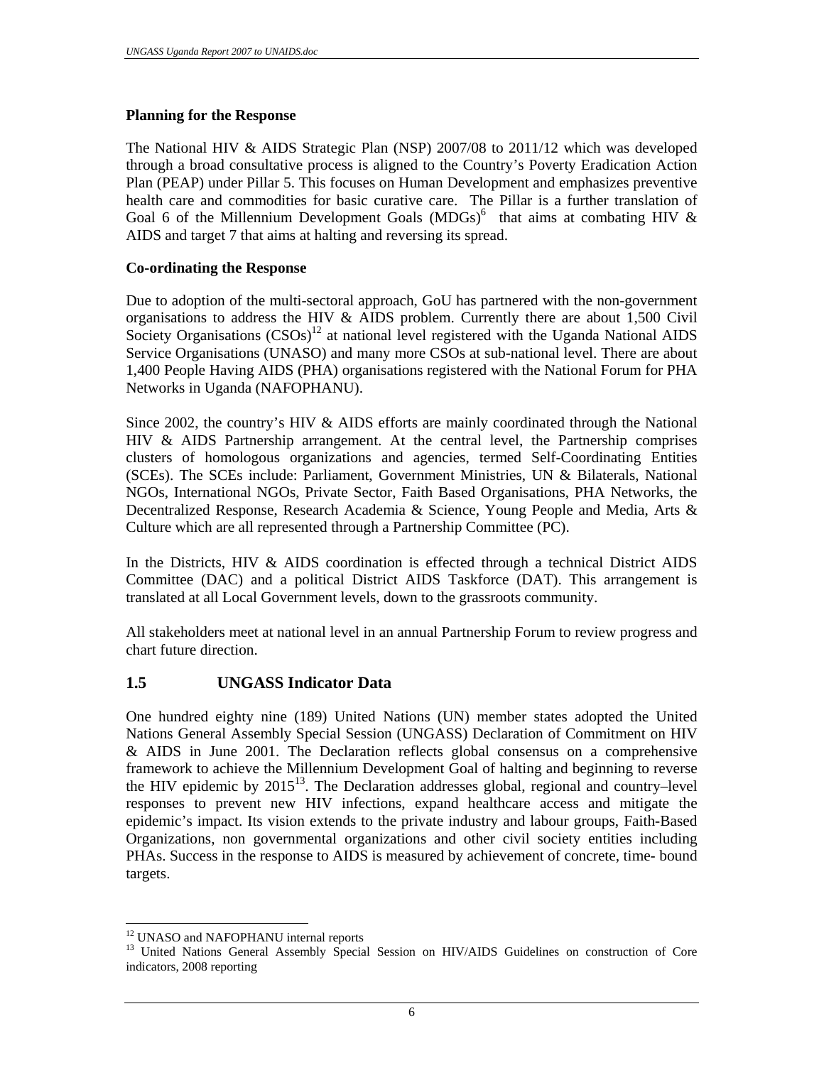### Planning for the Response

The National HIV & AIDS Strategic Plan (NSP) 2007/08 to 2011/12 which was developed through a broad consultative process is aligned to the Country's Poverty Eradication Action Plan (PEAP) under Pillar 5. This focuses on Human Development and emphasizes preventive health care and commodities for basic curative care. The Pillar is a further translation of Goal 6 of the Millennium Development Goals (MDGs)[6] that aims at combating HIV & AIDS and target 7 that aims at halting and reversing its spread.

### Co-ordinating the Response

Due to adoption of the multi-sectoral approach, GoU has partnered with the non-government organisations to address the HIV & AIDS problem. Currently there are about 1,500 Civil Society Organisations (CSOs)[12] at national level registered with the Uganda National AIDS Service Organisations (UNASO) and many more CSOs at sub-national level. There are about 1,400 People Having AIDS (PHA) organisations registered with the National Forum for PHA Networks in Uganda (NAFOPHANU).

Since 2002, the country's HIV & AIDS efforts are mainly coordinated through the National HIV & AIDS Partnership arrangement. At the central level, the Partnership comprises clusters of homologous organizations and agencies, termed Self-Coordinating Entities (SCEs). The SCEs include: Parliament, Government Ministries, UN & Bilaterals, National NGOs, International NGOs, Private Sector, Faith Based Organisations, PHA Networks, the Decentralized Response, Research Academia & Science, Young People and Media, Arts & Culture which are all represented through a Partnership Committee (PC).

In the Districts, HIV & AIDS coordination is effected through a technical District AIDS Committee (DAC) and a political District AIDS Taskforce (DAT). This arrangement is translated at all Local Government levels, down to the grassroots community.

All stakeholders meet at national level in an annual Partnership Forum to review progress and chart future direction.

## 1.5 UNGASS Indicator Data

One hundred eighty nine (189) United Nations (UN) member states adopted the United Nations General Assembly Special Session (UNGASS) Declaration of Commitment on HIV & AIDS in June 2001. The Declaration reflects global consensus on a comprehensive framework to achieve the Millennium Development Goal of halting and beginning to reverse the HIV epidemic by 2015[13]. The Declaration addresses global, regional and country–level responses to prevent new HIV infections, expand healthcare access and mitigate the epidemic's impact. Its vision extends to the private industry and labour groups, Faith-Based Organizations, non governmental organizations and other civil society entities including PHAs. Success in the response to AIDS is measured by achievement of concrete, time- bound targets.

---

[12] UNASO and NAFOPHANU internal reports

[13] United Nations General Assembly Special Session on HIV/AIDS Guidelines on construction of Core indicators, 2008 reporting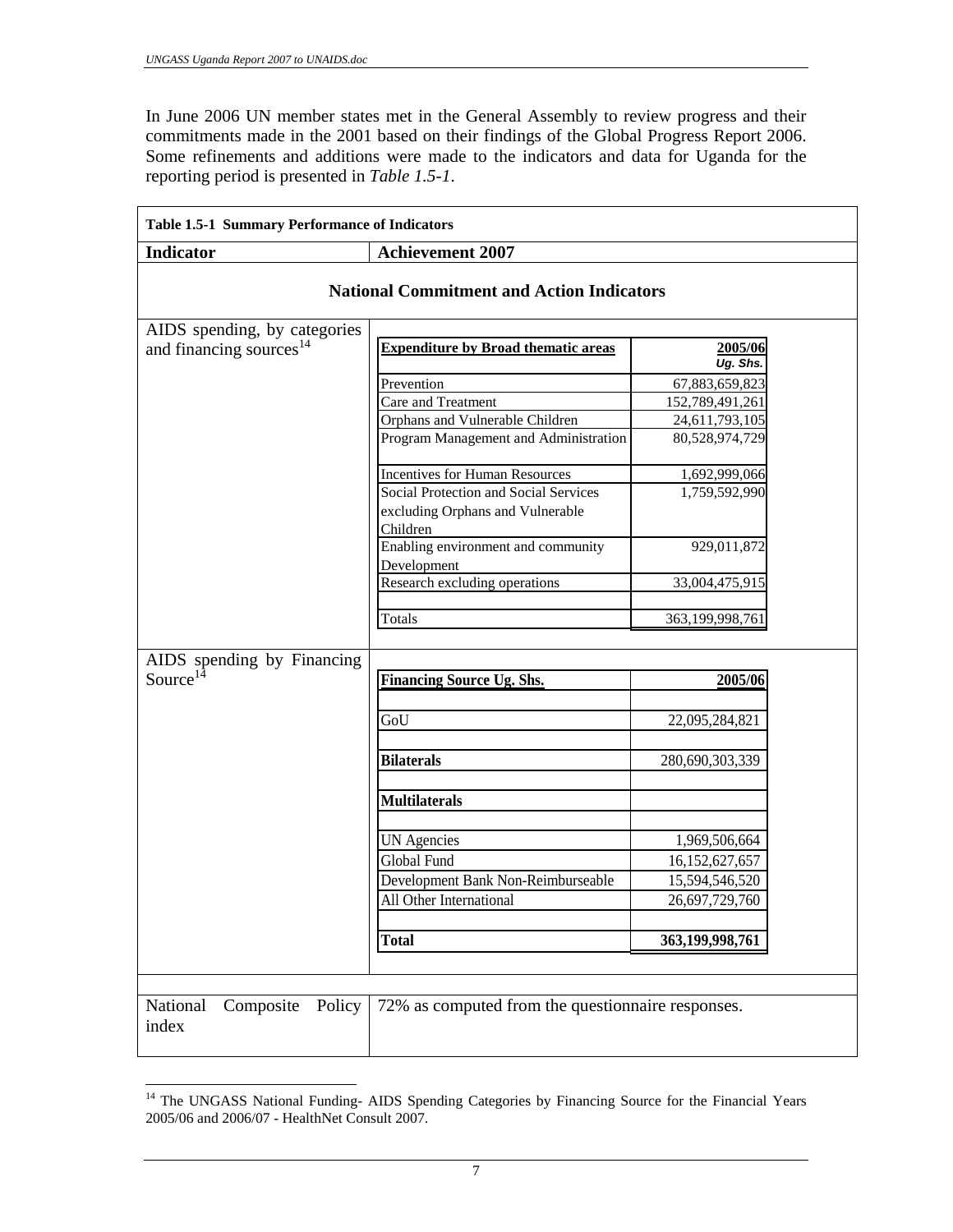In June 2006 UN member states met in the General Assembly to review progress and their commitments made in the 2001 based on their findings of the Global Progress Report 2006. Some refinements and additions were made to the indicators and data for Uganda for the reporting period is presented in *Table 1.5-1*.

**Table 1.5-1 Summary Performance of Indicators**

| Indicator | Achievement 2007 |
|---|---|
| **National Commitment and Action Indicators** | |
| AIDS spending, by categories and financing sources[14] | See expenditure table below |
| AIDS spending by Financing Source[14] | See financing source table below |
| National Composite Policy index | 72% as computed from the questionnaire responses. |

AIDS spending, by categories and financing sources[14]:

| Expenditure by Broad thematic areas | 2005/06 Ug. Shs. |
|---|---|
| Prevention | 67,883,659,823 |
| Care and Treatment | 152,789,491,261 |
| Orphans and Vulnerable Children | 24,611,793,105 |
| Program Management and Administration | 80,528,974,729 |
| Incentives for Human Resources | 1,692,999,066 |
| Social Protection and Social Services excluding Orphans and Vulnerable Children | 1,759,592,990 |
| Enabling environment and community Development | 929,011,872 |
| Research excluding operations | 33,004,475,915 |
| Totals | 363,199,998,761 |

AIDS spending by Financing Source[14]:

| Financing Source Ug. Shs. | 2005/06 |
|---|---|
| GoU | 22,095,284,821 |
| **Bilaterals** | 280,690,303,339 |
| **Multilaterals** | |
| UN Agencies | 1,969,506,664 |
| Global Fund | 16,152,627,657 |
| Development Bank Non-Reimburseable | 15,594,546,520 |
| All Other International | 26,697,729,760 |
| **Total** | **363,199,998,761** |

[14] The UNGASS National Funding- AIDS Spending Categories by Financing Source for the Financial Years 2005/06 and 2006/07 - HealthNet Consult 2007.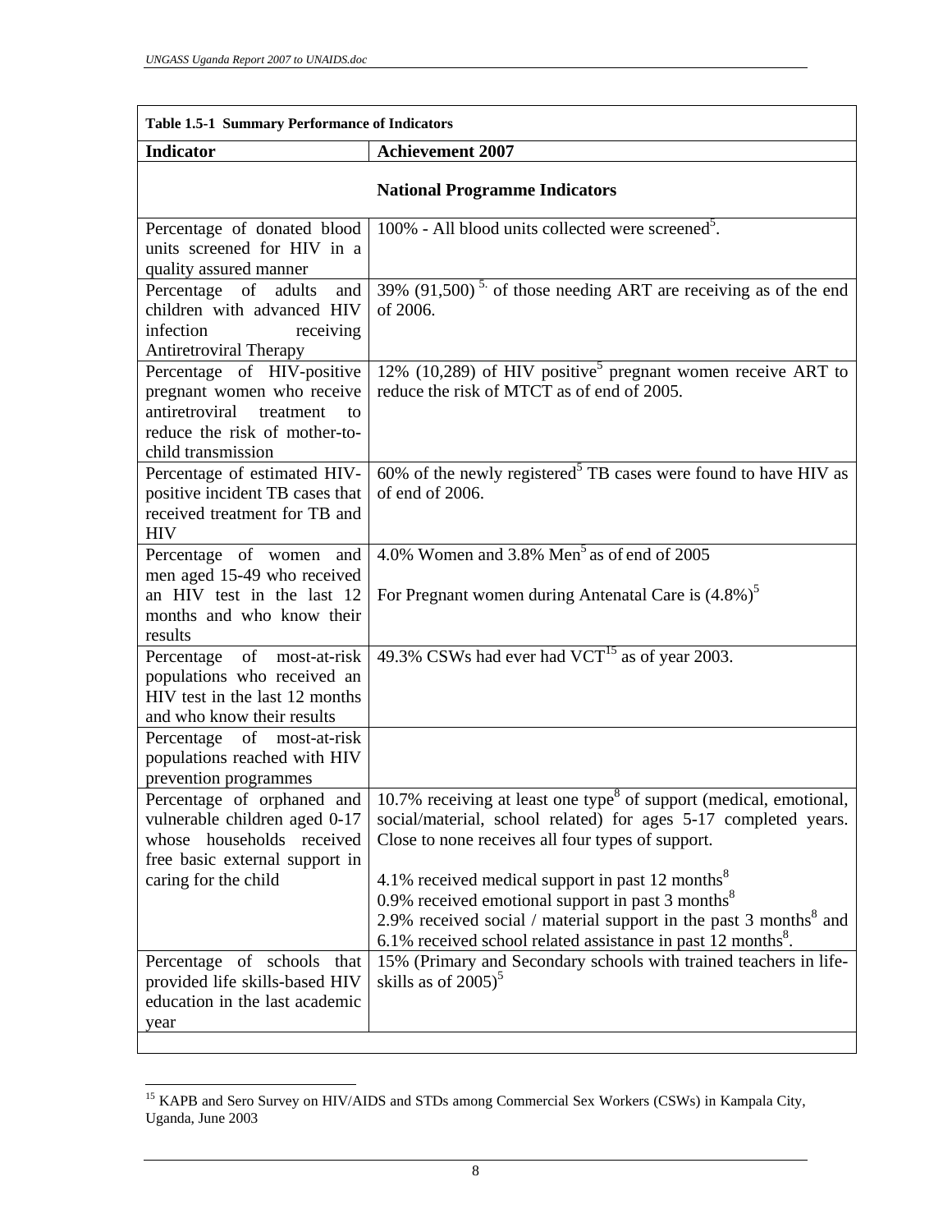| **Table 1.5-1 Summary Performance of Indicators** | |
|---|---|
| **Indicator** | **Achievement 2007** |
| **National Programme Indicators** | |
| Percentage of donated blood units screened for HIV in a quality assured manner | 100% - All blood units collected were screened[5]. |
| Percentage of adults and children with advanced HIV infection receiving Antiretroviral Therapy | 39% (91,500) [5]. of those needing ART are receiving as of the end of 2006. |
| Percentage of HIV-positive pregnant women who receive antiretroviral treatment to reduce the risk of mother-to-child transmission | 12% (10,289) of HIV positive[5] pregnant women receive ART to reduce the risk of MTCT as of end of 2005. |
| Percentage of estimated HIV-positive incident TB cases that received treatment for TB and HIV | 60% of the newly registered[5] TB cases were found to have HIV as of end of 2006. |
| Percentage of women and men aged 15-49 who received an HIV test in the last 12 months and who know their results | 4.0% Women and 3.8% Men[5] as of end of 2005<br><br>For Pregnant women during Antenatal Care is (4.8%)[5] |
| Percentage of most-at-risk populations who received an HIV test in the last 12 months and who know their results | 49.3% CSWs had ever had VCT[15] as of year 2003. |
| Percentage of most-at-risk populations reached with HIV prevention programmes | |
| Percentage of orphaned and vulnerable children aged 0-17 whose households received free basic external support in caring for the child | 10.7% receiving at least one type[8] of support (medical, emotional, social/material, school related) for ages 5-17 completed years. Close to none receives all four types of support.<br><br>4.1% received medical support in past 12 months[8]<br>0.9% received emotional support in past 3 months[8]<br>2.9% received social / material support in the past 3 months[8] and 6.1% received school related assistance in past 12 months[8]. |
| Percentage of schools that provided life skills-based HIV education in the last academic year | 15% (Primary and Secondary schools with trained teachers in life-skills as of 2005)[5] |
| | |

[15] KAPB and Sero Survey on HIV/AIDS and STDs among Commercial Sex Workers (CSWs) in Kampala City, Uganda, June 2003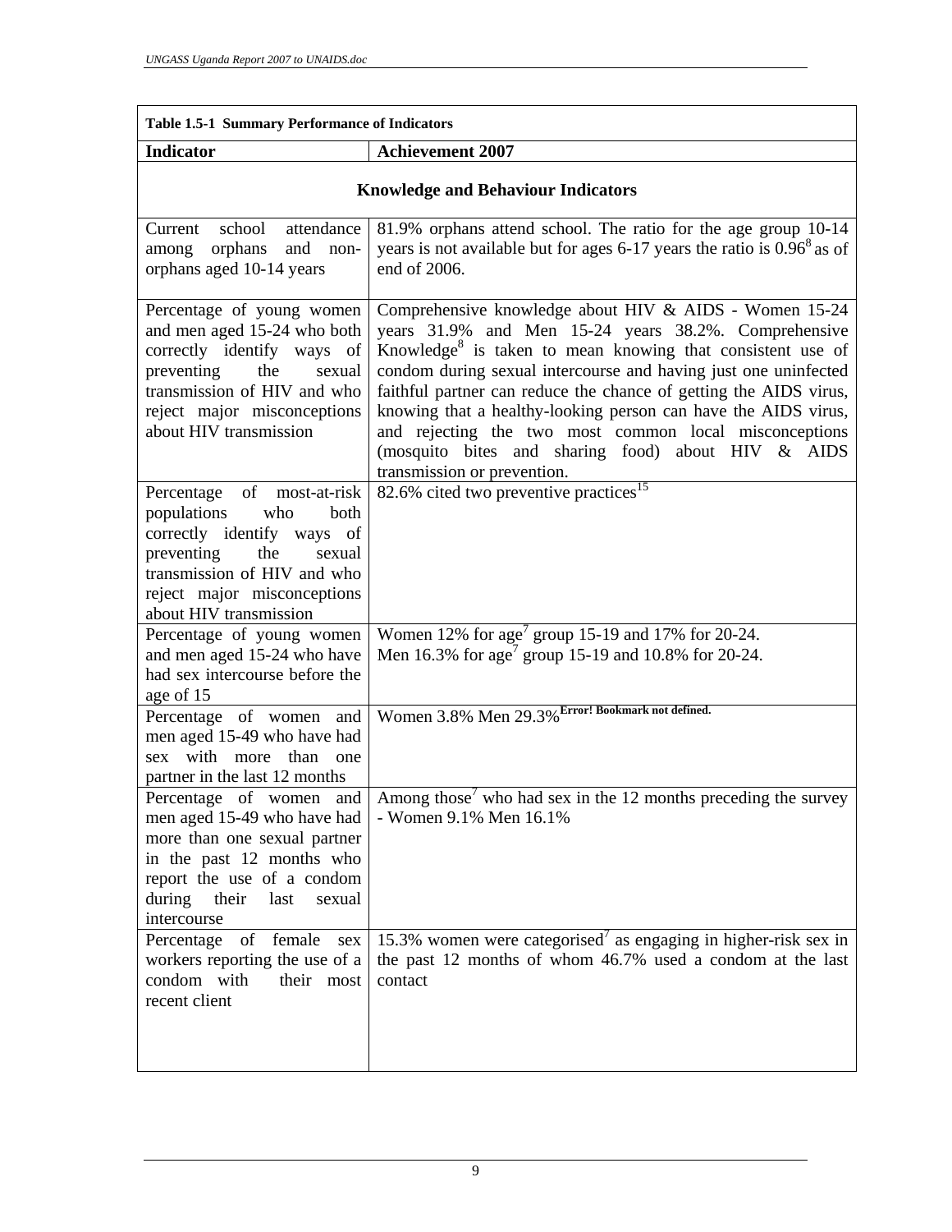| Table 1.5-1 Summary Performance of Indicators | |
|---|---|
| **Indicator** | **Achievement 2007** |
| **Knowledge and Behaviour Indicators** | |
| Current school attendance among orphans and non-orphans aged 10-14 years | 81.9% orphans attend school. The ratio for the age group 10-14 years is not available but for ages 6-17 years the ratio is 0.96[8] as of end of 2006. |
| Percentage of young women and men aged 15-24 who both correctly identify ways of preventing the sexual transmission of HIV and who reject major misconceptions about HIV transmission | Comprehensive knowledge about HIV & AIDS - Women 15-24 years 31.9% and Men 15-24 years 38.2%. Comprehensive Knowledge[8] is taken to mean knowing that consistent use of condom during sexual intercourse and having just one uninfected faithful partner can reduce the chance of getting the AIDS virus, knowing that a healthy-looking person can have the AIDS virus, and rejecting the two most common local misconceptions (mosquito bites and sharing food) about HIV & AIDS transmission or prevention. |
| Percentage of most-at-risk populations who both correctly identify ways of preventing the sexual transmission of HIV and who reject major misconceptions about HIV transmission | 82.6% cited two preventive practices[15] |
| Percentage of young women and men aged 15-24 who have had sex intercourse before the age of 15 | Women 12% for age[7] group 15-19 and 17% for 20-24.<br>Men 16.3% for age[7] group 15-19 and 10.8% for 20-24. |
| Percentage of women and men aged 15-49 who have had sex with more than one partner in the last 12 months | Women 3.8% Men 29.3%**Error! Bookmark not defined.** |
| Percentage of women and men aged 15-49 who have had more than one sexual partner in the past 12 months who report the use of a condom during their last sexual intercourse | Among those[7] who had sex in the 12 months preceding the survey - Women 9.1% Men 16.1% |
| Percentage of female sex workers reporting the use of a condom with their most recent client | 15.3% women were categorised[7] as engaging in higher-risk sex in the past 12 months of whom 46.7% used a condom at the last contact |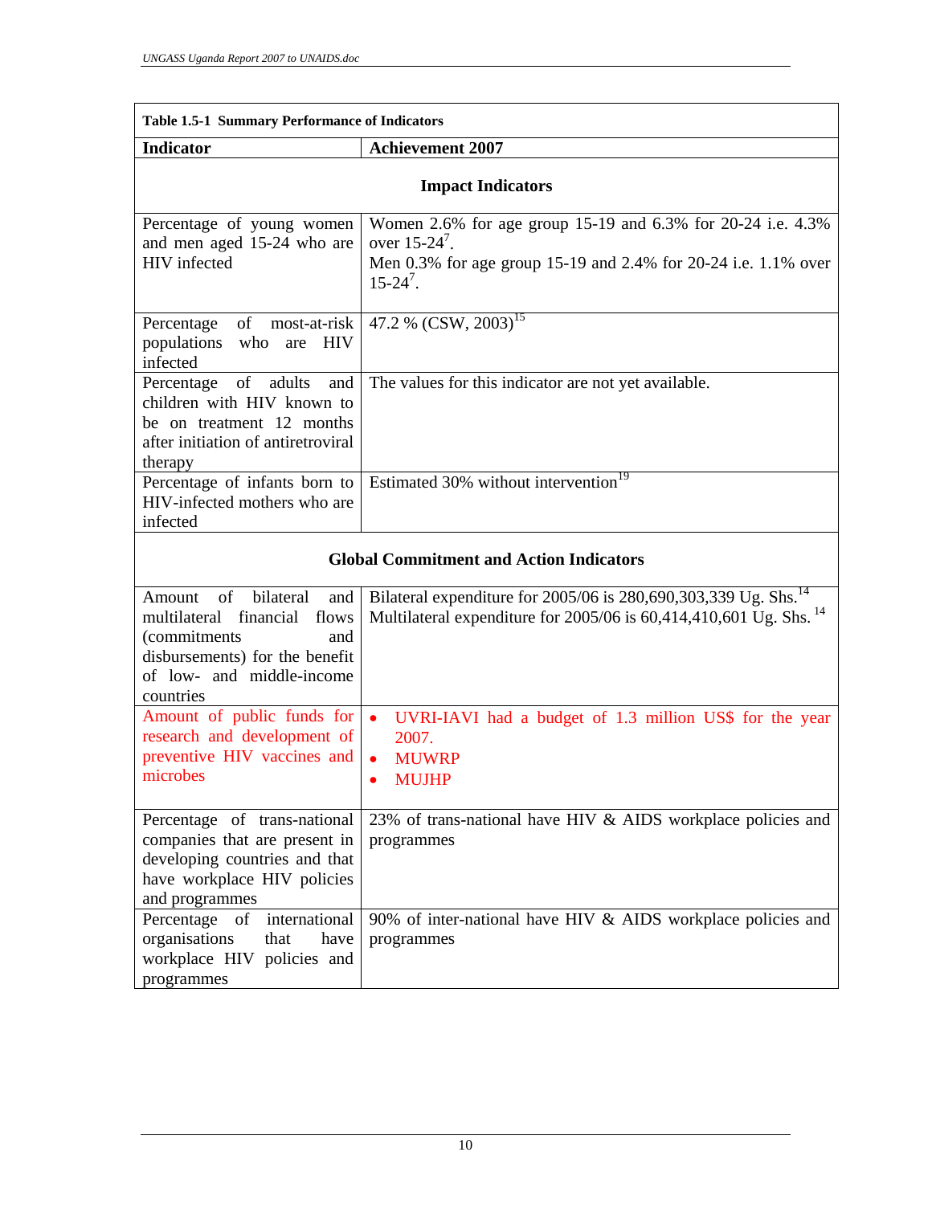| Table 1.5-1 Summary Performance of Indicators | |
|---|---|
| **Indicator** | **Achievement 2007** |
| **Impact Indicators** | |
| Percentage of young women and men aged 15-24 who are HIV infected | Women 2.6% for age group 15-19 and 6.3% for 20-24 i.e. 4.3% over 15-24[7].<br>Men 0.3% for age group 15-19 and 2.4% for 20-24 i.e. 1.1% over 15-24[7]. |
| Percentage of most-at-risk populations who are HIV infected | 47.2 % (CSW, 2003)[15] |
| Percentage of adults and children with HIV known to be on treatment 12 months after initiation of antiretroviral therapy | The values for this indicator are not yet available. |
| Percentage of infants born to HIV-infected mothers who are infected | Estimated 30% without intervention[19] |
| **Global Commitment and Action Indicators** | |
| Amount of bilateral and multilateral financial flows (commitments and disbursements) for the benefit of low- and middle-income countries | Bilateral expenditure for 2005/06 is 280,690,303,339 Ug. Shs.[14]<br>Multilateral expenditure for 2005/06 is 60,414,410,601 Ug. Shs.[14] |
| Amount of public funds for research and development of preventive HIV vaccines and microbes | • UVRI-IAVI had a budget of 1.3 million US$ for the year 2007.<br>• MUWRP<br>• MUJHP |
| Percentage of trans-national companies that are present in developing countries and that have workplace HIV policies and programmes | 23% of trans-national have HIV & AIDS workplace policies and programmes |
| Percentage of international organisations that have workplace HIV policies and programmes | 90% of inter-national have HIV & AIDS workplace policies and programmes |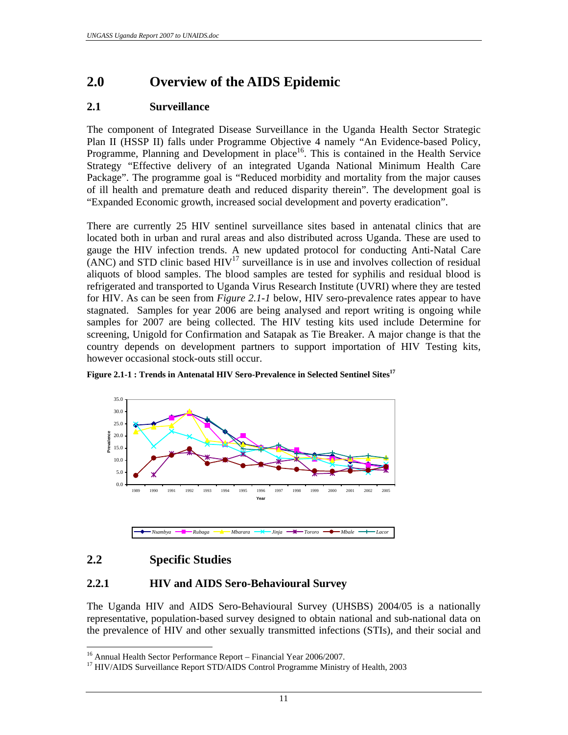# 2.0 Overview of the AIDS Epidemic

## 2.1 Surveillance

The component of Integrated Disease Surveillance in the Uganda Health Sector Strategic Plan II (HSSP II) falls under Programme Objective 4 namely "An Evidence-based Policy, Programme, Planning and Development in place[16]. This is contained in the Health Service Strategy "Effective delivery of an integrated Uganda National Minimum Health Care Package". The programme goal is "Reduced morbidity and mortality from the major causes of ill health and premature death and reduced disparity therein". The development goal is "Expanded Economic growth, increased social development and poverty eradication".

There are currently 25 HIV sentinel surveillance sites based in antenatal clinics that are located both in urban and rural areas and also distributed across Uganda. These are used to gauge the HIV infection trends. A new updated protocol for conducting Anti-Natal Care (ANC) and STD clinic based HIV[17] surveillance is in use and involves collection of residual aliquots of blood samples. The blood samples are tested for syphilis and residual blood is refrigerated and transported to Uganda Virus Research Institute (UVRI) where they are tested for HIV. As can be seen from *Figure 2.1-1* below, HIV sero-prevalence rates appear to have stagnated. Samples for year 2006 are being analysed and report writing is ongoing while samples for 2007 are being collected. The HIV testing kits used include Determine for screening, Unigold for Confirmation and Satapak as Tie Breaker. A major change is that the country depends on development partners to support importation of HIV Testing kits, however occasional stock-outs still occur.

**Figure 2.1-1 : Trends in Antenatal HIV Sero-Prevalence in Selected Sentinel Sites[17]**

## 2.2 Specific Studies

### 2.2.1 HIV and AIDS Sero-Behavioural Survey

The Uganda HIV and AIDS Sero-Behavioural Survey (UHSBS) 2004/05 is a nationally representative, population-based survey designed to obtain national and sub-national data on the prevalence of HIV and other sexually transmitted infections (STIs), and their social and

---

[16] Annual Health Sector Performance Report – Financial Year 2006/2007.

[17] HIV/AIDS Surveillance Report STD/AIDS Control Programme Ministry of Health, 2003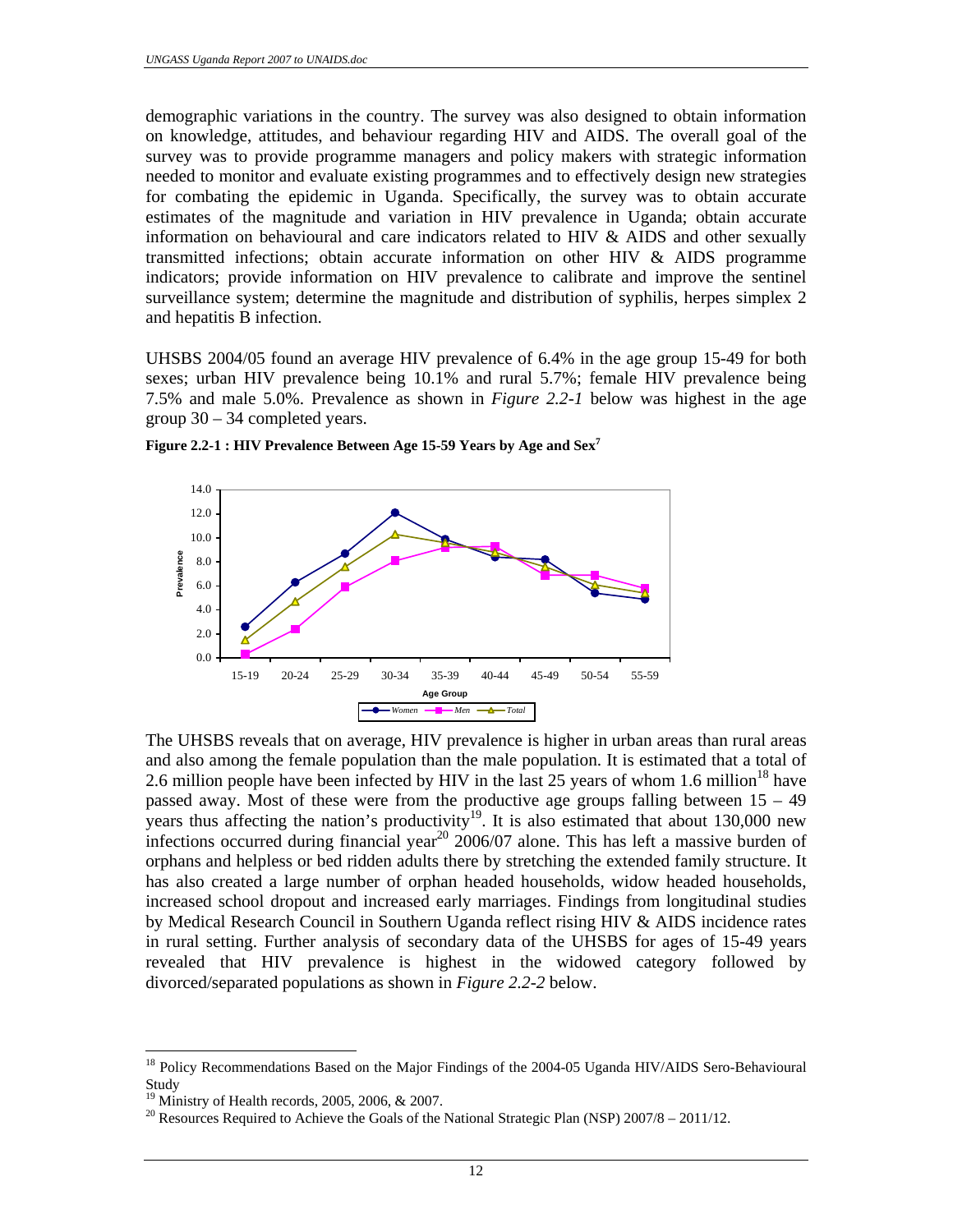demographic variations in the country. The survey was also designed to obtain information on knowledge, attitudes, and behaviour regarding HIV and AIDS. The overall goal of the survey was to provide programme managers and policy makers with strategic information needed to monitor and evaluate existing programmes and to effectively design new strategies for combating the epidemic in Uganda. Specifically, the survey was to obtain accurate estimates of the magnitude and variation in HIV prevalence in Uganda; obtain accurate information on behavioural and care indicators related to HIV & AIDS and other sexually transmitted infections; obtain accurate information on other HIV & AIDS programme indicators; provide information on HIV prevalence to calibrate and improve the sentinel surveillance system; determine the magnitude and distribution of syphilis, herpes simplex 2 and hepatitis B infection.

UHSBS 2004/05 found an average HIV prevalence of 6.4% in the age group 15-49 for both sexes; urban HIV prevalence being 10.1% and rural 5.7%; female HIV prevalence being 7.5% and male 5.0%. Prevalence as shown in *Figure 2.2-1* below was highest in the age group 30 – 34 completed years.

**Figure 2.2-1 : HIV Prevalence Between Age 15-59 Years by Age and Sex**[7]

The UHSBS reveals that on average, HIV prevalence is higher in urban areas than rural areas and also among the female population than the male population. It is estimated that a total of 2.6 million people have been infected by HIV in the last 25 years of whom 1.6 million[18] have passed away. Most of these were from the productive age groups falling between 15 – 49 years thus affecting the nation's productivity[19]. It is also estimated that about 130,000 new infections occurred during financial year[20] 2006/07 alone. This has left a massive burden of orphans and helpless or bed ridden adults there by stretching the extended family structure. It has also created a large number of orphan headed households, widow headed households, increased school dropout and increased early marriages. Findings from longitudinal studies by Medical Research Council in Southern Uganda reflect rising HIV & AIDS incidence rates in rural setting. Further analysis of secondary data of the UHSBS for ages of 15-49 years revealed that HIV prevalence is highest in the widowed category followed by divorced/separated populations as shown in *Figure 2.2-2* below.

---

[18] Policy Recommendations Based on the Major Findings of the 2004-05 Uganda HIV/AIDS Sero-Behavioural Study

[19] Ministry of Health records, 2005, 2006, & 2007.

[20] Resources Required to Achieve the Goals of the National Strategic Plan (NSP) 2007/8 – 2011/12.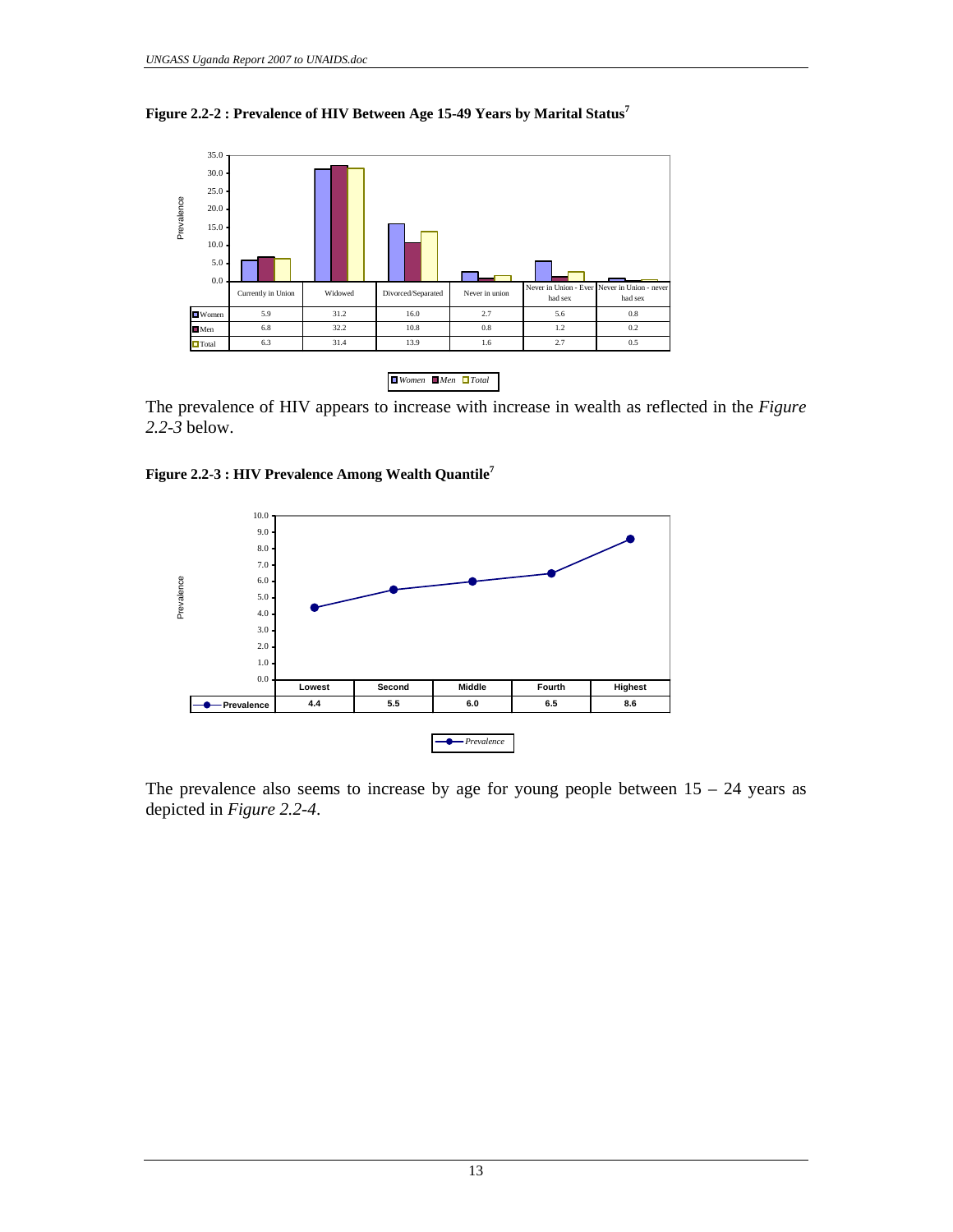**Figure 2.2-2 : Prevalence of HIV Between Age 15-49 Years by Marital Status[7]**

| | Currently in Union | Widowed | Divorced/Separated | Never in union | Never in Union - Ever had sex | Never in Union - never had sex |
|---|---|---|---|---|---|---|
| Women | 5.9 | 31.2 | 16.0 | 2.7 | 5.6 | 0.8 |
| Men | 6.8 | 32.2 | 10.8 | 0.8 | 1.2 | 0.2 |
| Total | 6.3 | 31.4 | 13.9 | 1.6 | 2.7 | 0.5 |

The prevalence of HIV appears to increase with increase in wealth as reflected in the *Figure 2.2-3* below.

**Figure 2.2-3 : HIV Prevalence Among Wealth Quantile[7]**

| | Lowest | Second | Middle | Fourth | Highest |
|---|---|---|---|---|---|
| Prevalence | 4.4 | 5.5 | 6.0 | 6.5 | 8.6 |

The prevalence also seems to increase by age for young people between 15 – 24 years as depicted in *Figure 2.2-4*.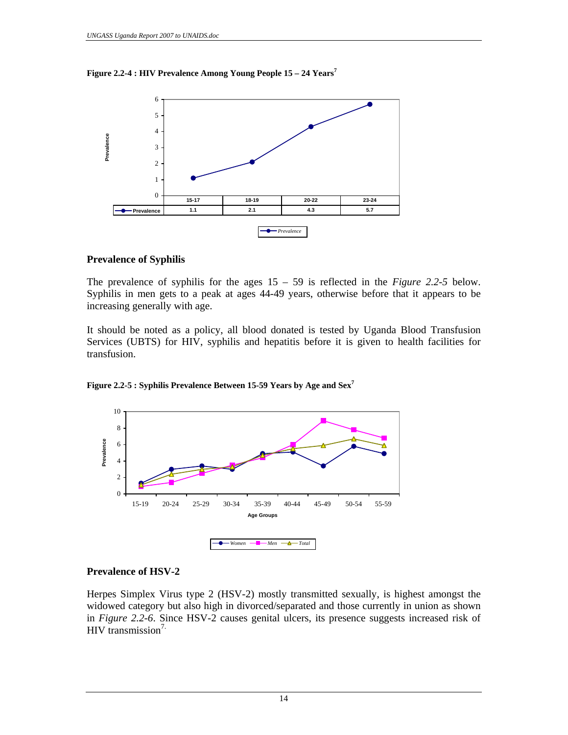**Figure 2.2-4 : HIV Prevalence Among Young People 15 – 24 Years**[7]

|  | 15-17 | 18-19 | 20-22 | 23-24 |
|---|---|---|---|---|
| Prevalence | 1.1 | 2.1 | 4.3 | 5.7 |

## Prevalence of Syphilis

The prevalence of syphilis for the ages 15 – 59 is reflected in the *Figure 2.2-5* below. Syphilis in men gets to a peak at ages 44-49 years, otherwise before that it appears to be increasing generally with age.

It should be noted as a policy, all blood donated is tested by Uganda Blood Transfusion Services (UBTS) for HIV, syphilis and hepatitis before it is given to health facilities for transfusion.

**Figure 2.2-5 : Syphilis Prevalence Between 15-59 Years by Age and Sex**[7]

## Prevalence of HSV-2

Herpes Simplex Virus type 2 (HSV-2) mostly transmitted sexually, is highest amongst the widowed category but also high in divorced/separated and those currently in union as shown in *Figure 2.2-6*. Since HSV-2 causes genital ulcers, its presence suggests increased risk of HIV transmission[7].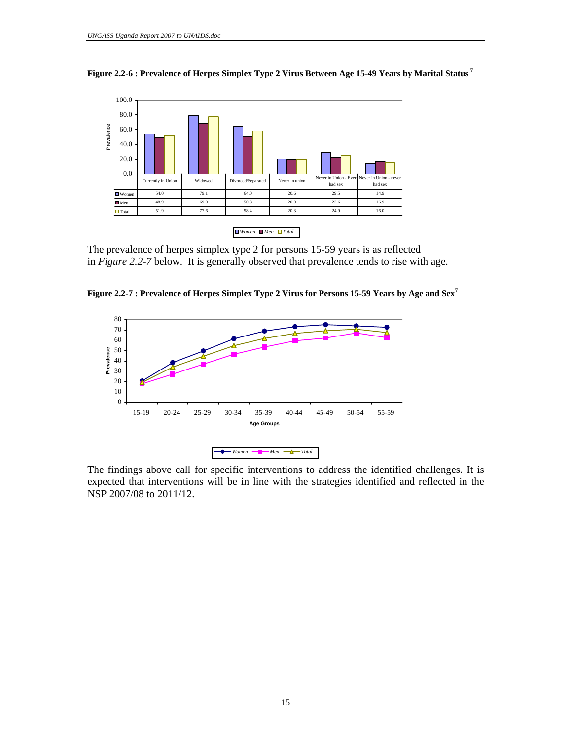**Figure 2.2-6 : Prevalence of Herpes Simplex Type 2 Virus Between Age 15-49 Years by Marital Status [7]**

| | Currently in Union | Widowed | Divorced/Separated | Never in union | Never in Union - Ever had sex | Never in Union - never had sex |
|---|---|---|---|---|---|---|
| Women | 54.0 | 79.1 | 64.0 | 20.6 | 29.5 | 14.9 |
| Men | 48.9 | 69.0 | 50.3 | 20.0 | 22.6 | 16.9 |
| Total | 51.9 | 77.6 | 58.4 | 20.3 | 24.9 | 16.0 |

The prevalence of herpes simplex type 2 for persons 15-59 years is as reflected in *Figure 2.2-7* below. It is generally observed that prevalence tends to rise with age.

**Figure 2.2-7 : Prevalence of Herpes Simplex Type 2 Virus for Persons 15-59 Years by Age and Sex [7]**

The findings above call for specific interventions to address the identified challenges. It is expected that interventions will be in line with the strategies identified and reflected in the NSP 2007/08 to 2011/12.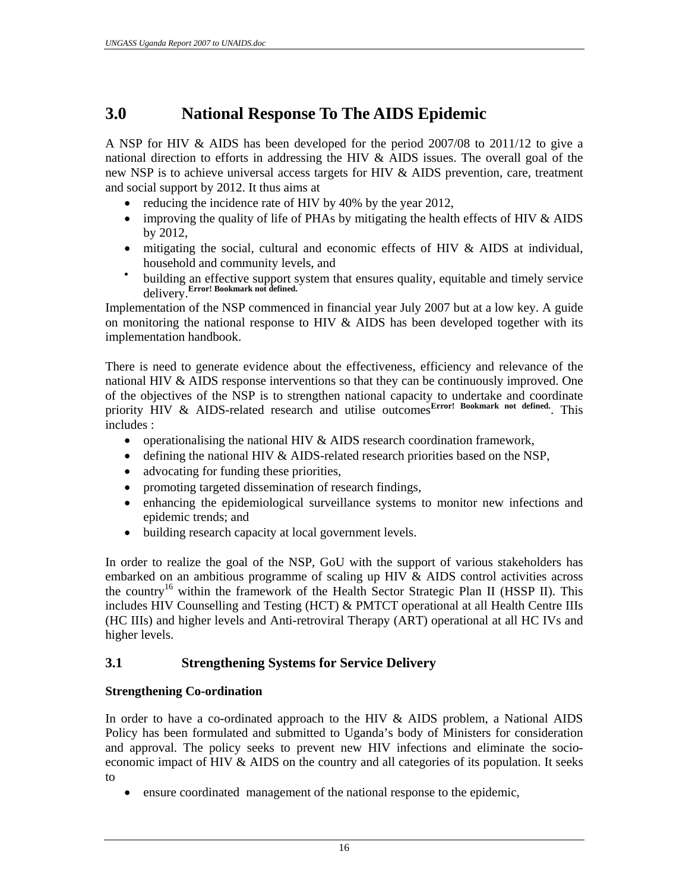# 3.0 National Response To The AIDS Epidemic

A NSP for HIV & AIDS has been developed for the period 2007/08 to 2011/12 to give a national direction to efforts in addressing the HIV & AIDS issues. The overall goal of the new NSP is to achieve universal access targets for HIV & AIDS prevention, care, treatment and social support by 2012. It thus aims at

- reducing the incidence rate of HIV by 40% by the year 2012,
- improving the quality of life of PHAs by mitigating the health effects of HIV & AIDS by 2012,
- mitigating the social, cultural and economic effects of HIV & AIDS at individual, household and community levels, and
- building an effective support system that ensures quality, equitable and timely service delivery.**Error! Bookmark not defined.**

Implementation of the NSP commenced in financial year July 2007 but at a low key. A guide on monitoring the national response to HIV & AIDS has been developed together with its implementation handbook.

There is need to generate evidence about the effectiveness, efficiency and relevance of the national HIV & AIDS response interventions so that they can be continuously improved. One of the objectives of the NSP is to strengthen national capacity to undertake and coordinate priority HIV & AIDS-related research and utilise outcomes**Error! Bookmark not defined.**. This includes :

- operationalising the national HIV & AIDS research coordination framework,
- defining the national HIV & AIDS-related research priorities based on the NSP,
- advocating for funding these priorities,
- promoting targeted dissemination of research findings,
- enhancing the epidemiological surveillance systems to monitor new infections and epidemic trends; and
- building research capacity at local government levels.

In order to realize the goal of the NSP, GoU with the support of various stakeholders has embarked on an ambitious programme of scaling up HIV & AIDS control activities across the country[16] within the framework of the Health Sector Strategic Plan II (HSSP II). This includes HIV Counselling and Testing (HCT) & PMTCT operational at all Health Centre IIIs (HC IIIs) and higher levels and Anti-retroviral Therapy (ART) operational at all HC IVs and higher levels.

## 3.1 Strengthening Systems for Service Delivery

**Strengthening Co-ordination**

In order to have a co-ordinated approach to the HIV & AIDS problem, a National AIDS Policy has been formulated and submitted to Uganda's body of Ministers for consideration and approval. The policy seeks to prevent new HIV infections and eliminate the socio-economic impact of HIV & AIDS on the country and all categories of its population. It seeks to

- ensure coordinated management of the national response to the epidemic,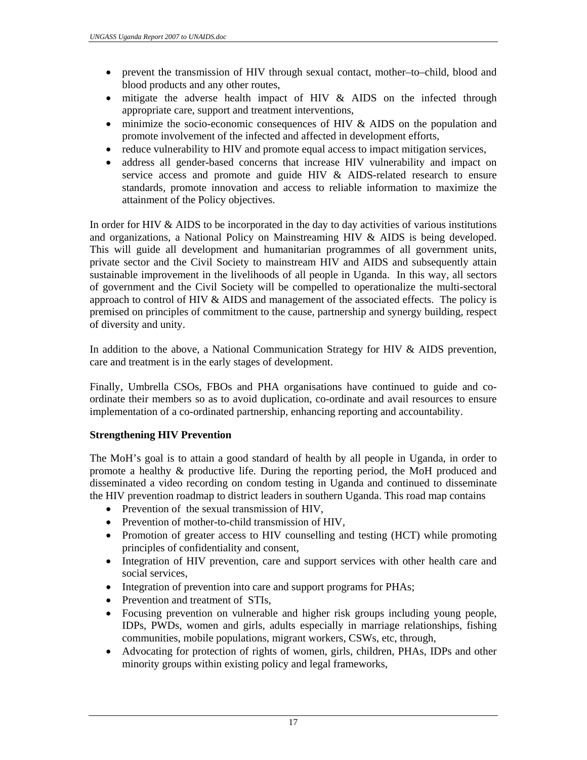- prevent the transmission of HIV through sexual contact, mother–to–child, blood and blood products and any other routes,
- mitigate the adverse health impact of HIV & AIDS on the infected through appropriate care, support and treatment interventions,
- minimize the socio-economic consequences of HIV & AIDS on the population and promote involvement of the infected and affected in development efforts,
- reduce vulnerability to HIV and promote equal access to impact mitigation services,
- address all gender-based concerns that increase HIV vulnerability and impact on service access and promote and guide HIV & AIDS-related research to ensure standards, promote innovation and access to reliable information to maximize the attainment of the Policy objectives.

In order for HIV & AIDS to be incorporated in the day to day activities of various institutions and organizations, a National Policy on Mainstreaming HIV & AIDS is being developed. This will guide all development and humanitarian programmes of all government units, private sector and the Civil Society to mainstream HIV and AIDS and subsequently attain sustainable improvement in the livelihoods of all people in Uganda. In this way, all sectors of government and the Civil Society will be compelled to operationalize the multi-sectoral approach to control of HIV & AIDS and management of the associated effects. The policy is premised on principles of commitment to the cause, partnership and synergy building, respect of diversity and unity.

In addition to the above, a National Communication Strategy for HIV & AIDS prevention, care and treatment is in the early stages of development.

Finally, Umbrella CSOs, FBOs and PHA organisations have continued to guide and co-ordinate their members so as to avoid duplication, co-ordinate and avail resources to ensure implementation of a co-ordinated partnership, enhancing reporting and accountability.

**Strengthening HIV Prevention**

The MoH's goal is to attain a good standard of health by all people in Uganda, in order to promote a healthy & productive life. During the reporting period, the MoH produced and disseminated a video recording on condom testing in Uganda and continued to disseminate the HIV prevention roadmap to district leaders in southern Uganda. This road map contains

- Prevention of the sexual transmission of HIV,
- Prevention of mother-to-child transmission of HIV,
- Promotion of greater access to HIV counselling and testing (HCT) while promoting principles of confidentiality and consent,
- Integration of HIV prevention, care and support services with other health care and social services,
- Integration of prevention into care and support programs for PHAs;
- Prevention and treatment of STIs,
- Focusing prevention on vulnerable and higher risk groups including young people, IDPs, PWDs, women and girls, adults especially in marriage relationships, fishing communities, mobile populations, migrant workers, CSWs, etc, through,
- Advocating for protection of rights of women, girls, children, PHAs, IDPs and other minority groups within existing policy and legal frameworks,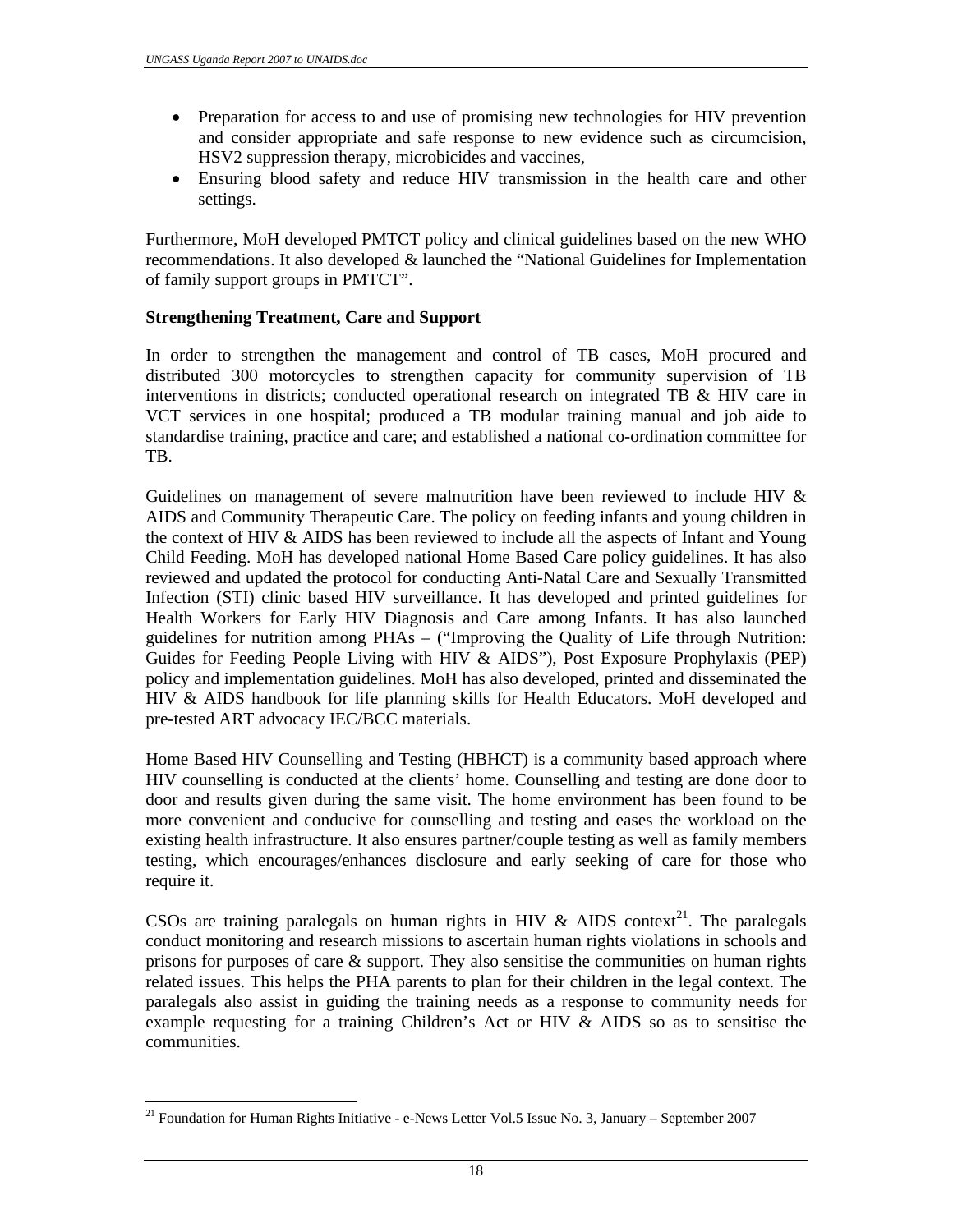- Preparation for access to and use of promising new technologies for HIV prevention and consider appropriate and safe response to new evidence such as circumcision, HSV2 suppression therapy, microbicides and vaccines,
- Ensuring blood safety and reduce HIV transmission in the health care and other settings.

Furthermore, MoH developed PMTCT policy and clinical guidelines based on the new WHO recommendations. It also developed & launched the "National Guidelines for Implementation of family support groups in PMTCT".

**Strengthening Treatment, Care and Support**

In order to strengthen the management and control of TB cases, MoH procured and distributed 300 motorcycles to strengthen capacity for community supervision of TB interventions in districts; conducted operational research on integrated TB & HIV care in VCT services in one hospital; produced a TB modular training manual and job aide to standardise training, practice and care; and established a national co-ordination committee for TB.

Guidelines on management of severe malnutrition have been reviewed to include HIV & AIDS and Community Therapeutic Care. The policy on feeding infants and young children in the context of HIV & AIDS has been reviewed to include all the aspects of Infant and Young Child Feeding. MoH has developed national Home Based Care policy guidelines. It has also reviewed and updated the protocol for conducting Anti-Natal Care and Sexually Transmitted Infection (STI) clinic based HIV surveillance. It has developed and printed guidelines for Health Workers for Early HIV Diagnosis and Care among Infants. It has also launched guidelines for nutrition among PHAs – ("Improving the Quality of Life through Nutrition: Guides for Feeding People Living with HIV & AIDS"), Post Exposure Prophylaxis (PEP) policy and implementation guidelines. MoH has also developed, printed and disseminated the HIV & AIDS handbook for life planning skills for Health Educators. MoH developed and pre-tested ART advocacy IEC/BCC materials.

Home Based HIV Counselling and Testing (HBHCT) is a community based approach where HIV counselling is conducted at the clients' home. Counselling and testing are done door to door and results given during the same visit. The home environment has been found to be more convenient and conducive for counselling and testing and eases the workload on the existing health infrastructure. It also ensures partner/couple testing as well as family members testing, which encourages/enhances disclosure and early seeking of care for those who require it.

CSOs are training paralegals on human rights in HIV & AIDS context[21]. The paralegals conduct monitoring and research missions to ascertain human rights violations in schools and prisons for purposes of care & support. They also sensitise the communities on human rights related issues. This helps the PHA parents to plan for their children in the legal context. The paralegals also assist in guiding the training needs as a response to community needs for example requesting for a training Children's Act or HIV & AIDS so as to sensitise the communities.

[21] Foundation for Human Rights Initiative - e-News Letter Vol.5 Issue No. 3, January – September 2007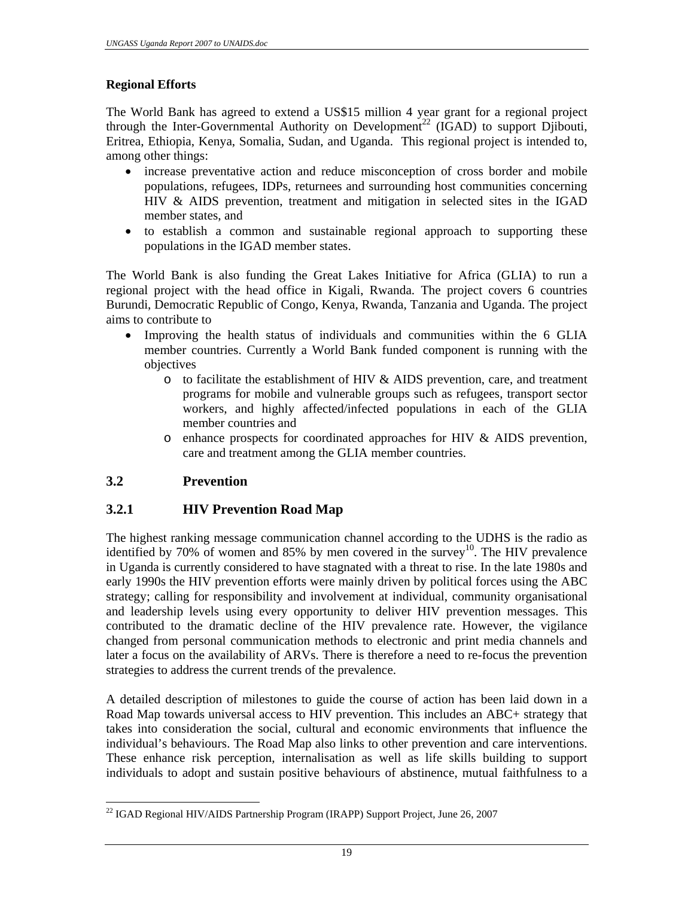**Regional Efforts**

The World Bank has agreed to extend a US$15 million 4 year grant for a regional project through the Inter-Governmental Authority on Development[22] (IGAD) to support Djibouti, Eritrea, Ethiopia, Kenya, Somalia, Sudan, and Uganda. This regional project is intended to, among other things:

- increase preventative action and reduce misconception of cross border and mobile populations, refugees, IDPs, returnees and surrounding host communities concerning HIV & AIDS prevention, treatment and mitigation in selected sites in the IGAD member states, and
- to establish a common and sustainable regional approach to supporting these populations in the IGAD member states.

The World Bank is also funding the Great Lakes Initiative for Africa (GLIA) to run a regional project with the head office in Kigali, Rwanda. The project covers 6 countries Burundi, Democratic Republic of Congo, Kenya, Rwanda, Tanzania and Uganda. The project aims to contribute to

- Improving the health status of individuals and communities within the 6 GLIA member countries. Currently a World Bank funded component is running with the objectives
  - to facilitate the establishment of HIV & AIDS prevention, care, and treatment programs for mobile and vulnerable groups such as refugees, transport sector workers, and highly affected/infected populations in each of the GLIA member countries and
  - enhance prospects for coordinated approaches for HIV & AIDS prevention, care and treatment among the GLIA member countries.

## 3.2 Prevention

### 3.2.1 HIV Prevention Road Map

The highest ranking message communication channel according to the UDHS is the radio as identified by 70% of women and 85% by men covered in the survey[10]. The HIV prevalence in Uganda is currently considered to have stagnated with a threat to rise. In the late 1980s and early 1990s the HIV prevention efforts were mainly driven by political forces using the ABC strategy; calling for responsibility and involvement at individual, community organisational and leadership levels using every opportunity to deliver HIV prevention messages. This contributed to the dramatic decline of the HIV prevalence rate. However, the vigilance changed from personal communication methods to electronic and print media channels and later a focus on the availability of ARVs. There is therefore a need to re-focus the prevention strategies to address the current trends of the prevalence.

A detailed description of milestones to guide the course of action has been laid down in a Road Map towards universal access to HIV prevention. This includes an ABC+ strategy that takes into consideration the social, cultural and economic environments that influence the individual's behaviours. The Road Map also links to other prevention and care interventions. These enhance risk perception, internalisation as well as life skills building to support individuals to adopt and sustain positive behaviours of abstinence, mutual faithfulness to a

---

[22] IGAD Regional HIV/AIDS Partnership Program (IRAPP) Support Project, June 26, 2007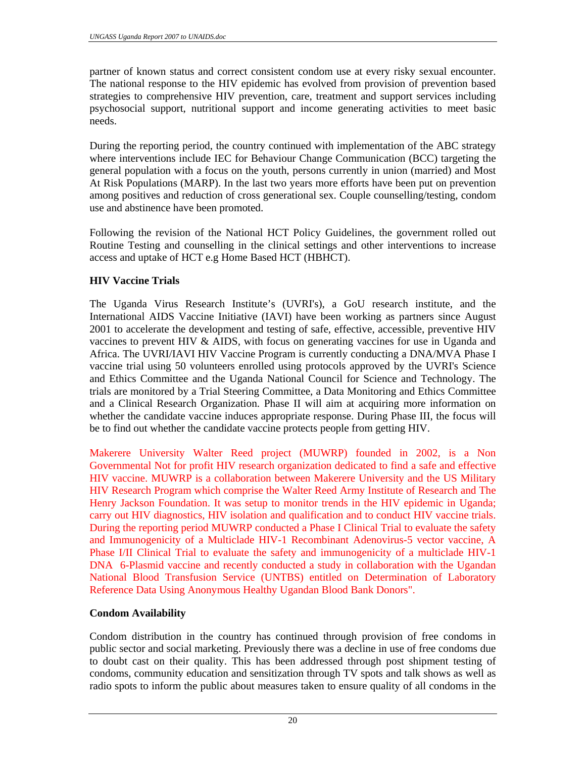partner of known status and correct consistent condom use at every risky sexual encounter. The national response to the HIV epidemic has evolved from provision of prevention based strategies to comprehensive HIV prevention, care, treatment and support services including psychosocial support, nutritional support and income generating activities to meet basic needs.

During the reporting period, the country continued with implementation of the ABC strategy where interventions include IEC for Behaviour Change Communication (BCC) targeting the general population with a focus on the youth, persons currently in union (married) and Most At Risk Populations (MARP). In the last two years more efforts have been put on prevention among positives and reduction of cross generational sex. Couple counselling/testing, condom use and abstinence have been promoted.

Following the revision of the National HCT Policy Guidelines, the government rolled out Routine Testing and counselling in the clinical settings and other interventions to increase access and uptake of HCT e.g Home Based HCT (HBHCT).

**HIV Vaccine Trials**

The Uganda Virus Research Institute's (UVRI's), a GoU research institute, and the International AIDS Vaccine Initiative (IAVI) have been working as partners since August 2001 to accelerate the development and testing of safe, effective, accessible, preventive HIV vaccines to prevent HIV & AIDS, with focus on generating vaccines for use in Uganda and Africa. The UVRI/IAVI HIV Vaccine Program is currently conducting a DNA/MVA Phase I vaccine trial using 50 volunteers enrolled using protocols approved by the UVRI's Science and Ethics Committee and the Uganda National Council for Science and Technology. The trials are monitored by a Trial Steering Committee, a Data Monitoring and Ethics Committee and a Clinical Research Organization. Phase II will aim at acquiring more information on whether the candidate vaccine induces appropriate response. During Phase III, the focus will be to find out whether the candidate vaccine protects people from getting HIV.

Makerere University Walter Reed project (MUWRP) founded in 2002, is a Non Governmental Not for profit HIV research organization dedicated to find a safe and effective HIV vaccine. MUWRP is a collaboration between Makerere University and the US Military HIV Research Program which comprise the Walter Reed Army Institute of Research and The Henry Jackson Foundation. It was setup to monitor trends in the HIV epidemic in Uganda; carry out HIV diagnostics, HIV isolation and qualification and to conduct HIV vaccine trials. During the reporting period MUWRP conducted a Phase I Clinical Trial to evaluate the safety and Immunogenicity of a Multiclade HIV-1 Recombinant Adenovirus-5 vector vaccine, A Phase I/II Clinical Trial to evaluate the safety and immunogenicity of a multiclade HIV-1 DNA 6-Plasmid vaccine and recently conducted a study in collaboration with the Ugandan National Blood Transfusion Service (UNTBS) entitled on Determination of Laboratory Reference Data Using Anonymous Healthy Ugandan Blood Bank Donors".

**Condom Availability**

Condom distribution in the country has continued through provision of free condoms in public sector and social marketing. Previously there was a decline in use of free condoms due to doubt cast on their quality. This has been addressed through post shipment testing of condoms, community education and sensitization through TV spots and talk shows as well as radio spots to inform the public about measures taken to ensure quality of all condoms in the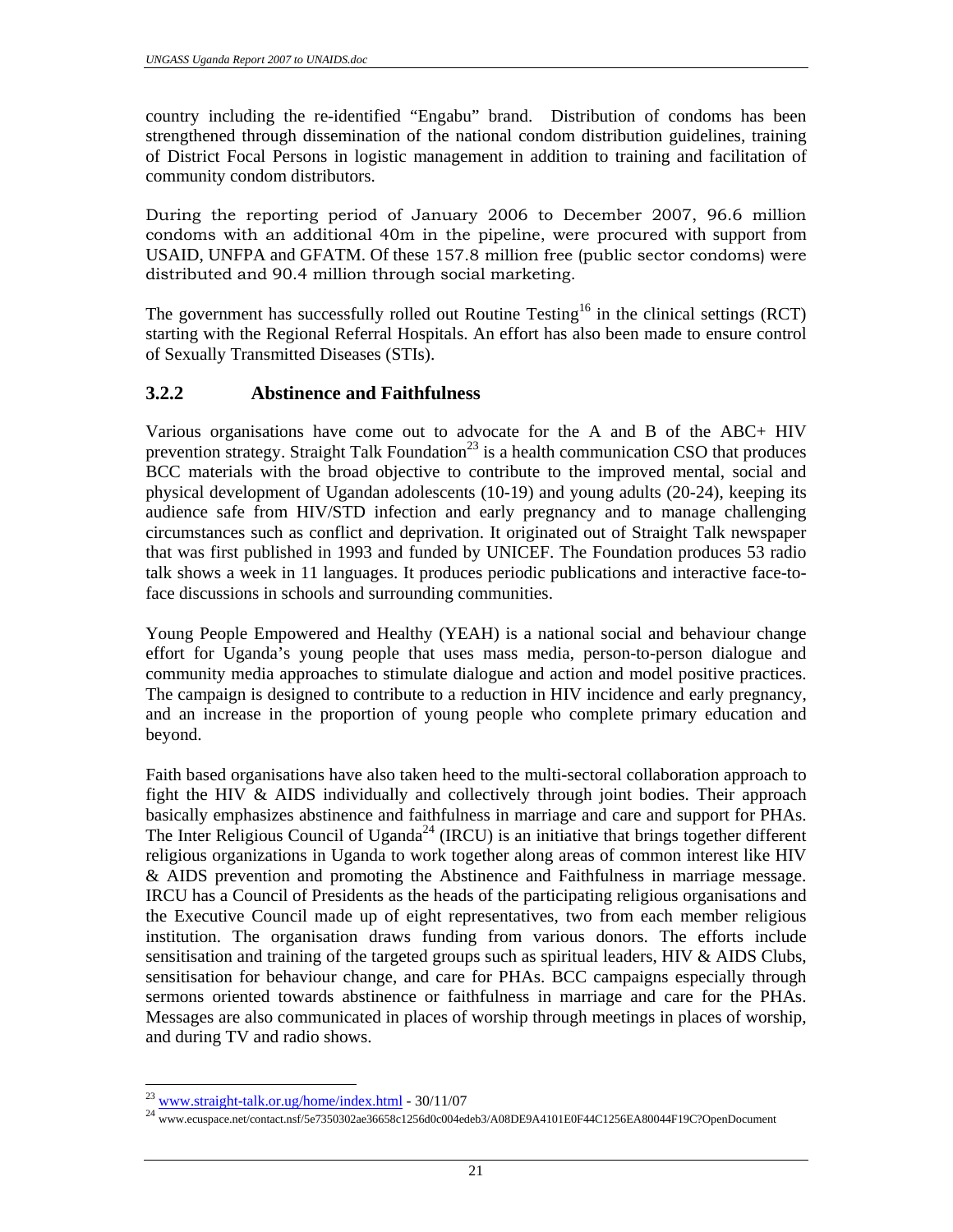country including the re-identified "Engabu" brand. Distribution of condoms has been strengthened through dissemination of the national condom distribution guidelines, training of District Focal Persons in logistic management in addition to training and facilitation of community condom distributors.

During the reporting period of January 2006 to December 2007, 96.6 million condoms with an additional 40m in the pipeline, were procured with support from USAID, UNFPA and GFATM. Of these 157.8 million free (public sector condoms) were distributed and 90.4 million through social marketing.

The government has successfully rolled out Routine Testing[16] in the clinical settings (RCT) starting with the Regional Referral Hospitals. An effort has also been made to ensure control of Sexually Transmitted Diseases (STIs).

### 3.2.2 Abstinence and Faithfulness

Various organisations have come out to advocate for the A and B of the ABC+ HIV prevention strategy. Straight Talk Foundation[23] is a health communication CSO that produces BCC materials with the broad objective to contribute to the improved mental, social and physical development of Ugandan adolescents (10-19) and young adults (20-24), keeping its audience safe from HIV/STD infection and early pregnancy and to manage challenging circumstances such as conflict and deprivation. It originated out of Straight Talk newspaper that was first published in 1993 and funded by UNICEF. The Foundation produces 53 radio talk shows a week in 11 languages. It produces periodic publications and interactive face-to-face discussions in schools and surrounding communities.

Young People Empowered and Healthy (YEAH) is a national social and behaviour change effort for Uganda's young people that uses mass media, person-to-person dialogue and community media approaches to stimulate dialogue and action and model positive practices. The campaign is designed to contribute to a reduction in HIV incidence and early pregnancy, and an increase in the proportion of young people who complete primary education and beyond.

Faith based organisations have also taken heed to the multi-sectoral collaboration approach to fight the HIV & AIDS individually and collectively through joint bodies. Their approach basically emphasizes abstinence and faithfulness in marriage and care and support for PHAs. The Inter Religious Council of Uganda[24] (IRCU) is an initiative that brings together different religious organizations in Uganda to work together along areas of common interest like HIV & AIDS prevention and promoting the Abstinence and Faithfulness in marriage message. IRCU has a Council of Presidents as the heads of the participating religious organisations and the Executive Council made up of eight representatives, two from each member religious institution. The organisation draws funding from various donors. The efforts include sensitisation and training of the targeted groups such as spiritual leaders, HIV & AIDS Clubs, sensitisation for behaviour change, and care for PHAs. BCC campaigns especially through sermons oriented towards abstinence or faithfulness in marriage and care for the PHAs. Messages are also communicated in places of worship through meetings in places of worship, and during TV and radio shows.

---

[23] www.straight-talk.or.ug/home/index.html - 30/11/07

[24] www.ecuspace.net/contact.nsf/5e7350302ae36658c1256d0c004edeb3/A08DE9A4101E0F44C1256EA80044F19C?OpenDocument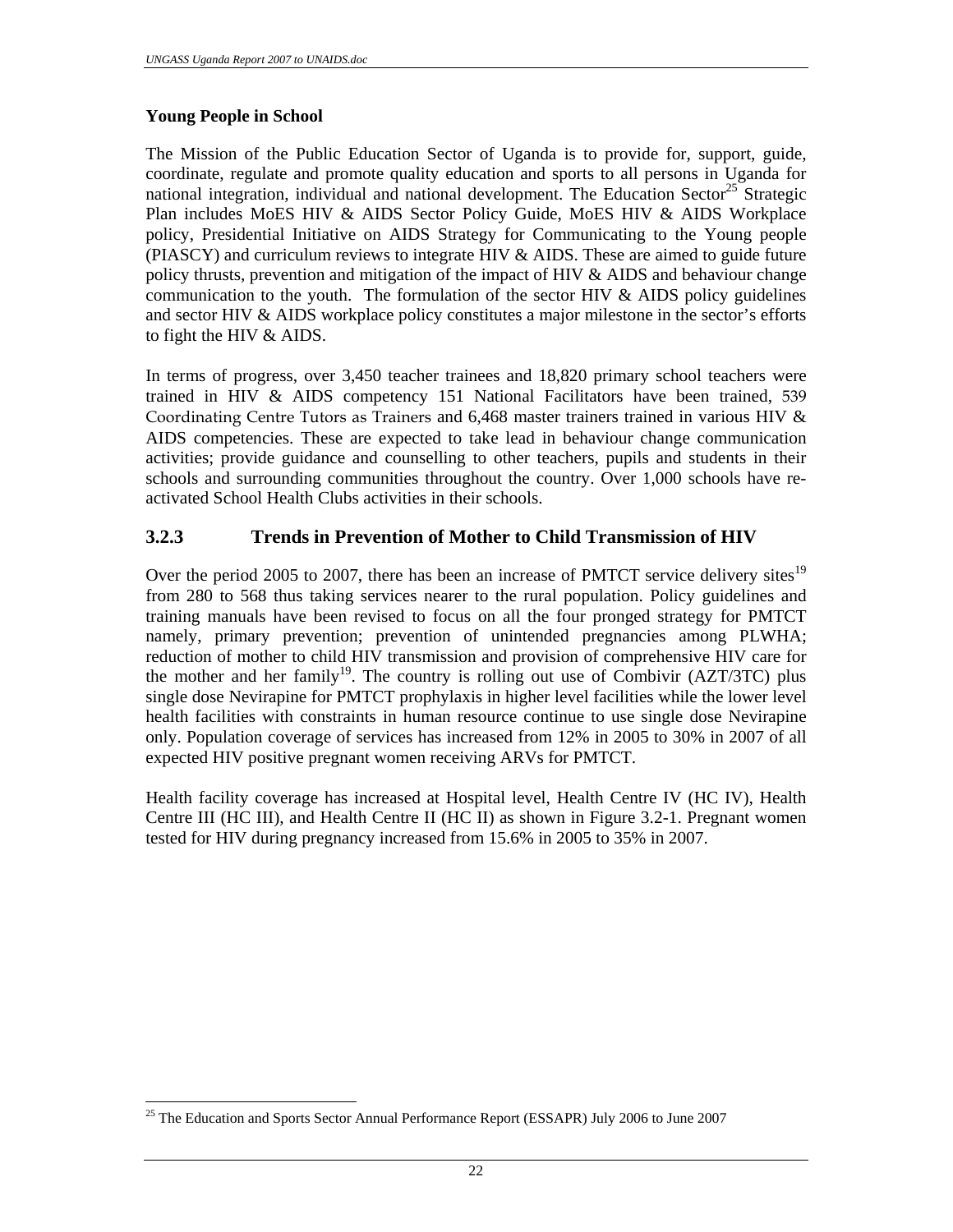**Young People in School**

The Mission of the Public Education Sector of Uganda is to provide for, support, guide, coordinate, regulate and promote quality education and sports to all persons in Uganda for national integration, individual and national development. The Education Sector[25] Strategic Plan includes MoES HIV & AIDS Sector Policy Guide, MoES HIV & AIDS Workplace policy, Presidential Initiative on AIDS Strategy for Communicating to the Young people (PIASCY) and curriculum reviews to integrate HIV & AIDS. These are aimed to guide future policy thrusts, prevention and mitigation of the impact of HIV & AIDS and behaviour change communication to the youth. The formulation of the sector HIV & AIDS policy guidelines and sector HIV & AIDS workplace policy constitutes a major milestone in the sector's efforts to fight the HIV & AIDS.

In terms of progress, over 3,450 teacher trainees and 18,820 primary school teachers were trained in HIV & AIDS competency 151 National Facilitators have been trained, 539 Coordinating Centre Tutors as Trainers and 6,468 master trainers trained in various HIV & AIDS competencies. These are expected to take lead in behaviour change communication activities; provide guidance and counselling to other teachers, pupils and students in their schools and surrounding communities throughout the country. Over 1,000 schools have re-activated School Health Clubs activities in their schools.

### 3.2.3 Trends in Prevention of Mother to Child Transmission of HIV

Over the period 2005 to 2007, there has been an increase of PMTCT service delivery sites[19] from 280 to 568 thus taking services nearer to the rural population. Policy guidelines and training manuals have been revised to focus on all the four pronged strategy for PMTCT namely, primary prevention; prevention of unintended pregnancies among PLWHA; reduction of mother to child HIV transmission and provision of comprehensive HIV care for the mother and her family[19]. The country is rolling out use of Combivir (AZT/3TC) plus single dose Nevirapine for PMTCT prophylaxis in higher level facilities while the lower level health facilities with constraints in human resource continue to use single dose Nevirapine only. Population coverage of services has increased from 12% in 2005 to 30% in 2007 of all expected HIV positive pregnant women receiving ARVs for PMTCT.

Health facility coverage has increased at Hospital level, Health Centre IV (HC IV), Health Centre III (HC III), and Health Centre II (HC II) as shown in Figure 3.2-1. Pregnant women tested for HIV during pregnancy increased from 15.6% in 2005 to 35% in 2007.

---

[25] The Education and Sports Sector Annual Performance Report (ESSAPR) July 2006 to June 2007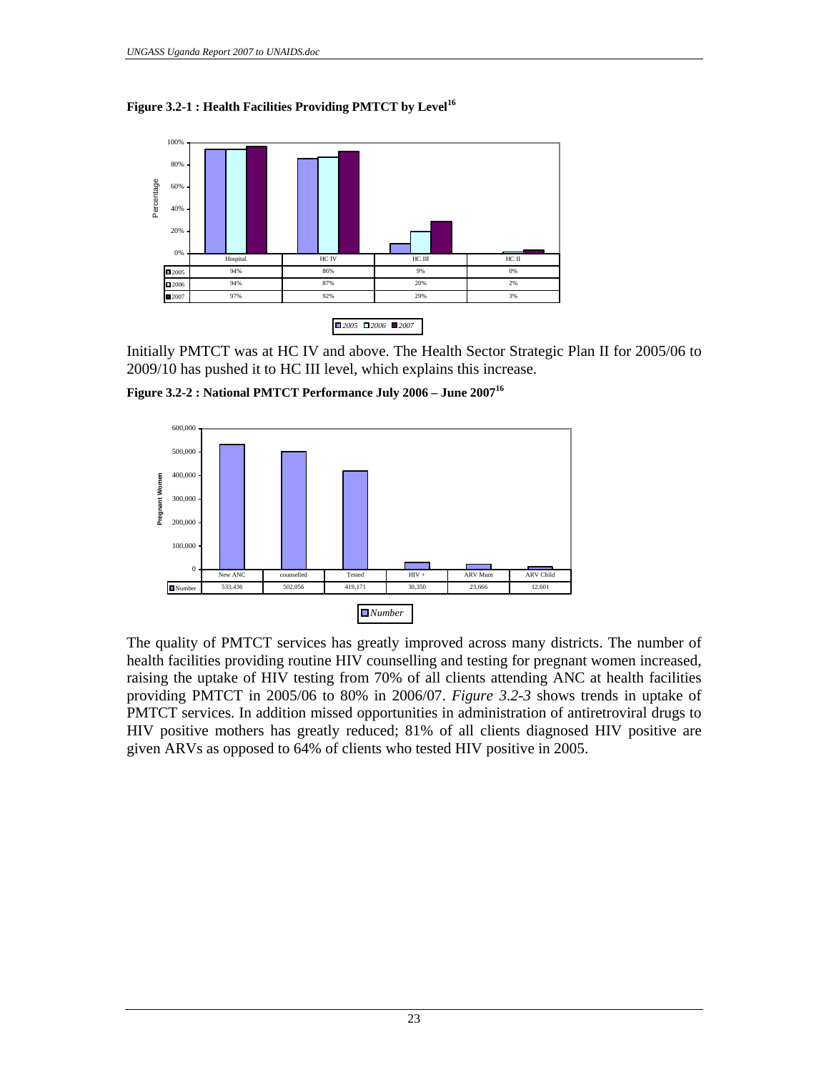**Figure 3.2-1 : Health Facilities Providing PMTCT by Level[16]**

| | Hospital | HC IV | HC III | HC II |
|---|---|---|---|---|
| 2005 | 94% | 86% | 9% | 0% |
| 2006 | 94% | 87% | 20% | 2% |
| 2007 | 97% | 92% | 29% | 3% |

Initially PMTCT was at HC IV and above. The Health Sector Strategic Plan II for 2005/06 to 2009/10 has pushed it to HC III level, which explains this increase.

**Figure 3.2-2 : National PMTCT Performance July 2006 – June 2007[16]**

| | New ANC | counselled | Tested | HIV + | ARV Mum | ARV Child |
|---|---|---|---|---|---|---|
| Number | 533,436 | 502,056 | 419,171 | 30,350 | 23,666 | 12,601 |

The quality of PMTCT services has greatly improved across many districts. The number of health facilities providing routine HIV counselling and testing for pregnant women increased, raising the uptake of HIV testing from 70% of all clients attending ANC at health facilities providing PMTCT in 2005/06 to 80% in 2006/07. *Figure 3.2-3* shows trends in uptake of PMTCT services. In addition missed opportunities in administration of antiretroviral drugs to HIV positive mothers has greatly reduced; 81% of all clients diagnosed HIV positive are given ARVs as opposed to 64% of clients who tested HIV positive in 2005.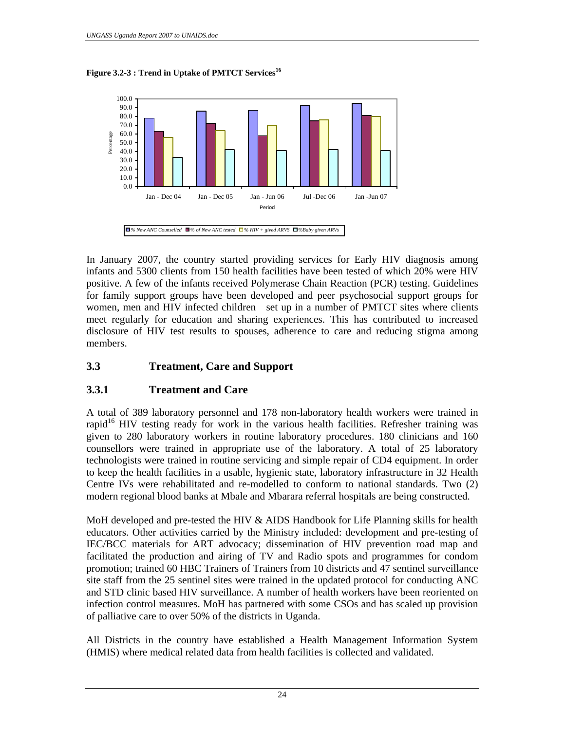**Figure 3.2-3 : Trend in Uptake of PMTCT Services[16]**

In January 2007, the country started providing services for Early HIV diagnosis among infants and 5300 clients from 150 health facilities have been tested of which 20% were HIV positive. A few of the infants received Polymerase Chain Reaction (PCR) testing. Guidelines for family support groups have been developed and peer psychosocial support groups for women, men and HIV infected children set up in a number of PMTCT sites where clients meet regularly for education and sharing experiences. This has contributed to increased disclosure of HIV test results to spouses, adherence to care and reducing stigma among members.

## 3.3 Treatment, Care and Support

### 3.3.1 Treatment and Care

A total of 389 laboratory personnel and 178 non-laboratory health workers were trained in rapid[16] HIV testing ready for work in the various health facilities. Refresher training was given to 280 laboratory workers in routine laboratory procedures. 180 clinicians and 160 counsellors were trained in appropriate use of the laboratory. A total of 25 laboratory technologists were trained in routine servicing and simple repair of CD4 equipment. In order to keep the health facilities in a usable, hygienic state, laboratory infrastructure in 32 Health Centre IVs were rehabilitated and re-modelled to conform to national standards. Two (2) modern regional blood banks at Mbale and Mbarara referral hospitals are being constructed.

MoH developed and pre-tested the HIV & AIDS Handbook for Life Planning skills for health educators. Other activities carried by the Ministry included: development and pre-testing of IEC/BCC materials for ART advocacy; dissemination of HIV prevention road map and facilitated the production and airing of TV and Radio spots and programmes for condom promotion; trained 60 HBC Trainers of Trainers from 10 districts and 47 sentinel surveillance site staff from the 25 sentinel sites were trained in the updated protocol for conducting ANC and STD clinic based HIV surveillance. A number of health workers have been reoriented on infection control measures. MoH has partnered with some CSOs and has scaled up provision of palliative care to over 50% of the districts in Uganda.

All Districts in the country have established a Health Management Information System (HMIS) where medical related data from health facilities is collected and validated.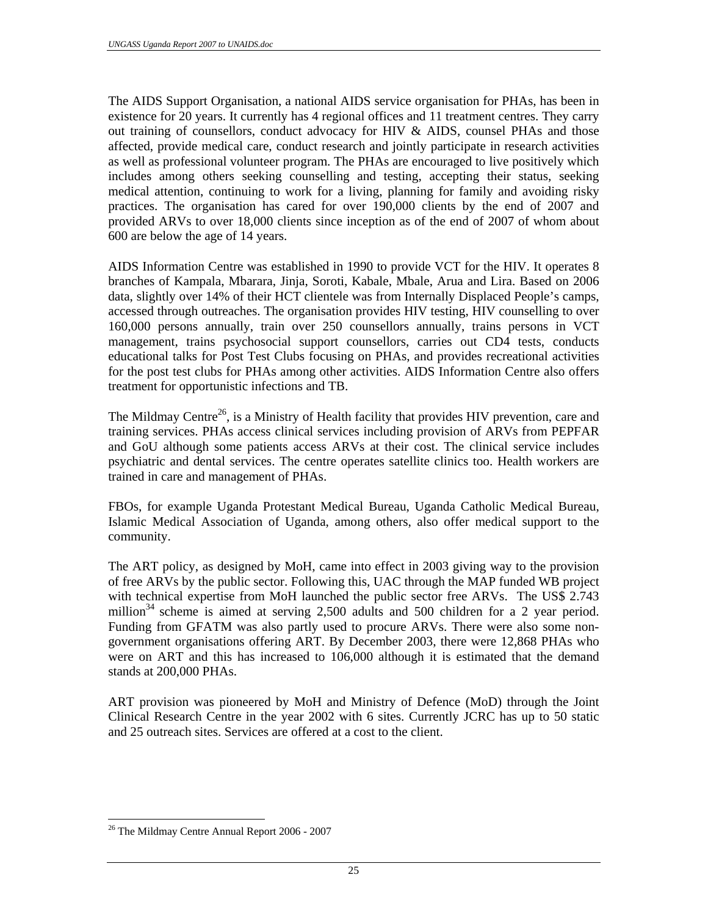The AIDS Support Organisation, a national AIDS service organisation for PHAs, has been in existence for 20 years. It currently has 4 regional offices and 11 treatment centres. They carry out training of counsellors, conduct advocacy for HIV & AIDS, counsel PHAs and those affected, provide medical care, conduct research and jointly participate in research activities as well as professional volunteer program. The PHAs are encouraged to live positively which includes among others seeking counselling and testing, accepting their status, seeking medical attention, continuing to work for a living, planning for family and avoiding risky practices. The organisation has cared for over 190,000 clients by the end of 2007 and provided ARVs to over 18,000 clients since inception as of the end of 2007 of whom about 600 are below the age of 14 years.

AIDS Information Centre was established in 1990 to provide VCT for the HIV. It operates 8 branches of Kampala, Mbarara, Jinja, Soroti, Kabale, Mbale, Arua and Lira. Based on 2006 data, slightly over 14% of their HCT clientele was from Internally Displaced People's camps, accessed through outreaches. The organisation provides HIV testing, HIV counselling to over 160,000 persons annually, train over 250 counsellors annually, trains persons in VCT management, trains psychosocial support counsellors, carries out CD4 tests, conducts educational talks for Post Test Clubs focusing on PHAs, and provides recreational activities for the post test clubs for PHAs among other activities. AIDS Information Centre also offers treatment for opportunistic infections and TB.

The Mildmay Centre[26], is a Ministry of Health facility that provides HIV prevention, care and training services. PHAs access clinical services including provision of ARVs from PEPFAR and GoU although some patients access ARVs at their cost. The clinical service includes psychiatric and dental services. The centre operates satellite clinics too. Health workers are trained in care and management of PHAs.

FBOs, for example Uganda Protestant Medical Bureau, Uganda Catholic Medical Bureau, Islamic Medical Association of Uganda, among others, also offer medical support to the community.

The ART policy, as designed by MoH, came into effect in 2003 giving way to the provision of free ARVs by the public sector. Following this, UAC through the MAP funded WB project with technical expertise from MoH launched the public sector free ARVs. The US$ 2.743 million[34] scheme is aimed at serving 2,500 adults and 500 children for a 2 year period. Funding from GFATM was also partly used to procure ARVs. There were also some non-government organisations offering ART. By December 2003, there were 12,868 PHAs who were on ART and this has increased to 106,000 although it is estimated that the demand stands at 200,000 PHAs.

ART provision was pioneered by MoH and Ministry of Defence (MoD) through the Joint Clinical Research Centre in the year 2002 with 6 sites. Currently JCRC has up to 50 static and 25 outreach sites. Services are offered at a cost to the client.

---

[26] The Mildmay Centre Annual Report 2006 - 2007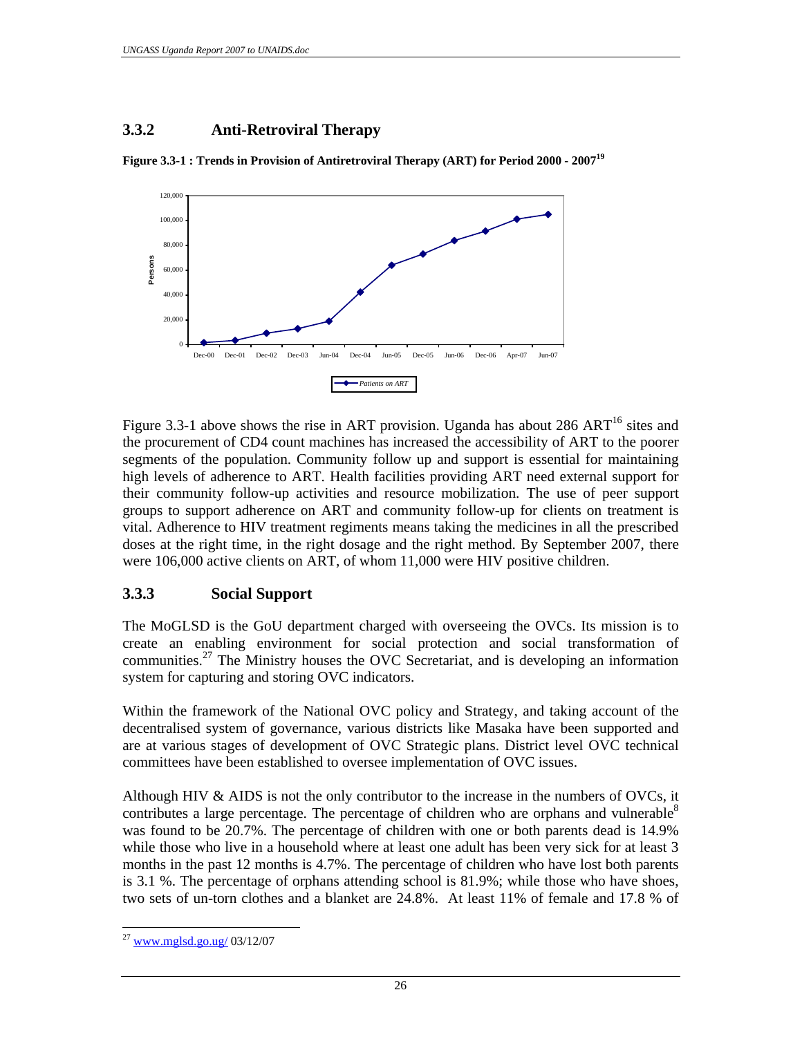### 3.3.2 Anti-Retroviral Therapy

**Figure 3.3-1 : Trends in Provision of Antiretroviral Therapy (ART) for Period 2000 - 2007[19]**

Figure 3.3-1 above shows the rise in ART provision. Uganda has about 286 ART[16] sites and the procurement of CD4 count machines has increased the accessibility of ART to the poorer segments of the population. Community follow up and support is essential for maintaining high levels of adherence to ART. Health facilities providing ART need external support for their community follow-up activities and resource mobilization. The use of peer support groups to support adherence on ART and community follow-up for clients on treatment is vital. Adherence to HIV treatment regiments means taking the medicines in all the prescribed doses at the right time, in the right dosage and the right method. By September 2007, there were 106,000 active clients on ART, of whom 11,000 were HIV positive children.

### 3.3.3 Social Support

The MoGLSD is the GoU department charged with overseeing the OVCs. Its mission is to create an enabling environment for social protection and social transformation of communities.[27] The Ministry houses the OVC Secretariat, and is developing an information system for capturing and storing OVC indicators.

Within the framework of the National OVC policy and Strategy, and taking account of the decentralised system of governance, various districts like Masaka have been supported and are at various stages of development of OVC Strategic plans. District level OVC technical committees have been established to oversee implementation of OVC issues.

Although HIV & AIDS is not the only contributor to the increase in the numbers of OVCs, it contributes a large percentage. The percentage of children who are orphans and vulnerable[8] was found to be 20.7%. The percentage of children with one or both parents dead is 14.9% while those who live in a household where at least one adult has been very sick for at least 3 months in the past 12 months is 4.7%. The percentage of children who have lost both parents is 3.1 %. The percentage of orphans attending school is 81.9%; while those who have shoes, two sets of un-torn clothes and a blanket are 24.8%. At least 11% of female and 17.8 % of

---

[27] www.mglsd.go.ug/ 03/12/07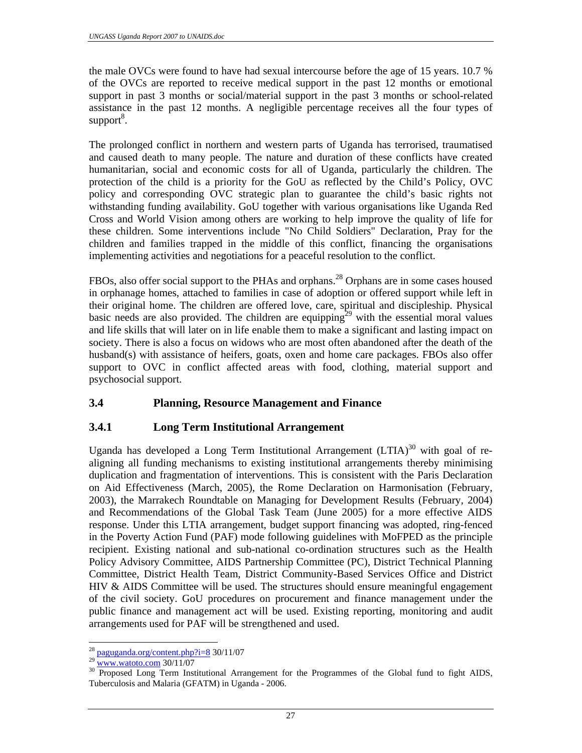the male OVCs were found to have had sexual intercourse before the age of 15 years. 10.7 % of the OVCs are reported to receive medical support in the past 12 months or emotional support in past 3 months or social/material support in the past 3 months or school-related assistance in the past 12 months. A negligible percentage receives all the four types of support[8].

The prolonged conflict in northern and western parts of Uganda has terrorised, traumatised and caused death to many people. The nature and duration of these conflicts have created humanitarian, social and economic costs for all of Uganda, particularly the children. The protection of the child is a priority for the GoU as reflected by the Child's Policy, OVC policy and corresponding OVC strategic plan to guarantee the child's basic rights not withstanding funding availability. GoU together with various organisations like Uganda Red Cross and World Vision among others are working to help improve the quality of life for these children. Some interventions include "No Child Soldiers" Declaration, Pray for the children and families trapped in the middle of this conflict, financing the organisations implementing activities and negotiations for a peaceful resolution to the conflict.

FBOs, also offer social support to the PHAs and orphans.[28] Orphans are in some cases housed in orphanage homes, attached to families in case of adoption or offered support while left in their original home. The children are offered love, care, spiritual and discipleship. Physical basic needs are also provided. The children are equipping[29] with the essential moral values and life skills that will later on in life enable them to make a significant and lasting impact on society. There is also a focus on widows who are most often abandoned after the death of the husband(s) with assistance of heifers, goats, oxen and home care packages. FBOs also offer support to OVC in conflict affected areas with food, clothing, material support and psychosocial support.

## 3.4 Planning, Resource Management and Finance

### 3.4.1 Long Term Institutional Arrangement

Uganda has developed a Long Term Institutional Arrangement (LTIA)[30] with goal of re-aligning all funding mechanisms to existing institutional arrangements thereby minimising duplication and fragmentation of interventions. This is consistent with the Paris Declaration on Aid Effectiveness (March, 2005), the Rome Declaration on Harmonisation (February, 2003), the Marrakech Roundtable on Managing for Development Results (February, 2004) and Recommendations of the Global Task Team (June 2005) for a more effective AIDS response. Under this LTIA arrangement, budget support financing was adopted, ring-fenced in the Poverty Action Fund (PAF) mode following guidelines with MoFPED as the principle recipient. Existing national and sub-national co-ordination structures such as the Health Policy Advisory Committee, AIDS Partnership Committee (PC), District Technical Planning Committee, District Health Team, District Community-Based Services Office and District HIV & AIDS Committee will be used. The structures should ensure meaningful engagement of the civil society. GoU procedures on procurement and finance management under the public finance and management act will be used. Existing reporting, monitoring and audit arrangements used for PAF will be strengthened and used.

---

[28] paguganda.org/content.php?i=8 30/11/07

[29] www.watoto.com 30/11/07

[30] Proposed Long Term Institutional Arrangement for the Programmes of the Global fund to fight AIDS, Tuberculosis and Malaria (GFATM) in Uganda - 2006.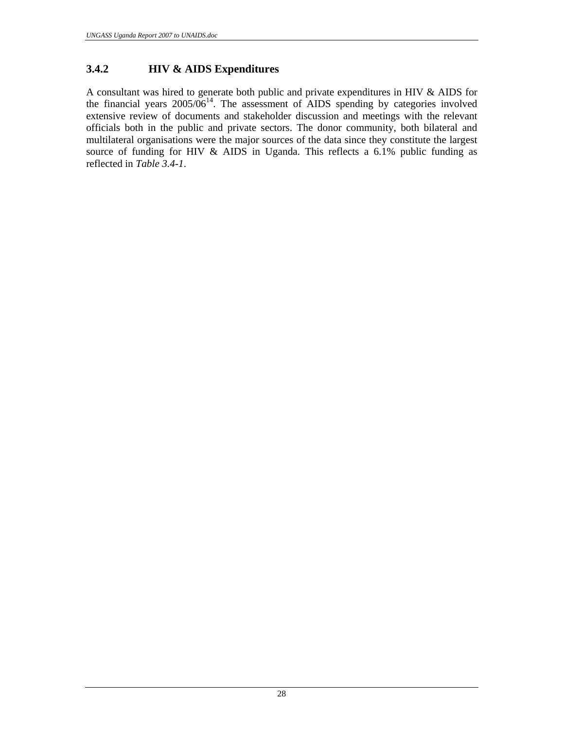### 3.4.2 HIV & AIDS Expenditures

A consultant was hired to generate both public and private expenditures in HIV & AIDS for the financial years 2005/06[14]. The assessment of AIDS spending by categories involved extensive review of documents and stakeholder discussion and meetings with the relevant officials both in the public and private sectors. The donor community, both bilateral and multilateral organisations were the major sources of the data since they constitute the largest source of funding for HIV & AIDS in Uganda. This reflects a 6.1% public funding as reflected in *Table 3.4-1*.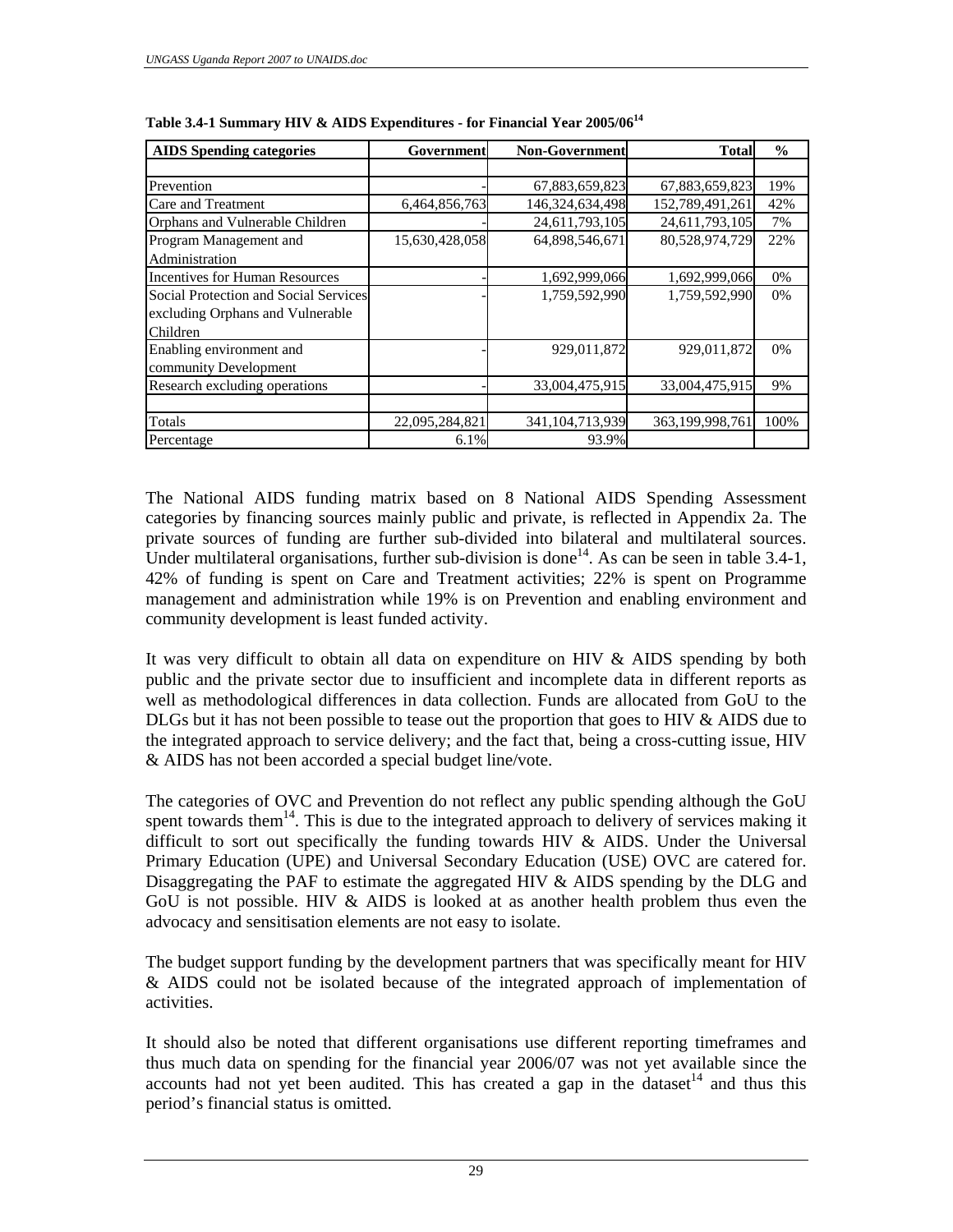**Table 3.4-1 Summary HIV & AIDS Expenditures - for Financial Year 2005/06[14]**

| AIDS Spending categories | Government | Non-Government | Total | % |
|---|---|---|---|---|
| | | | | |
| Prevention | - | 67,883,659,823 | 67,883,659,823 | 19% |
| Care and Treatment | 6,464,856,763 | 146,324,634,498 | 152,789,491,261 | 42% |
| Orphans and Vulnerable Children | - | 24,611,793,105 | 24,611,793,105 | 7% |
| Program Management and Administration | 15,630,428,058 | 64,898,546,671 | 80,528,974,729 | 22% |
| Incentives for Human Resources | - | 1,692,999,066 | 1,692,999,066 | 0% |
| Social Protection and Social Services excluding Orphans and Vulnerable Children | - | 1,759,592,990 | 1,759,592,990 | 0% |
| Enabling environment and community Development | - | 929,011,872 | 929,011,872 | 0% |
| Research excluding operations | - | 33,004,475,915 | 33,004,475,915 | 9% |
| | | | | |
| Totals | 22,095,284,821 | 341,104,713,939 | 363,199,998,761 | 100% |
| Percentage | 6.1% | 93.9% | | |

The National AIDS funding matrix based on 8 National AIDS Spending Assessment categories by financing sources mainly public and private, is reflected in Appendix 2a. The private sources of funding are further sub-divided into bilateral and multilateral sources. Under multilateral organisations, further sub-division is done[14]. As can be seen in table 3.4-1, 42% of funding is spent on Care and Treatment activities; 22% is spent on Programme management and administration while 19% is on Prevention and enabling environment and community development is least funded activity.

It was very difficult to obtain all data on expenditure on HIV & AIDS spending by both public and the private sector due to insufficient and incomplete data in different reports as well as methodological differences in data collection. Funds are allocated from GoU to the DLGs but it has not been possible to tease out the proportion that goes to HIV & AIDS due to the integrated approach to service delivery; and the fact that, being a cross-cutting issue, HIV & AIDS has not been accorded a special budget line/vote.

The categories of OVC and Prevention do not reflect any public spending although the GoU spent towards them[14]. This is due to the integrated approach to delivery of services making it difficult to sort out specifically the funding towards HIV & AIDS. Under the Universal Primary Education (UPE) and Universal Secondary Education (USE) OVC are catered for. Disaggregating the PAF to estimate the aggregated HIV & AIDS spending by the DLG and GoU is not possible. HIV & AIDS is looked at as another health problem thus even the advocacy and sensitisation elements are not easy to isolate.

The budget support funding by the development partners that was specifically meant for HIV & AIDS could not be isolated because of the integrated approach of implementation of activities.

It should also be noted that different organisations use different reporting timeframes and thus much data on spending for the financial year 2006/07 was not yet available since the accounts had not yet been audited. This has created a gap in the dataset[14] and thus this period's financial status is omitted.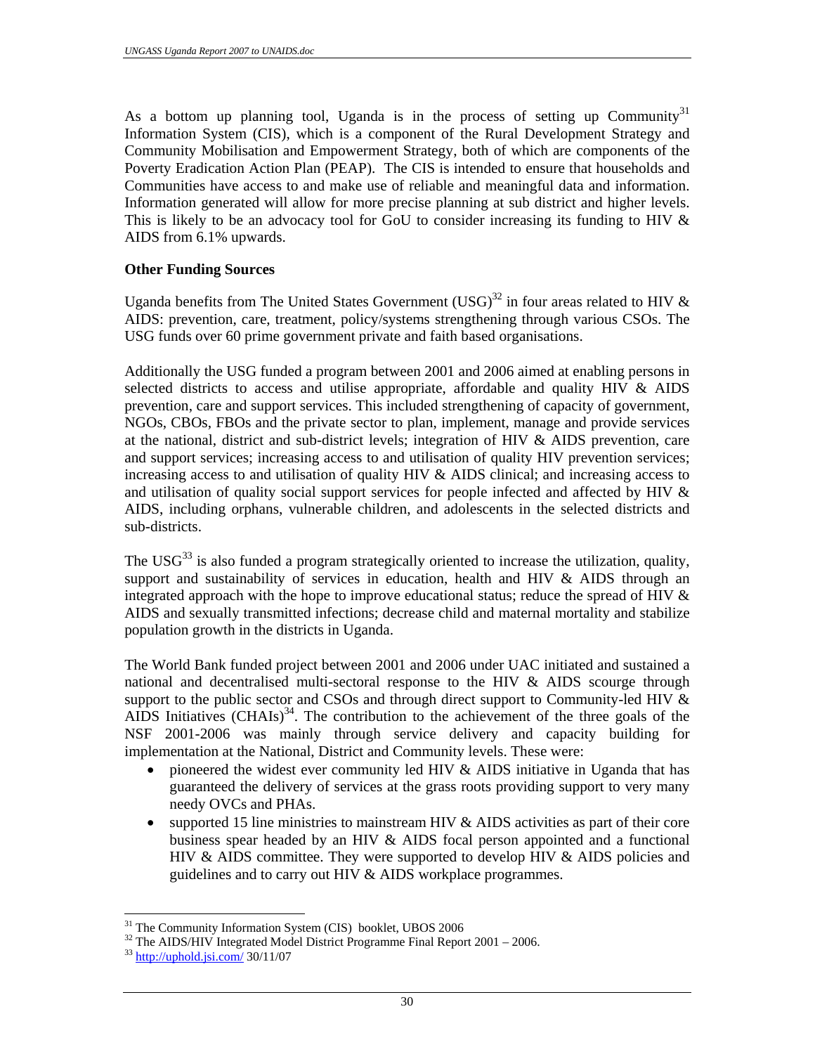As a bottom up planning tool, Uganda is in the process of setting up Community[31] Information System (CIS), which is a component of the Rural Development Strategy and Community Mobilisation and Empowerment Strategy, both of which are components of the Poverty Eradication Action Plan (PEAP). The CIS is intended to ensure that households and Communities have access to and make use of reliable and meaningful data and information. Information generated will allow for more precise planning at sub district and higher levels. This is likely to be an advocacy tool for GoU to consider increasing its funding to HIV & AIDS from 6.1% upwards.

**Other Funding Sources**

Uganda benefits from The United States Government (USG)[32] in four areas related to HIV & AIDS: prevention, care, treatment, policy/systems strengthening through various CSOs. The USG funds over 60 prime government private and faith based organisations.

Additionally the USG funded a program between 2001 and 2006 aimed at enabling persons in selected districts to access and utilise appropriate, affordable and quality HIV & AIDS prevention, care and support services. This included strengthening of capacity of government, NGOs, CBOs, FBOs and the private sector to plan, implement, manage and provide services at the national, district and sub-district levels; integration of HIV & AIDS prevention, care and support services; increasing access to and utilisation of quality HIV prevention services; increasing access to and utilisation of quality HIV & AIDS clinical; and increasing access to and utilisation of quality social support services for people infected and affected by HIV & AIDS, including orphans, vulnerable children, and adolescents in the selected districts and sub-districts.

The USG[33] is also funded a program strategically oriented to increase the utilization, quality, support and sustainability of services in education, health and HIV & AIDS through an integrated approach with the hope to improve educational status; reduce the spread of HIV & AIDS and sexually transmitted infections; decrease child and maternal mortality and stabilize population growth in the districts in Uganda.

The World Bank funded project between 2001 and 2006 under UAC initiated and sustained a national and decentralised multi-sectoral response to the HIV & AIDS scourge through support to the public sector and CSOs and through direct support to Community-led HIV & AIDS Initiatives (CHAIs)[34]. The contribution to the achievement of the three goals of the NSF 2001-2006 was mainly through service delivery and capacity building for implementation at the National, District and Community levels. These were:

- pioneered the widest ever community led HIV & AIDS initiative in Uganda that has guaranteed the delivery of services at the grass roots providing support to very many needy OVCs and PHAs.
- supported 15 line ministries to mainstream HIV & AIDS activities as part of their core business spear headed by an HIV & AIDS focal person appointed and a functional HIV & AIDS committee. They were supported to develop HIV & AIDS policies and guidelines and to carry out HIV & AIDS workplace programmes.

---

[31] The Community Information System (CIS) booklet, UBOS 2006

[32] The AIDS/HIV Integrated Model District Programme Final Report 2001 – 2006.

[33] http://uphold.jsi.com/ 30/11/07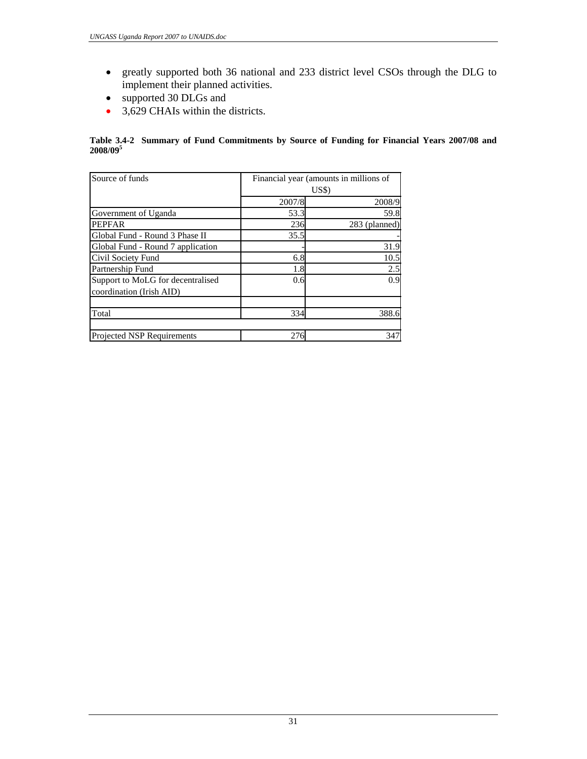- greatly supported both 36 national and 233 district level CSOs through the DLG to implement their planned activities.
- supported 30 DLGs and
- 3,629 CHAIs within the districts.

**Table 3.4-2 Summary of Fund Commitments by Source of Funding for Financial Years 2007/08 and 2008/09[5]**

| Source of funds | Financial year (amounts in millions of US$) | |
|---|---|---|
| | 2007/8 | 2008/9 |
| Government of Uganda | 53.3 | 59.8 |
| PEPFAR | 236 | 283 (planned) |
| Global Fund - Round 3 Phase II | 35.5 | - |
| Global Fund - Round 7 application | - | 31.9 |
| Civil Society Fund | 6.8 | 10.5 |
| Partnership Fund | 1.8 | 2.5 |
| Support to MoLG for decentralised coordination (Irish AID) | 0.6 | 0.9 |
| | | |
| Total | 334 | 388.6 |
| | | |
| Projected NSP Requirements | 276 | 347 |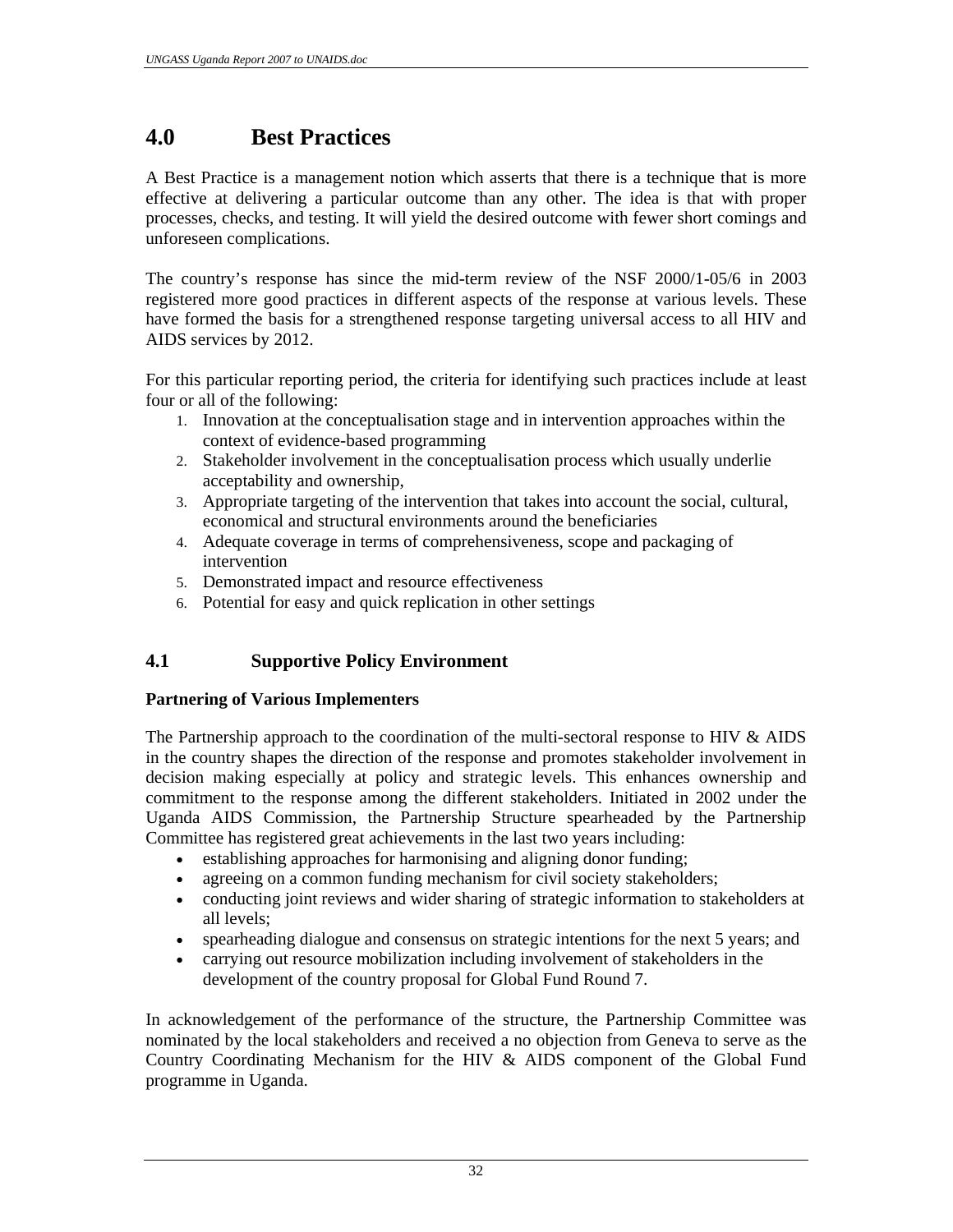# 4.0 Best Practices

A Best Practice is a management notion which asserts that there is a technique that is more effective at delivering a particular outcome than any other. The idea is that with proper processes, checks, and testing. It will yield the desired outcome with fewer short comings and unforeseen complications.

The country's response has since the mid-term review of the NSF 2000/1-05/6 in 2003 registered more good practices in different aspects of the response at various levels. These have formed the basis for a strengthened response targeting universal access to all HIV and AIDS services by 2012.

For this particular reporting period, the criteria for identifying such practices include at least four or all of the following:

1. Innovation at the conceptualisation stage and in intervention approaches within the context of evidence-based programming
2. Stakeholder involvement in the conceptualisation process which usually underlie acceptability and ownership,
3. Appropriate targeting of the intervention that takes into account the social, cultural, economical and structural environments around the beneficiaries
4. Adequate coverage in terms of comprehensiveness, scope and packaging of intervention
5. Demonstrated impact and resource effectiveness
6. Potential for easy and quick replication in other settings

## 4.1 Supportive Policy Environment

**Partnering of Various Implementers**

The Partnership approach to the coordination of the multi-sectoral response to HIV & AIDS in the country shapes the direction of the response and promotes stakeholder involvement in decision making especially at policy and strategic levels. This enhances ownership and commitment to the response among the different stakeholders. Initiated in 2002 under the Uganda AIDS Commission, the Partnership Structure spearheaded by the Partnership Committee has registered great achievements in the last two years including:

- establishing approaches for harmonising and aligning donor funding;
- agreeing on a common funding mechanism for civil society stakeholders;
- conducting joint reviews and wider sharing of strategic information to stakeholders at all levels;
- spearheading dialogue and consensus on strategic intentions for the next 5 years; and
- carrying out resource mobilization including involvement of stakeholders in the development of the country proposal for Global Fund Round 7.

In acknowledgement of the performance of the structure, the Partnership Committee was nominated by the local stakeholders and received a no objection from Geneva to serve as the Country Coordinating Mechanism for the HIV & AIDS component of the Global Fund programme in Uganda.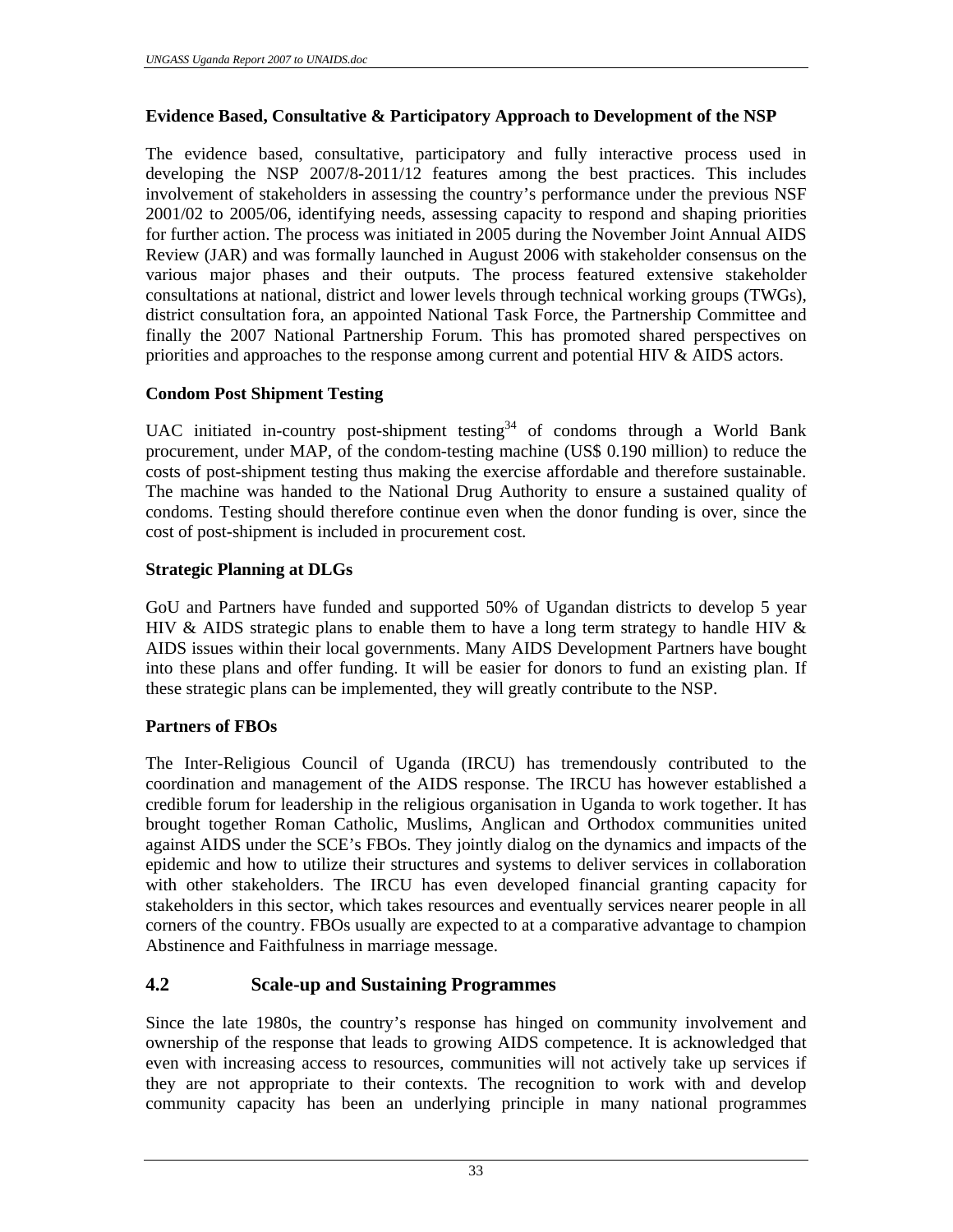**Evidence Based, Consultative & Participatory Approach to Development of the NSP**

The evidence based, consultative, participatory and fully interactive process used in developing the NSP 2007/8-2011/12 features among the best practices. This includes involvement of stakeholders in assessing the country's performance under the previous NSF 2001/02 to 2005/06, identifying needs, assessing capacity to respond and shaping priorities for further action. The process was initiated in 2005 during the November Joint Annual AIDS Review (JAR) and was formally launched in August 2006 with stakeholder consensus on the various major phases and their outputs. The process featured extensive stakeholder consultations at national, district and lower levels through technical working groups (TWGs), district consultation fora, an appointed National Task Force, the Partnership Committee and finally the 2007 National Partnership Forum. This has promoted shared perspectives on priorities and approaches to the response among current and potential HIV & AIDS actors.

**Condom Post Shipment Testing**

UAC initiated in-country post-shipment testing[34] of condoms through a World Bank procurement, under MAP, of the condom-testing machine (US$ 0.190 million) to reduce the costs of post-shipment testing thus making the exercise affordable and therefore sustainable. The machine was handed to the National Drug Authority to ensure a sustained quality of condoms. Testing should therefore continue even when the donor funding is over, since the cost of post-shipment is included in procurement cost.

**Strategic Planning at DLGs**

GoU and Partners have funded and supported 50% of Ugandan districts to develop 5 year HIV & AIDS strategic plans to enable them to have a long term strategy to handle HIV & AIDS issues within their local governments. Many AIDS Development Partners have bought into these plans and offer funding. It will be easier for donors to fund an existing plan. If these strategic plans can be implemented, they will greatly contribute to the NSP.

**Partners of FBOs**

The Inter-Religious Council of Uganda (IRCU) has tremendously contributed to the coordination and management of the AIDS response. The IRCU has however established a credible forum for leadership in the religious organisation in Uganda to work together. It has brought together Roman Catholic, Muslims, Anglican and Orthodox communities united against AIDS under the SCE's FBOs. They jointly dialog on the dynamics and impacts of the epidemic and how to utilize their structures and systems to deliver services in collaboration with other stakeholders. The IRCU has even developed financial granting capacity for stakeholders in this sector, which takes resources and eventually services nearer people in all corners of the country. FBOs usually are expected to at a comparative advantage to champion Abstinence and Faithfulness in marriage message.

## 4.2 Scale-up and Sustaining Programmes

Since the late 1980s, the country's response has hinged on community involvement and ownership of the response that leads to growing AIDS competence. It is acknowledged that even with increasing access to resources, communities will not actively take up services if they are not appropriate to their contexts. The recognition to work with and develop community capacity has been an underlying principle in many national programmes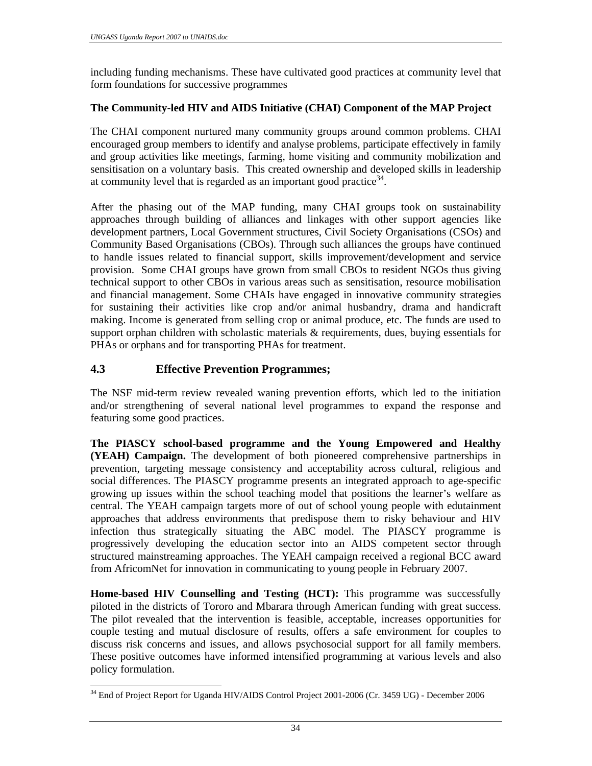including funding mechanisms. These have cultivated good practices at community level that form foundations for successive programmes

**The Community-led HIV and AIDS Initiative (CHAI) Component of the MAP Project**

The CHAI component nurtured many community groups around common problems. CHAI encouraged group members to identify and analyse problems, participate effectively in family and group activities like meetings, farming, home visiting and community mobilization and sensitisation on a voluntary basis. This created ownership and developed skills in leadership at community level that is regarded as an important good practice[34].

After the phasing out of the MAP funding, many CHAI groups took on sustainability approaches through building of alliances and linkages with other support agencies like development partners, Local Government structures, Civil Society Organisations (CSOs) and Community Based Organisations (CBOs). Through such alliances the groups have continued to handle issues related to financial support, skills improvement/development and service provision. Some CHAI groups have grown from small CBOs to resident NGOs thus giving technical support to other CBOs in various areas such as sensitisation, resource mobilisation and financial management. Some CHAIs have engaged in innovative community strategies for sustaining their activities like crop and/or animal husbandry, drama and handicraft making. Income is generated from selling crop or animal produce, etc. The funds are used to support orphan children with scholastic materials & requirements, dues, buying essentials for PHAs or orphans and for transporting PHAs for treatment.

## 4.3 Effective Prevention Programmes;

The NSF mid-term review revealed waning prevention efforts, which led to the initiation and/or strengthening of several national level programmes to expand the response and featuring some good practices.

**The PIASCY school-based programme and the Young Empowered and Healthy (YEAH) Campaign.** The development of both pioneered comprehensive partnerships in prevention, targeting message consistency and acceptability across cultural, religious and social differences. The PIASCY programme presents an integrated approach to age-specific growing up issues within the school teaching model that positions the learner's welfare as central. The YEAH campaign targets more of out of school young people with edutainment approaches that address environments that predispose them to risky behaviour and HIV infection thus strategically situating the ABC model. The PIASCY programme is progressively developing the education sector into an AIDS competent sector through structured mainstreaming approaches. The YEAH campaign received a regional BCC award from AfricomNet for innovation in communicating to young people in February 2007.

**Home-based HIV Counselling and Testing (HCT):** This programme was successfully piloted in the districts of Tororo and Mbarara through American funding with great success. The pilot revealed that the intervention is feasible, acceptable, increases opportunities for couple testing and mutual disclosure of results, offers a safe environment for couples to discuss risk concerns and issues, and allows psychosocial support for all family members. These positive outcomes have informed intensified programming at various levels and also policy formulation.

---

[34] End of Project Report for Uganda HIV/AIDS Control Project 2001-2006 (Cr. 3459 UG) - December 2006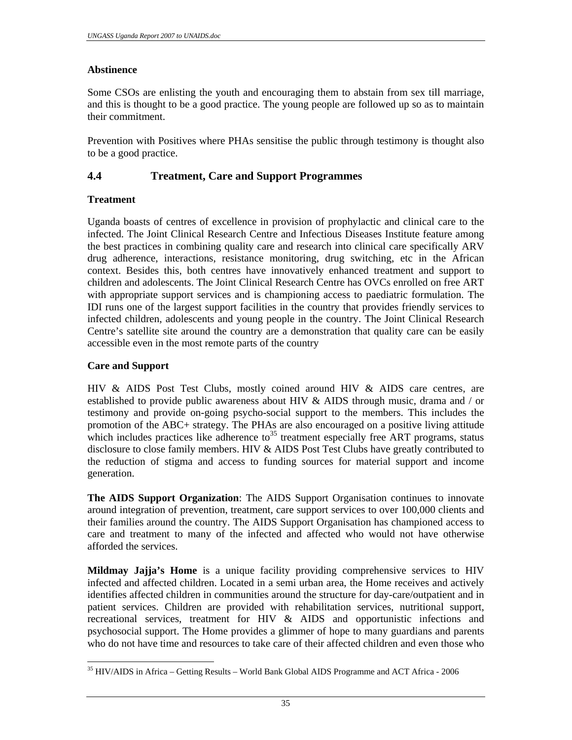**Abstinence**

Some CSOs are enlisting the youth and encouraging them to abstain from sex till marriage, and this is thought to be a good practice. The young people are followed up so as to maintain their commitment.

Prevention with Positives where PHAs sensitise the public through testimony is thought also to be a good practice.

## 4.4 Treatment, Care and Support Programmes

**Treatment**

Uganda boasts of centres of excellence in provision of prophylactic and clinical care to the infected. The Joint Clinical Research Centre and Infectious Diseases Institute feature among the best practices in combining quality care and research into clinical care specifically ARV drug adherence, interactions, resistance monitoring, drug switching, etc in the African context. Besides this, both centres have innovatively enhanced treatment and support to children and adolescents. The Joint Clinical Research Centre has OVCs enrolled on free ART with appropriate support services and is championing access to paediatric formulation. The IDI runs one of the largest support facilities in the country that provides friendly services to infected children, adolescents and young people in the country. The Joint Clinical Research Centre's satellite site around the country are a demonstration that quality care can be easily accessible even in the most remote parts of the country

**Care and Support**

HIV & AIDS Post Test Clubs, mostly coined around HIV & AIDS care centres, are established to provide public awareness about HIV & AIDS through music, drama and / or testimony and provide on-going psycho-social support to the members. This includes the promotion of the ABC+ strategy. The PHAs are also encouraged on a positive living attitude which includes practices like adherence to[35] treatment especially free ART programs, status disclosure to close family members. HIV & AIDS Post Test Clubs have greatly contributed to the reduction of stigma and access to funding sources for material support and income generation.

**The AIDS Support Organization**: The AIDS Support Organisation continues to innovate around integration of prevention, treatment, care support services to over 100,000 clients and their families around the country. The AIDS Support Organisation has championed access to care and treatment to many of the infected and affected who would not have otherwise afforded the services.

**Mildmay Jajja's Home** is a unique facility providing comprehensive services to HIV infected and affected children. Located in a semi urban area, the Home receives and actively identifies affected children in communities around the structure for day-care/outpatient and in patient services. Children are provided with rehabilitation services, nutritional support, recreational services, treatment for HIV & AIDS and opportunistic infections and psychosocial support. The Home provides a glimmer of hope to many guardians and parents who do not have time and resources to take care of their affected children and even those who

[35] HIV/AIDS in Africa – Getting Results – World Bank Global AIDS Programme and ACT Africa - 2006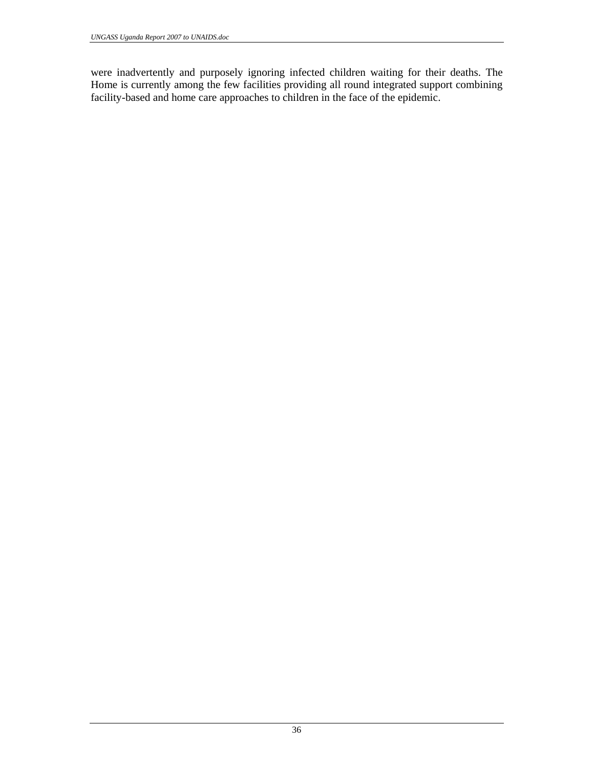were inadvertently and purposely ignoring infected children waiting for their deaths. The Home is currently among the few facilities providing all round integrated support combining facility-based and home care approaches to children in the face of the epidemic.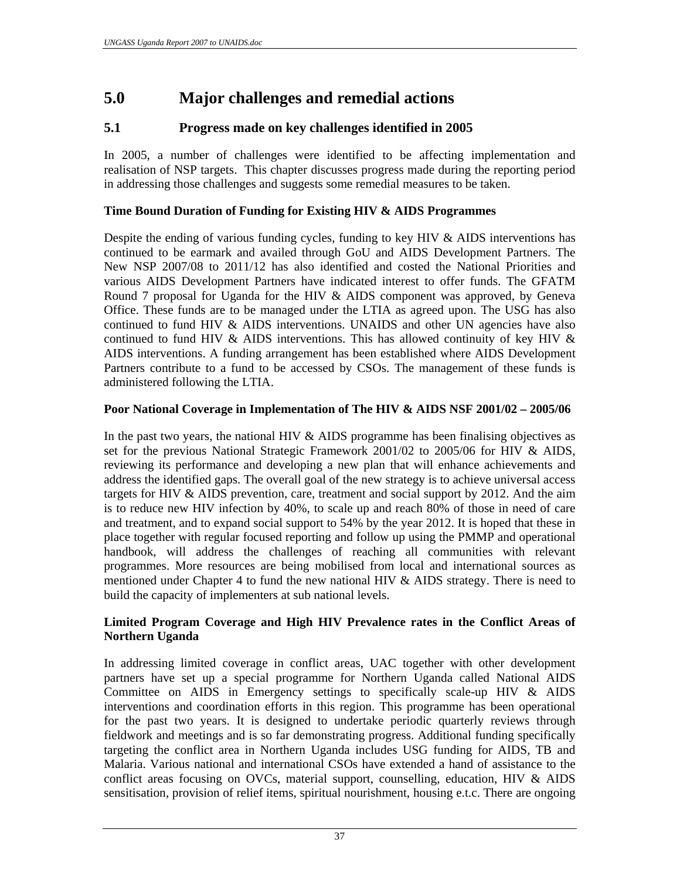# 5.0 Major challenges and remedial actions

## 5.1 Progress made on key challenges identified in 2005

In 2005, a number of challenges were identified to be affecting implementation and realisation of NSP targets. This chapter discusses progress made during the reporting period in addressing those challenges and suggests some remedial measures to be taken.

**Time Bound Duration of Funding for Existing HIV & AIDS Programmes**

Despite the ending of various funding cycles, funding to key HIV & AIDS interventions has continued to be earmark and availed through GoU and AIDS Development Partners. The New NSP 2007/08 to 2011/12 has also identified and costed the National Priorities and various AIDS Development Partners have indicated interest to offer funds. The GFATM Round 7 proposal for Uganda for the HIV & AIDS component was approved, by Geneva Office. These funds are to be managed under the LTIA as agreed upon. The USG has also continued to fund HIV & AIDS interventions. UNAIDS and other UN agencies have also continued to fund HIV & AIDS interventions. This has allowed continuity of key HIV & AIDS interventions. A funding arrangement has been established where AIDS Development Partners contribute to a fund to be accessed by CSOs. The management of these funds is administered following the LTIA.

**Poor National Coverage in Implementation of The HIV & AIDS NSF 2001/02 – 2005/06**

In the past two years, the national HIV & AIDS programme has been finalising objectives as set for the previous National Strategic Framework 2001/02 to 2005/06 for HIV & AIDS, reviewing its performance and developing a new plan that will enhance achievements and address the identified gaps. The overall goal of the new strategy is to achieve universal access targets for HIV & AIDS prevention, care, treatment and social support by 2012. And the aim is to reduce new HIV infection by 40%, to scale up and reach 80% of those in need of care and treatment, and to expand social support to 54% by the year 2012. It is hoped that these in place together with regular focused reporting and follow up using the PMMP and operational handbook, will address the challenges of reaching all communities with relevant programmes. More resources are being mobilised from local and international sources as mentioned under Chapter 4 to fund the new national HIV & AIDS strategy. There is need to build the capacity of implementers at sub national levels.

**Limited Program Coverage and High HIV Prevalence rates in the Conflict Areas of Northern Uganda**

In addressing limited coverage in conflict areas, UAC together with other development partners have set up a special programme for Northern Uganda called National AIDS Committee on AIDS in Emergency settings to specifically scale-up HIV & AIDS interventions and coordination efforts in this region. This programme has been operational for the past two years. It is designed to undertake periodic quarterly reviews through fieldwork and meetings and is so far demonstrating progress. Additional funding specifically targeting the conflict area in Northern Uganda includes USG funding for AIDS, TB and Malaria. Various national and international CSOs have extended a hand of assistance to the conflict areas focusing on OVCs, material support, counselling, education, HIV & AIDS sensitisation, provision of relief items, spiritual nourishment, housing e.t.c. There are ongoing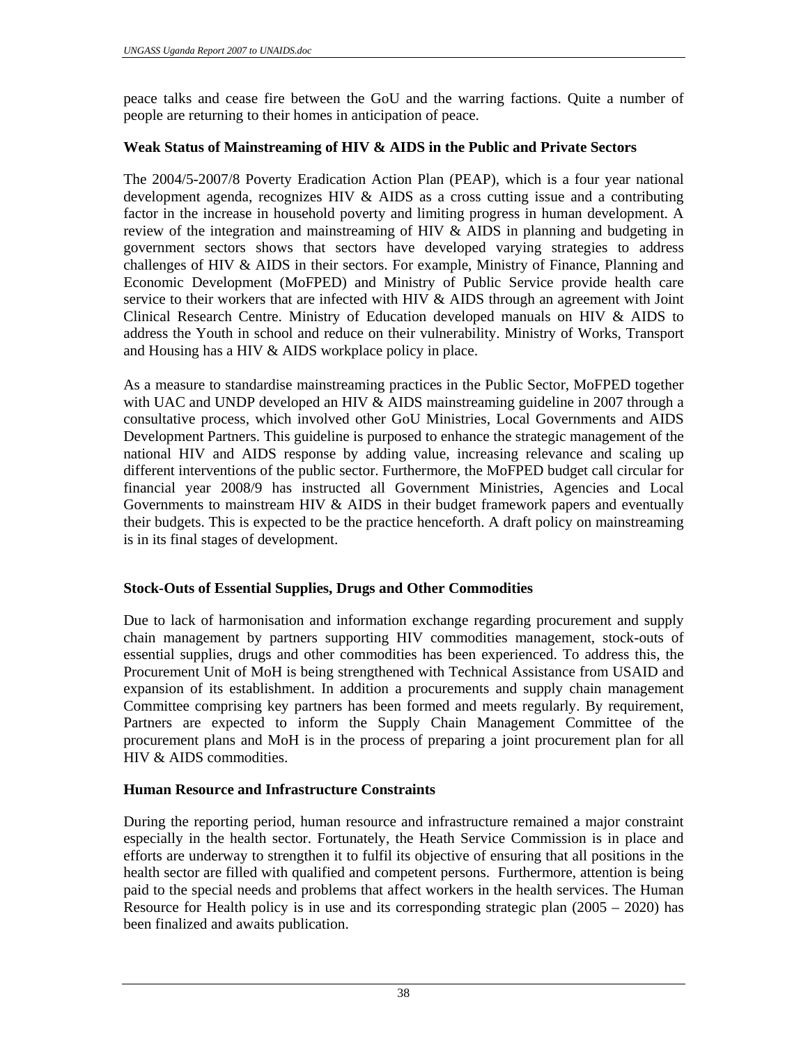peace talks and cease fire between the GoU and the warring factions. Quite a number of people are returning to their homes in anticipation of peace.

**Weak Status of Mainstreaming of HIV & AIDS in the Public and Private Sectors**

The 2004/5-2007/8 Poverty Eradication Action Plan (PEAP), which is a four year national development agenda, recognizes HIV & AIDS as a cross cutting issue and a contributing factor in the increase in household poverty and limiting progress in human development. A review of the integration and mainstreaming of HIV & AIDS in planning and budgeting in government sectors shows that sectors have developed varying strategies to address challenges of HIV & AIDS in their sectors. For example, Ministry of Finance, Planning and Economic Development (MoFPED) and Ministry of Public Service provide health care service to their workers that are infected with HIV & AIDS through an agreement with Joint Clinical Research Centre. Ministry of Education developed manuals on HIV & AIDS to address the Youth in school and reduce on their vulnerability. Ministry of Works, Transport and Housing has a HIV & AIDS workplace policy in place.

As a measure to standardise mainstreaming practices in the Public Sector, MoFPED together with UAC and UNDP developed an HIV & AIDS mainstreaming guideline in 2007 through a consultative process, which involved other GoU Ministries, Local Governments and AIDS Development Partners. This guideline is purposed to enhance the strategic management of the national HIV and AIDS response by adding value, increasing relevance and scaling up different interventions of the public sector. Furthermore, the MoFPED budget call circular for financial year 2008/9 has instructed all Government Ministries, Agencies and Local Governments to mainstream HIV & AIDS in their budget framework papers and eventually their budgets. This is expected to be the practice henceforth. A draft policy on mainstreaming is in its final stages of development.

**Stock-Outs of Essential Supplies, Drugs and Other Commodities**

Due to lack of harmonisation and information exchange regarding procurement and supply chain management by partners supporting HIV commodities management, stock-outs of essential supplies, drugs and other commodities has been experienced. To address this, the Procurement Unit of MoH is being strengthened with Technical Assistance from USAID and expansion of its establishment. In addition a procurements and supply chain management Committee comprising key partners has been formed and meets regularly. By requirement, Partners are expected to inform the Supply Chain Management Committee of the procurement plans and MoH is in the process of preparing a joint procurement plan for all HIV & AIDS commodities.

**Human Resource and Infrastructure Constraints**

During the reporting period, human resource and infrastructure remained a major constraint especially in the health sector. Fortunately, the Heath Service Commission is in place and efforts are underway to strengthen it to fulfil its objective of ensuring that all positions in the health sector are filled with qualified and competent persons. Furthermore, attention is being paid to the special needs and problems that affect workers in the health services. The Human Resource for Health policy is in use and its corresponding strategic plan (2005 – 2020) has been finalized and awaits publication.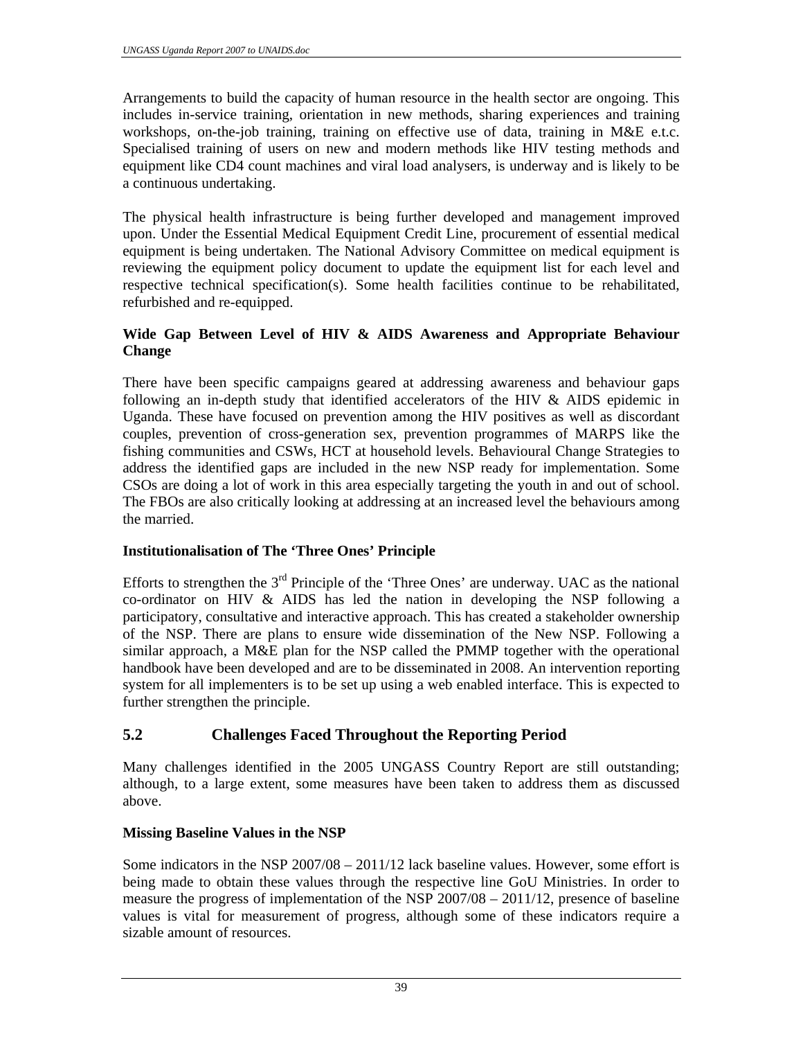Arrangements to build the capacity of human resource in the health sector are ongoing. This includes in-service training, orientation in new methods, sharing experiences and training workshops, on-the-job training, training on effective use of data, training in M&E e.t.c. Specialised training of users on new and modern methods like HIV testing methods and equipment like CD4 count machines and viral load analysers, is underway and is likely to be a continuous undertaking.

The physical health infrastructure is being further developed and management improved upon. Under the Essential Medical Equipment Credit Line, procurement of essential medical equipment is being undertaken. The National Advisory Committee on medical equipment is reviewing the equipment policy document to update the equipment list for each level and respective technical specification(s). Some health facilities continue to be rehabilitated, refurbished and re-equipped.

**Wide Gap Between Level of HIV & AIDS Awareness and Appropriate Behaviour Change**

There have been specific campaigns geared at addressing awareness and behaviour gaps following an in-depth study that identified accelerators of the HIV & AIDS epidemic in Uganda. These have focused on prevention among the HIV positives as well as discordant couples, prevention of cross-generation sex, prevention programmes of MARPS like the fishing communities and CSWs, HCT at household levels. Behavioural Change Strategies to address the identified gaps are included in the new NSP ready for implementation. Some CSOs are doing a lot of work in this area especially targeting the youth in and out of school. The FBOs are also critically looking at addressing at an increased level the behaviours among the married.

**Institutionalisation of The 'Three Ones' Principle**

Efforts to strengthen the 3rd Principle of the 'Three Ones' are underway. UAC as the national co-ordinator on HIV & AIDS has led the nation in developing the NSP following a participatory, consultative and interactive approach. This has created a stakeholder ownership of the NSP. There are plans to ensure wide dissemination of the New NSP. Following a similar approach, a M&E plan for the NSP called the PMMP together with the operational handbook have been developed and are to be disseminated in 2008. An intervention reporting system for all implementers is to be set up using a web enabled interface. This is expected to further strengthen the principle.

## 5.2 Challenges Faced Throughout the Reporting Period

Many challenges identified in the 2005 UNGASS Country Report are still outstanding; although, to a large extent, some measures have been taken to address them as discussed above.

**Missing Baseline Values in the NSP**

Some indicators in the NSP 2007/08 – 2011/12 lack baseline values. However, some effort is being made to obtain these values through the respective line GoU Ministries. In order to measure the progress of implementation of the NSP 2007/08 – 2011/12, presence of baseline values is vital for measurement of progress, although some of these indicators require a sizable amount of resources.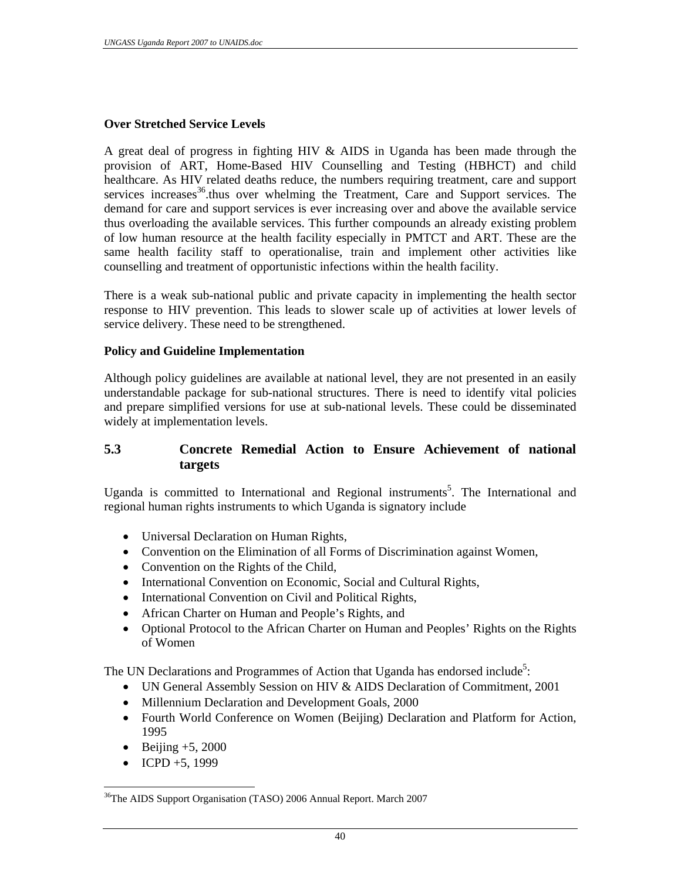**Over Stretched Service Levels**

A great deal of progress in fighting HIV & AIDS in Uganda has been made through the provision of ART, Home-Based HIV Counselling and Testing (HBHCT) and child healthcare. As HIV related deaths reduce, the numbers requiring treatment, care and support services increases[36].thus over whelming the Treatment, Care and Support services. The demand for care and support services is ever increasing over and above the available service thus overloading the available services. This further compounds an already existing problem of low human resource at the health facility especially in PMTCT and ART. These are the same health facility staff to operationalise, train and implement other activities like counselling and treatment of opportunistic infections within the health facility.

There is a weak sub-national public and private capacity in implementing the health sector response to HIV prevention. This leads to slower scale up of activities at lower levels of service delivery. These need to be strengthened.

**Policy and Guideline Implementation**

Although policy guidelines are available at national level, they are not presented in an easily understandable package for sub-national structures. There is need to identify vital policies and prepare simplified versions for use at sub-national levels. These could be disseminated widely at implementation levels.

## 5.3 Concrete Remedial Action to Ensure Achievement of national targets

Uganda is committed to International and Regional instruments[5]. The International and regional human rights instruments to which Uganda is signatory include

- Universal Declaration on Human Rights,
- Convention on the Elimination of all Forms of Discrimination against Women,
- Convention on the Rights of the Child,
- International Convention on Economic, Social and Cultural Rights,
- International Convention on Civil and Political Rights,
- African Charter on Human and People's Rights, and
- Optional Protocol to the African Charter on Human and Peoples' Rights on the Rights of Women

The UN Declarations and Programmes of Action that Uganda has endorsed include[5]:

- UN General Assembly Session on HIV & AIDS Declaration of Commitment, 2001
- Millennium Declaration and Development Goals, 2000
- Fourth World Conference on Women (Beijing) Declaration and Platform for Action, 1995
- Beijing +5, 2000
- ICPD +5, 1999

[36] The AIDS Support Organisation (TASO) 2006 Annual Report. March 2007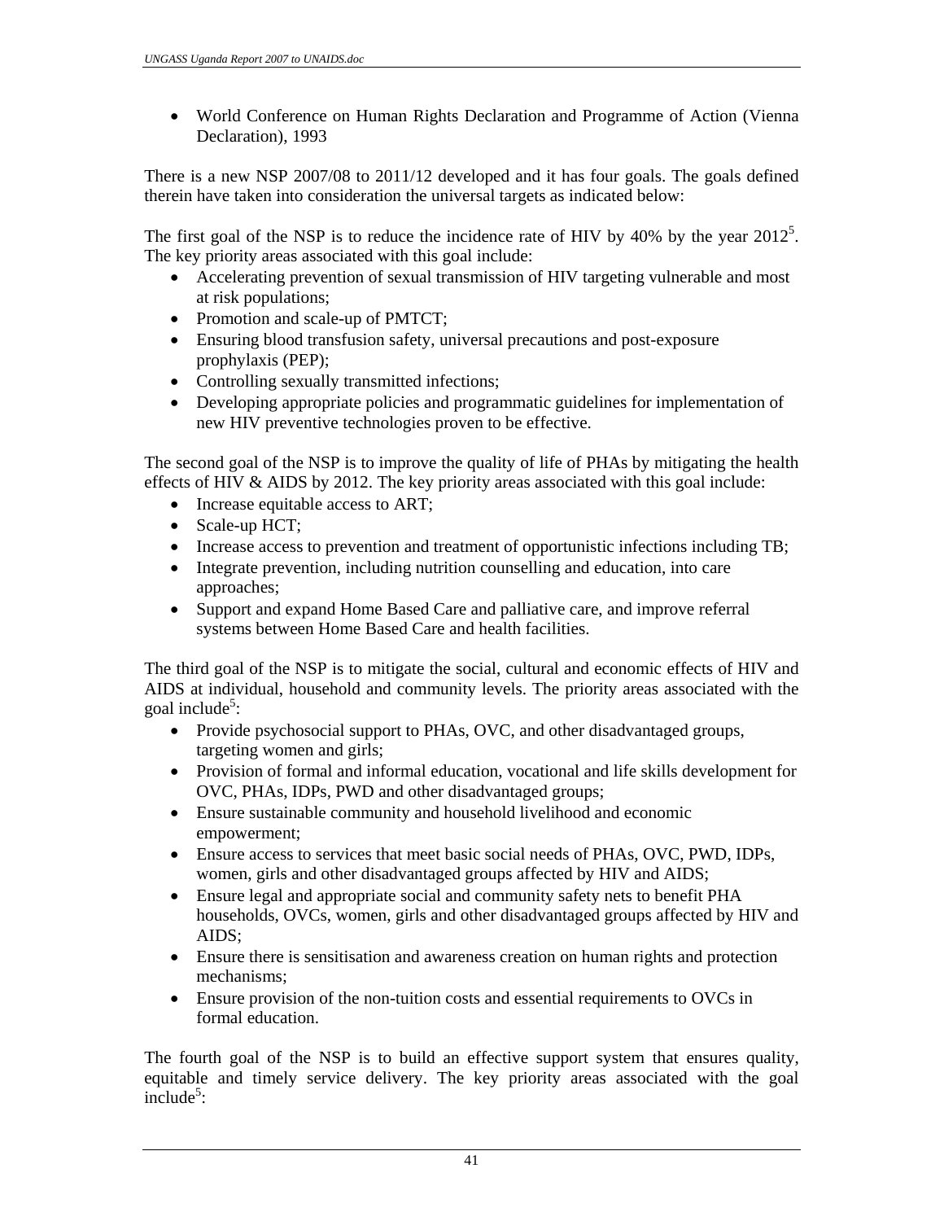- World Conference on Human Rights Declaration and Programme of Action (Vienna Declaration), 1993

There is a new NSP 2007/08 to 2011/12 developed and it has four goals. The goals defined therein have taken into consideration the universal targets as indicated below:

The first goal of the NSP is to reduce the incidence rate of HIV by 40% by the year 2012[5]. The key priority areas associated with this goal include:

- Accelerating prevention of sexual transmission of HIV targeting vulnerable and most at risk populations;
- Promotion and scale-up of PMTCT;
- Ensuring blood transfusion safety, universal precautions and post-exposure prophylaxis (PEP);
- Controlling sexually transmitted infections;
- Developing appropriate policies and programmatic guidelines for implementation of new HIV preventive technologies proven to be effective.

The second goal of the NSP is to improve the quality of life of PHAs by mitigating the health effects of HIV & AIDS by 2012. The key priority areas associated with this goal include:

- Increase equitable access to ART;
- Scale-up HCT;
- Increase access to prevention and treatment of opportunistic infections including TB;
- Integrate prevention, including nutrition counselling and education, into care approaches;
- Support and expand Home Based Care and palliative care, and improve referral systems between Home Based Care and health facilities.

The third goal of the NSP is to mitigate the social, cultural and economic effects of HIV and AIDS at individual, household and community levels. The priority areas associated with the goal include[5]:

- Provide psychosocial support to PHAs, OVC, and other disadvantaged groups, targeting women and girls;
- Provision of formal and informal education, vocational and life skills development for OVC, PHAs, IDPs, PWD and other disadvantaged groups;
- Ensure sustainable community and household livelihood and economic empowerment;
- Ensure access to services that meet basic social needs of PHAs, OVC, PWD, IDPs, women, girls and other disadvantaged groups affected by HIV and AIDS;
- Ensure legal and appropriate social and community safety nets to benefit PHA households, OVCs, women, girls and other disadvantaged groups affected by HIV and AIDS;
- Ensure there is sensitisation and awareness creation on human rights and protection mechanisms;
- Ensure provision of the non-tuition costs and essential requirements to OVCs in formal education.

The fourth goal of the NSP is to build an effective support system that ensures quality, equitable and timely service delivery. The key priority areas associated with the goal include[5]: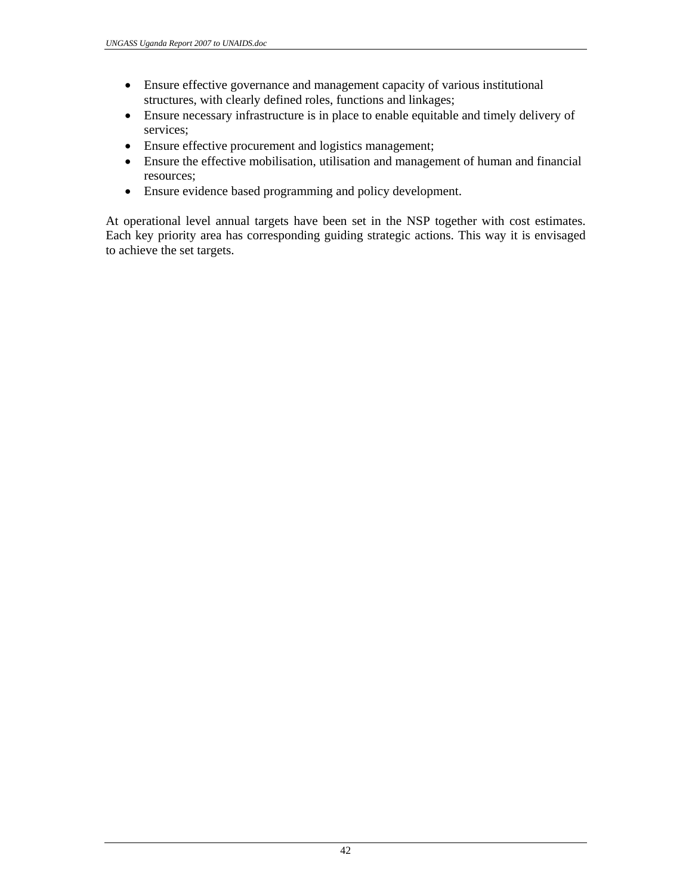- Ensure effective governance and management capacity of various institutional structures, with clearly defined roles, functions and linkages;
- Ensure necessary infrastructure is in place to enable equitable and timely delivery of services;
- Ensure effective procurement and logistics management;
- Ensure the effective mobilisation, utilisation and management of human and financial resources;
- Ensure evidence based programming and policy development.

At operational level annual targets have been set in the NSP together with cost estimates. Each key priority area has corresponding guiding strategic actions. This way it is envisaged to achieve the set targets.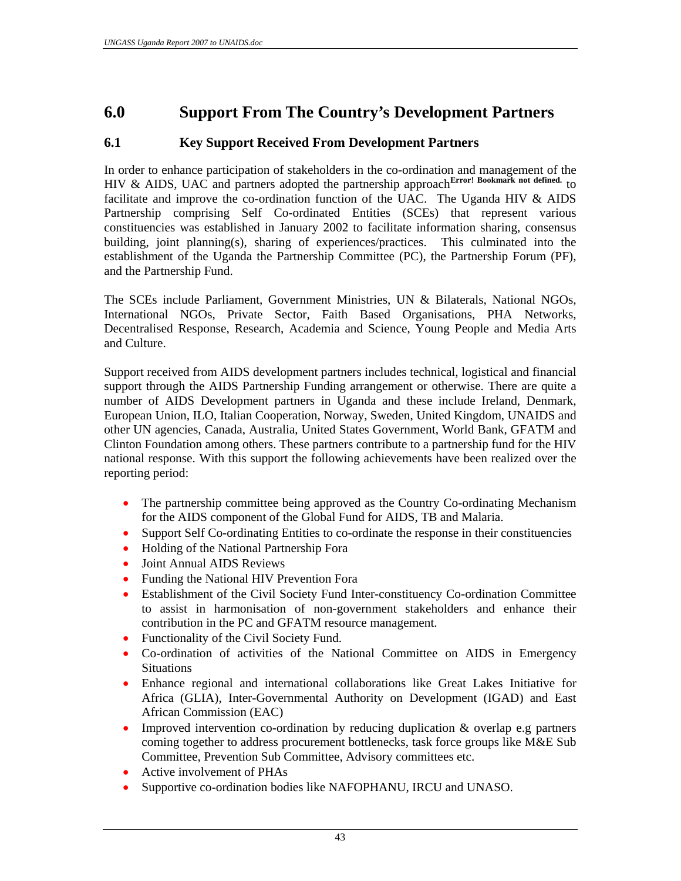# 6.0 Support From The Country's Development Partners

## 6.1 Key Support Received From Development Partners

In order to enhance participation of stakeholders in the co-ordination and management of the HIV & AIDS, UAC and partners adopted the partnership approach[Error! Bookmark not defined.] to facilitate and improve the co-ordination function of the UAC. The Uganda HIV & AIDS Partnership comprising Self Co-ordinated Entities (SCEs) that represent various constituencies was established in January 2002 to facilitate information sharing, consensus building, joint planning(s), sharing of experiences/practices. This culminated into the establishment of the Uganda the Partnership Committee (PC), the Partnership Forum (PF), and the Partnership Fund.

The SCEs include Parliament, Government Ministries, UN & Bilaterals, National NGOs, International NGOs, Private Sector, Faith Based Organisations, PHA Networks, Decentralised Response, Research, Academia and Science, Young People and Media Arts and Culture.

Support received from AIDS development partners includes technical, logistical and financial support through the AIDS Partnership Funding arrangement or otherwise. There are quite a number of AIDS Development partners in Uganda and these include Ireland, Denmark, European Union, ILO, Italian Cooperation, Norway, Sweden, United Kingdom, UNAIDS and other UN agencies, Canada, Australia, United States Government, World Bank, GFATM and Clinton Foundation among others. These partners contribute to a partnership fund for the HIV national response. With this support the following achievements have been realized over the reporting period:

- The partnership committee being approved as the Country Co-ordinating Mechanism for the AIDS component of the Global Fund for AIDS, TB and Malaria.
- Support Self Co-ordinating Entities to co-ordinate the response in their constituencies
- Holding of the National Partnership Fora
- Joint Annual AIDS Reviews
- Funding the National HIV Prevention Fora
- Establishment of the Civil Society Fund Inter-constituency Co-ordination Committee to assist in harmonisation of non-government stakeholders and enhance their contribution in the PC and GFATM resource management.
- Functionality of the Civil Society Fund.
- Co-ordination of activities of the National Committee on AIDS in Emergency Situations
- Enhance regional and international collaborations like Great Lakes Initiative for Africa (GLIA), Inter-Governmental Authority on Development (IGAD) and East African Commission (EAC)
- Improved intervention co-ordination by reducing duplication & overlap e.g partners coming together to address procurement bottlenecks, task force groups like M&E Sub Committee, Prevention Sub Committee, Advisory committees etc.
- Active involvement of PHAs
- Supportive co-ordination bodies like NAFOPHANU, IRCU and UNASO.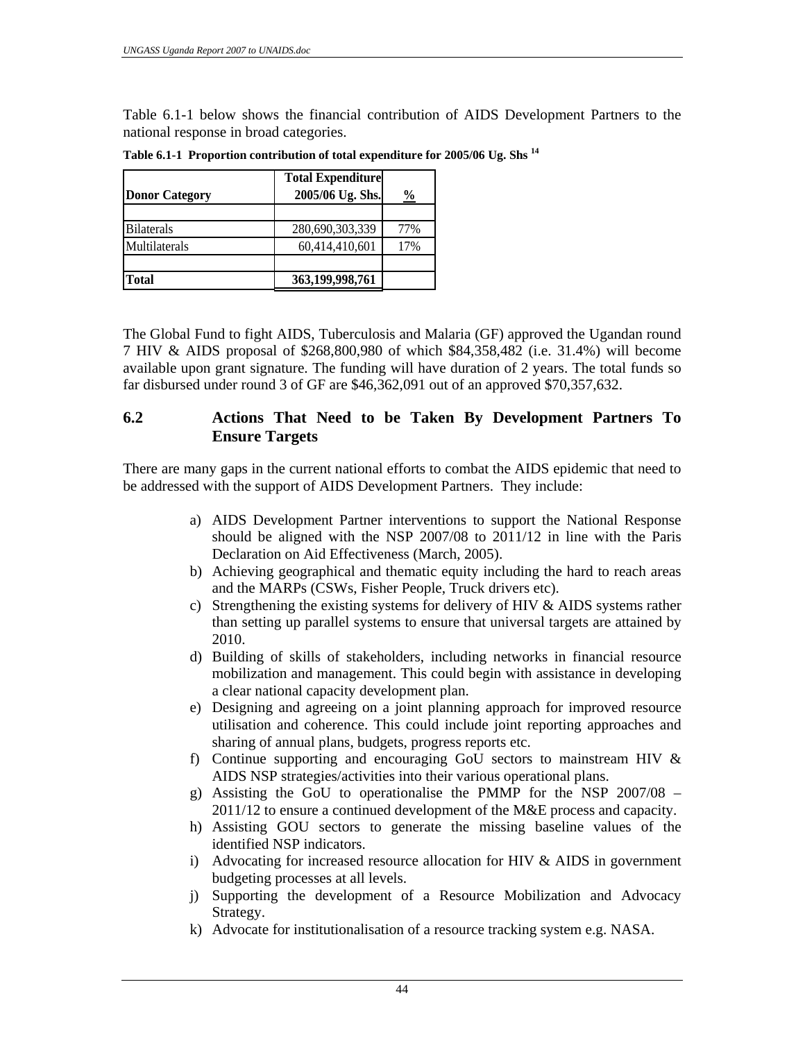Table 6.1-1 below shows the financial contribution of AIDS Development Partners to the national response in broad categories.

**Table 6.1-1 Proportion contribution of total expenditure for 2005/06 Ug. Shs [14]**

| Donor Category | Total Expenditure 2005/06 Ug. Shs. | % |
|---|---|---|
| | | |
| Bilaterals | 280,690,303,339 | 77% |
| Multilaterals | 60,414,410,601 | 17% |
| | | |
| **Total** | **363,199,998,761** | |

The Global Fund to fight AIDS, Tuberculosis and Malaria (GF) approved the Ugandan round 7 HIV & AIDS proposal of $268,800,980 of which $84,358,482 (i.e. 31.4%) will become available upon grant signature. The funding will have duration of 2 years. The total funds so far disbursed under round 3 of GF are $46,362,091 out of an approved $70,357,632.

## 6.2 Actions That Need to be Taken By Development Partners To Ensure Targets

There are many gaps in the current national efforts to combat the AIDS epidemic that need to be addressed with the support of AIDS Development Partners. They include:

a) AIDS Development Partner interventions to support the National Response should be aligned with the NSP 2007/08 to 2011/12 in line with the Paris Declaration on Aid Effectiveness (March, 2005).
b) Achieving geographical and thematic equity including the hard to reach areas and the MARPs (CSWs, Fisher People, Truck drivers etc).
c) Strengthening the existing systems for delivery of HIV & AIDS systems rather than setting up parallel systems to ensure that universal targets are attained by 2010.
d) Building of skills of stakeholders, including networks in financial resource mobilization and management. This could begin with assistance in developing a clear national capacity development plan.
e) Designing and agreeing on a joint planning approach for improved resource utilisation and coherence. This could include joint reporting approaches and sharing of annual plans, budgets, progress reports etc.
f) Continue supporting and encouraging GoU sectors to mainstream HIV & AIDS NSP strategies/activities into their various operational plans.
g) Assisting the GoU to operationalise the PMMP for the NSP 2007/08 – 2011/12 to ensure a continued development of the M&E process and capacity.
h) Assisting GOU sectors to generate the missing baseline values of the identified NSP indicators.
i) Advocating for increased resource allocation for HIV & AIDS in government budgeting processes at all levels.
j) Supporting the development of a Resource Mobilization and Advocacy Strategy.
k) Advocate for institutionalisation of a resource tracking system e.g. NASA.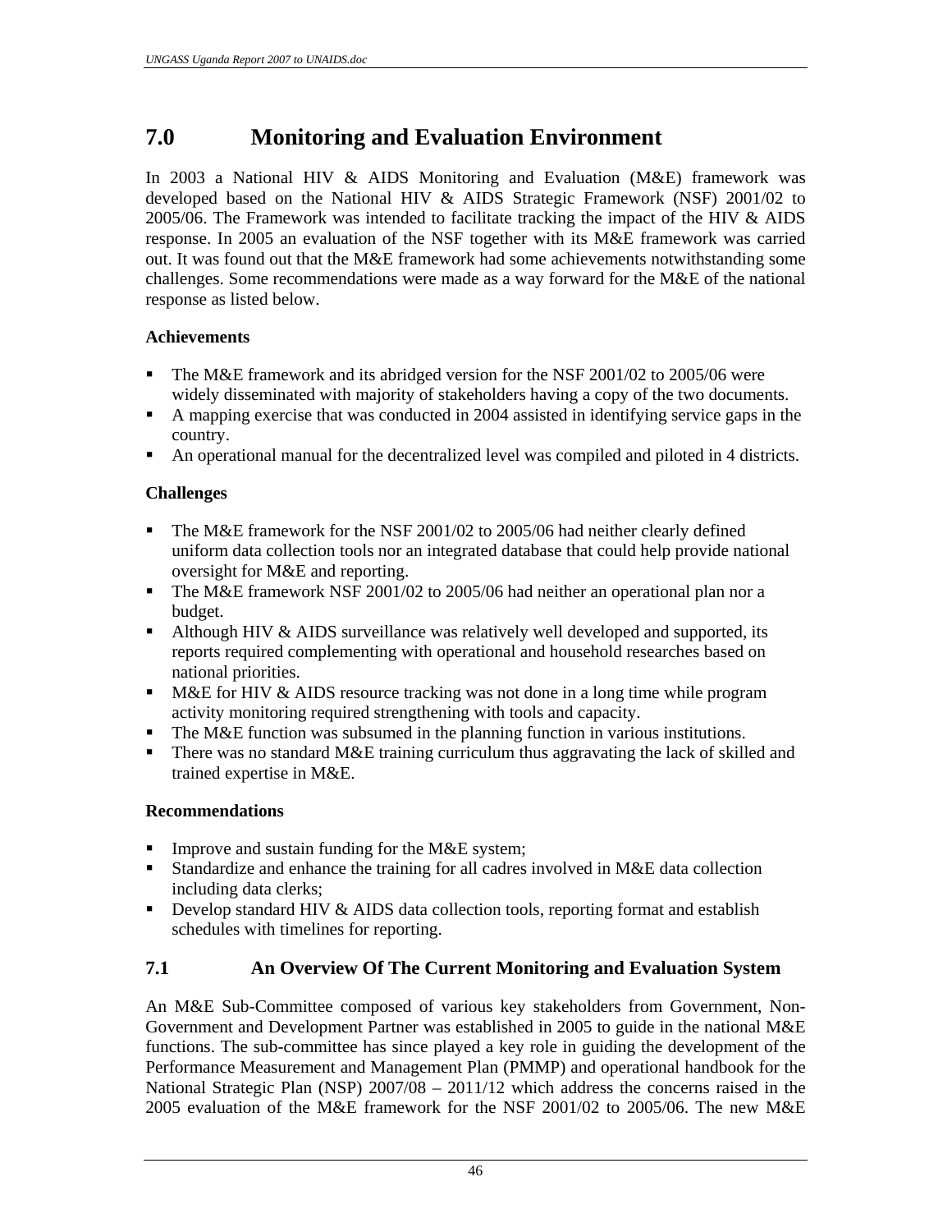# 7.0 Monitoring and Evaluation Environment

In 2003 a National HIV & AIDS Monitoring and Evaluation (M&E) framework was developed based on the National HIV & AIDS Strategic Framework (NSF) 2001/02 to 2005/06. The Framework was intended to facilitate tracking the impact of the HIV & AIDS response. In 2005 an evaluation of the NSF together with its M&E framework was carried out. It was found out that the M&E framework had some achievements notwithstanding some challenges. Some recommendations were made as a way forward for the M&E of the national response as listed below.

**Achievements**

- The M&E framework and its abridged version for the NSF 2001/02 to 2005/06 were widely disseminated with majority of stakeholders having a copy of the two documents.
- A mapping exercise that was conducted in 2004 assisted in identifying service gaps in the country.
- An operational manual for the decentralized level was compiled and piloted in 4 districts.

**Challenges**

- The M&E framework for the NSF 2001/02 to 2005/06 had neither clearly defined uniform data collection tools nor an integrated database that could help provide national oversight for M&E and reporting.
- The M&E framework NSF 2001/02 to 2005/06 had neither an operational plan nor a budget.
- Although HIV & AIDS surveillance was relatively well developed and supported, its reports required complementing with operational and household researches based on national priorities.
- M&E for HIV & AIDS resource tracking was not done in a long time while program activity monitoring required strengthening with tools and capacity.
- The M&E function was subsumed in the planning function in various institutions.
- There was no standard M&E training curriculum thus aggravating the lack of skilled and trained expertise in M&E.

**Recommendations**

- Improve and sustain funding for the M&E system;
- Standardize and enhance the training for all cadres involved in M&E data collection including data clerks;
- Develop standard HIV & AIDS data collection tools, reporting format and establish schedules with timelines for reporting.

## 7.1 An Overview Of The Current Monitoring and Evaluation System

An M&E Sub-Committee composed of various key stakeholders from Government, Non-Government and Development Partner was established in 2005 to guide in the national M&E functions. The sub-committee has since played a key role in guiding the development of the Performance Measurement and Management Plan (PMMP) and operational handbook for the National Strategic Plan (NSP) 2007/08 – 2011/12 which address the concerns raised in the 2005 evaluation of the M&E framework for the NSF 2001/02 to 2005/06. The new M&E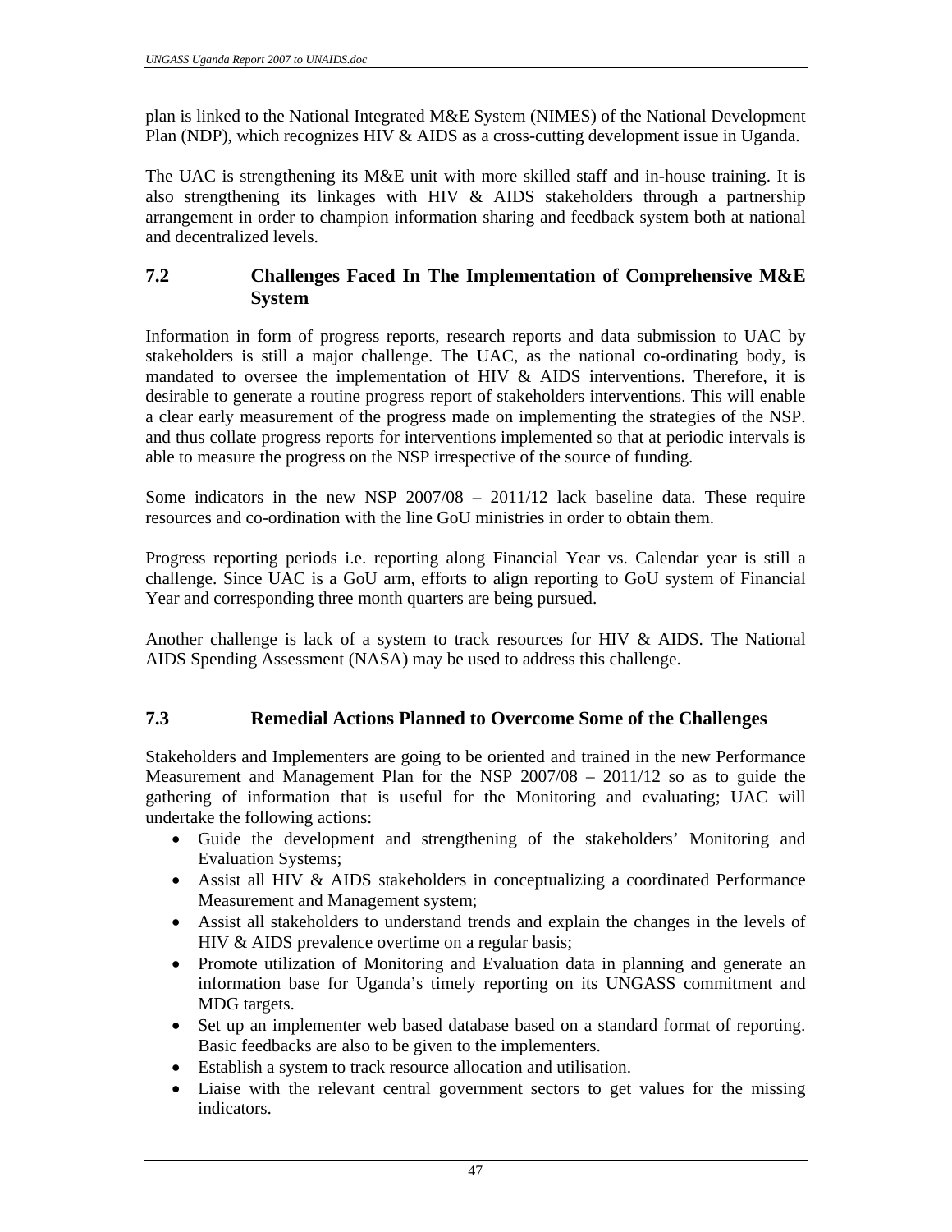plan is linked to the National Integrated M&E System (NIMES) of the National Development Plan (NDP), which recognizes HIV & AIDS as a cross-cutting development issue in Uganda.

The UAC is strengthening its M&E unit with more skilled staff and in-house training. It is also strengthening its linkages with HIV & AIDS stakeholders through a partnership arrangement in order to champion information sharing and feedback system both at national and decentralized levels.

## 7.2 Challenges Faced In The Implementation of Comprehensive M&E System

Information in form of progress reports, research reports and data submission to UAC by stakeholders is still a major challenge. The UAC, as the national co-ordinating body, is mandated to oversee the implementation of HIV & AIDS interventions. Therefore, it is desirable to generate a routine progress report of stakeholders interventions. This will enable a clear early measurement of the progress made on implementing the strategies of the NSP. and thus collate progress reports for interventions implemented so that at periodic intervals is able to measure the progress on the NSP irrespective of the source of funding.

Some indicators in the new NSP 2007/08 – 2011/12 lack baseline data. These require resources and co-ordination with the line GoU ministries in order to obtain them.

Progress reporting periods i.e. reporting along Financial Year vs. Calendar year is still a challenge. Since UAC is a GoU arm, efforts to align reporting to GoU system of Financial Year and corresponding three month quarters are being pursued.

Another challenge is lack of a system to track resources for HIV & AIDS. The National AIDS Spending Assessment (NASA) may be used to address this challenge.

## 7.3 Remedial Actions Planned to Overcome Some of the Challenges

Stakeholders and Implementers are going to be oriented and trained in the new Performance Measurement and Management Plan for the NSP 2007/08 – 2011/12 so as to guide the gathering of information that is useful for the Monitoring and evaluating; UAC will undertake the following actions:

- Guide the development and strengthening of the stakeholders' Monitoring and Evaluation Systems;
- Assist all HIV & AIDS stakeholders in conceptualizing a coordinated Performance Measurement and Management system;
- Assist all stakeholders to understand trends and explain the changes in the levels of HIV & AIDS prevalence overtime on a regular basis;
- Promote utilization of Monitoring and Evaluation data in planning and generate an information base for Uganda's timely reporting on its UNGASS commitment and MDG targets.
- Set up an implementer web based database based on a standard format of reporting. Basic feedbacks are also to be given to the implementers.
- Establish a system to track resource allocation and utilisation.
- Liaise with the relevant central government sectors to get values for the missing indicators.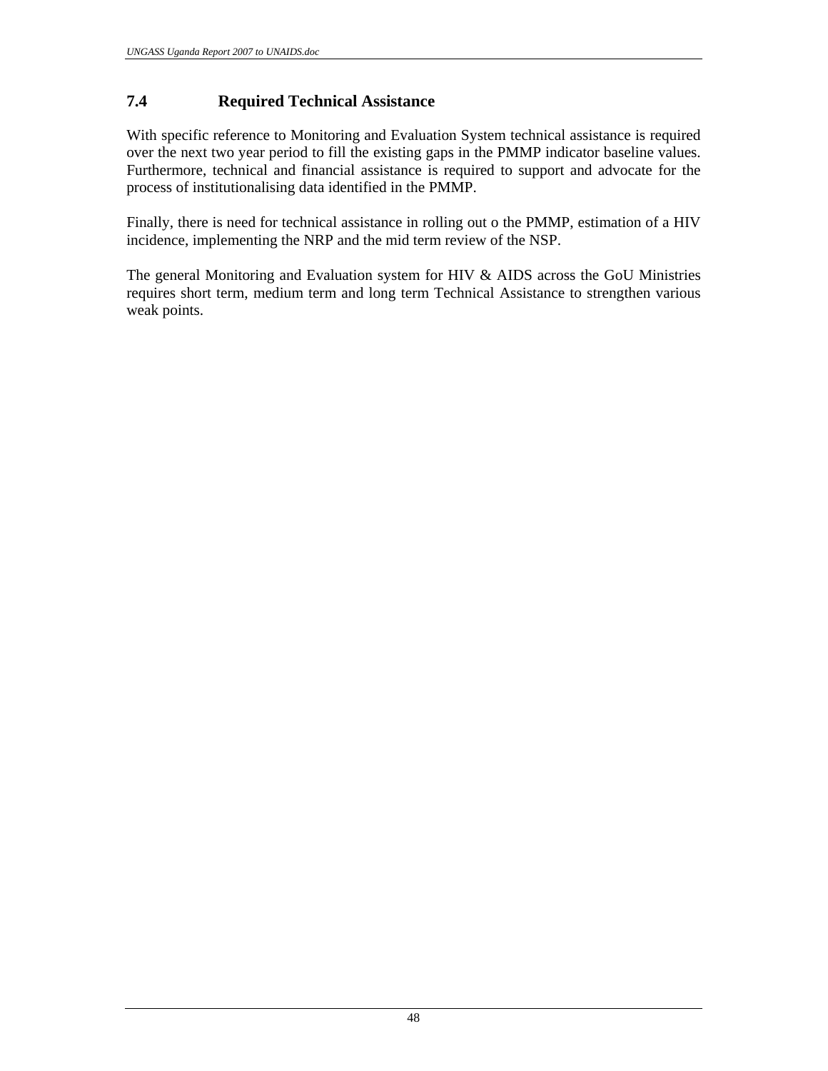## 7.4 Required Technical Assistance

With specific reference to Monitoring and Evaluation System technical assistance is required over the next two year period to fill the existing gaps in the PMMP indicator baseline values. Furthermore, technical and financial assistance is required to support and advocate for the process of institutionalising data identified in the PMMP.

Finally, there is need for technical assistance in rolling out o the PMMP, estimation of a HIV incidence, implementing the NRP and the mid term review of the NSP.

The general Monitoring and Evaluation system for HIV & AIDS across the GoU Ministries requires short term, medium term and long term Technical Assistance to strengthen various weak points.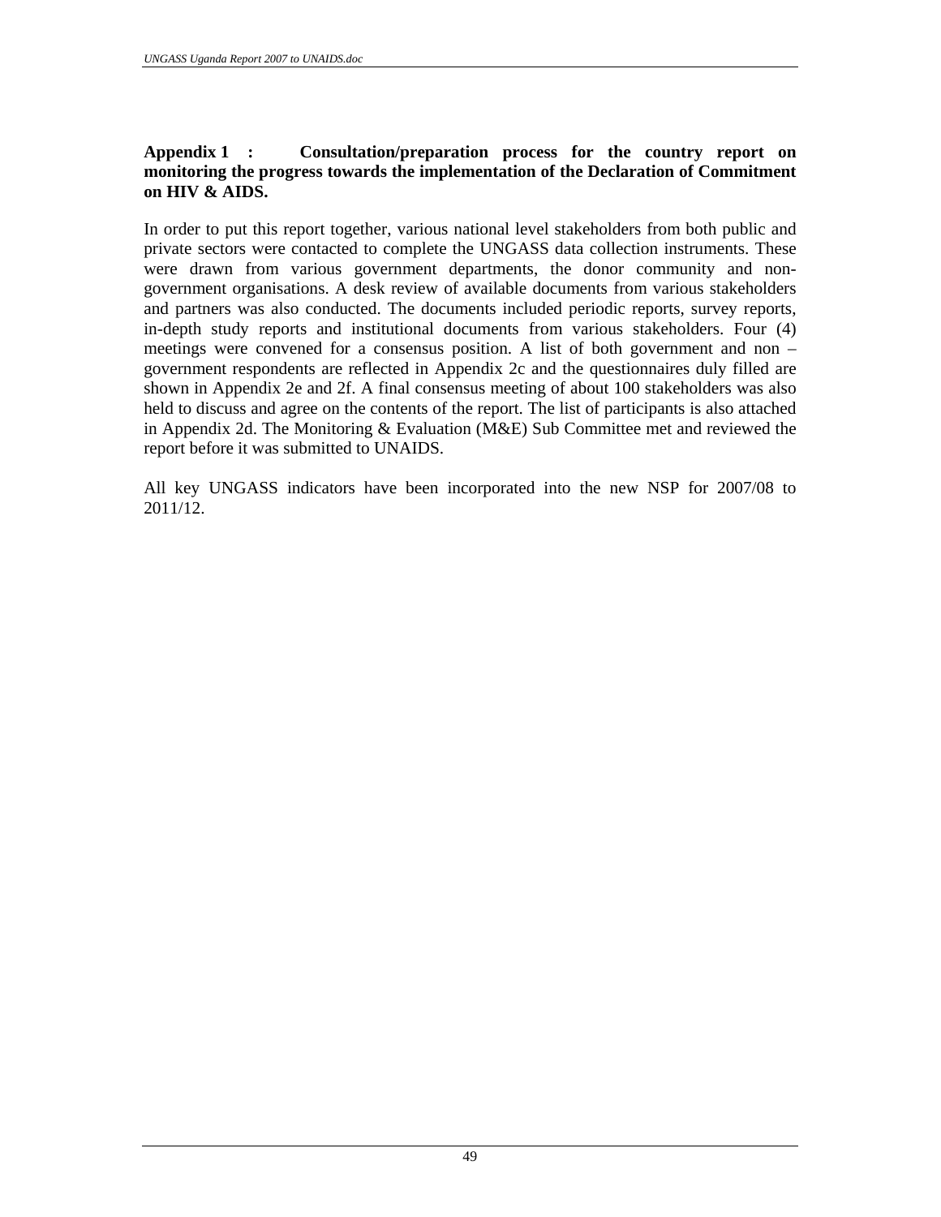**Appendix 1 : Consultation/preparation process for the country report on monitoring the progress towards the implementation of the Declaration of Commitment on HIV & AIDS.**

In order to put this report together, various national level stakeholders from both public and private sectors were contacted to complete the UNGASS data collection instruments. These were drawn from various government departments, the donor community and non-government organisations. A desk review of available documents from various stakeholders and partners was also conducted. The documents included periodic reports, survey reports, in-depth study reports and institutional documents from various stakeholders. Four (4) meetings were convened for a consensus position. A list of both government and non – government respondents are reflected in Appendix 2c and the questionnaires duly filled are shown in Appendix 2e and 2f. A final consensus meeting of about 100 stakeholders was also held to discuss and agree on the contents of the report. The list of participants is also attached in Appendix 2d. The Monitoring & Evaluation (M&E) Sub Committee met and reviewed the report before it was submitted to UNAIDS.

All key UNGASS indicators have been incorporated into the new NSP for 2007/08 to 2011/12.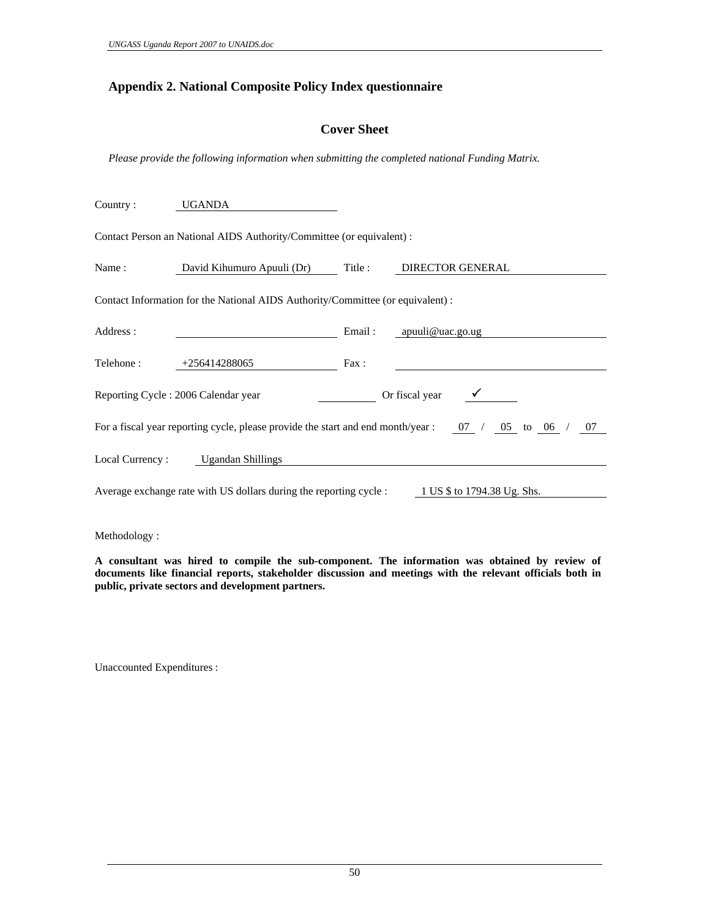## Appendix 2. National Composite Policy Index questionnaire

### Cover Sheet

*Please provide the following information when submitting the completed national Funding Matrix.*

Country : UGANDA

Contact Person an National AIDS Authority/Committee (or equivalent) :

Name : David Kihumuro Apuuli (Dr) Title : DIRECTOR GENERAL

Contact Information for the National AIDS Authority/Committee (or equivalent) :

Address : ______ Email : apuuli@uac.go.ug

Telehone : +256414288065 Fax : ______

Reporting Cycle : 2006 Calendar year ______ Or fiscal year ✓

For a fiscal year reporting cycle, please provide the start and end month/year : 07 / 05 to 06 / 07

Local Currency : Ugandan Shillings

Average exchange rate with US dollars during the reporting cycle : 1 US $ to 1794.38 Ug. Shs.

Methodology :

**A consultant was hired to compile the sub-component. The information was obtained by review of documents like financial reports, stakeholder discussion and meetings with the relevant officials both in public, private sectors and development partners.**

Unaccounted Expenditures :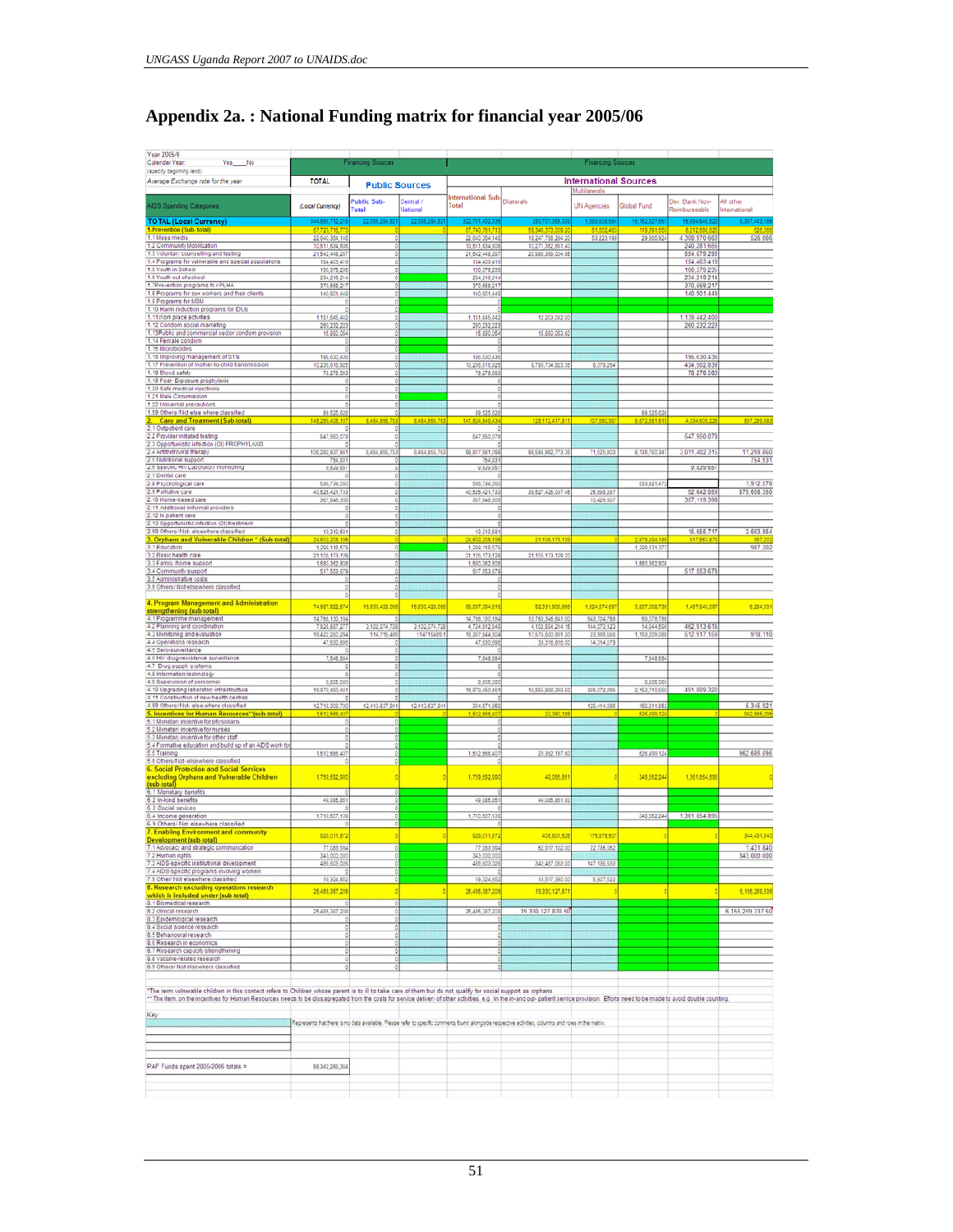# Appendix 2a. : National Funding matrix for financial year 2005/06

Year 2005/6
Calendar Year: Yes___No
(specify beginning /end)
Average Exchange rate for the year

| AIDS Spending Categories | TOTAL (Local Currency) | Public Sources: Public Sub-Total | Public Sources: Central / National | International Sources: International Sub-Total | Bilaterals | Multilaterals: UN Agencies | Multilaterals: Global Fund | Multilaterals: Dev. Bank Non-Reimbursable | All other International |
|---|---|---|---|---|---|---|---|---|---|
| **TOTAL (Local Currency)** | 344,869,712,218 | 22,095,284,821 | 22,095,284,821 | 322,701,492,335 | 280,707,368,330 | 1,959,906,684 | 16,162,527,557 | 15,594,646,520 | 8,357,443,155 |
| **1. Prevention (Sub-total)** | 67,723,716,773 | 0 | | 67,740,781,713 | 58,346,373,009.20 | 61,602,463 | 119,391,556 | 8,212,565,625 | 526,066 |
| 1.1 Mass media | 22,640,354,146 | 0 | | 22,640,354,146 | 18,247,768,294.20 | 53,222,199 | 29,865,924 | 4,308,970,663 | 526,066 |
| 1.2 Community Mobilisation | 10,511,634,606 | 0 | | 10,511,634,606 | 10,271,352,951.40 | | | 240,281,655 | |
| 1.3 Voluntary counselling and testing | 21,542,448,297 | 0 | | 21,542,448,297 | 20,988,369,004.65 | | | 554,079,293 | |
| 1.4 Programs for vulnerable and special populations | 154,403,419 | 0 | | 154,403,419 | | | | 154,403,419 | |
| 1.5 Youth in school | 100,379,236 | 0 | | 100,379,236 | | | | 100,379,236 | |
| 1.6 Youth out of school | 234,218,214 | 0 | | 234,218,214 | | | | 234,218,214 | |
| 1.7 Prevention programs for PLHA | 370,668,217 | 0 | | 370,668,217 | | | | 370,668,217 | |
| 1.8 Programs for sex workers and their clients | 140,901,449 | 0 | | 140,901,449 | | | | 140,901,449 | |
| 1.9 Programs for MSM | 0 | 0 | | | | | | | |
| 1.10 Harm reduction programs for IDUs | 0 | 0 | | | | | | | |
| 1.11 Work place activities | 1,151,645,442 | 0 | | 1,151,645,442 | 12,203,042.00 | | | 1,139,442,400 | |
| 1.12 Condom social marketing | 260,232,223 | 0 | | 260,232,223 | | | | 260,232,223 | |
| 1.13 Public and commercial sector condom provision | 15,880,054 | 0 | | 15,880,054 | 15,880,053.60 | | | | |
| 1.14 Female condom | 0 | 0 | | | | | | | |
| 1.15 Microbicides | 0 | 0 | | | | | | | |
| 1.16 Improving management of STIs | 195,630,436 | 0 | | 195,630,436 | | | | 195,630,436 | |
| 1.17 Prevention of mother-to-child transmission | 10,235,615,925 | 0 | | 10,235,615,925 | 9,793,734,823.35 | 8,379,264 | | 434,502,838 | |
| 1.18 Blood safety | 70,270,503 | 0 | | 70,270,503 | | | | 70,270,503 | |
| 1.19 Post-Exposure prophylaxis | 0 | 0 | | 0 | | | | | |
| 1.20 Safe medical injections | 0 | 0 | | 0 | | | | | |
| 1.21 Male Circumcision | 0 | 0 | | 0 | | | | | |
| 1.22 Universal precautions | 0 | 0 | | 0 | | | | | |
| 1.99 Others Not else where classified | 89,525,626 | 0 | | 89,525,626 | | | 89,525,626 | | |
| **2. Care and Treatment (Sub-total)** | 148,289,405,197 | 6,464,856,763 | 6,464,856,763 | 141,824,549,434 | 128,112,417,811 | 107,650,997 | 8,672,581,811 | 4,034,605,228 | 897,289,583 |
| 2.1 Outpatient care | 0 | 0 | | 0 | | | | | |
| 2.2 Provider initiated testing | 547,950,078 | 0 | | 547,950,078 | | | | 547,950,078 | |
| 2.3 Opportunistic infection (OI) PROPHYLAXIS | 0 | 0 | | 0 | | | | | |
| 2.4 Antiretroviral therapy | 106,282,837,851 | 6,464,856,763 | 6,464,856,763 | 99,817,981,088 | 88,584,992,773.35 | 71,525,803 | 8,138,760,347 | 3,011,402,315 | 11,299,850 |
| 2.5 Nutritional support | 754,931 | 0 | | 754,931 | | | | | 754,931 |
| 2.6 Specific HIV Laboratory monitoring | 9,639,657 | 0 | | 9,639,657 | | | | 9,639,657 | |
| 2.7 Dental care | 0 | 0 | | 0 | | | | | |
| 2.8 Psychological care | 535,734,050 | 0 | | 535,734,050 | | | 533,821,472 | | 1,912,578 |
| 2.9 Palliative care | 40,625,421,733 | 0 | | 40,625,421,733 | 39,527,425,037.45 | 25,696,287 | | 92,642,059 | 879,658,350 |
| 2.10 Home-based care | 367,548,305 | 0 | | 367,548,305 | | 10,428,907 | | 357,119,398 | |
| 2.11 Additional informal providers | 0 | 0 | | 0 | | | | | |
| 2.12 In patient care | 0 | 0 | | 0 | | | | | |
| 2.13 Opportunistic infection (OI) treatment | 0 | 0 | | 0 | | | | | |
| 2.99 Others/ Not- elsewhere classified | 10,319,581 | 0 | | 10,319,581 | | | | 16,655,717 | 3,663,864 |
| **3. Orphans and Vulnerable Children \* (Sub-total)** | 24,602,205,186 | 0 | | 24,602,205,186 | 21,105,173,129 | | 2,978,494,186 | 517,553,679 | 987,202 |
| 3.1 Education | 1,299,118,579 | 0 | | 1,299,118,579 | | | 1,298,131,377 | | 987,202 |
| 3.2 Basic health care | 21,105,173,129 | 0 | | 21,105,173,129 | 21,105,173,129.20 | | | | |
| 3.3 Family /home support | 1,680,362,808 | 0 | | 1,680,362,808 | | | 1,680,362,808 | | |
| 3.4 Community support | 517,553,679 | 0 | | 517,553,679 | | | | 517,553,679 | |
| 3.5 Administrative costs | 0 | 0 | | 0 | | | | | |
| 3.9 Others/ Not elsewhere classified | 0 | 0 | | 0 | | | | | |
| **4. Program Management and Administration strengthening (sub-total)** | 74,667,822,674 | 15,630,429,058 | 15,630,429,058 | 59,037,394,616 | 52,331,906,568 | 1,624,574,697 | 3,607,008,736 | 1,467,640,097 | 6,264,331 |
| 4.1 Programme management | 14,756,130,184 | 0 | | 14,756,130,184 | 13,753,345,641.00 | 943,704,758 | 59,079,785 | | |
| 4.2 Planning and coordination | 7,826,987,277 | 3,102,074,728 | 3,102,074,728 | 4,724,912,549 | 4,102,884,214.15 | 144,070,123 | 14,944,596 | 462,913,615 | |
| 4.3 Monitoring and evaluation | 19,422,260,294 | 114,719,489 | 114,719,489 | 19,307,544,804 | 17,579,500,891.30 | 23,999,556 | 1,193,209,088 | 512,917,159 | 918,110 |
| 4.4 Operations research | 47,630,895 | 0 | | 47,630,895 | 33,316,816.00 | 14,314,079 | | | |
| 4.5 Sero-surveillance | 0 | 0 | | | | | | | |
| 4.6 HIV drug-resistance surveillance | 7,548,684 | 0 | | 7,548,684 | | | 7,548,684 | | |
| 4.7 Drug supply systems | 0 | 0 | | | | | | | |
| 4.8 Information technology | 0 | 0 | | | | | | | |
| 4.9 Supervision of personnel | 8,605,060 | 0 | | 8,605,060 | | | 8,605,060 | | |
| 4.10 Upgrading laboratory infrastructure | 19,870,450,461 | 0 | | 19,870,450,461 | 16,855,869,393.50 | 389,072,095 | 2,163,710,650 | 491,809,322 | |
| 4.11 Construction of new health centres | 0 | 0 | | | | | | | |
| 4.99 Others/ Not- else where classified | 12,710,309,730 | 12,413,637,841 | 12,413,637,841 | 334,671,850 | | 120,414,086 | 160,011,862 | | 5,345,921 |
| **5. Incentives for Human Resources\*\* (sub-total)** | 1,612,565,407 | 0 | | 1,612,565,407 | 23,382,188 | | 626,499,124 | | 962,685,695 |
| 5.1 Monetary incentive for physicians | 0 | 0 | | | | | | | |
| 5.2 Monetary incentive for nurses | 0 | 0 | | | | | | | |
| 5.3 Monetary incentive for other staff | 0 | 0 | | | | | | | |
| 5.4 Formative education and build up of an AIDS work force | 0 | 0 | | | | | | | |
| 5.5 Training | 1,612,565,407 | 0 | | 1,612,565,407 | 23,382,187.60 | | 626,499,124 | | 962,685,695 |
| 5.9 Others/Not- elsewhere classified | 0 | 0 | | | | | | | |
| **6. Social Protection and Social Services excluding Orphans and Vulnerable Children (sub-total)** | 1,759,592,990 | 0 | 0 | 1,759,592,990 | 49,085,851 | 0 | 348,652,244 | 1,361,854,895 | 0 |
| 6.1 Monetary benefits | 0 | 0 | | 0 | | | | | |
| 6.2 In-kind benefits | 49,085,851 | 0 | | 49,085,851 | 49,085,851.00 | | | | |
| 6.3 Social services | 0 | 0 | | 0 | | | | | |
| 6.4 Income generation | 1,710,507,139 | 0 | | 1,710,507,139 | | | 348,652,244 | 1,361,854,895 | |
| 6.9 Others/ Not elsewhere classified | 0 | 0 | | | | | | | |
| **7. Enabling Environment and community Development (sub-total)** | 929,011,872 | 0 | 0 | 929,011,872 | 408,901,526 | 175,678,507 | | 0 | 344,431,840 |
| 7.1 Advocacy and strategic communication | 77,083,994 | 0 | | 77,083,994 | 52,917,102.00 | 22,735,052 | | | 1,431,840 |
| 7.2 Human rights | 343,000,000 | 0 | | 343,000,000 | | | | | 343,000,000 |
| 7.3 AIDS-specific institutional development | 489,603,026 | 0 | | 489,603,026 | 342,467,093.00 | 147,135,933 | | | |
| 7.4 AIDS-specific programs involving women | 0 | 0 | | 0 | | | | | |
| 7.9 Other/ Not elsewhere classified | 19,324,852 | 0 | | 19,324,852 | 13,517,330.00 | 5,807,522 | | | |
| **8. Research excluding operations research which is included under (sub-total)** | 25,485,387,208 | 0 | 0 | 25,485,387,208 | 19,330,127,871 | | | 0 | 6,155,259,338 |
| 8.1 Biomedical research | 0 | 0 | | 0 | | | | | |
| 8.2 clinical research | 25,485,387,208 | 0 | | 25,485,387,208 | 19,330,127,870.50 | | | | 6,155,259,337.50 |
| 8.3 Epidemiological research | 0 | 0 | | 0 | | | | | |
| 8.4 Social science research | 0 | 0 | | 0 | | | | | |
| 8.5 Behavioral research | 0 | 0 | | 0 | | | | | |
| 8.6 Research in economics | 0 | 0 | | 0 | | | | | |
| 8.7 Research capacity strengthening | 0 | 0 | | 0 | | | | | |
| 8.8 Vaccine-related research | 0 | 0 | | 0 | | | | | |
| 8.9 Others/ Not elsewhere classified | 0 | 0 | | 0 | | | | | |

\*The term vulnerable children in this context refers to Children whose parent is to ill to take care of them but do not qualify for social support as orphans.

\*\* The item, on the incentives for Human Resources needs to be dissagregated from the costs for service delivery of other activities. e.g. in the in-and out- patient service provision. Efforts need to be made to avoid double counting.

Key

Represents that there is no data available. Please refer to specific comments found alongside respective activities, columns and rows in the matrix.

PAF Funds spent 2005/2006 totals = 98,342,286,394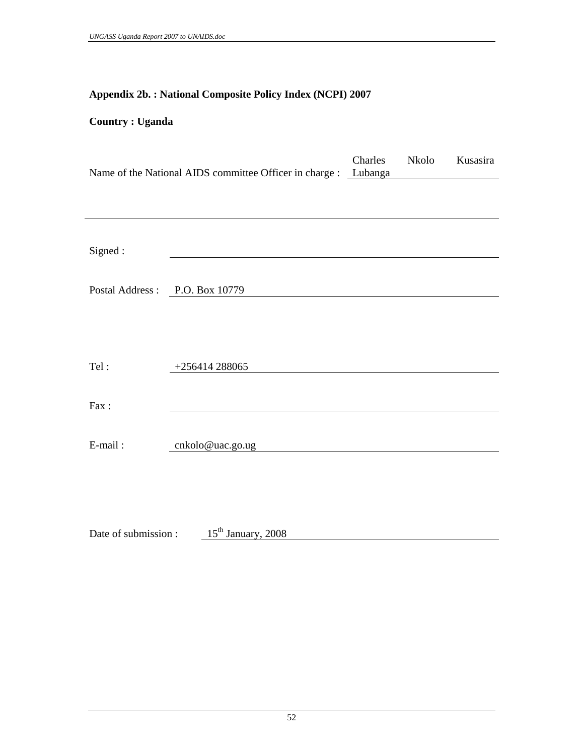**Appendix 2b. : National Composite Policy Index (NCPI) 2007**

**Country : Uganda**

Name of the National AIDS committee Officer in charge : Charles Nkolo Kusasira Lubanga

Signed :

Postal Address : P.O. Box 10779

Tel : +256414 288065

Fax :

E-mail : cnkolo@uac.go.ug

Date of submission : 15th January, 2008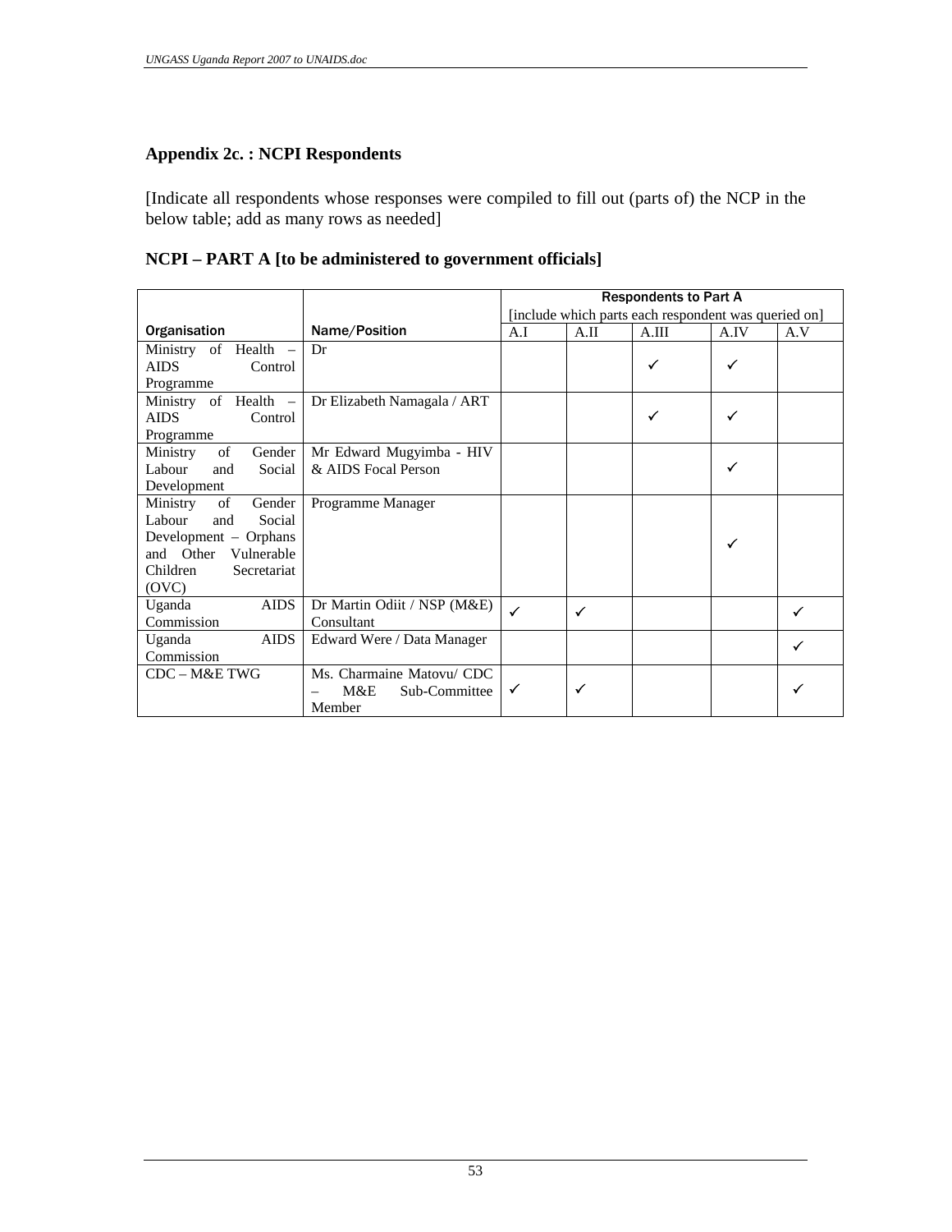**Appendix 2c. : NCPI Respondents**

[Indicate all respondents whose responses were compiled to fill out (parts of) the NCP in the below table; add as many rows as needed]

**NCPI – PART A [to be administered to government officials]**

| Organisation | Name/Position | Respondents to Part A [include which parts each respondent was queried on] | | | | |
|---|---|---|---|---|---|---|
| | | A.I | A.II | A.III | A.IV | A.V |
| Ministry of Health – AIDS Control Programme | Dr | | | ✓ | ✓ | |
| Ministry of Health – AIDS Control Programme | Dr Elizabeth Namagala / ART | | | ✓ | ✓ | |
| Ministry of Gender Labour and Social Development | Mr Edward Mugyimba - HIV & AIDS Focal Person | | | | ✓ | |
| Ministry of Gender Labour and Social Development – Orphans and Other Vulnerable Children Secretariat (OVC) | Programme Manager | | | | ✓ | |
| Uganda AIDS Commission | Dr Martin Odiit / NSP (M&E) Consultant | ✓ | ✓ | | | ✓ |
| Uganda AIDS Commission | Edward Were / Data Manager | | | | | ✓ |
| CDC – M&E TWG | Ms. Charmaine Matovu/ CDC – M&E Sub-Committee Member | ✓ | ✓ | | | ✓ |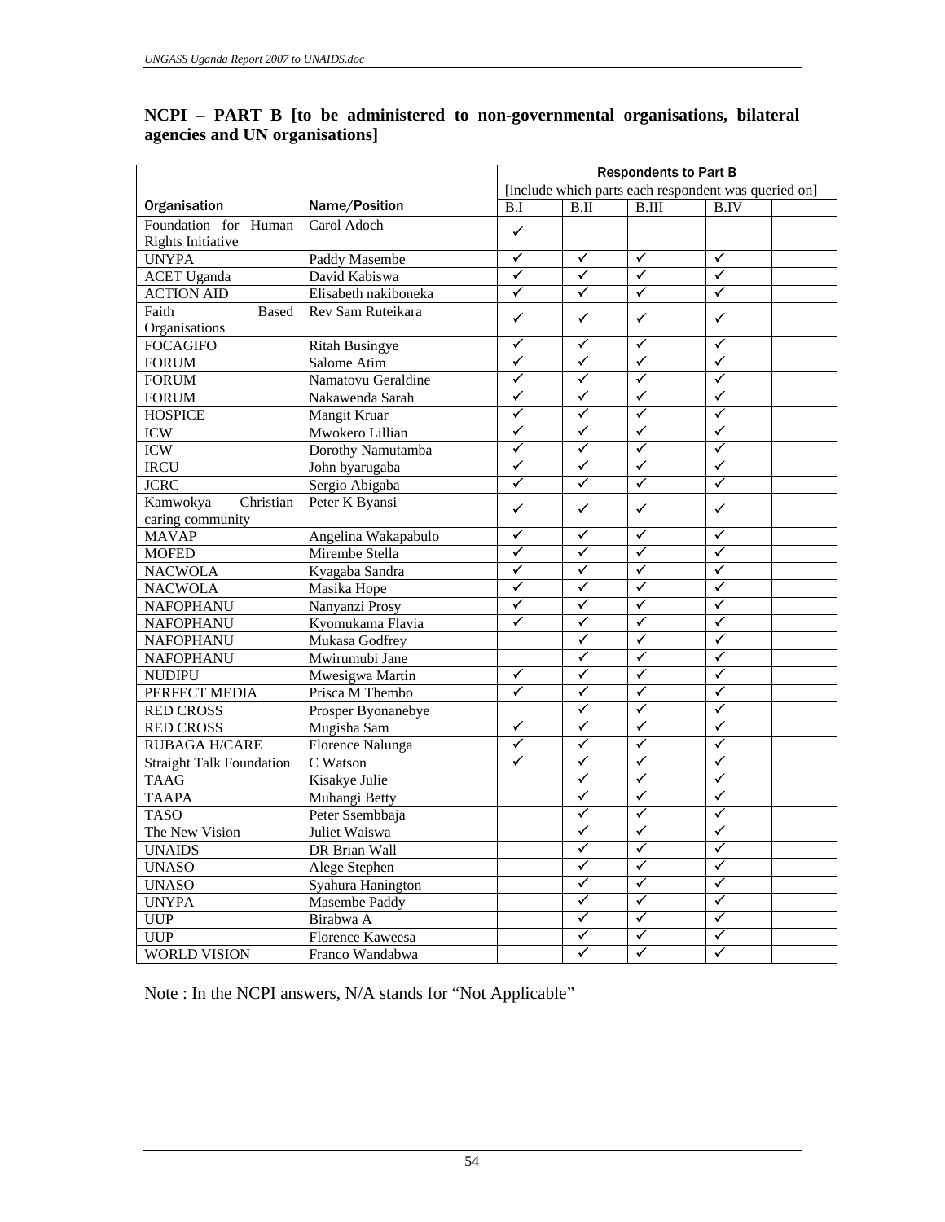**NCPI – PART B [to be administered to non-governmental organisations, bilateral agencies and UN organisations]**

| Organisation | Name/Position | Respondents to Part B [include which parts each respondent was queried on] | | | | |
|---|---|---|---|---|---|---|
| | | B.I | B.II | B.III | B.IV | |
| Foundation for Human Rights Initiative | Carol Adoch | ✓ | | | | |
| UNYPA | Paddy Masembe | ✓ | ✓ | ✓ | ✓ | |
| ACET Uganda | David Kabiswa | ✓ | ✓ | ✓ | ✓ | |
| ACTION AID | Elisabeth nakiboneka | ✓ | ✓ | ✓ | ✓ | |
| Faith Based Organisations | Rev Sam Ruteikara | ✓ | ✓ | ✓ | ✓ | |
| FOCAGIFO | Ritah Busingye | ✓ | ✓ | ✓ | ✓ | |
| FORUM | Salome Atim | ✓ | ✓ | ✓ | ✓ | |
| FORUM | Namatovu Geraldine | ✓ | ✓ | ✓ | ✓ | |
| FORUM | Nakawenda Sarah | ✓ | ✓ | ✓ | ✓ | |
| HOSPICE | Mangit Kruar | ✓ | ✓ | ✓ | ✓ | |
| ICW | Mwokero Lillian | ✓ | ✓ | ✓ | ✓ | |
| ICW | Dorothy Namutamba | ✓ | ✓ | ✓ | ✓ | |
| IRCU | John byarugaba | ✓ | ✓ | ✓ | ✓ | |
| JCRC | Sergio Abigaba | ✓ | ✓ | ✓ | ✓ | |
| Kamwokya Christian caring community | Peter K Byansi | ✓ | ✓ | ✓ | ✓ | |
| MAVAP | Angelina Wakapabulo | ✓ | ✓ | ✓ | ✓ | |
| MOFED | Mirembe Stella | ✓ | ✓ | ✓ | ✓ | |
| NACWOLA | Kyagaba Sandra | ✓ | ✓ | ✓ | ✓ | |
| NACWOLA | Masika Hope | ✓ | ✓ | ✓ | ✓ | |
| NAFOPHANU | Nanyanzi Prosy | ✓ | ✓ | ✓ | ✓ | |
| NAFOPHANU | Kyomukama Flavia | ✓ | ✓ | ✓ | ✓ | |
| NAFOPHANU | Mukasa Godfrey | | ✓ | ✓ | ✓ | |
| NAFOPHANU | Mwirumubi Jane | | ✓ | ✓ | ✓ | |
| NUDIPU | Mwesigwa Martin | ✓ | ✓ | ✓ | ✓ | |
| PERFECT MEDIA | Prisca M Thembo | ✓ | ✓ | ✓ | ✓ | |
| RED CROSS | Prosper Byonanebye | | ✓ | ✓ | ✓ | |
| RED CROSS | Mugisha Sam | ✓ | ✓ | ✓ | ✓ | |
| RUBAGA H/CARE | Florence Nalunga | ✓ | ✓ | ✓ | ✓ | |
| Straight Talk Foundation | C Watson | ✓ | ✓ | ✓ | ✓ | |
| TAAG | Kisakye Julie | | ✓ | ✓ | ✓ | |
| TAAPA | Muhangi Betty | | ✓ | ✓ | ✓ | |
| TASO | Peter Ssembbaja | | ✓ | ✓ | ✓ | |
| The New Vision | Juliet Waiswa | | ✓ | ✓ | ✓ | |
| UNAIDS | DR Brian Wall | | ✓ | ✓ | ✓ | |
| UNASO | Alege Stephen | | ✓ | ✓ | ✓ | |
| UNASO | Syahura Hanington | | ✓ | ✓ | ✓ | |
| UNYPA | Masembe Paddy | | ✓ | ✓ | ✓ | |
| UUP | Birabwa A | | ✓ | ✓ | ✓ | |
| UUP | Florence Kaweesa | | ✓ | ✓ | ✓ | |
| WORLD VISION | Franco Wandabwa | | ✓ | ✓ | ✓ | |

Note : In the NCPI answers, N/A stands for "Not Applicable"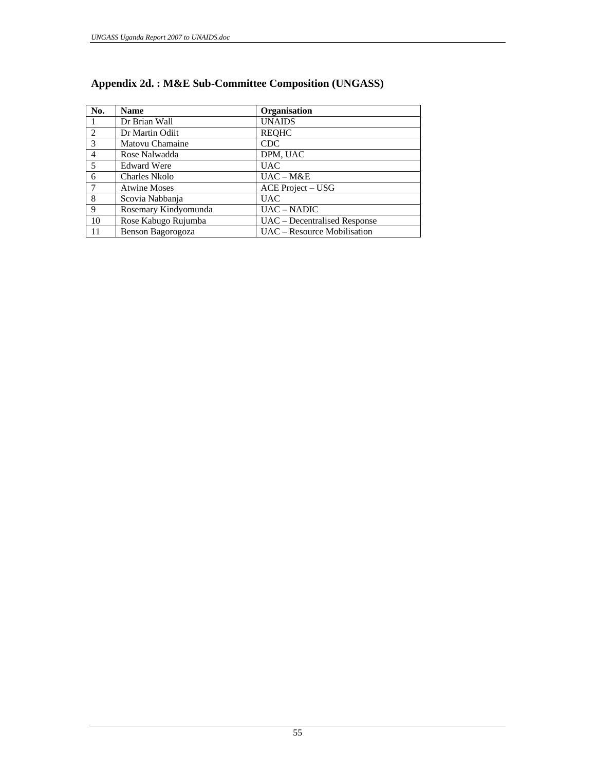## Appendix 2d. : M&E Sub-Committee Composition (UNGASS)

| No. | Name | Organisation |
|---|---|---|
| 1 | Dr Brian Wall | UNAIDS |
| 2 | Dr Martin Odiit | REQHC |
| 3 | Matovu Chamaine | CDC |
| 4 | Rose Nalwadda | DPM, UAC |
| 5 | Edward Were | UAC |
| 6 | Charles Nkolo | UAC – M&E |
| 7 | Atwine Moses | ACE Project – USG |
| 8 | Scovia Nabbanja | UAC |
| 9 | Rosemary Kindyomunda | UAC – NADIC |
| 10 | Rose Kabugo Rujumba | UAC – Decentralised Response |
| 11 | Benson Bagorogoza | UAC – Resource Mobilisation |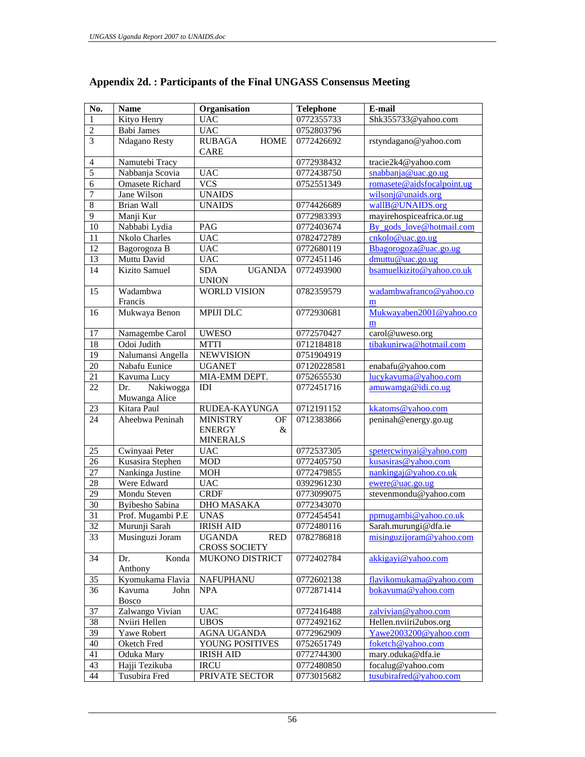## Appendix 2d. : Participants of the Final UNGASS Consensus Meeting

| No. | Name | Organisation | Telephone | E-mail |
|---|---|---|---|---|
| 1 | Kityo Henry | UAC | 0772355733 | Shk355733@yahoo.com |
| 2 | Babi James | UAC | 0752803796 | |
| 3 | Ndagano Resty | RUBAGA HOME CARE | 0772426692 | rstyndagano@yahoo.com |
| 4 | Namutebi Tracy | | 0772938432 | tracie2k4@yahoo.com |
| 5 | Nabbanja Scovia | UAC | 0772438750 | snabbanja@uac.go.ug |
| 6 | Omasete Richard | VCS | 0752551349 | romasete@aidsfocalpoint.ug |
| 7 | Jane Wilson | UNAIDS | | wilsonj@unaids.org |
| 8 | Brian Wall | UNAIDS | 0774426689 | wallB@UNAIDS.org |
| 9 | Manji Kur | | 0772983393 | mayirehospiceafrica.or.ug |
| 10 | Nabbabi Lydia | PAG | 0772403674 | By_gods_love@hotmail.com |
| 11 | Nkolo Charles | UAC | 0782472789 | cnkolo@uac.go.ug |
| 12 | Bagorogoza B | UAC | 0772680119 | Bbagorogoza@uac.go.ug |
| 13 | Muttu David | UAC | 0772451146 | dmuttu@uac.go.ug |
| 14 | Kizito Samuel | SDA UGANDA UNION | 0772493900 | bsamuelkizito@yahoo.co.uk |
| 15 | Wadambwa Francis | WORLD VISION | 0782359579 | wadambwafranco@yahoo.com |
| 16 | Mukwaya Benon | MPIJI DLC | 0772930681 | Mukwayaben2001@yahoo.com |
| 17 | Namagembe Carol | UWESO | 0772570427 | carol@uweso.org |
| 18 | Odoi Judith | MTTI | 0712184818 | tibakunirwa@hotmail.com |
| 19 | Nalumansi Angella | NEWVISION | 0751904919 | |
| 20 | Nabafu Eunice | UGANET | 07120228581 | enabafu@yahoo.com |
| 21 | Kavuma Lucy | MIA-EMM DEPT. | 0752655530 | lucykavuma@yahoo.com |
| 22 | Dr. Nakiwogga Muwanga Alice | IDI | 0772451716 | amuwamga@idi.co.ug |
| 23 | Kitara Paul | RUDEA-KAYUNGA | 0712191152 | kkatoms@yahoo.com |
| 24 | Aheebwa Peninah | MINISTRY OF ENERGY & MINERALS | 0712383866 | peninah@energy.go.ug |
| 25 | Cwinyaai Peter | UAC | 0772537305 | spetercwinyai@yahoo.com |
| 26 | Kusasira Stephen | MOD | 0772405750 | kusasiras@yahoo.com |
| 27 | Nankinga Justine | MOH | 0772479855 | nankingaj@yahoo.co.uk |
| 28 | Were Edward | UAC | 0392961230 | ewere@uac.go.ug |
| 29 | Mondu Steven | CRDF | 0773099075 | stevenmondu@yahoo.com |
| 30 | Byibesho Sabina | DHO MASAKA | 0772343070 | |
| 31 | Prof. Mugambi P.E | UNAS | 0772454541 | ppmugambi@yahoo.co.uk |
| 32 | Murunji Sarah | IRISH AID | 0772480116 | Sarah.murungi@dfa.ie |
| 33 | Musinguzi Joram | UGANDA RED CROSS SOCIETY | 0782786818 | misinguzijoram@yahoo.com |
| 34 | Dr. Konda Anthony | MUKONO DISTRICT | 0772402784 | akkigayi@yahoo.com |
| 35 | Kyomukama Flavia | NAFUPHANU | 0772602138 | flavikomukama@yahoo.com |
| 36 | Kavuma John Bosco | NPA | 0772871414 | bokavuma@yahoo.com |
| 37 | Zalwango Vivian | UAC | 0772416488 | zalvivian@yahoo.com |
| 38 | Nviiri Hellen | UBOS | 0772492162 | Hellen.nviiri2ubos.org |
| 39 | Yawe Robert | AGNA UGANDA | 0772962909 | Yawe2003200@yahoo.com |
| 40 | Oketch Fred | YOUNG POSITIVES | 0752651749 | foketch@yahoo.com |
| 41 | Oduka Mary | IRISH AID | 0772744300 | mary.oduka@dfa.ie |
| 43 | Hajji Tezikuba | IRCU | 0772480850 | focalug@yahoo.com |
| 44 | Tusubira Fred | PRIVATE SECTOR | 0773015682 | tusubirafred@yahoo.com |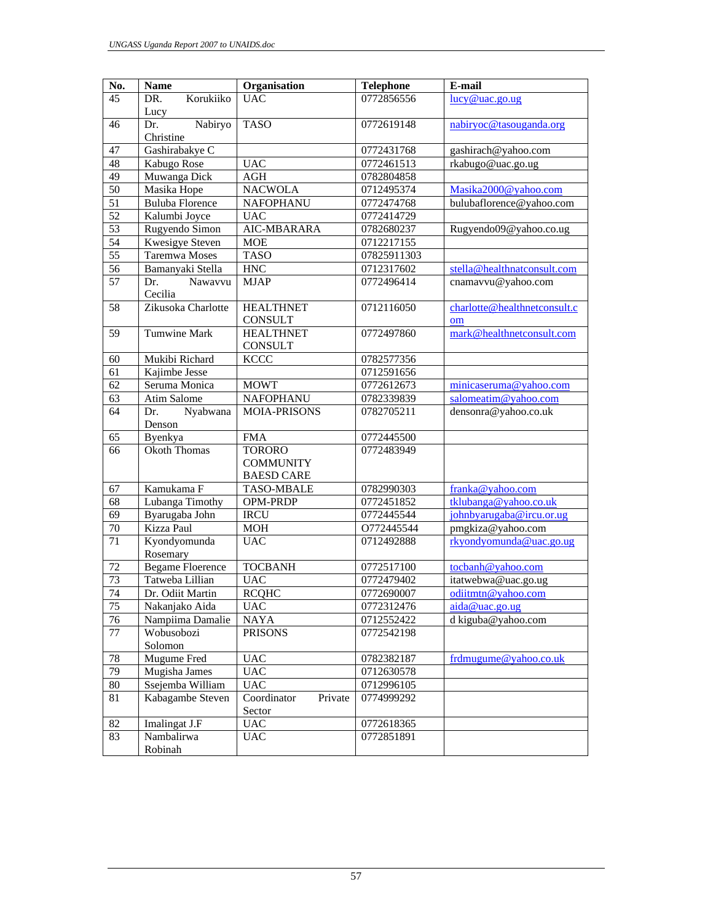| No. | Name | Organisation | Telephone | E-mail |
|---|---|---|---|---|
| 45 | DR. Korukiiko Lucy | UAC | 0772856556 | lucy@uac.go.ug |
| 46 | Dr. Nabiryo Christine | TASO | 0772619148 | nabiryoc@tasouganda.org |
| 47 | Gashirabakye C | | 0772431768 | gashirach@yahoo.com |
| 48 | Kabugo Rose | UAC | 0772461513 | rkabugo@uac.go.ug |
| 49 | Muwanga Dick | AGH | 0782804858 | |
| 50 | Masika Hope | NACWOLA | 0712495374 | Masika2000@yahoo.com |
| 51 | Buluba Florence | NAFOPHANU | 0772474768 | bulubaflorence@yahoo.com |
| 52 | Kalumbi Joyce | UAC | 0772414729 | |
| 53 | Rugyendo Simon | AIC-MBARARA | 0782680237 | Rugyendo09@yahoo.co.ug |
| 54 | Kwesigye Steven | MOE | 0712217155 | |
| 55 | Taremwa Moses | TASO | 07825911303 | |
| 56 | Bamanyaki Stella | HNC | 0712317602 | stella@healthnatconsult.com |
| 57 | Dr. Nawavvu Cecilia | MJAP | 0772496414 | cnamavvu@yahoo.com |
| 58 | Zikusoka Charlotte | HEALTHNET CONSULT | 0712116050 | charlotte@healthnetconsult.com |
| 59 | Tumwine Mark | HEALTHNET CONSULT | 0772497860 | mark@healthnetconsult.com |
| 60 | Mukibi Richard | KCCC | 0782577356 | |
| 61 | Kajimbe Jesse | | 0712591656 | |
| 62 | Seruma Monica | MOWT | 0772612673 | minicaseruma@yahoo.com |
| 63 | Atim Salome | NAFOPHANU | 0782339839 | salomeatim@yahoo.com |
| 64 | Dr. Nyabwana Denson | MOIA-PRISONS | 0782705211 | densonra@yahoo.co.uk |
| 65 | Byenkya | FMA | 0772445500 | |
| 66 | Okoth Thomas | TORORO COMMUNITY BAESD CARE | 0772483949 | |
| 67 | Kamukama F | TASO-MBALE | 0782990303 | franka@yahoo.com |
| 68 | Lubanga Timothy | OPM-PRDP | 0772451852 | tklubanga@yahoo.co.uk |
| 69 | Byarugaba John | IRCU | 0772445544 | johnbyarugaba@ircu.or.ug |
| 70 | Kizza Paul | MOH | O772445544 | pmgkiza@yahoo.com |
| 71 | Kyondyomunda Rosemary | UAC | 0712492888 | rkyondyomunda@uac.go.ug |
| 72 | Begame Floerence | TOCBANH | 0772517100 | tocbanh@yahoo.com |
| 73 | Tatweba Lillian | UAC | 0772479402 | itatwebwa@uac.go.ug |
| 74 | Dr. Odiit Martin | RCQHC | 0772690007 | odiitmtn@yahoo.com |
| 75 | Nakanjako Aida | UAC | 0772312476 | aida@uac.go.ug |
| 76 | Nampiima Damalie | NAYA | 0712552422 | d kiguba@yahoo.com |
| 77 | Wobusobozi Solomon | PRISONS | 0772542198 | |
| 78 | Mugume Fred | UAC | 0782382187 | frdmugume@yahoo.co.uk |
| 79 | Mugisha James | UAC | 0712630578 | |
| 80 | Ssejemba William | UAC | 0712996105 | |
| 81 | Kabagambe Steven | Coordinator Private Sector | 0774999292 | |
| 82 | Imalingat J.F | UAC | 0772618365 | |
| 83 | Nambalirwa Robinah | UAC | 0772851891 | |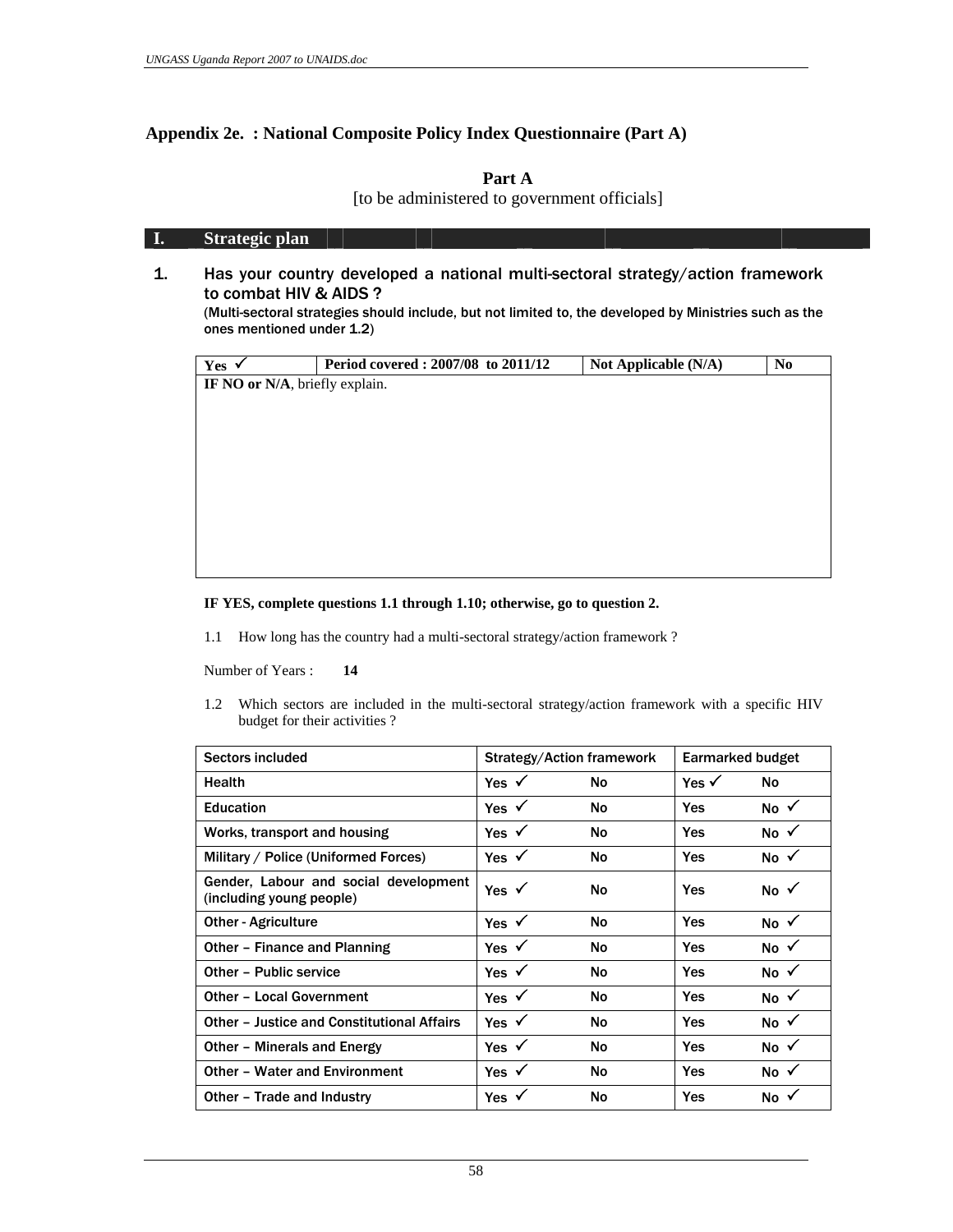## Appendix 2e. : National Composite Policy Index Questionnaire (Part A)

**Part A**

[to be administered to government officials]

## I. Strategic plan

**1. Has your country developed a national multi-sectoral strategy/action framework to combat HIV & AIDS ?**

(Multi-sectoral strategies should include, but not limited to, the developed by Ministries such as the ones mentioned under 1.2)

| Yes ✓ | Period covered : 2007/08 to 2011/12 | Not Applicable (N/A) | No |
|---|---|---|---|
| **IF NO or N/A**, briefly explain. | | | |

**IF YES, complete questions 1.1 through 1.10; otherwise, go to question 2.**

1.1 How long has the country had a multi-sectoral strategy/action framework ?

Number of Years : **14**

1.2 Which sectors are included in the multi-sectoral strategy/action framework with a specific HIV budget for their activities ?

| Sectors included | Strategy/Action framework | | Earmarked budget | |
|---|---|---|---|---|
| Health | Yes ✓ | No | Yes ✓ | No |
| Education | Yes ✓ | No | Yes | No ✓ |
| Works, transport and housing | Yes ✓ | No | Yes | No ✓ |
| Military / Police (Uniformed Forces) | Yes ✓ | No | Yes | No ✓ |
| Gender, Labour and social development (including young people) | Yes ✓ | No | Yes | No ✓ |
| Other - Agriculture | Yes ✓ | No | Yes | No ✓ |
| Other – Finance and Planning | Yes ✓ | No | Yes | No ✓ |
| Other – Public service | Yes ✓ | No | Yes | No ✓ |
| Other – Local Government | Yes ✓ | No | Yes | No ✓ |
| Other – Justice and Constitutional Affairs | Yes ✓ | No | Yes | No ✓ |
| Other – Minerals and Energy | Yes ✓ | No | Yes | No ✓ |
| Other – Water and Environment | Yes ✓ | No | Yes | No ✓ |
| Other – Trade and Industry | Yes ✓ | No | Yes | No ✓ |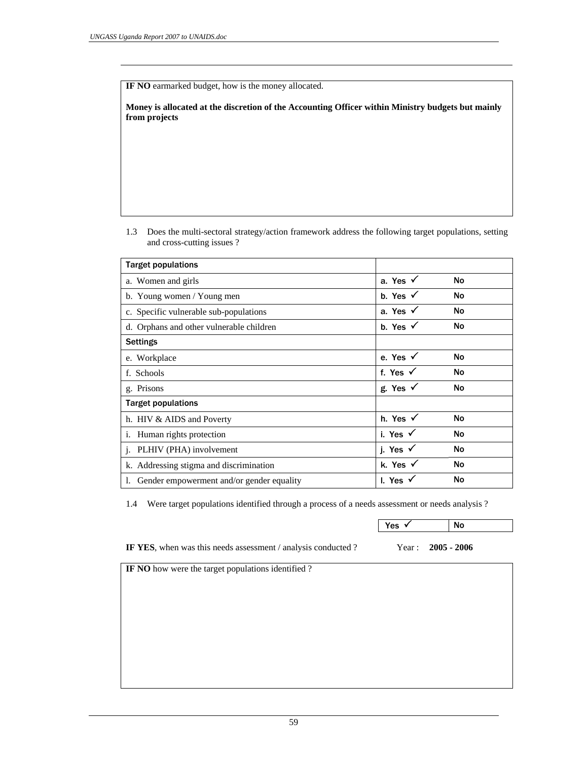**IF NO** earmarked budget, how is the money allocated.

**Money is allocated at the discretion of the Accounting Officer within Ministry budgets but mainly from projects**

1.3 Does the multi-sectoral strategy/action framework address the following target populations, setting and cross-cutting issues ?

| Target populations | | |
|---|---|---|
| a. Women and girls | a. Yes ✓ | No |
| b. Young women / Young men | b. Yes ✓ | No |
| c. Specific vulnerable sub-populations | a. Yes ✓ | No |
| d. Orphans and other vulnerable children | b. Yes ✓ | No |
| **Settings** | | |
| e. Workplace | e. Yes ✓ | No |
| f. Schools | f. Yes ✓ | No |
| g. Prisons | g. Yes ✓ | No |
| **Target populations** | | |
| h. HIV & AIDS and Poverty | h. Yes ✓ | No |
| i. Human rights protection | i. Yes ✓ | No |
| j. PLHIV (PHA) involvement | j. Yes ✓ | No |
| k. Addressing stigma and discrimination | k. Yes ✓ | No |
| l. Gender empowerment and/or gender equality | l. Yes ✓ | No |

1.4 Were target populations identified through a process of a needs assessment or needs analysis ?

| Yes ✓ | No |
|---|---|

**IF YES**, when was this needs assessment / analysis conducted ? Year : **2005 - 2006**

**IF NO** how were the target populations identified ?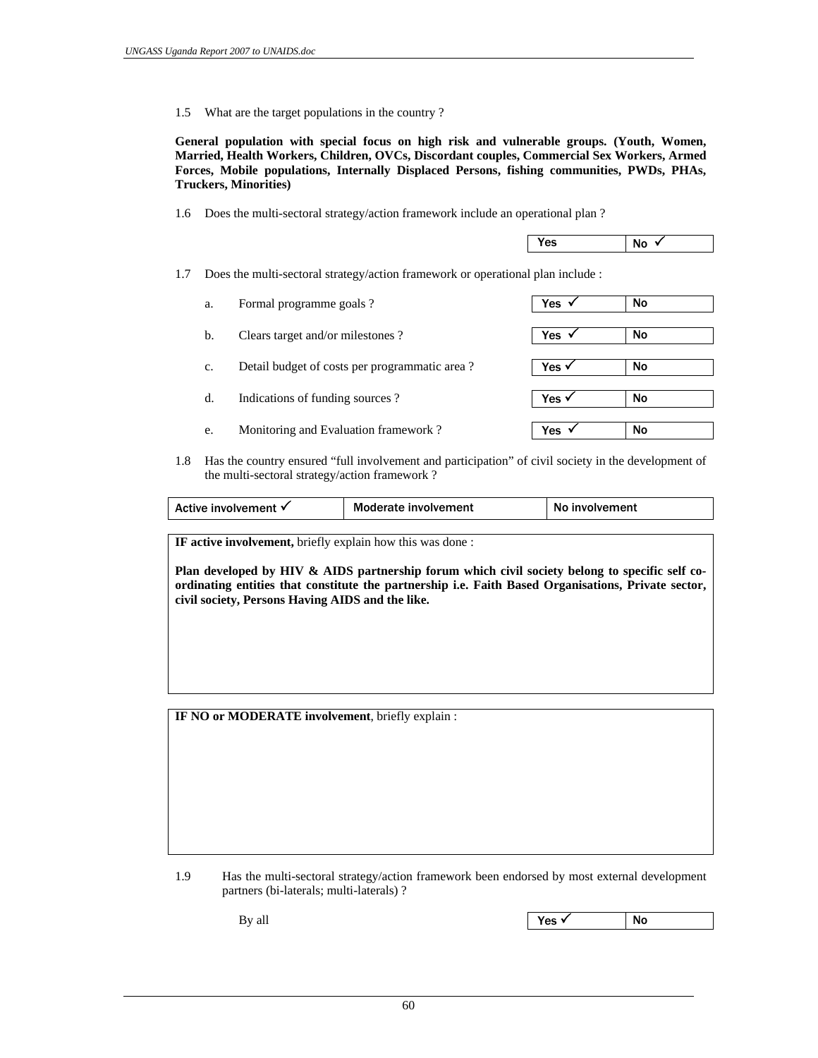1.5 What are the target populations in the country ?

**General population with special focus on high risk and vulnerable groups. (Youth, Women, Married, Health Workers, Children, OVCs, Discordant couples, Commercial Sex Workers, Armed Forces, Mobile populations, Internally Displaced Persons, fishing communities, PWDs, PHAs, Truckers, Minorities)**

1.6 Does the multi-sectoral strategy/action framework include an operational plan ?

| Yes | No ✓ |
|---|---|

1.7 Does the multi-sectoral strategy/action framework or operational plan include :

| | | Yes | No |
|---|---|---|---|
| a. | Formal programme goals ? | Yes ✓ | No |
| b. | Clears target and/or milestones ? | Yes ✓ | No |
| c. | Detail budget of costs per programmatic area ? | Yes ✓ | No |
| d. | Indications of funding sources ? | Yes ✓ | No |
| e. | Monitoring and Evaluation framework ? | Yes ✓ | No |

1.8 Has the country ensured "full involvement and participation" of civil society in the development of the multi-sectoral strategy/action framework ?

| Active involvement ✓ | Moderate involvement | No involvement |
|---|---|---|

**IF active involvement,** briefly explain how this was done :

**Plan developed by HIV & AIDS partnership forum which civil society belong to specific self co-ordinating entities that constitute the partnership i.e. Faith Based Organisations, Private sector, civil society, Persons Having AIDS and the like.**

**IF NO or MODERATE involvement**, briefly explain :

1.9 Has the multi-sectoral strategy/action framework been endorsed by most external development partners (bi-laterals; multi-laterals) ?

| By all | Yes ✓ | No |
|---|---|---|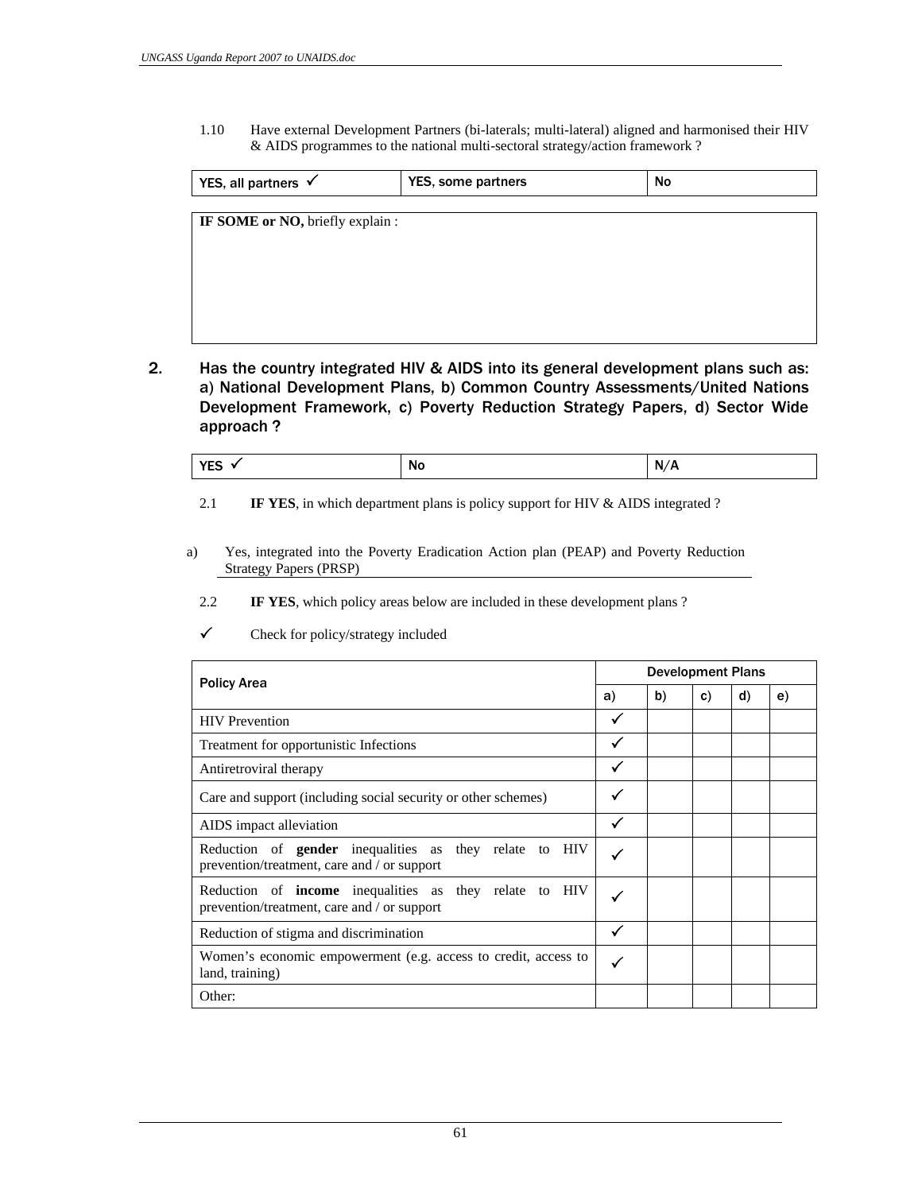1.10 Have external Development Partners (bi-laterals; multi-lateral) aligned and harmonised their HIV & AIDS programmes to the national multi-sectoral strategy/action framework ?

| YES, all partners ✓ | YES, some partners | No |
|---|---|---|

| **IF SOME or NO,** briefly explain : |
|---|
| |

## 2. Has the country integrated HIV & AIDS into its general development plans such as: a) National Development Plans, b) Common Country Assessments/United Nations Development Framework, c) Poverty Reduction Strategy Papers, d) Sector Wide approach ?

| YES ✓ | No | N/A |
|---|---|---|

2.1 **IF YES**, in which department plans is policy support for HIV & AIDS integrated ?

a) Yes, integrated into the Poverty Eradication Action plan (PEAP) and Poverty Reduction Strategy Papers (PRSP)

2.2 **IF YES**, which policy areas below are included in these development plans ?

✓ Check for policy/strategy included

| Policy Area | Development Plans | | | | |
|---|---|---|---|---|---|
| | a) | b) | c) | d) | e) |
| HIV Prevention | ✓ | | | | |
| Treatment for opportunistic Infections | ✓ | | | | |
| Antiretroviral therapy | ✓ | | | | |
| Care and support (including social security or other schemes) | ✓ | | | | |
| AIDS impact alleviation | ✓ | | | | |
| Reduction of **gender** inequalities as they relate to HIV prevention/treatment, care and / or support | ✓ | | | | |
| Reduction of **income** inequalities as they relate to HIV prevention/treatment, care and / or support | ✓ | | | | |
| Reduction of stigma and discrimination | ✓ | | | | |
| Women's economic empowerment (e.g. access to credit, access to land, training) | ✓ | | | | |
| Other: | | | | | |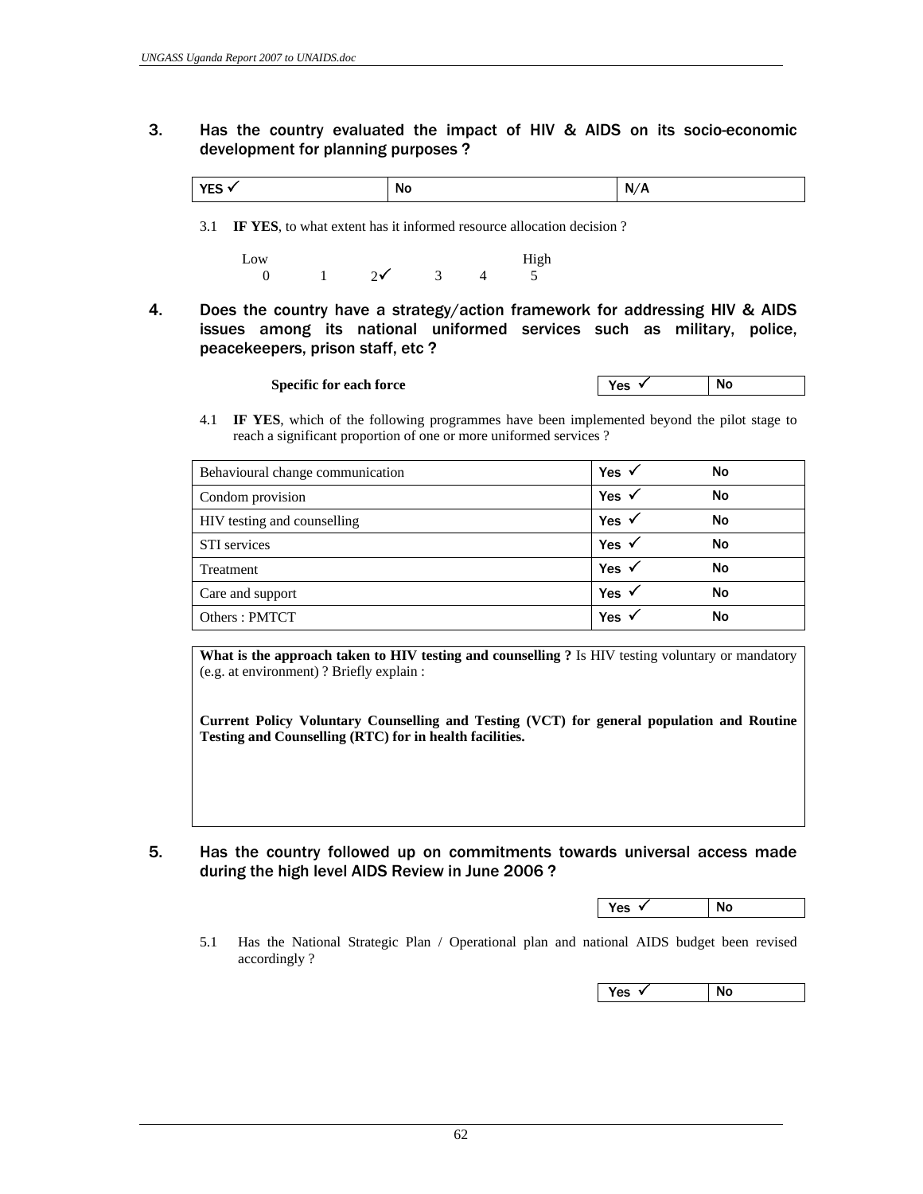3. **Has the country evaluated the impact of HIV & AIDS on its socio-economic development for planning purposes ?**

| YES ✓ | No | N/A |
|---|---|---|

3.1 **IF YES**, to what extent has it informed resource allocation decision ?

| Low | | | | | High |
|---|---|---|---|---|---|
| 0 | 1 | 2✓ | 3 | 4 | 5 |

4. **Does the country have a strategy/action framework for addressing HIV & AIDS issues among its national uniformed services such as military, police, peacekeepers, prison staff, etc ?**

| **Specific for each force** | Yes ✓ | No |
|---|---|---|

4.1 **IF YES**, which of the following programmes have been implemented beyond the pilot stage to reach a significant proportion of one or more uniformed services ?

| | | |
|---|---|---|
| Behavioural change communication | Yes ✓ | No |
| Condom provision | Yes ✓ | No |
| HIV testing and counselling | Yes ✓ | No |
| STI services | Yes ✓ | No |
| Treatment | Yes ✓ | No |
| Care and support | Yes ✓ | No |
| Others : PMTCT | Yes ✓ | No |

**What is the approach taken to HIV testing and counselling ?** Is HIV testing voluntary or mandatory (e.g. at environment) ? Briefly explain :

**Current Policy Voluntary Counselling and Testing (VCT) for general population and Routine Testing and Counselling (RTC) for in health facilities.**

5. **Has the country followed up on commitments towards universal access made during the high level AIDS Review in June 2006 ?**

| Yes ✓ | No |
|---|---|

5.1 Has the National Strategic Plan / Operational plan and national AIDS budget been revised accordingly ?

| Yes ✓ | No |
|---|---|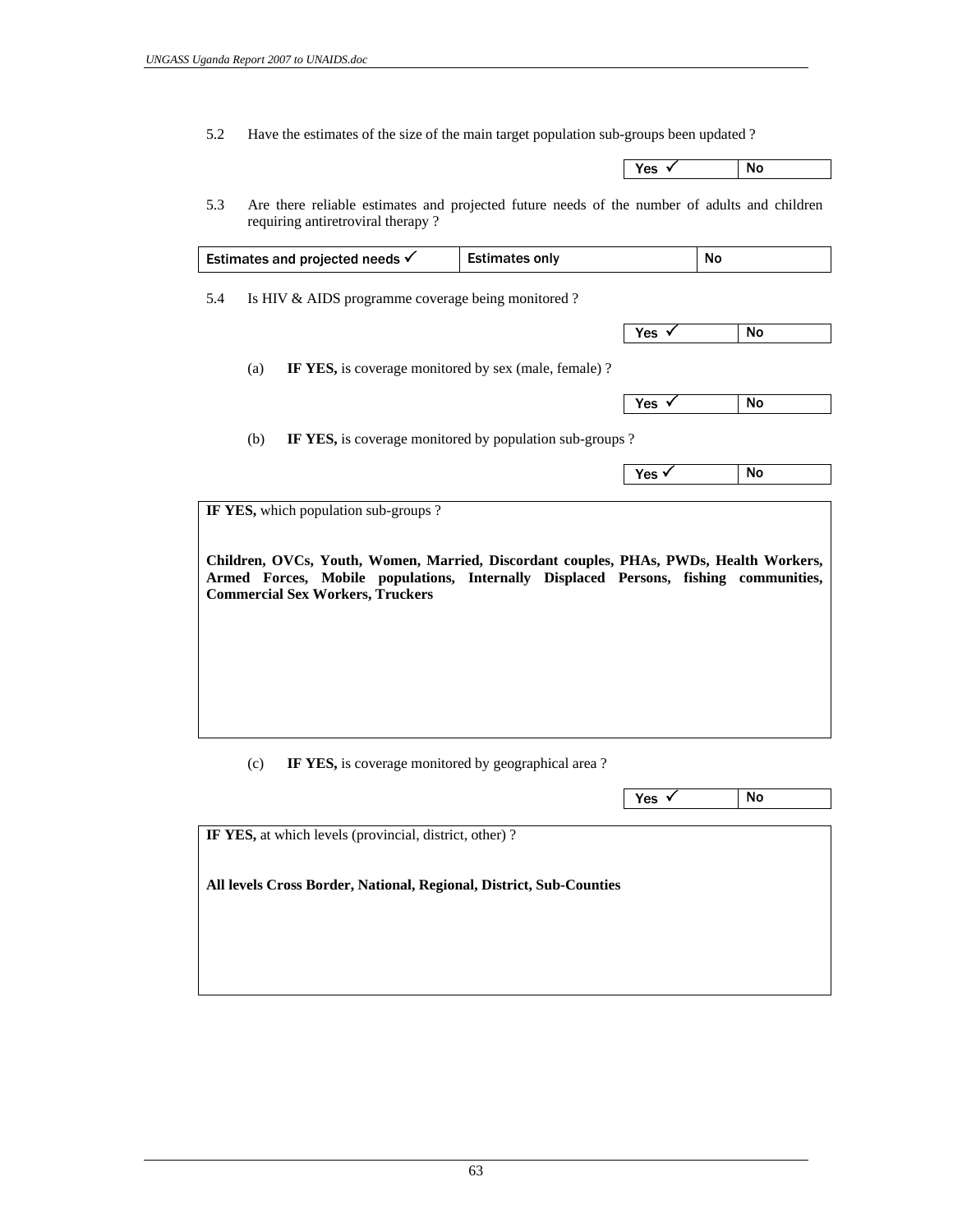5.2 Have the estimates of the size of the main target population sub-groups been updated ?

| Yes ✓ | No |
|---|---|

5.3 Are there reliable estimates and projected future needs of the number of adults and children requiring antiretroviral therapy ?

| Estimates and projected needs ✓ | Estimates only | No |
|---|---|---|

5.4 Is HIV & AIDS programme coverage being monitored ?

| Yes ✓ | No |
|---|---|

(a) **IF YES,** is coverage monitored by sex (male, female) ?

| Yes ✓ | No |
|---|---|

(b) **IF YES,** is coverage monitored by population sub-groups ?

| Yes ✓ | No |
|---|---|

**IF YES,** which population sub-groups ?

**Children, OVCs, Youth, Women, Married, Discordant couples, PHAs, PWDs, Health Workers, Armed Forces, Mobile populations, Internally Displaced Persons, fishing communities, Commercial Sex Workers, Truckers**

(c) **IF YES,** is coverage monitored by geographical area ?

| Yes ✓ | No |
|---|---|

**IF YES,** at which levels (provincial, district, other) ?

**All levels Cross Border, National, Regional, District, Sub-Counties**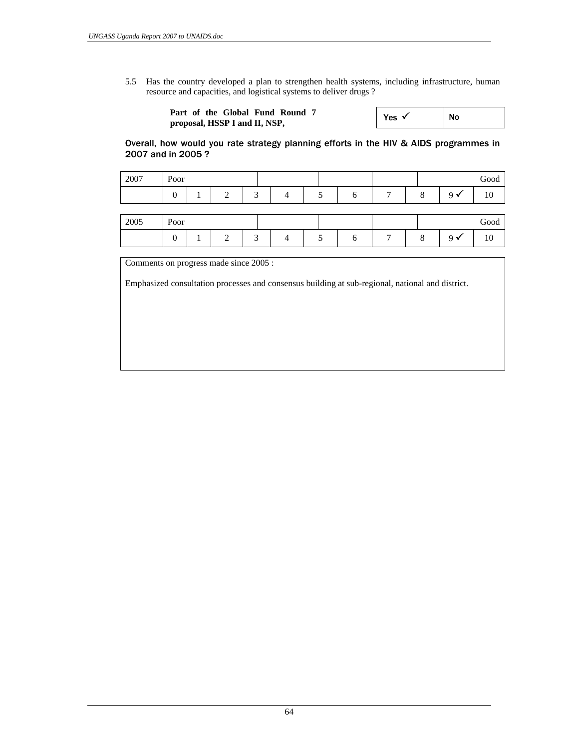5.5 Has the country developed a plan to strengthen health systems, including infrastructure, human resource and capacities, and logistical systems to deliver drugs ?

**Part of the Global Fund Round 7 proposal, HSSP I and II, NSP,**

| Yes ✓ | No |
|---|---|

Overall, how would you rate strategy planning efforts in the HIV & AIDS programmes in 2007 and in 2005 ?

| 2007 | Poor | | | | | | | | | | Good |
|---|---|---|---|---|---|---|---|---|---|---|---|
| | 0 | 1 | 2 | 3 | 4 | 5 | 6 | 7 | 8 | 9 ✓ | 10 |

| 2005 | Poor | | | | | | | | | | Good |
|---|---|---|---|---|---|---|---|---|---|---|---|
| | 0 | 1 | 2 | 3 | 4 | 5 | 6 | 7 | 8 | 9 ✓ | 10 |

Comments on progress made since 2005 :

Emphasized consultation processes and consensus building at sub-regional, national and district.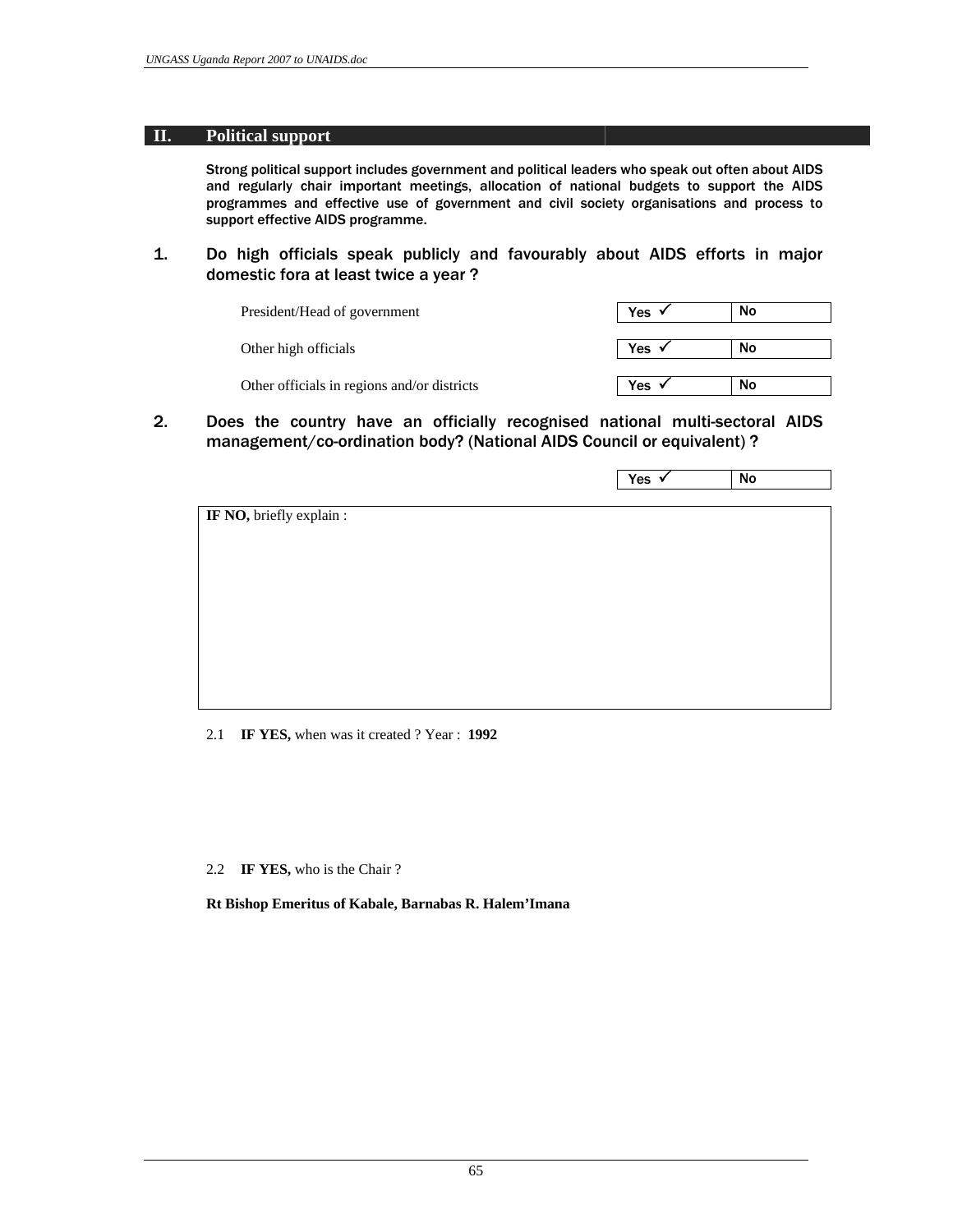## II. Political support

**Strong political support includes government and political leaders who speak out often about AIDS and regularly chair important meetings, allocation of national budgets to support the AIDS programmes and effective use of government and civil society organisations and process to support effective AIDS programme.**

**1. Do high officials speak publicly and favourably about AIDS efforts in major domestic fora at least twice a year ?**

| | | |
|---|---|---|
| President/Head of government | Yes ✓ | No |
| Other high officials | Yes ✓ | No |
| Other officials in regions and/or districts | Yes ✓ | No |

**2. Does the country have an officially recognised national multi-sectoral AIDS management/co-ordination body? (National AIDS Council or equivalent) ?**

| | |
|---|---|
| Yes ✓ | No |

**IF NO,** briefly explain :

2.1 **IF YES,** when was it created ? Year : **1992**

2.2 **IF YES,** who is the Chair ?

**Rt Bishop Emeritus of Kabale, Barnabas R. Halem'Imana**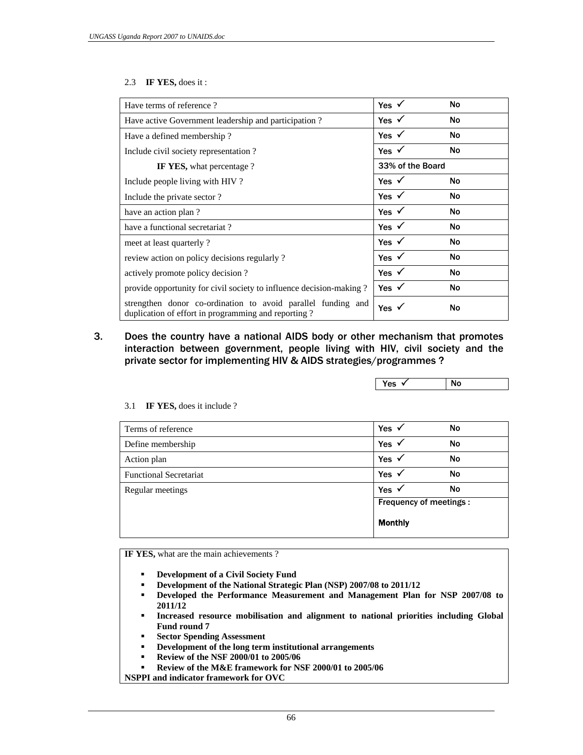2.3 **IF YES,** does it :

| | | |
|---|---|---|
| Have terms of reference ? | Yes ✓ | No |
| Have active Government leadership and participation ? | Yes ✓ | No |
| Have a defined membership ? | Yes ✓ | No |
| Include civil society representation ? | Yes ✓ | No |
| **IF YES,** what percentage ? | 33% of the Board | |
| Include people living with HIV ? | Yes ✓ | No |
| Include the private sector ? | Yes ✓ | No |
| have an action plan ? | Yes ✓ | No |
| have a functional secretariat ? | Yes ✓ | No |
| meet at least quarterly ? | Yes ✓ | No |
| review action on policy decisions regularly ? | Yes ✓ | No |
| actively promote policy decision ? | Yes ✓ | No |
| provide opportunity for civil society to influence decision-making ? | Yes ✓ | No |
| strengthen donor co-ordination to avoid parallel funding and duplication of effort in programming and reporting ? | Yes ✓ | No |

## 3. Does the country have a national AIDS body or other mechanism that promotes interaction between government, people living with HIV, civil society and the private sector for implementing HIV & AIDS strategies/programmes ?

| | |
|---|---|
| Yes ✓ | No |

3.1 **IF YES,** does it include ?

| | | |
|---|---|---|
| Terms of reference | Yes ✓ | No |
| Define membership | Yes ✓ | No |
| Action plan | Yes ✓ | No |
| Functional Secretariat | Yes ✓ | No |
| Regular meetings | Yes ✓ | No |
| | Frequency of meetings : Monthly | |

**IF YES,** what are the main achievements ?

- **Development of a Civil Society Fund**
- **Development of the National Strategic Plan (NSP) 2007/08 to 2011/12**
- **Developed the Performance Measurement and Management Plan for NSP 2007/08 to 2011/12**
- **Increased resource mobilisation and alignment to national priorities including Global Fund round 7**
- **Sector Spending Assessment**
- **Development of the long term institutional arrangements**
- **Review of the NSF 2000/01 to 2005/06**
- **Review of the M&E framework for NSF 2000/01 to 2005/06**

**NSPPI and indicator framework for OVC**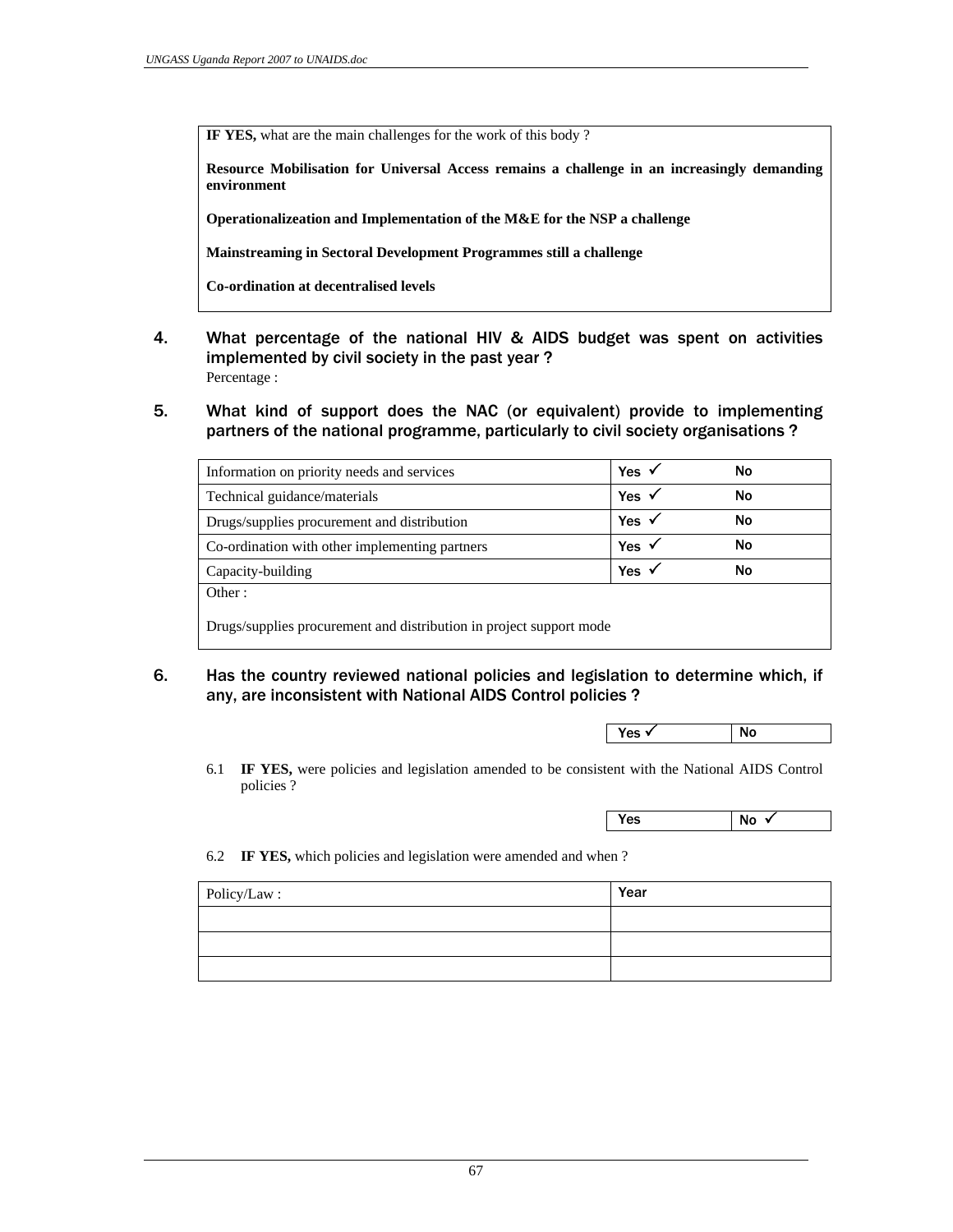**IF YES,** what are the main challenges for the work of this body ?

**Resource Mobilisation for Universal Access remains a challenge in an increasingly demanding environment**

**Operationalizeation and Implementation of the M&E for the NSP a challenge**

**Mainstreaming in Sectoral Development Programmes still a challenge**

**Co-ordination at decentralised levels**

4. What percentage of the national HIV & AIDS budget was spent on activities implemented by civil society in the past year ?

   Percentage :

5. What kind of support does the NAC (or equivalent) provide to implementing partners of the national programme, particularly to civil society organisations ?

| | | |
|---|---|---|
| Information on priority needs and services | Yes ✓ | No |
| Technical guidance/materials | Yes ✓ | No |
| Drugs/supplies procurement and distribution | Yes ✓ | No |
| Co-ordination with other implementing partners | Yes ✓ | No |
| Capacity-building | Yes ✓ | No |
| Other :<br><br>Drugs/supplies procurement and distribution in project support mode | | |

6. Has the country reviewed national policies and legislation to determine which, if any, are inconsistent with National AIDS Control policies ?

| Yes ✓ | No |
|---|---|

6.1 **IF YES,** were policies and legislation amended to be consistent with the National AIDS Control policies ?

| Yes | No ✓ |
|---|---|

6.2 **IF YES,** which policies and legislation were amended and when ?

| Policy/Law : | Year |
|---|---|
| | |
| | |
| | |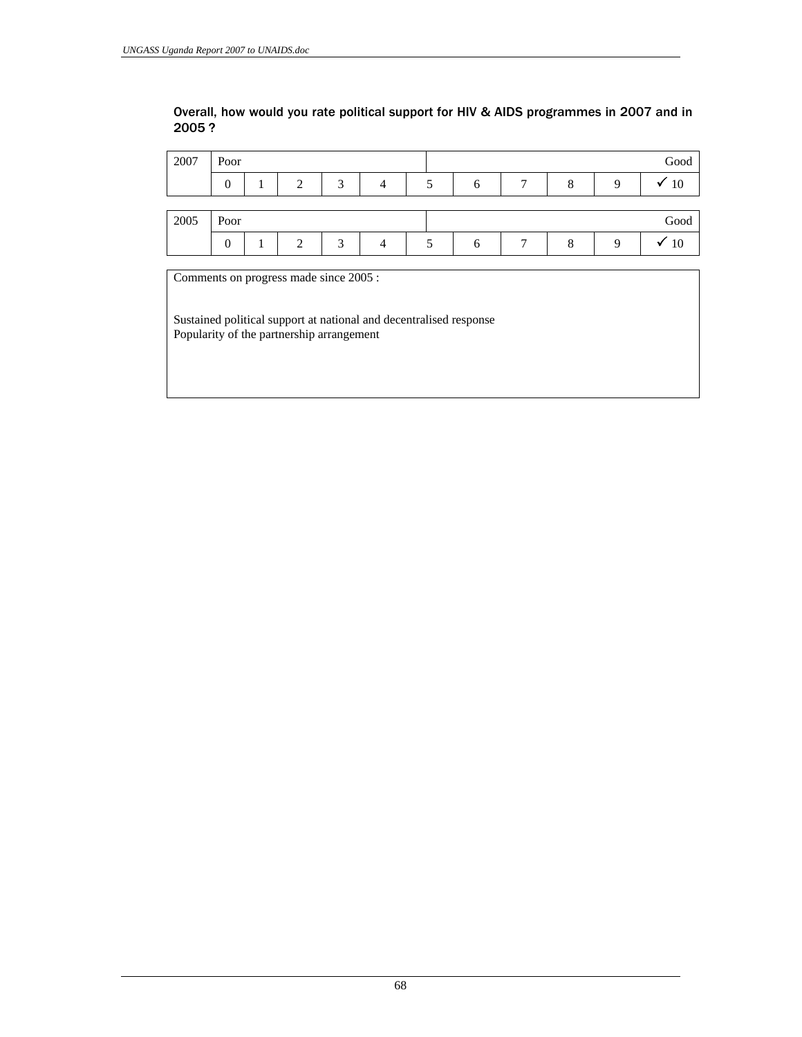**Overall, how would you rate political support for HIV & AIDS programmes in 2007 and in 2005 ?**

| 2007 | Poor | | | | | | | | | | Good |
|---|---|---|---|---|---|---|---|---|---|---|---|
| | 0 | 1 | 2 | 3 | 4 | 5 | 6 | 7 | 8 | 9 | ✓ 10 |

| 2005 | Poor | | | | | | | | | | Good |
|---|---|---|---|---|---|---|---|---|---|---|---|
| | 0 | 1 | 2 | 3 | 4 | 5 | 6 | 7 | 8 | 9 | ✓ 10 |

Comments on progress made since 2005 :

Sustained political support at national and decentralised response
Popularity of the partnership arrangement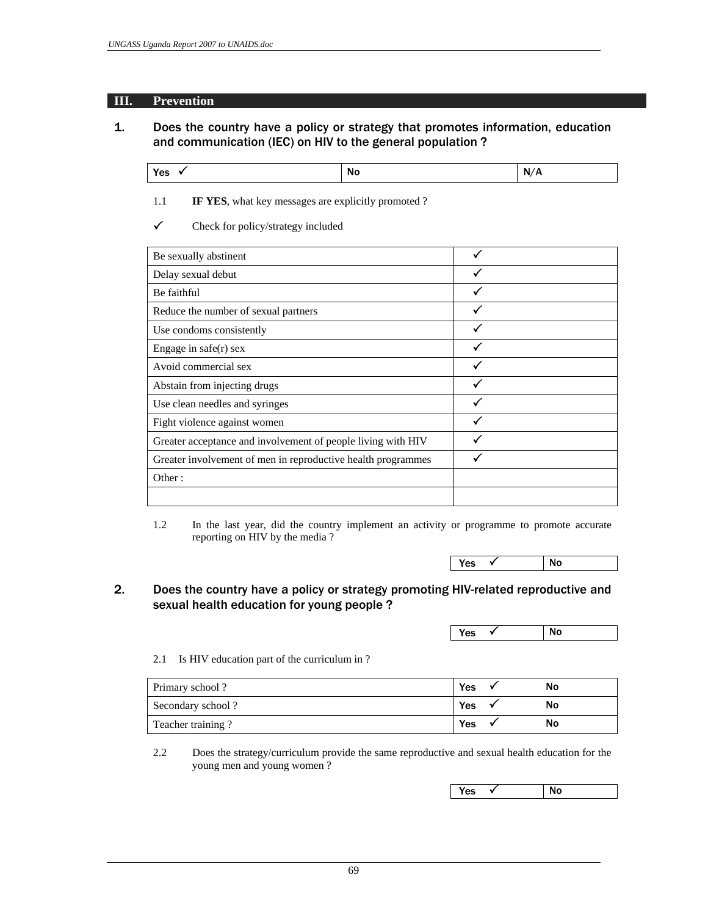## III. Prevention

### 1. Does the country have a policy or strategy that promotes information, education and communication (IEC) on HIV to the general population ?

| Yes ✓ | No | N/A |
|---|---|---|

1.1 **IF YES**, what key messages are explicitly promoted ?

✓ Check for policy/strategy included

| | |
|---|---|
| Be sexually abstinent | ✓ |
| Delay sexual debut | ✓ |
| Be faithful | ✓ |
| Reduce the number of sexual partners | ✓ |
| Use condoms consistently | ✓ |
| Engage in safe(r) sex | ✓ |
| Avoid commercial sex | ✓ |
| Abstain from injecting drugs | ✓ |
| Use clean needles and syringes | ✓ |
| Fight violence against women | ✓ |
| Greater acceptance and involvement of people living with HIV | ✓ |
| Greater involvement of men in reproductive health programmes | ✓ |
| Other : | |
| | |

1.2 In the last year, did the country implement an activity or programme to promote accurate reporting on HIV by the media ?

| Yes ✓ | No |
|---|---|

### 2. Does the country have a policy or strategy promoting HIV-related reproductive and sexual health education for young people ?

| Yes ✓ | No |
|---|---|

2.1 Is HIV education part of the curriculum in ?

| | | |
|---|---|---|
| Primary school ? | Yes ✓ | No |
| Secondary school ? | Yes ✓ | No |
| Teacher training ? | Yes ✓ | No |

2.2 Does the strategy/curriculum provide the same reproductive and sexual health education for the young men and young women ?

| Yes ✓ | No |
|---|---|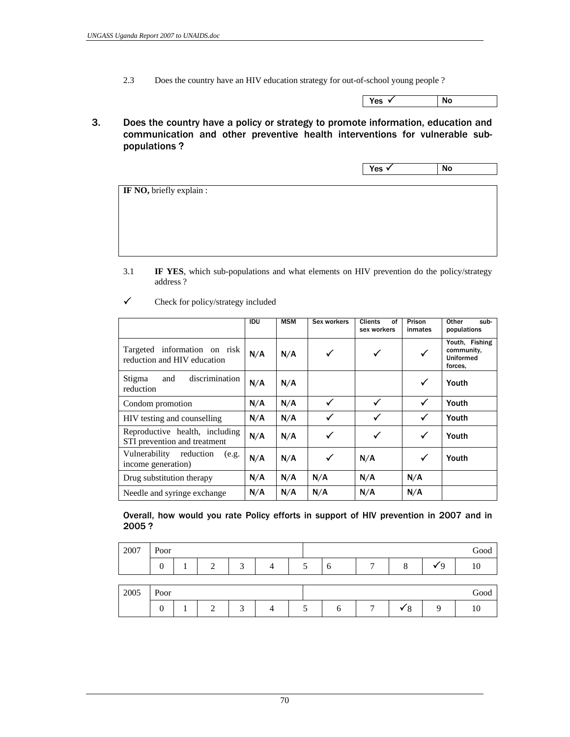2.3 Does the country have an HIV education strategy for out-of-school young people ?

| Yes ✓ | No |
|---|---|

## 3. Does the country have a policy or strategy to promote information, education and communication and other preventive health interventions for vulnerable sub-populations ?

| Yes ✓ | No |
|---|---|

**IF NO,** briefly explain :

3.1 **IF YES**, which sub-populations and what elements on HIV prevention do the policy/strategy address ?

✓ Check for policy/strategy included

| | IDU | MSM | Sex workers | Clients of sex workers | Prison inmates | Other sub-populations |
|---|---|---|---|---|---|---|
| Targeted information on risk reduction and HIV education | N/A | N/A | ✓ | ✓ | ✓ | Youth, Fishing community, Uniformed forces, |
| Stigma and discrimination reduction | N/A | N/A | | | ✓ | Youth |
| Condom promotion | N/A | N/A | ✓ | ✓ | ✓ | Youth |
| HIV testing and counselling | N/A | N/A | ✓ | ✓ | ✓ | Youth |
| Reproductive health, including STI prevention and treatment | N/A | N/A | ✓ | ✓ | ✓ | Youth |
| Vulnerability reduction (e.g. income generation) | N/A | N/A | ✓ | N/A | ✓ | Youth |
| Drug substitution therapy | N/A | N/A | N/A | N/A | N/A | |
| Needle and syringe exchange | N/A | N/A | N/A | N/A | N/A | |

**Overall, how would you rate Policy efforts in support of HIV prevention in 2007 and in 2005 ?**

| 2007 | Poor | | | | | | | | | | Good |
|---|---|---|---|---|---|---|---|---|---|---|---|
| | 0 | 1 | 2 | 3 | 4 | 5 | 6 | 7 | 8 | ✓9 | 10 |

| 2005 | Poor | | | | | | | | | | Good |
|---|---|---|---|---|---|---|---|---|---|---|---|
| | 0 | 1 | 2 | 3 | 4 | 5 | 6 | 7 | ✓8 | 9 | 10 |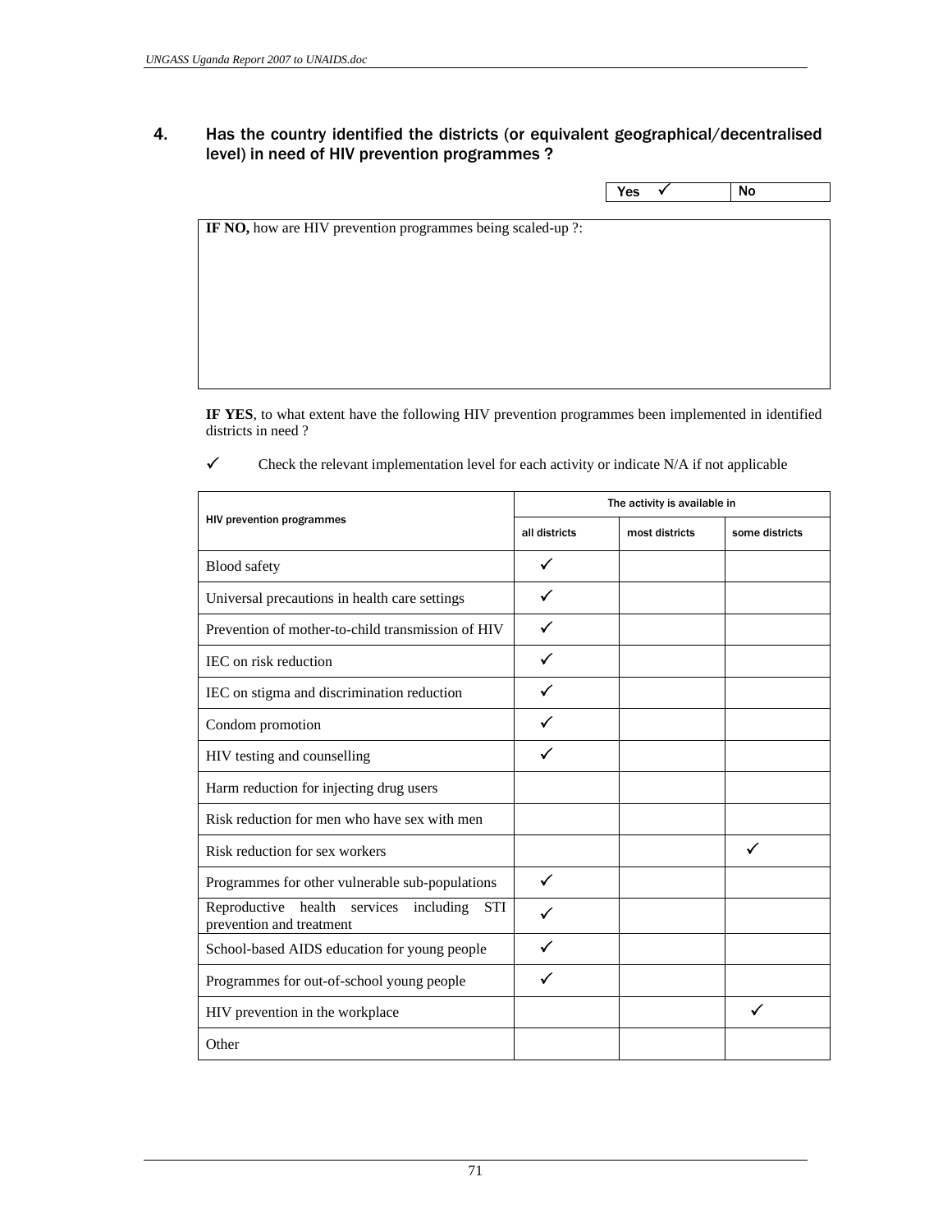## 4. Has the country identified the districts (or equivalent geographical/decentralised level) in need of HIV prevention programmes ?

| Yes ✓ | No |
|---|---|

**IF NO,** how are HIV prevention programmes being scaled-up ?:

**IF YES**, to what extent have the following HIV prevention programmes been implemented in identified districts in need ?

✓ Check the relevant implementation level for each activity or indicate N/A if not applicable

| HIV prevention programmes | The activity is available in | | |
|---|---|---|---|
| | all districts | most districts | some districts |
| Blood safety | ✓ | | |
| Universal precautions in health care settings | ✓ | | |
| Prevention of mother-to-child transmission of HIV | ✓ | | |
| IEC on risk reduction | ✓ | | |
| IEC on stigma and discrimination reduction | ✓ | | |
| Condom promotion | ✓ | | |
| HIV testing and counselling | ✓ | | |
| Harm reduction for injecting drug users | | | |
| Risk reduction for men who have sex with men | | | |
| Risk reduction for sex workers | | | ✓ |
| Programmes for other vulnerable sub-populations | ✓ | | |
| Reproductive health services including STI prevention and treatment | ✓ | | |
| School-based AIDS education for young people | ✓ | | |
| Programmes for out-of-school young people | ✓ | | |
| HIV prevention in the workplace | | | ✓ |
| Other | | | |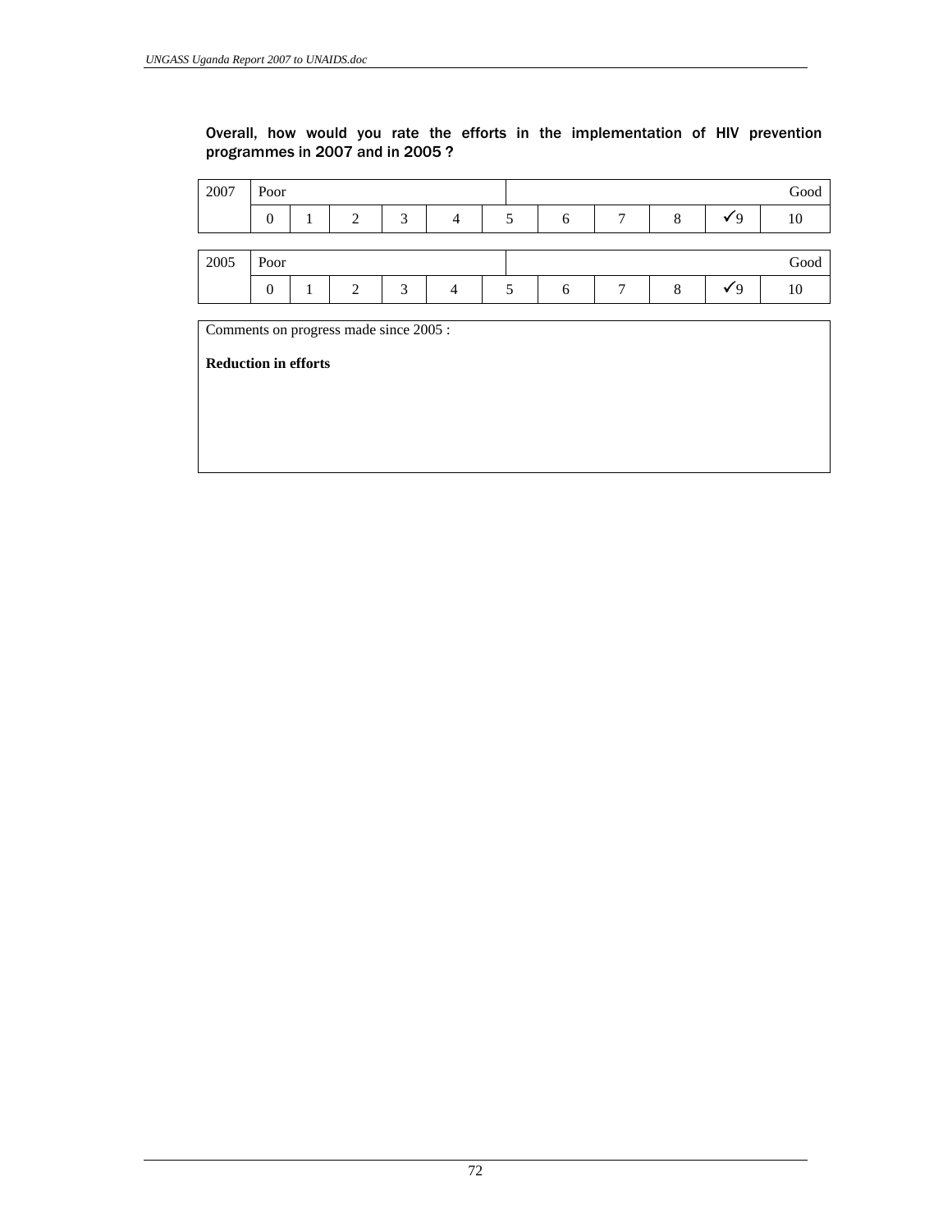**Overall, how would you rate the efforts in the implementation of HIV prevention programmes in 2007 and in 2005 ?**

| 2007 | Poor | | | | | Good | | | | | |
|---|---|---|---|---|---|---|---|---|---|---|---|
| | 0 | 1 | 2 | 3 | 4 | 5 | 6 | 7 | 8 | ✓9 | 10 |

| 2005 | Poor | | | | | Good | | | | | |
|---|---|---|---|---|---|---|---|---|---|---|---|
| | 0 | 1 | 2 | 3 | 4 | 5 | 6 | 7 | 8 | ✓9 | 10 |

Comments on progress made since 2005 :

**Reduction in efforts**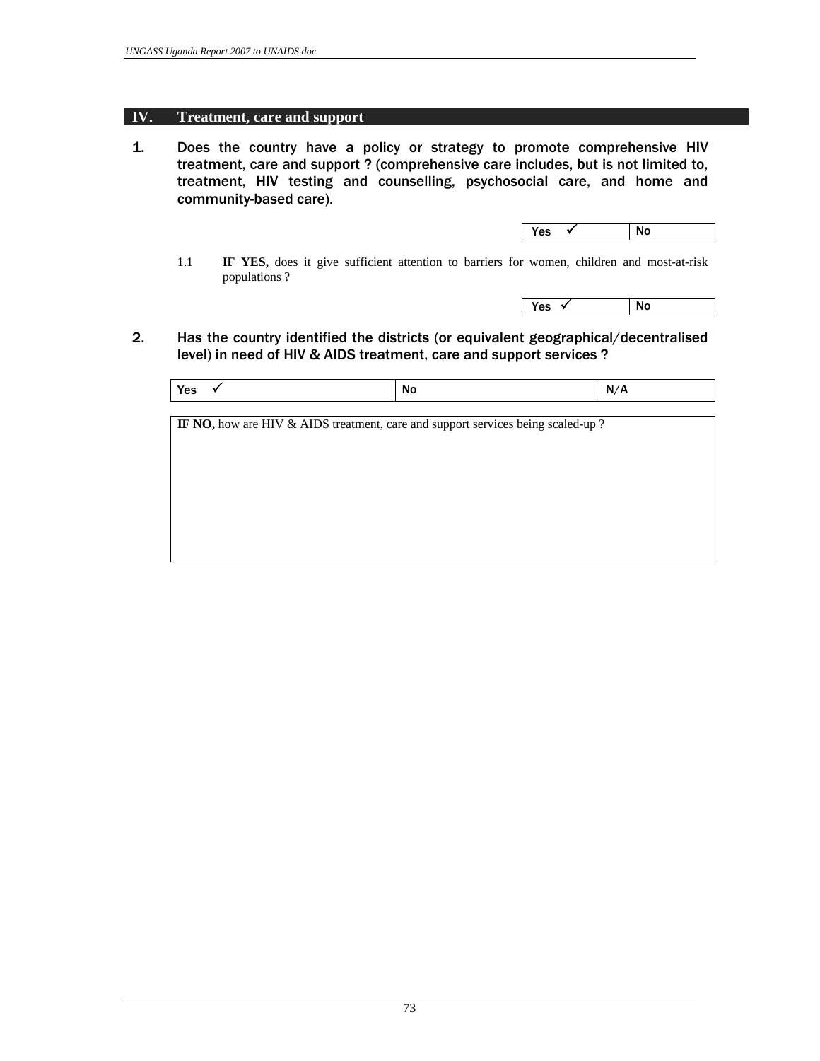## IV. Treatment, care and support

**1. Does the country have a policy or strategy to promote comprehensive HIV treatment, care and support ? (comprehensive care includes, but is not limited to, treatment, HIV testing and counselling, psychosocial care, and home and community-based care).**

| Yes ✓ | No |
|---|---|

1.1 **IF YES,** does it give sufficient attention to barriers for women, children and most-at-risk populations ?

| Yes ✓ | No |
|---|---|

**2. Has the country identified the districts (or equivalent geographical/decentralised level) in need of HIV & AIDS treatment, care and support services ?**

| Yes ✓ | No | N/A |
|---|---|---|

| **IF NO,** how are HIV & AIDS treatment, care and support services being scaled-up ? |
|---|
| |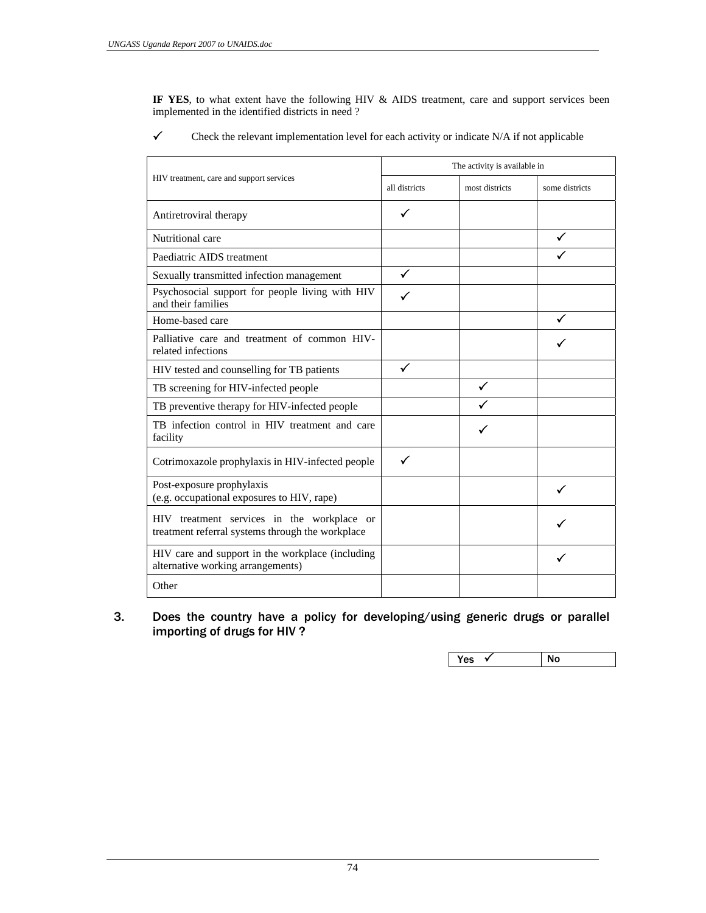**IF YES**, to what extent have the following HIV & AIDS treatment, care and support services been implemented in the identified districts in need ?

✓ Check the relevant implementation level for each activity or indicate N/A if not applicable

| HIV treatment, care and support services | The activity is available in | | |
|---|---|---|---|
| | all districts | most districts | some districts |
| Antiretroviral therapy | ✓ | | |
| Nutritional care | | | ✓ |
| Paediatric AIDS treatment | | | ✓ |
| Sexually transmitted infection management | ✓ | | |
| Psychosocial support for people living with HIV and their families | ✓ | | |
| Home-based care | | | ✓ |
| Palliative care and treatment of common HIV-related infections | | | ✓ |
| HIV tested and counselling for TB patients | ✓ | | |
| TB screening for HIV-infected people | | ✓ | |
| TB preventive therapy for HIV-infected people | | ✓ | |
| TB infection control in HIV treatment and care facility | | ✓ | |
| Cotrimoxazole prophylaxis in HIV-infected people | ✓ | | |
| Post-exposure prophylaxis (e.g. occupational exposures to HIV, rape) | | | ✓ |
| HIV treatment services in the workplace or treatment referral systems through the workplace | | | ✓ |
| HIV care and support in the workplace (including alternative working arrangements) | | | ✓ |
| Other | | | |

3. **Does the country have a policy for developing/using generic drugs or parallel importing of drugs for HIV ?**

| Yes ✓ | No |
|---|---|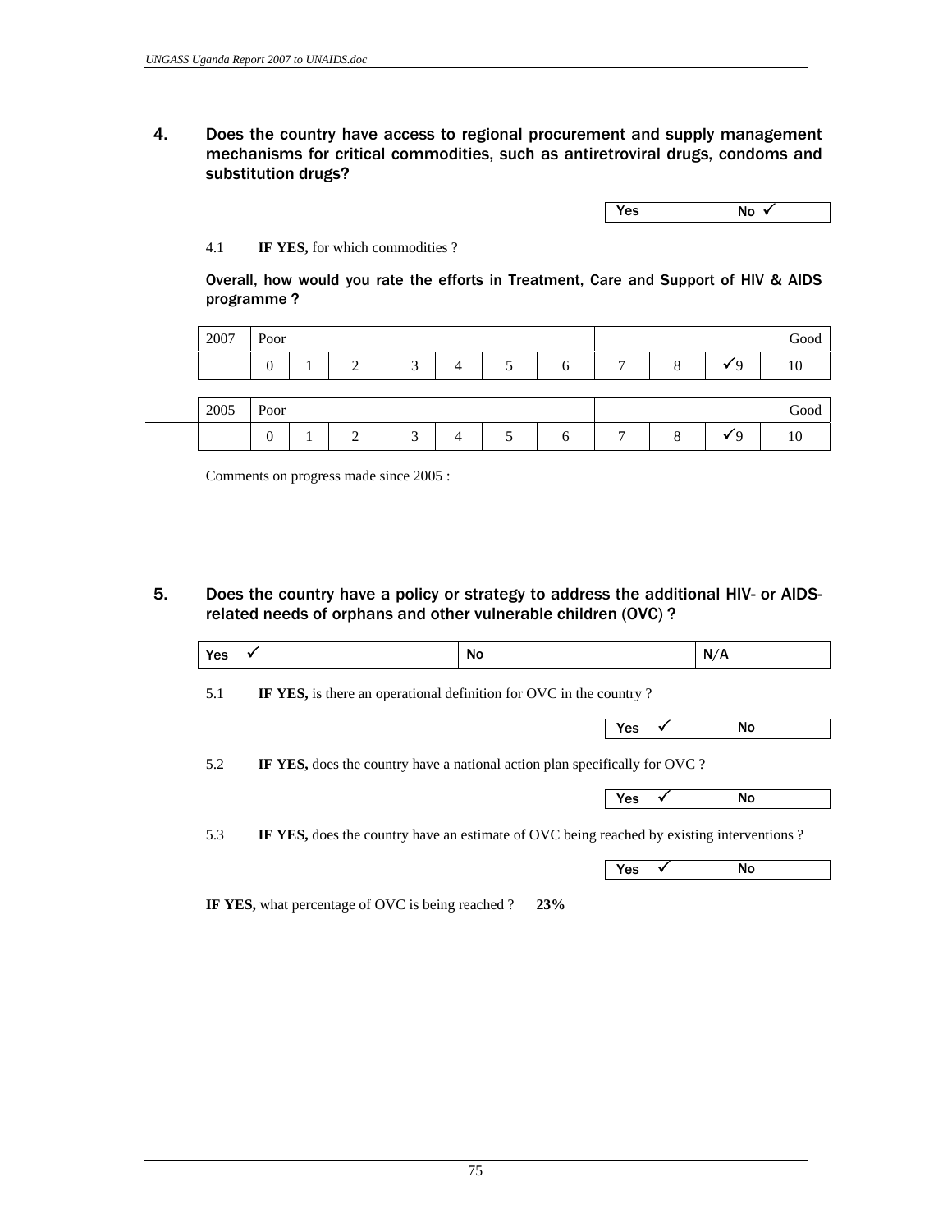4. **Does the country have access to regional procurement and supply management mechanisms for critical commodities, such as antiretroviral drugs, condoms and substitution drugs?**

| Yes | No ✓ |
|---|---|

4.1 **IF YES,** for which commodities ?

**Overall, how would you rate the efforts in Treatment, Care and Support of HIV & AIDS programme ?**

| 2007 | Poor | | | | | | | | | | Good |
|---|---|---|---|---|---|---|---|---|---|---|---|
| | 0 | 1 | 2 | 3 | 4 | 5 | 6 | 7 | 8 | ✓9 | 10 |

| 2005 | Poor | | | | | | | | | | Good |
|---|---|---|---|---|---|---|---|---|---|---|---|
| | 0 | 1 | 2 | 3 | 4 | 5 | 6 | 7 | 8 | ✓9 | 10 |

Comments on progress made since 2005 :

5. **Does the country have a policy or strategy to address the additional HIV- or AIDS-related needs of orphans and other vulnerable children (OVC) ?**

| Yes ✓ | No | N/A |
|---|---|---|

5.1 **IF YES,** is there an operational definition for OVC in the country ?

| Yes ✓ | No |
|---|---|

5.2 **IF YES,** does the country have a national action plan specifically for OVC ?

| Yes ✓ | No |
|---|---|

5.3 **IF YES,** does the country have an estimate of OVC being reached by existing interventions ?

| Yes ✓ | No |
|---|---|

**IF YES,** what percentage of OVC is being reached ? **23%**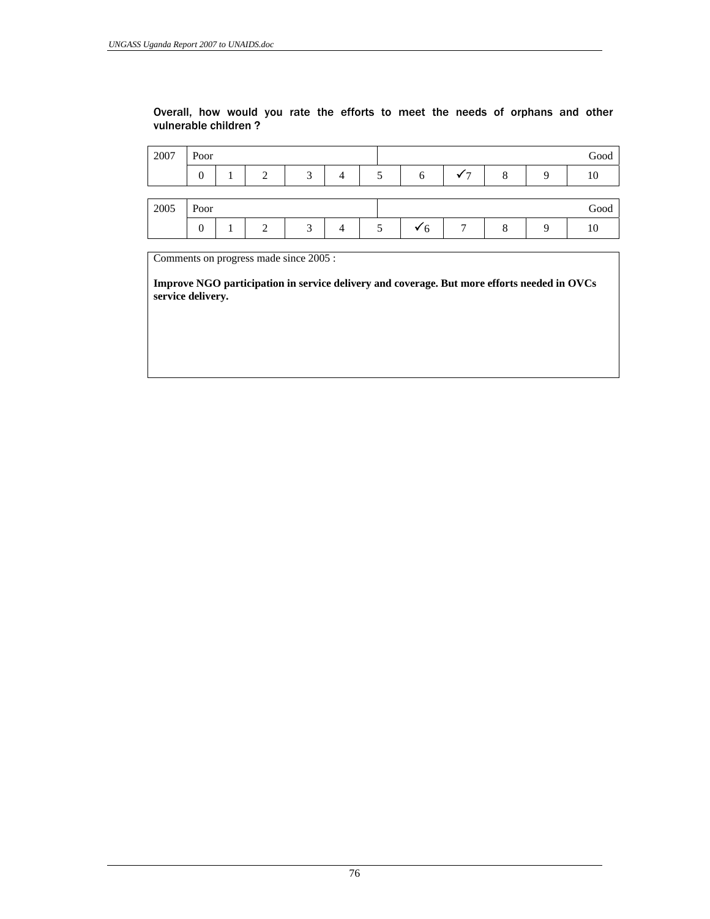**Overall, how would you rate the efforts to meet the needs of orphans and other vulnerable children ?**

| 2007 | Poor | | | | | | | | | | Good |
|---|---|---|---|---|---|---|---|---|---|---|---|
| | 0 | 1 | 2 | 3 | 4 | 5 | 6 | ✓7 | 8 | 9 | 10 |

| 2005 | Poor | | | | | | | | | | Good |
|---|---|---|---|---|---|---|---|---|---|---|---|
| | 0 | 1 | 2 | 3 | 4 | 5 | ✓6 | 7 | 8 | 9 | 10 |

Comments on progress made since 2005 :

**Improve NGO participation in service delivery and coverage. But more efforts needed in OVCs service delivery.**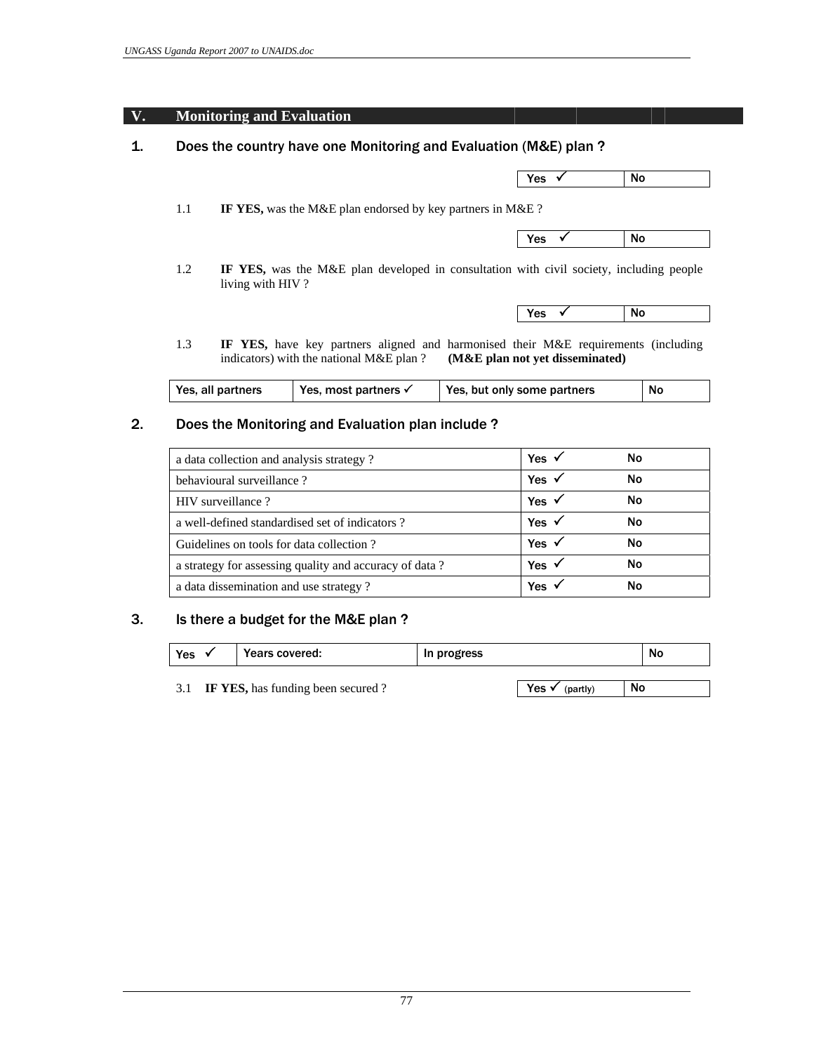## V. Monitoring and Evaluation

### 1. Does the country have one Monitoring and Evaluation (M&E) plan ?

| Yes ✓ | No |
|---|---|

1.1 **IF YES,** was the M&E plan endorsed by key partners in M&E ?

| Yes ✓ | No |
|---|---|

1.2 **IF YES,** was the M&E plan developed in consultation with civil society, including people living with HIV ?

| Yes ✓ | No |
|---|---|

1.3 **IF YES,** have key partners aligned and harmonised their M&E requirements (including indicators) with the national M&E plan ? **(M&E plan not yet disseminated)**

| Yes, all partners | Yes, most partners ✓ | Yes, but only some partners | No |
|---|---|---|---|

### 2. Does the Monitoring and Evaluation plan include ?

| | | |
|---|---|---|
| a data collection and analysis strategy ? | Yes ✓ | No |
| behavioural surveillance ? | Yes ✓ | No |
| HIV surveillance ? | Yes ✓ | No |
| a well-defined standardised set of indicators ? | Yes ✓ | No |
| Guidelines on tools for data collection ? | Yes ✓ | No |
| a strategy for assessing quality and accuracy of data ? | Yes ✓ | No |
| a data dissemination and use strategy ? | Yes ✓ | No |

### 3. Is there a budget for the M&E plan ?

| Yes ✓ | Years covered: | In progress | No |
|---|---|---|---|

3.1 **IF YES,** has funding been secured ?

| Yes ✓ (partly) | No |
|---|---|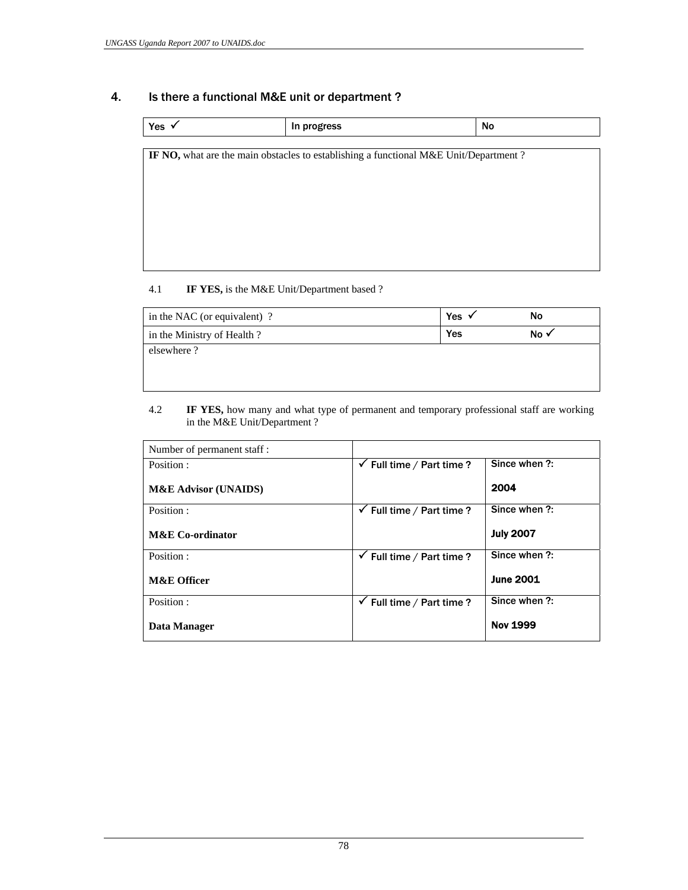## 4. Is there a functional M&E unit or department ?

| Yes ✓ | In progress | No |
|---|---|---|

| IF NO, what are the main obstacles to establishing a functional M&E Unit/Department ? |
|---|
| |

4.1 **IF YES,** is the M&E Unit/Department based ?

| | | |
|---|---|---|
| in the NAC (or equivalent) ? | Yes ✓ | No |
| in the Ministry of Health ? | Yes | No ✓ |
| elsewhere ? | | |

4.2 **IF YES,** how many and what type of permanent and temporary professional staff are working in the M&E Unit/Department ?

| Number of permanent staff : | | |
|---|---|---|
| Position : **M&E Advisor (UNAIDS)** | ✓ Full time / Part time ? | Since when ?: **2004** |
| Position : **M&E Co-ordinator** | ✓ Full time / Part time ? | Since when ?: **July 2007** |
| Position : **M&E Officer** | ✓ Full time / Part time ? | Since when ?: **June 2001** |
| Position : **Data Manager** | ✓ Full time / Part time ? | Since when ?: **Nov 1999** |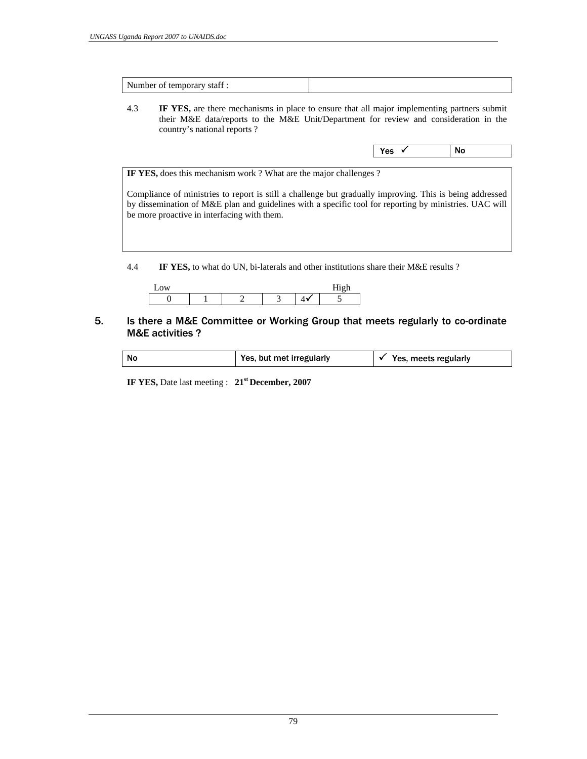| Number of temporary staff : | |
|---|---|

4.3 **IF YES,** are there mechanisms in place to ensure that all major implementing partners submit their M&E data/reports to the M&E Unit/Department for review and consideration in the country's national reports ?

| Yes ✓ | No |
|---|---|

| **IF YES,** does this mechanism work ? What are the major challenges ? |
|---|
| Compliance of ministries to report is still a challenge but gradually improving. This is being addressed by dissemination of M&E plan and guidelines with a specific tool for reporting by ministries. UAC will be more proactive in interfacing with them. |

4.4 **IF YES,** to what do UN, bi-laterals and other institutions share their M&E results ?

| Low | | | | | High |
|---|---|---|---|---|---|
| 0 | 1 | 2 | 3 | 4✓ | 5 |

## 5. Is there a M&E Committee or Working Group that meets regularly to co-ordinate M&E activities ?

| No | Yes, but met irregularly | ✓ Yes, meets regularly |
|---|---|---|

**IF YES,** Date last meeting : **21st December, 2007**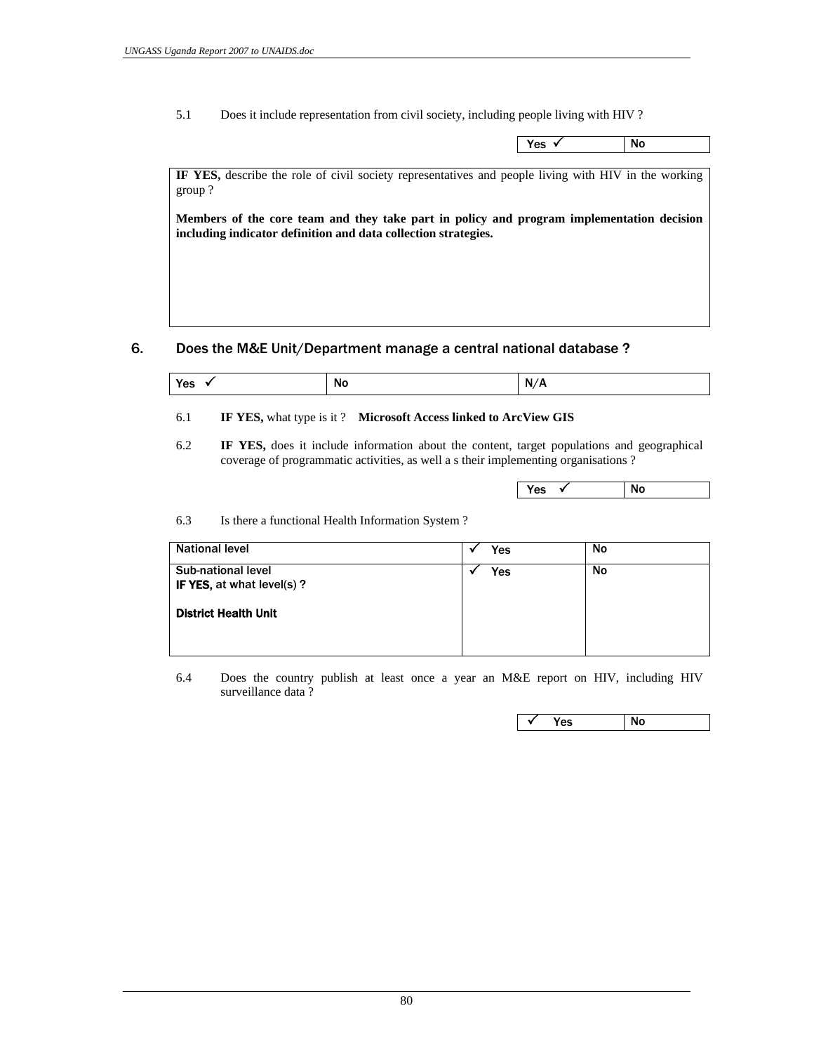5.1 Does it include representation from civil society, including people living with HIV ?

| Yes ✓ | No |
|---|---|

**IF YES,** describe the role of civil society representatives and people living with HIV in the working group ?

**Members of the core team and they take part in policy and program implementation decision including indicator definition and data collection strategies.**

## 6. Does the M&E Unit/Department manage a central national database ?

| Yes ✓ | No | N/A |
|---|---|---|

6.1 **IF YES,** what type is it ? **Microsoft Access linked to ArcView GIS**

6.2 **IF YES,** does it include information about the content, target populations and geographical coverage of programmatic activities, as well a s their implementing organisations ?

| Yes ✓ | No |
|---|---|

6.3 Is there a functional Health Information System ?

| | | |
|---|---|---|
| National level | ✓ Yes | No |
| Sub-national level<br>**IF YES,** at what level(s) ?<br><br>**District Health Unit** | ✓ Yes | No |

6.4 Does the country publish at least once a year an M&E report on HIV, including HIV surveillance data ?

| ✓ Yes | No |
|---|---|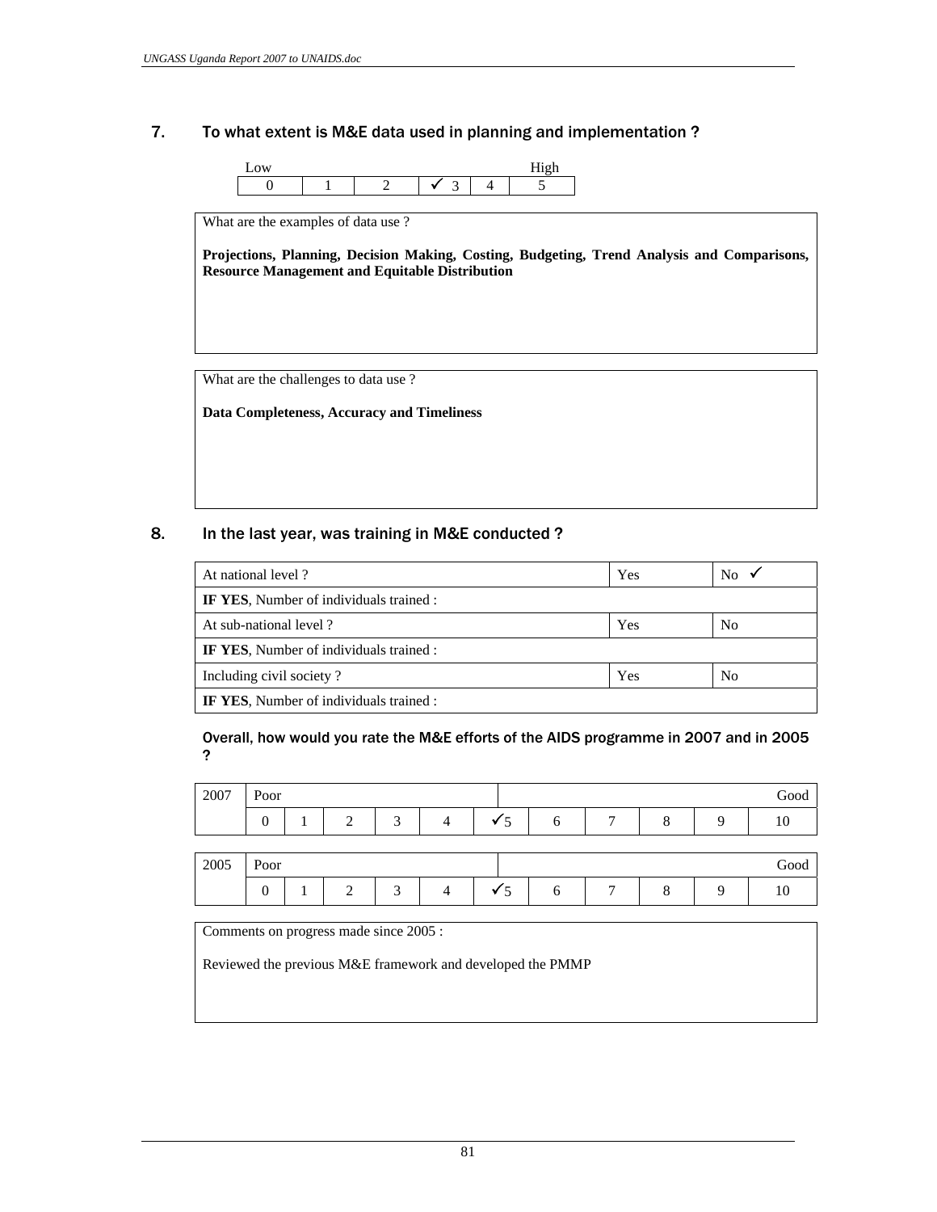## 7. To what extent is M&E data used in planning and implementation ?

| Low | | | | | High |
|---|---|---|---|---|---|
| 0 | 1 | 2 | ✓ 3 | 4 | 5 |

What are the examples of data use ?

**Projections, Planning, Decision Making, Costing, Budgeting, Trend Analysis and Comparisons, Resource Management and Equitable Distribution**

What are the challenges to data use ?

**Data Completeness, Accuracy and Timeliness**

## 8. In the last year, was training in M&E conducted ?

| At national level ? | Yes | No ✓ |
|---|---|---|
| **IF YES**, Number of individuals trained : | | |
| At sub-national level ? | Yes | No |
| **IF YES**, Number of individuals trained : | | |
| Including civil society ? | Yes | No |
| **IF YES**, Number of individuals trained : | | |

### Overall, how would you rate the M&E efforts of the AIDS programme in 2007 and in 2005 ?

| 2007 | Poor | | | | | | | | | | Good |
|---|---|---|---|---|---|---|---|---|---|---|---|
| | 0 | 1 | 2 | 3 | 4 | ✓5 | 6 | 7 | 8 | 9 | 10 |

| 2005 | Poor | | | | | | | | | | Good |
|---|---|---|---|---|---|---|---|---|---|---|---|
| | 0 | 1 | 2 | 3 | 4 | ✓5 | 6 | 7 | 8 | 9 | 10 |

Comments on progress made since 2005 :

Reviewed the previous M&E framework and developed the PMMP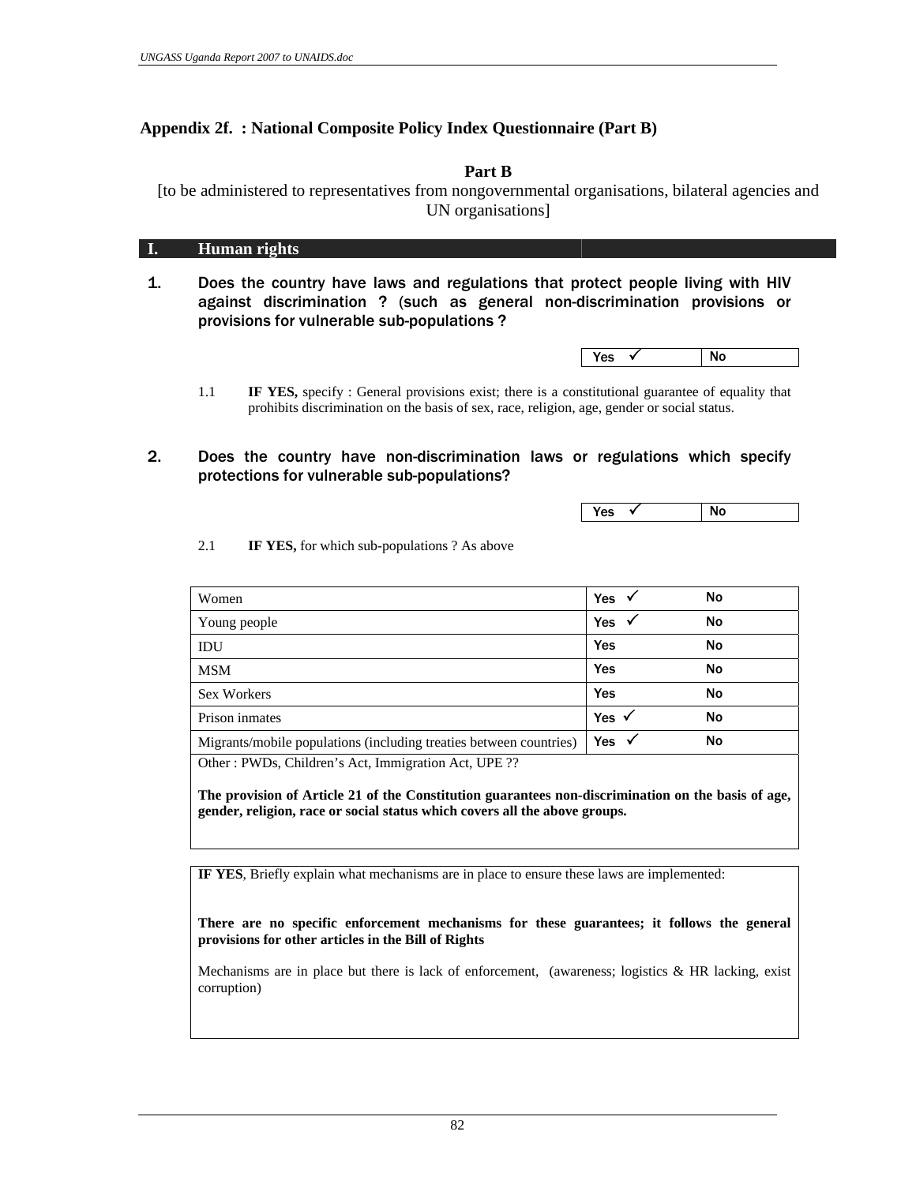## Appendix 2f. : National Composite Policy Index Questionnaire (Part B)

### Part B

[to be administered to representatives from nongovernmental organisations, bilateral agencies and UN organisations]

## I. Human rights

**1. Does the country have laws and regulations that protect people living with HIV against discrimination ? (such as general non-discrimination provisions or provisions for vulnerable sub-populations ?**

| Yes ✓ | No |
|---|---|

1.1 **IF YES,** specify : General provisions exist; there is a constitutional guarantee of equality that prohibits discrimination on the basis of sex, race, religion, age, gender or social status.

**2. Does the country have non-discrimination laws or regulations which specify protections for vulnerable sub-populations?**

| Yes ✓ | No |
|---|---|

2.1 **IF YES,** for which sub-populations ? As above

| | | |
|---|---|---|
| Women | Yes ✓ | No |
| Young people | Yes ✓ | No |
| IDU | Yes | No |
| MSM | Yes | No |
| Sex Workers | Yes | No |
| Prison inmates | Yes ✓ | No |
| Migrants/mobile populations (including treaties between countries) | Yes ✓ | No |

Other : PWDs, Children's Act, Immigration Act, UPE ??

**The provision of Article 21 of the Constitution guarantees non-discrimination on the basis of age, gender, religion, race or social status which covers all the above groups.**

**IF YES**, Briefly explain what mechanisms are in place to ensure these laws are implemented:

**There are no specific enforcement mechanisms for these guarantees; it follows the general provisions for other articles in the Bill of Rights**

Mechanisms are in place but there is lack of enforcement, (awareness; logistics & HR lacking, exist corruption)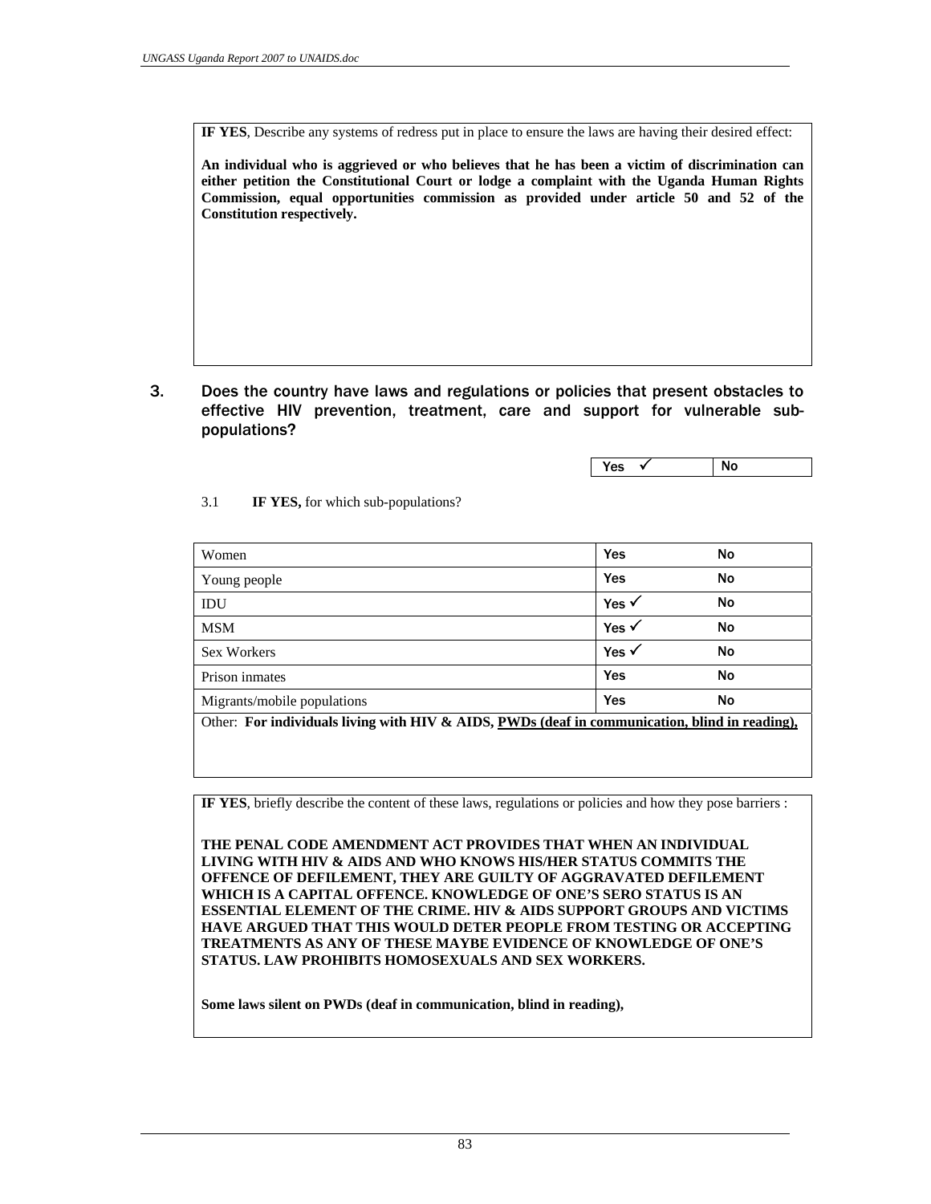**IF YES**, Describe any systems of redress put in place to ensure the laws are having their desired effect:

**An individual who is aggrieved or who believes that he has been a victim of discrimination can either petition the Constitutional Court or lodge a complaint with the Uganda Human Rights Commission, equal opportunities commission as provided under article 50 and 52 of the Constitution respectively.**

3. Does the country have laws and regulations or policies that present obstacles to effective HIV prevention, treatment, care and support for vulnerable sub-populations?

| Yes ✓ | No |
|---|---|

3.1 **IF YES,** for which sub-populations?

| | | |
|---|---|---|
| Women | Yes | No |
| Young people | Yes | No |
| IDU | Yes ✓ | No |
| MSM | Yes ✓ | No |
| Sex Workers | Yes ✓ | No |
| Prison inmates | Yes | No |
| Migrants/mobile populations | Yes | No |
| Other: **For individuals living with HIV & AIDS, PWDs (deaf in communication, blind in reading),** | | |

**IF YES**, briefly describe the content of these laws, regulations or policies and how they pose barriers :

**THE PENAL CODE AMENDMENT ACT PROVIDES THAT WHEN AN INDIVIDUAL LIVING WITH HIV & AIDS AND WHO KNOWS HIS/HER STATUS COMMITS THE OFFENCE OF DEFILEMENT, THEY ARE GUILTY OF AGGRAVATED DEFILEMENT WHICH IS A CAPITAL OFFENCE. KNOWLEDGE OF ONE'S SERO STATUS IS AN ESSENTIAL ELEMENT OF THE CRIME. HIV & AIDS SUPPORT GROUPS AND VICTIMS HAVE ARGUED THAT THIS WOULD DETER PEOPLE FROM TESTING OR ACCEPTING TREATMENTS AS ANY OF THESE MAYBE EVIDENCE OF KNOWLEDGE OF ONE'S STATUS. LAW PROHIBITS HOMOSEXUALS AND SEX WORKERS.**

**Some laws silent on PWDs (deaf in communication, blind in reading),**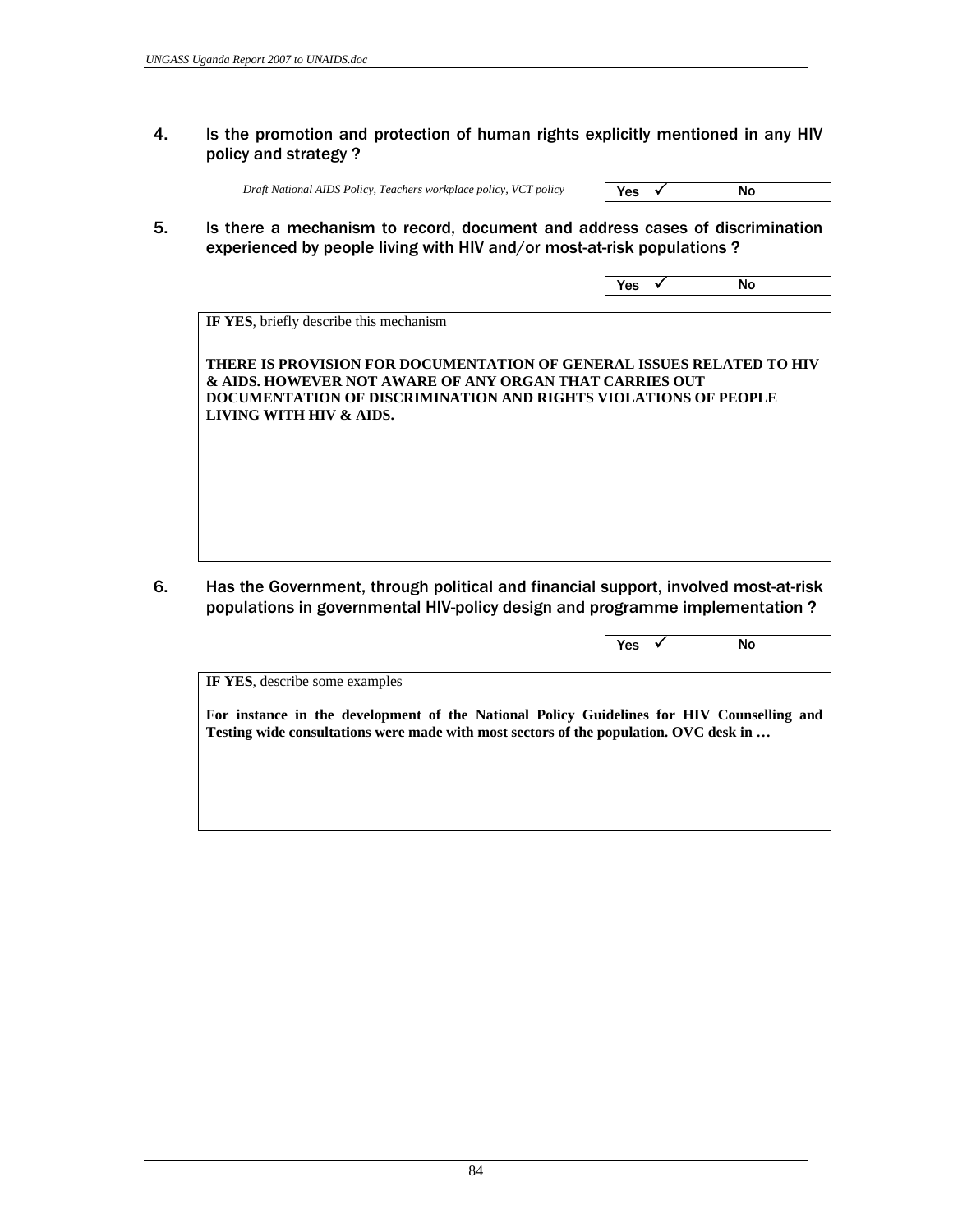4. **Is the promotion and protection of human rights explicitly mentioned in any HIV policy and strategy ?**

*Draft National AIDS Policy, Teachers workplace policy, VCT policy*

| Yes ✓ | No |
|---|---|

5. **Is there a mechanism to record, document and address cases of discrimination experienced by people living with HIV and/or most-at-risk populations ?**

| Yes ✓ | No |
|---|---|

**IF YES**, briefly describe this mechanism

**THERE IS PROVISION FOR DOCUMENTATION OF GENERAL ISSUES RELATED TO HIV & AIDS. HOWEVER NOT AWARE OF ANY ORGAN THAT CARRIES OUT DOCUMENTATION OF DISCRIMINATION AND RIGHTS VIOLATIONS OF PEOPLE LIVING WITH HIV & AIDS.**

6. **Has the Government, through political and financial support, involved most-at-risk populations in governmental HIV-policy design and programme implementation ?**

| Yes ✓ | No |
|---|---|

**IF YES**, describe some examples

**For instance in the development of the National Policy Guidelines for HIV Counselling and Testing wide consultations were made with most sectors of the population. OVC desk in …**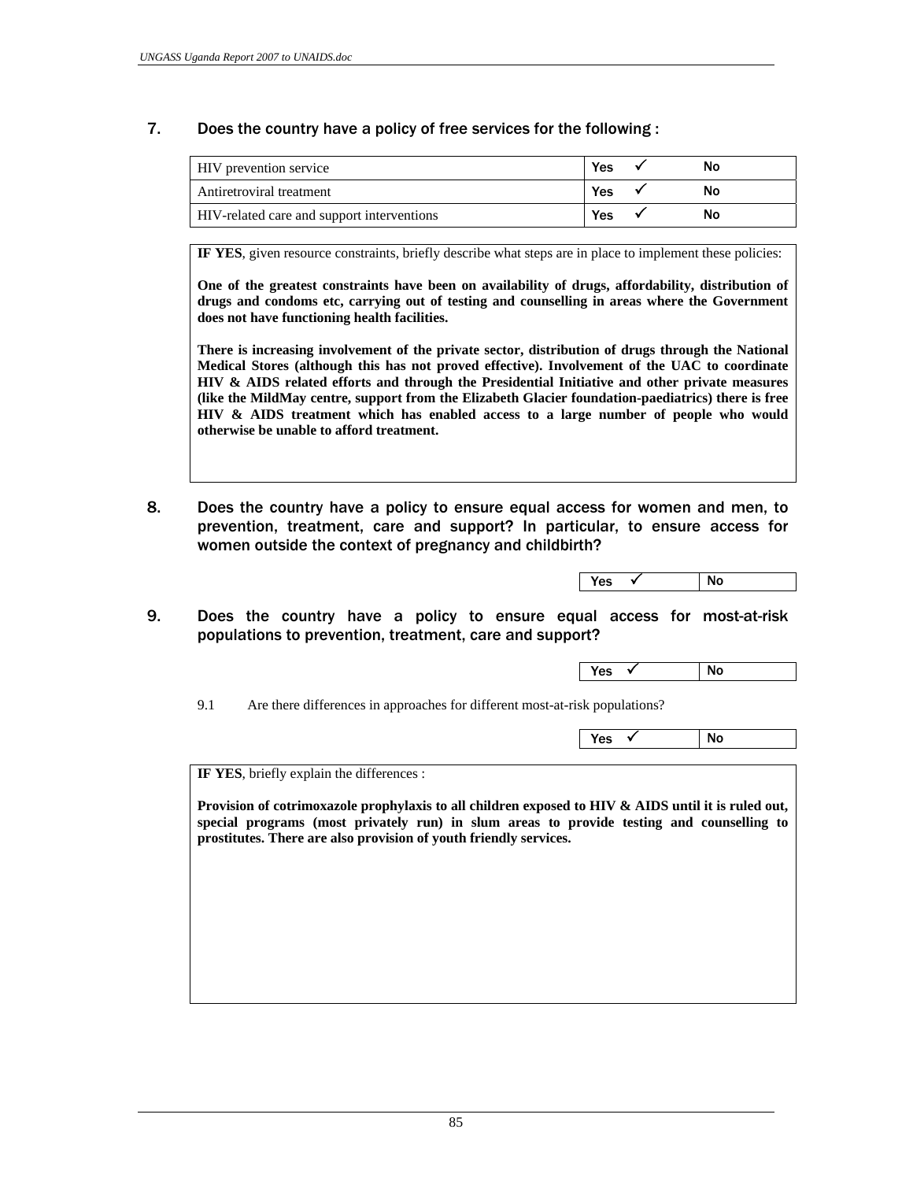7. Does the country have a policy of free services for the following :

| | Yes | No |
|---|---|---|
| HIV prevention service | ✓ | |
| Antiretroviral treatment | ✓ | |
| HIV-related care and support interventions | ✓ | |

**IF YES**, given resource constraints, briefly describe what steps are in place to implement these policies:

**One of the greatest constraints have been on availability of drugs, affordability, distribution of drugs and condoms etc, carrying out of testing and counselling in areas where the Government does not have functioning health facilities.**

**There is increasing involvement of the private sector, distribution of drugs through the National Medical Stores (although this has not proved effective). Involvement of the UAC to coordinate HIV & AIDS related efforts and through the Presidential Initiative and other private measures (like the MildMay centre, support from the Elizabeth Glacier foundation-paediatrics) there is free HIV & AIDS treatment which has enabled access to a large number of people who would otherwise be unable to afford treatment.**

8. Does the country have a policy to ensure equal access for women and men, to prevention, treatment, care and support? In particular, to ensure access for women outside the context of pregnancy and childbirth?

| Yes | No |
|---|---|
| ✓ | |

9. Does the country have a policy to ensure equal access for most-at-risk populations to prevention, treatment, care and support?

| Yes | No |
|---|---|
| ✓ | |

9.1 Are there differences in approaches for different most-at-risk populations?

| Yes | No |
|---|---|
| ✓ | |

**IF YES**, briefly explain the differences :

**Provision of cotrimoxazole prophylaxis to all children exposed to HIV & AIDS until it is ruled out, special programs (most privately run) in slum areas to provide testing and counselling to prostitutes. There are also provision of youth friendly services.**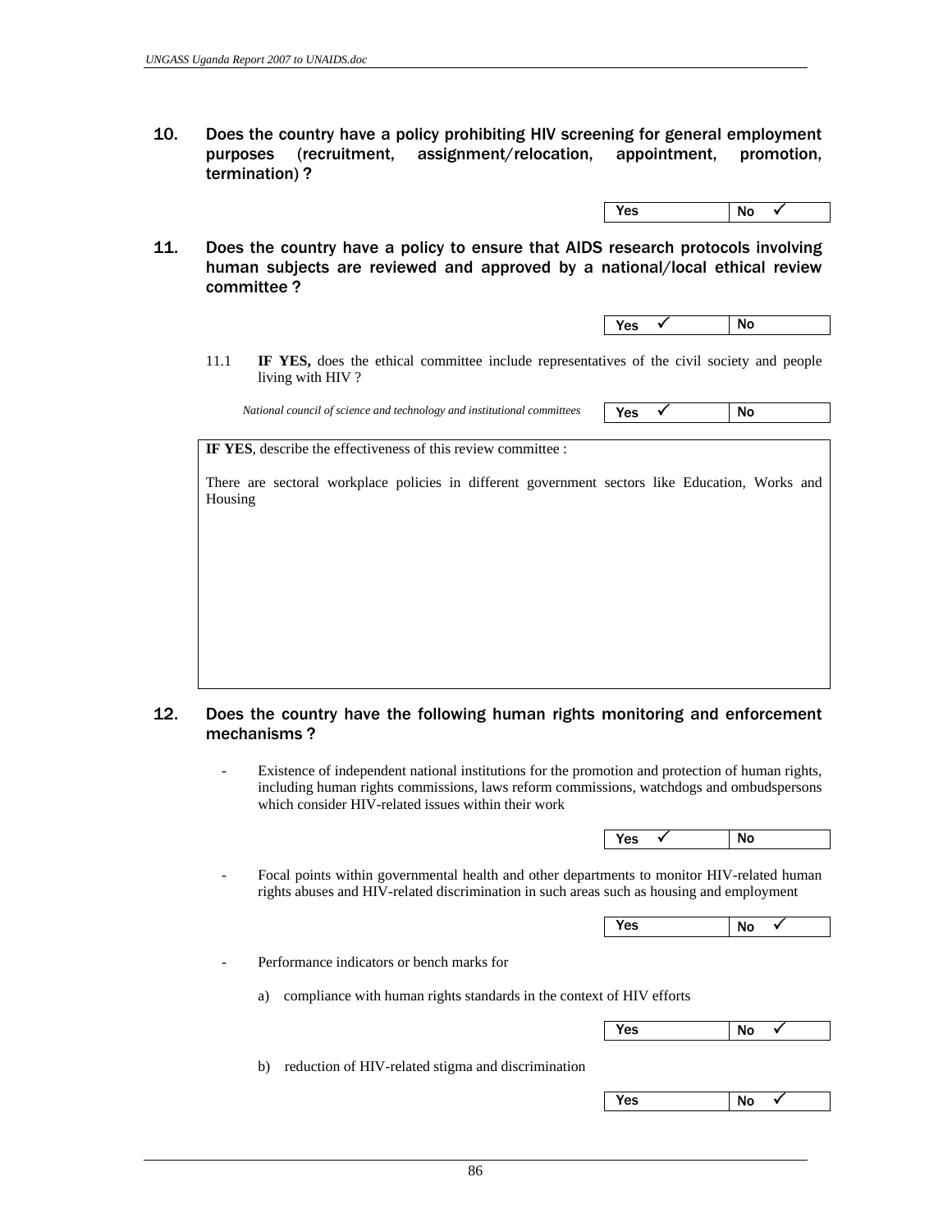**10.** **Does the country have a policy prohibiting HIV screening for general employment purposes (recruitment, assignment/relocation, appointment, promotion, termination) ?**

| Yes | No ✓ |
|---|---|

**11.** **Does the country have a policy to ensure that AIDS research protocols involving human subjects are reviewed and approved by a national/local ethical review committee ?**

| Yes ✓ | No |
|---|---|

11.1 **IF YES,** does the ethical committee include representatives of the civil society and people living with HIV ?

*National council of science and technology and institutional committees*

| Yes ✓ | No |
|---|---|

**IF YES**, describe the effectiveness of this review committee :

There are sectoral workplace policies in different government sectors like Education, Works and Housing

**12.** **Does the country have the following human rights monitoring and enforcement mechanisms ?**

- Existence of independent national institutions for the promotion and protection of human rights, including human rights commissions, laws reform commissions, watchdogs and ombudspersons which consider HIV-related issues within their work

| Yes ✓ | No |
|---|---|

- Focal points within governmental health and other departments to monitor HIV-related human rights abuses and HIV-related discrimination in such areas such as housing and employment

| Yes | No ✓ |
|---|---|

- Performance indicators or bench marks for

  a) compliance with human rights standards in the context of HIV efforts

| Yes | No ✓ |
|---|---|

  b) reduction of HIV-related stigma and discrimination

| Yes | No ✓ |
|---|---|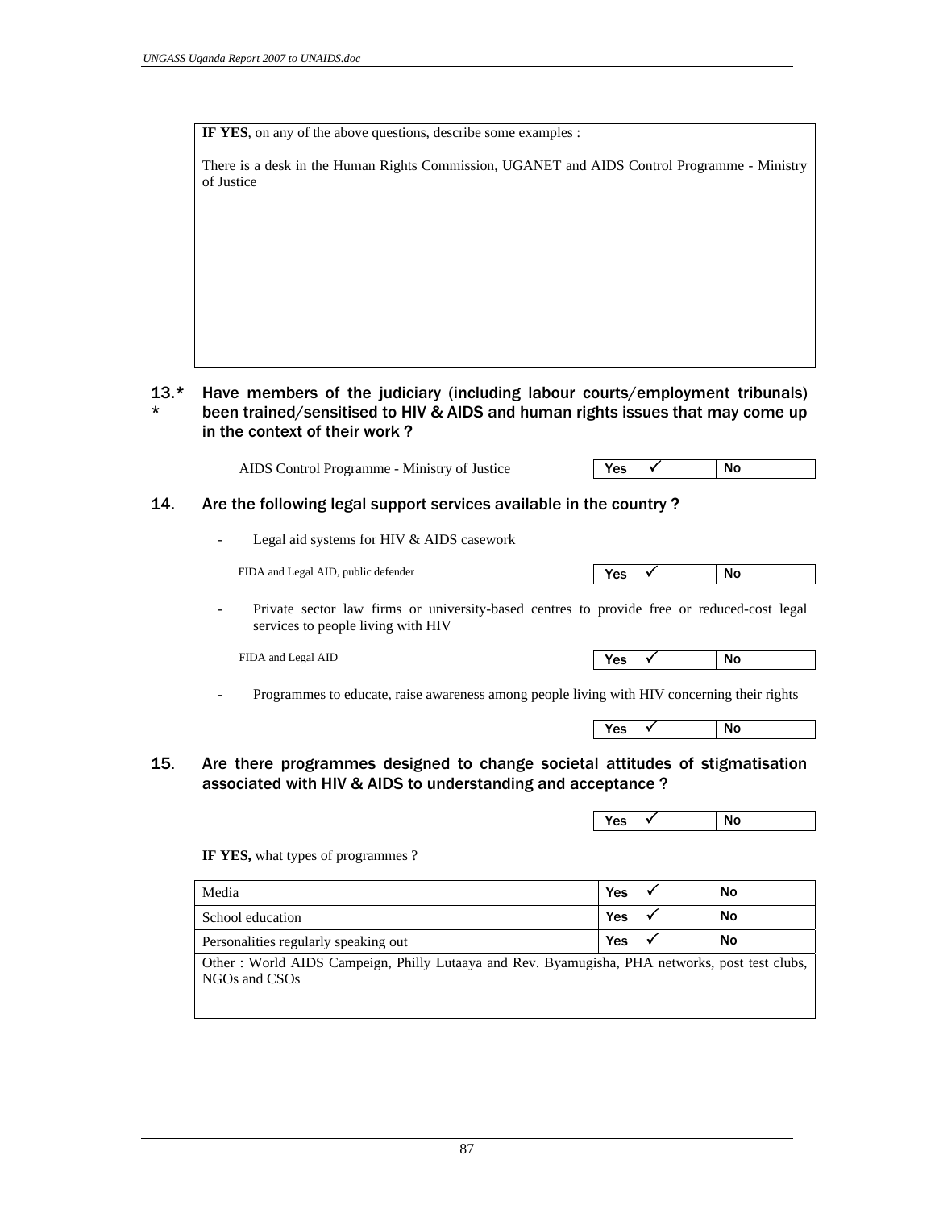**IF YES**, on any of the above questions, describe some examples :

There is a desk in the Human Rights Commission, UGANET and AIDS Control Programme - Ministry of Justice

### 13.** Have members of the judiciary (including labour courts/employment tribunals) been trained/sensitised to HIV & AIDS and human rights issues that may come up in the context of their work ?

AIDS Control Programme - Ministry of Justice

| Yes ✓ | No |
|---|---|

### 14. Are the following legal support services available in the country ?

- Legal aid systems for HIV & AIDS casework

FIDA and Legal AID, public defender

| Yes ✓ | No |
|---|---|

- Private sector law firms or university-based centres to provide free or reduced-cost legal services to people living with HIV

FIDA and Legal AID

| Yes ✓ | No |
|---|---|

- Programmes to educate, raise awareness among people living with HIV concerning their rights

| Yes ✓ | No |
|---|---|

### 15. Are there programmes designed to change societal attitudes of stigmatisation associated with HIV & AIDS to understanding and acceptance ?

| Yes ✓ | No |
|---|---|

**IF YES,** what types of programmes ?

| | | |
|---|---|---|
| Media | Yes ✓ | No |
| School education | Yes ✓ | No |
| Personalities regularly speaking out | Yes ✓ | No |
| Other : World AIDS Campeign, Philly Lutaaya and Rev. Byamugisha, PHA networks, post test clubs, NGOs and CSOs | | |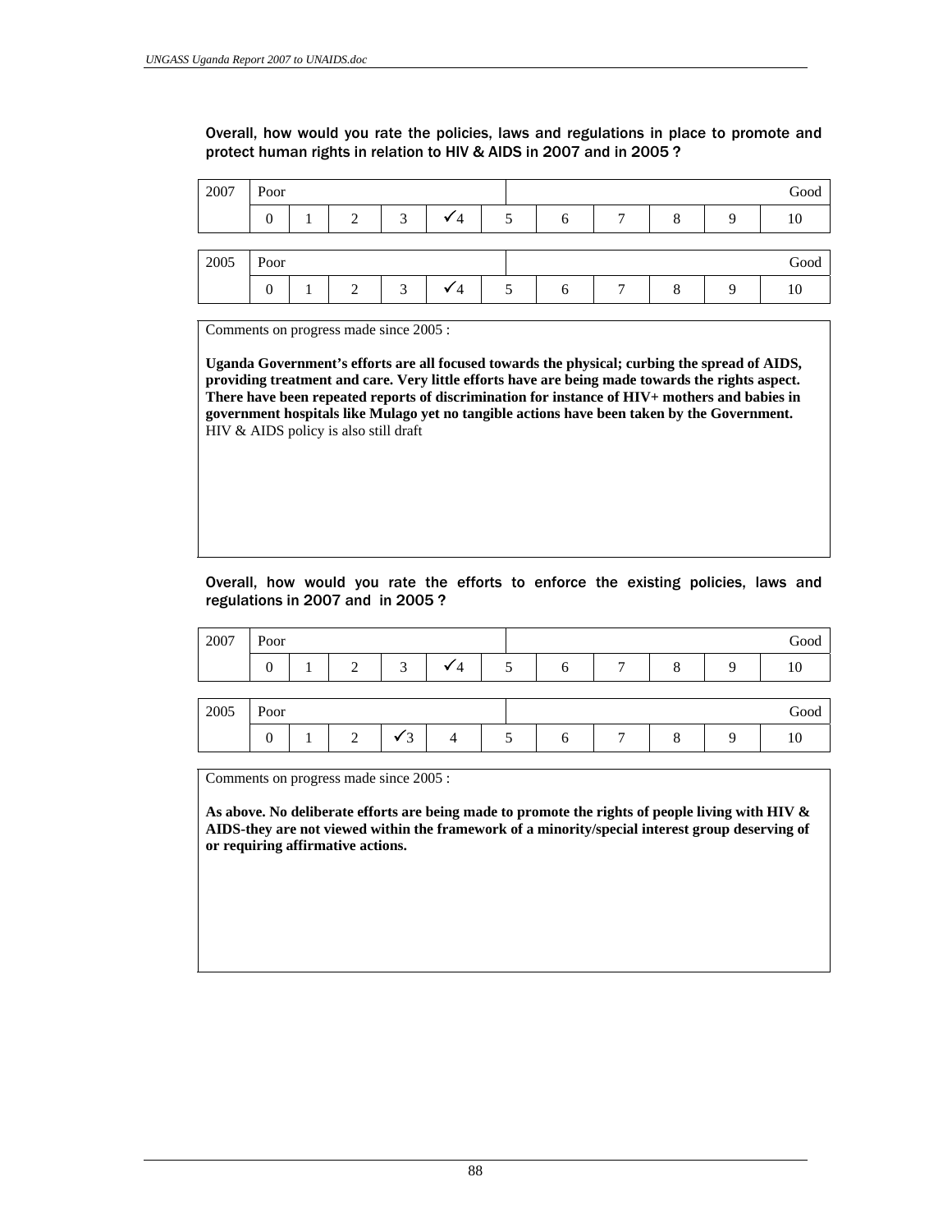Overall, how would you rate the policies, laws and regulations in place to promote and protect human rights in relation to HIV & AIDS in 2007 and in 2005 ?

| 2007 | Poor | | | | | | | | | | Good |
|---|---|---|---|---|---|---|---|---|---|---|---|
| | 0 | 1 | 2 | 3 | ✓4 | 5 | 6 | 7 | 8 | 9 | 10 |

| 2005 | Poor | | | | | | | | | | Good |
|---|---|---|---|---|---|---|---|---|---|---|---|
| | 0 | 1 | 2 | 3 | ✓4 | 5 | 6 | 7 | 8 | 9 | 10 |

Comments on progress made since 2005 :

**Uganda Government's efforts are all focused towards the physical; curbing the spread of AIDS, providing treatment and care. Very little efforts have are being made towards the rights aspect. There have been repeated reports of discrimination for instance of HIV+ mothers and babies in government hospitals like Mulago yet no tangible actions have been taken by the Government.** HIV & AIDS policy is also still draft

Overall, how would you rate the efforts to enforce the existing policies, laws and regulations in 2007 and in 2005 ?

| 2007 | Poor | | | | | | | | | | Good |
|---|---|---|---|---|---|---|---|---|---|---|---|
| | 0 | 1 | 2 | 3 | ✓4 | 5 | 6 | 7 | 8 | 9 | 10 |

| 2005 | Poor | | | | | | | | | | Good |
|---|---|---|---|---|---|---|---|---|---|---|---|
| | 0 | 1 | 2 | ✓3 | 4 | 5 | 6 | 7 | 8 | 9 | 10 |

Comments on progress made since 2005 :

**As above. No deliberate efforts are being made to promote the rights of people living with HIV & AIDS-they are not viewed within the framework of a minority/special interest group deserving of or requiring affirmative actions.**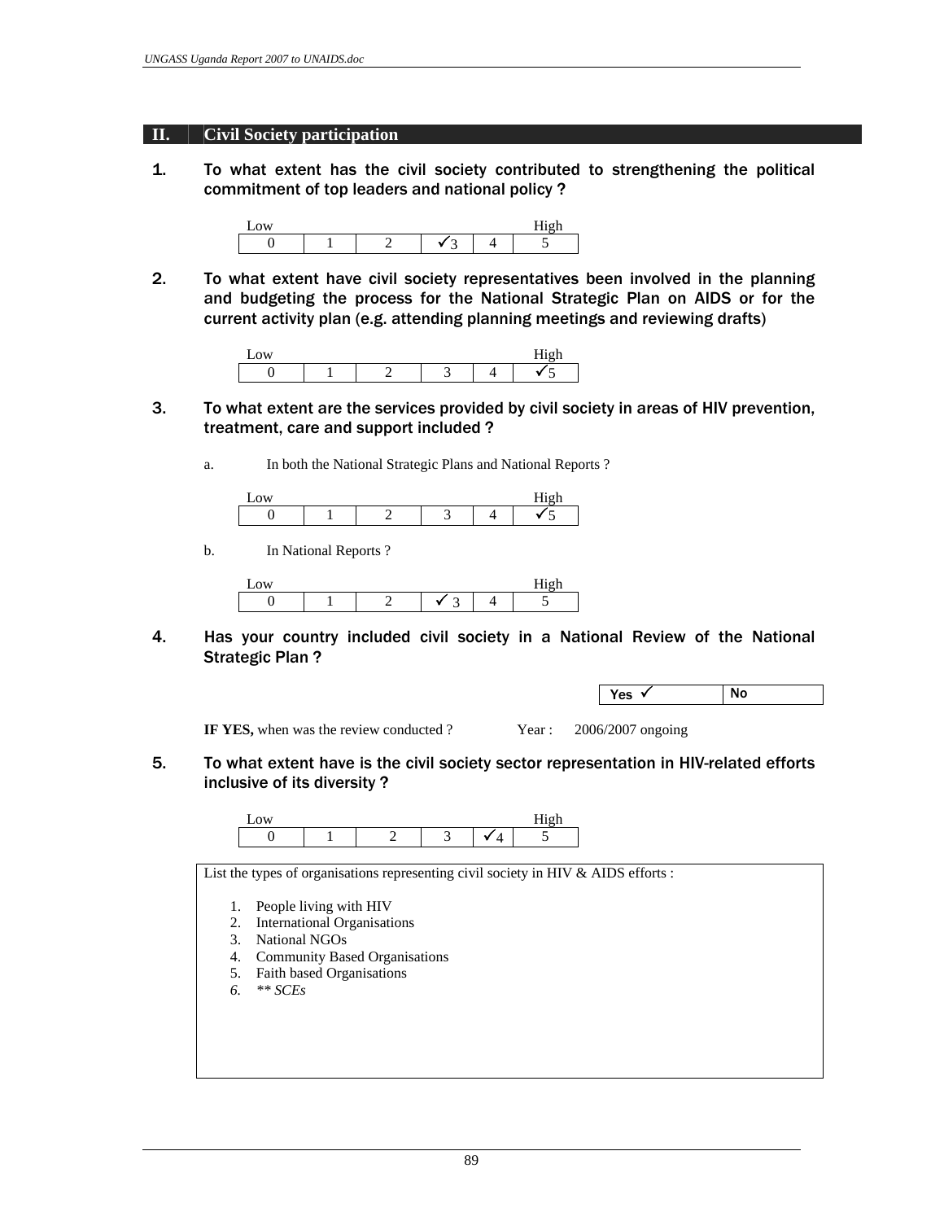## II. Civil Society participation

**1. To what extent has the civil society contributed to strengthening the political commitment of top leaders and national policy ?**

| Low | | | | | High |
|---|---|---|---|---|---|
| 0 | 1 | 2 | ✓3 | 4 | 5 |

**2. To what extent have civil society representatives been involved in the planning and budgeting the process for the National Strategic Plan on AIDS or for the current activity plan (e.g. attending planning meetings and reviewing drafts)**

| Low | | | | | High |
|---|---|---|---|---|---|
| 0 | 1 | 2 | 3 | 4 | ✓5 |

**3. To what extent are the services provided by civil society in areas of HIV prevention, treatment, care and support included ?**

a. In both the National Strategic Plans and National Reports ?

| Low | | | | | High |
|---|---|---|---|---|---|
| 0 | 1 | 2 | 3 | 4 | ✓5 |

b. In National Reports ?

| Low | | | | | High |
|---|---|---|---|---|---|
| 0 | 1 | 2 | ✓ 3 | 4 | 5 |

**4. Has your country included civil society in a National Review of the National Strategic Plan ?**

| Yes ✓ | No |
|---|---|

**IF YES,** when was the review conducted ? Year : 2006/2007 ongoing

**5. To what extent have is the civil society sector representation in HIV-related efforts inclusive of its diversity ?**

| Low | | | | | High |
|---|---|---|---|---|---|
| 0 | 1 | 2 | 3 | ✓4 | 5 |

List the types of organisations representing civil society in HIV & AIDS efforts :

1. People living with HIV
2. International Organisations
3. National NGOs
4. Community Based Organisations
5. Faith based Organisations
6. *** SCEs*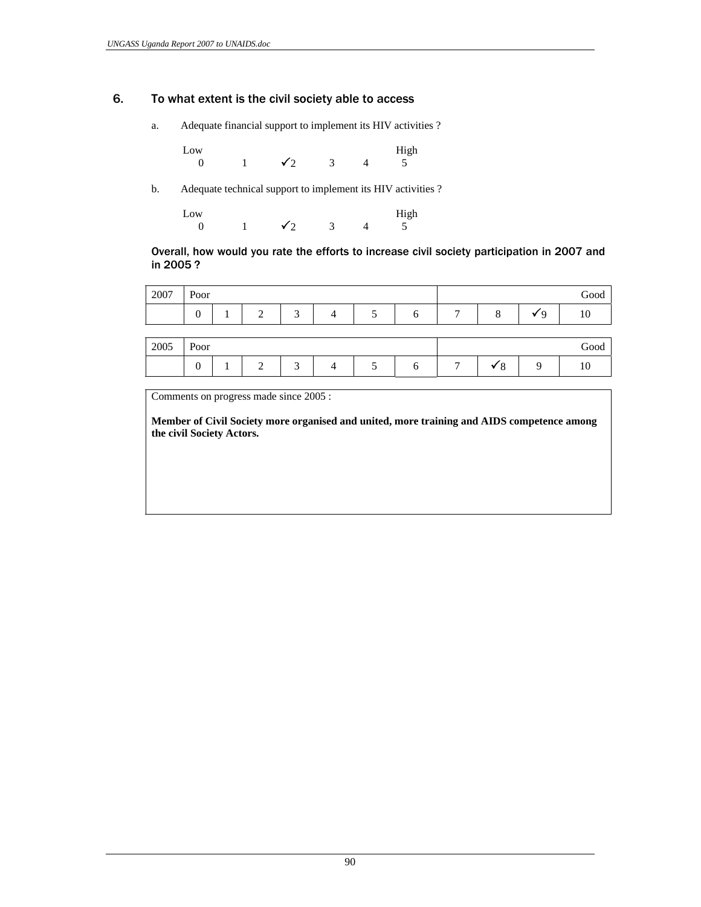## 6. To what extent is the civil society able to access

a. Adequate financial support to implement its HIV activities ?

| Low | | | | | High |
|---|---|---|---|---|---|
| 0 | 1 | ✓2 | 3 | 4 | 5 |

b. Adequate technical support to implement its HIV activities ?

| Low | | | | | High |
|---|---|---|---|---|---|
| 0 | 1 | ✓2 | 3 | 4 | 5 |

**Overall, how would you rate the efforts to increase civil society participation in 2007 and in 2005 ?**

| 2007 | Poor | | | | | | | | | | Good |
|---|---|---|---|---|---|---|---|---|---|---|---|
| | 0 | 1 | 2 | 3 | 4 | 5 | 6 | 7 | 8 | ✓9 | 10 |

| 2005 | Poor | | | | | | | | | | Good |
|---|---|---|---|---|---|---|---|---|---|---|---|
| | 0 | 1 | 2 | 3 | 4 | 5 | 6 | 7 | ✓8 | 9 | 10 |

Comments on progress made since 2005 :

**Member of Civil Society more organised and united, more training and AIDS competence among the civil Society Actors.**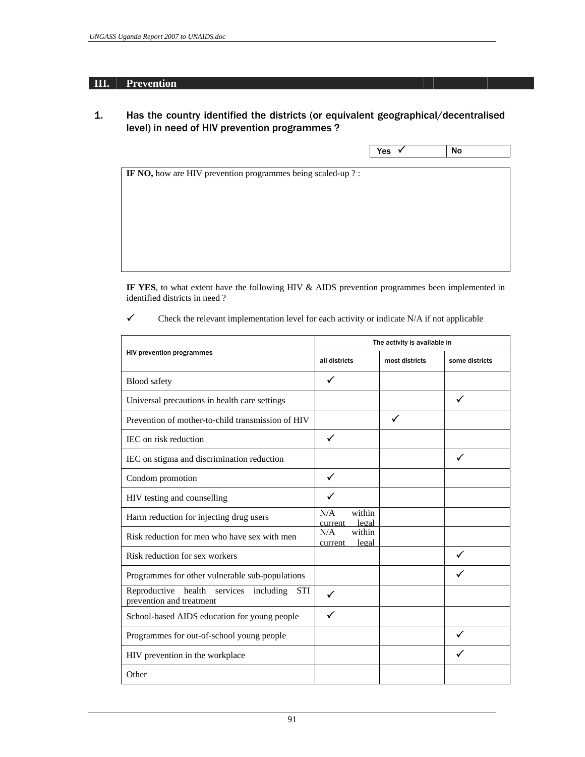## III. Prevention

### 1. Has the country identified the districts (or equivalent geographical/decentralised level) in need of HIV prevention programmes ?

| Yes ✓ | No |
|---|---|

**IF NO,** how are HIV prevention programmes being scaled-up ? :

**IF YES**, to what extent have the following HIV & AIDS prevention programmes been implemented in identified districts in need ?

✓ Check the relevant implementation level for each activity or indicate N/A if not applicable

| HIV prevention programmes | The activity is available in | | |
|---|---|---|---|
| | all districts | most districts | some districts |
| Blood safety | ✓ | | |
| Universal precautions in health care settings | | | ✓ |
| Prevention of mother-to-child transmission of HIV | | ✓ | |
| IEC on risk reduction | ✓ | | |
| IEC on stigma and discrimination reduction | | | ✓ |
| Condom promotion | ✓ | | |
| HIV testing and counselling | ✓ | | |
| Harm reduction for injecting drug users | N/A within current legal | | |
| Risk reduction for men who have sex with men | N/A within current legal | | |
| Risk reduction for sex workers | | | ✓ |
| Programmes for other vulnerable sub-populations | | | ✓ |
| Reproductive health services including STI prevention and treatment | ✓ | | |
| School-based AIDS education for young people | ✓ | | |
| Programmes for out-of-school young people | | | ✓ |
| HIV prevention in the workplace | | | ✓ |
| Other | | | |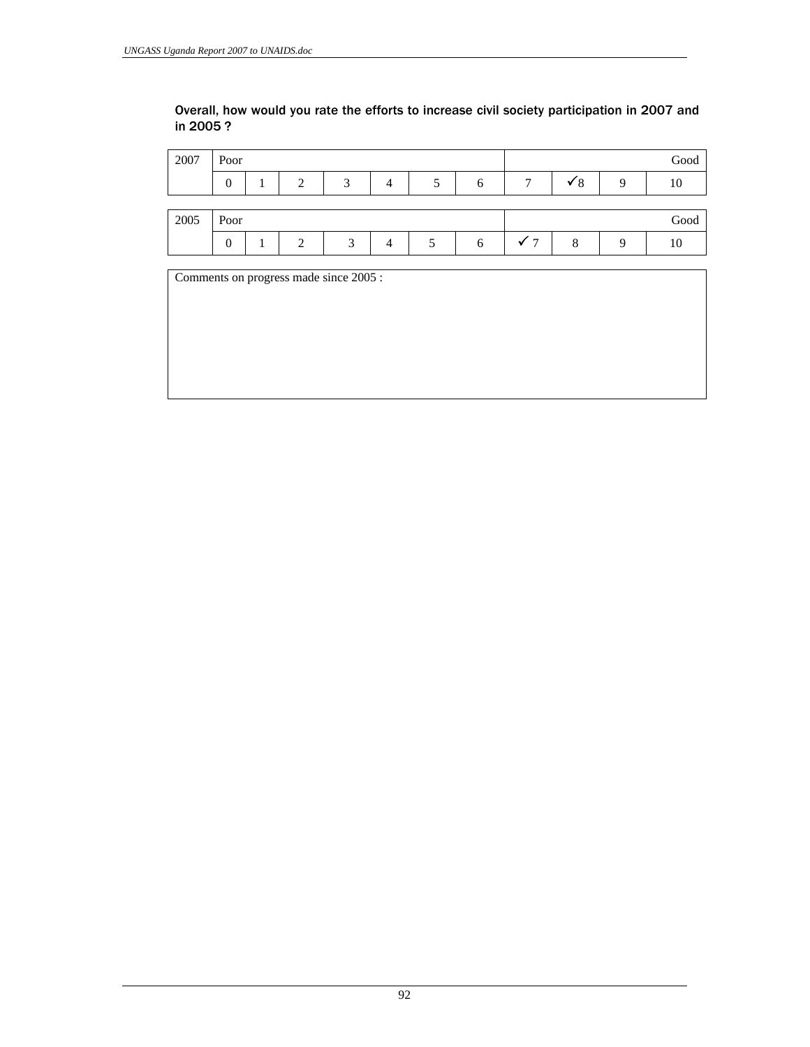**Overall, how would you rate the efforts to increase civil society participation in 2007 and in 2005 ?**

| 2007 | Poor | | | | | | | | | | Good |
|---|---|---|---|---|---|---|---|---|---|---|---|
| | 0 | 1 | 2 | 3 | 4 | 5 | 6 | 7 | ✓8 | 9 | 10 |

| 2005 | Poor | | | | | | | | | | Good |
|---|---|---|---|---|---|---|---|---|---|---|---|
| | 0 | 1 | 2 | 3 | 4 | 5 | 6 | ✓ 7 | 8 | 9 | 10 |

| Comments on progress made since 2005 : |
|---|
| |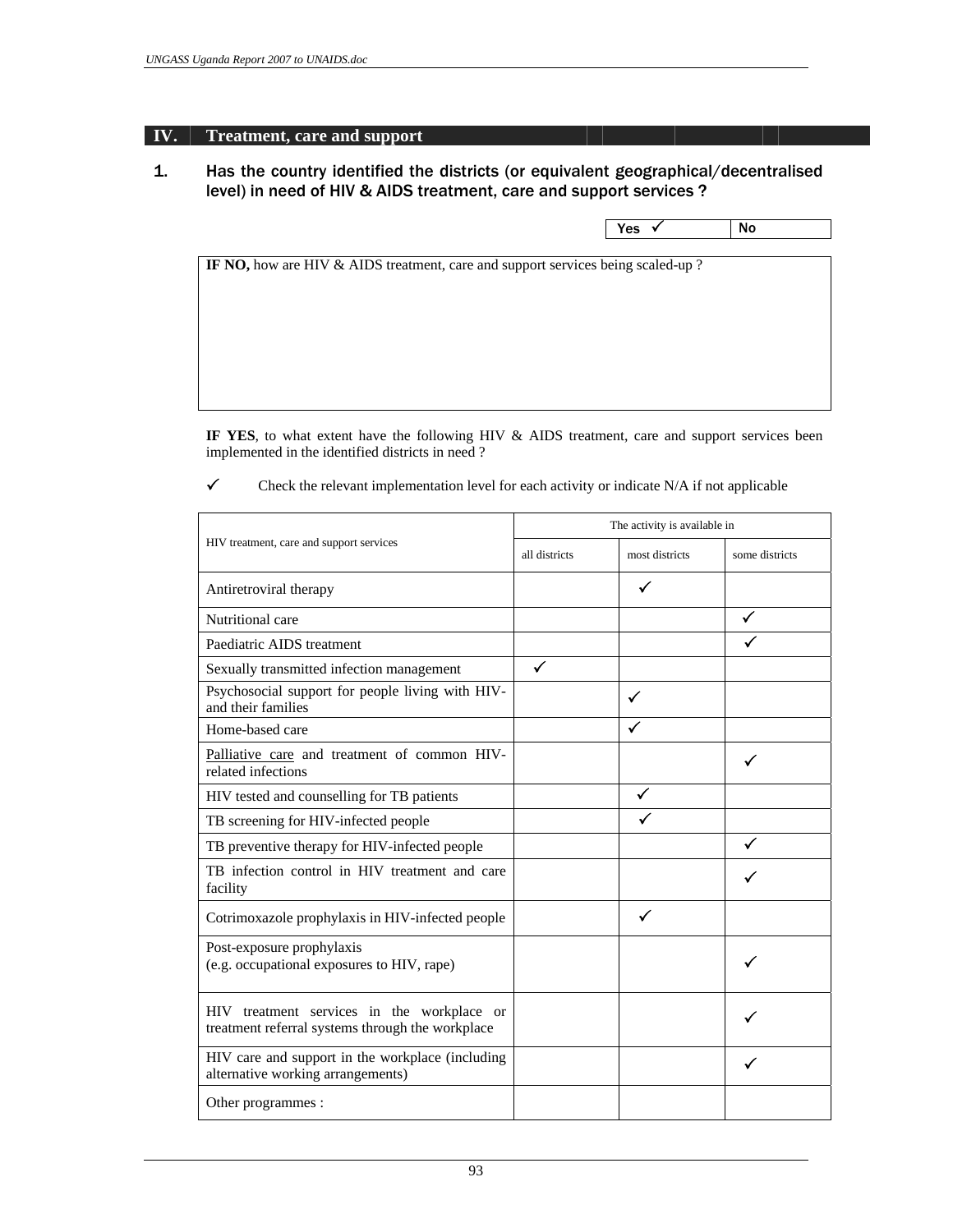## IV. Treatment, care and support

### 1. Has the country identified the districts (or equivalent geographical/decentralised level) in need of HIV & AIDS treatment, care and support services ?

| Yes ✓ | No |
|---|---|

**IF NO,** how are HIV & AIDS treatment, care and support services being scaled-up ?

**IF YES**, to what extent have the following HIV & AIDS treatment, care and support services been implemented in the identified districts in need ?

✓ Check the relevant implementation level for each activity or indicate N/A if not applicable

| HIV treatment, care and support services | The activity is available in | | |
|---|---|---|---|
| | all districts | most districts | some districts |
| Antiretroviral therapy | | ✓ | |
| Nutritional care | | | ✓ |
| Paediatric AIDS treatment | | | ✓ |
| Sexually transmitted infection management | ✓ | | |
| Psychosocial support for people living with HIV- and their families | | ✓ | |
| Home-based care | | ✓ | |
| Palliative care and treatment of common HIV-related infections | | | ✓ |
| HIV tested and counselling for TB patients | | ✓ | |
| TB screening for HIV-infected people | | ✓ | |
| TB preventive therapy for HIV-infected people | | | ✓ |
| TB infection control in HIV treatment and care facility | | | ✓ |
| Cotrimoxazole prophylaxis in HIV-infected people | | ✓ | |
| Post-exposure prophylaxis (e.g. occupational exposures to HIV, rape) | | | ✓ |
| HIV treatment services in the workplace or treatment referral systems through the workplace | | | ✓ |
| HIV care and support in the workplace (including alternative working arrangements) | | | ✓ |
| Other programmes : | | | |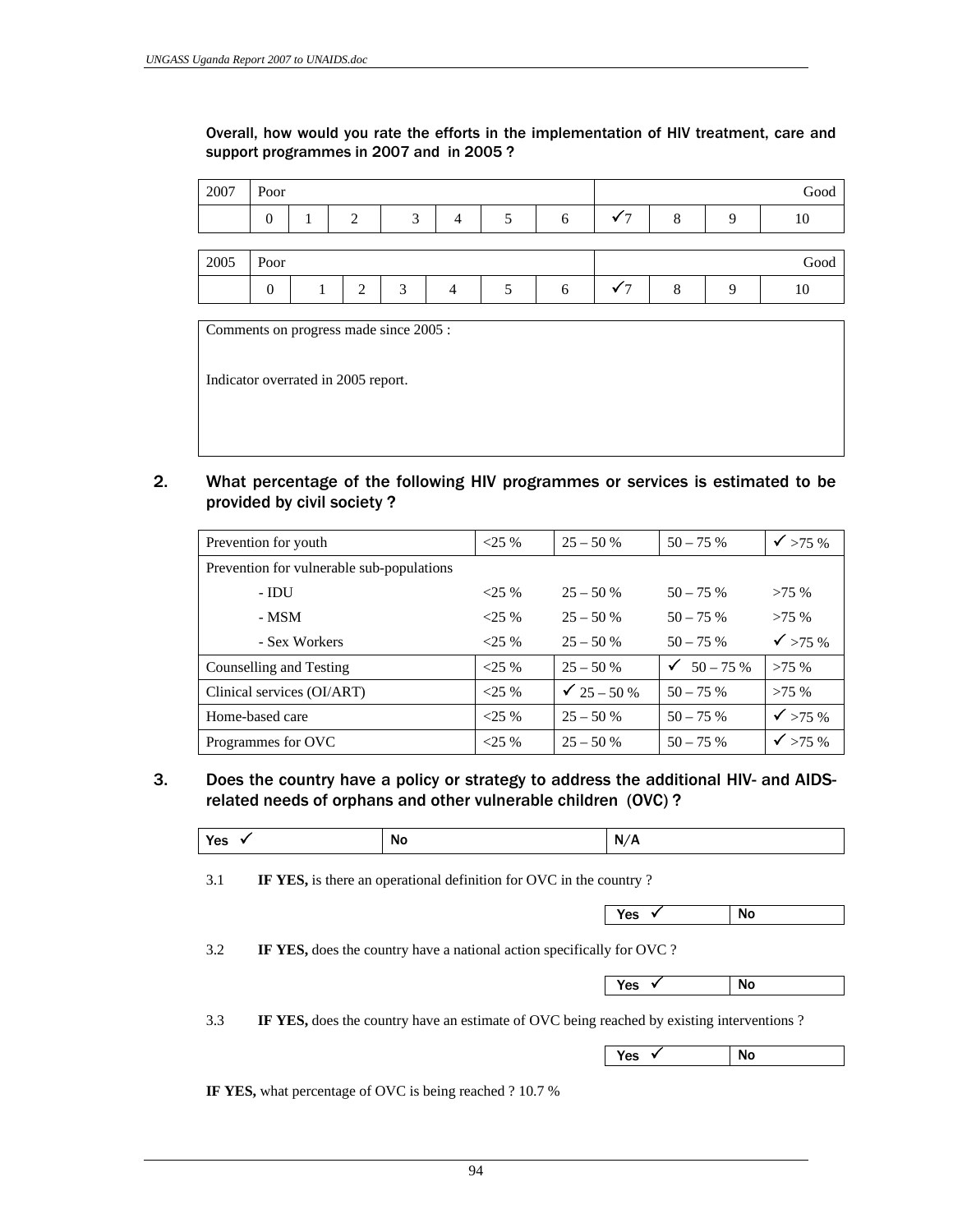Overall, how would you rate the efforts in the implementation of HIV treatment, care and support programmes in 2007 and in 2005 ?

| 2007 | Poor | | | | | | | | | | Good |
|---|---|---|---|---|---|---|---|---|---|---|---|
| | 0 | 1 | 2 | 3 | 4 | 5 | 6 | ✓7 | 8 | 9 | 10 |

| 2005 | Poor | | | | | | | | | | Good |
|---|---|---|---|---|---|---|---|---|---|---|---|
| | 0 | 1 | 2 | 3 | 4 | 5 | 6 | ✓7 | 8 | 9 | 10 |

Comments on progress made since 2005 :

Indicator overrated in 2005 report.

2. What percentage of the following HIV programmes or services is estimated to be provided by civil society ?

| Prevention for youth | <25 % | 25 – 50 % | 50 – 75 % | ✓ >75 % |
|---|---|---|---|---|
| Prevention for vulnerable sub-populations | | | | |
| - IDU | <25 % | 25 – 50 % | 50 – 75 % | >75 % |
| - MSM | <25 % | 25 – 50 % | 50 – 75 % | >75 % |
| - Sex Workers | <25 % | 25 – 50 % | 50 – 75 % | ✓ >75 % |
| Counselling and Testing | <25 % | 25 – 50 % | ✓ 50 – 75 % | >75 % |
| Clinical services (OI/ART) | <25 % | ✓ 25 – 50 % | 50 – 75 % | >75 % |
| Home-based care | <25 % | 25 – 50 % | 50 – 75 % | ✓ >75 % |
| Programmes for OVC | <25 % | 25 – 50 % | 50 – 75 % | ✓ >75 % |

3. Does the country have a policy or strategy to address the additional HIV- and AIDS-related needs of orphans and other vulnerable children (OVC) ?

| Yes ✓ | No | N/A |
|---|---|---|

3.1 **IF YES,** is there an operational definition for OVC in the country ?

| Yes ✓ | No |
|---|---|

3.2 **IF YES,** does the country have a national action specifically for OVC ?

| Yes ✓ | No |
|---|---|

3.3 **IF YES,** does the country have an estimate of OVC being reached by existing interventions ?

| Yes ✓ | No |
|---|---|

**IF YES,** what percentage of OVC is being reached ? 10.7 %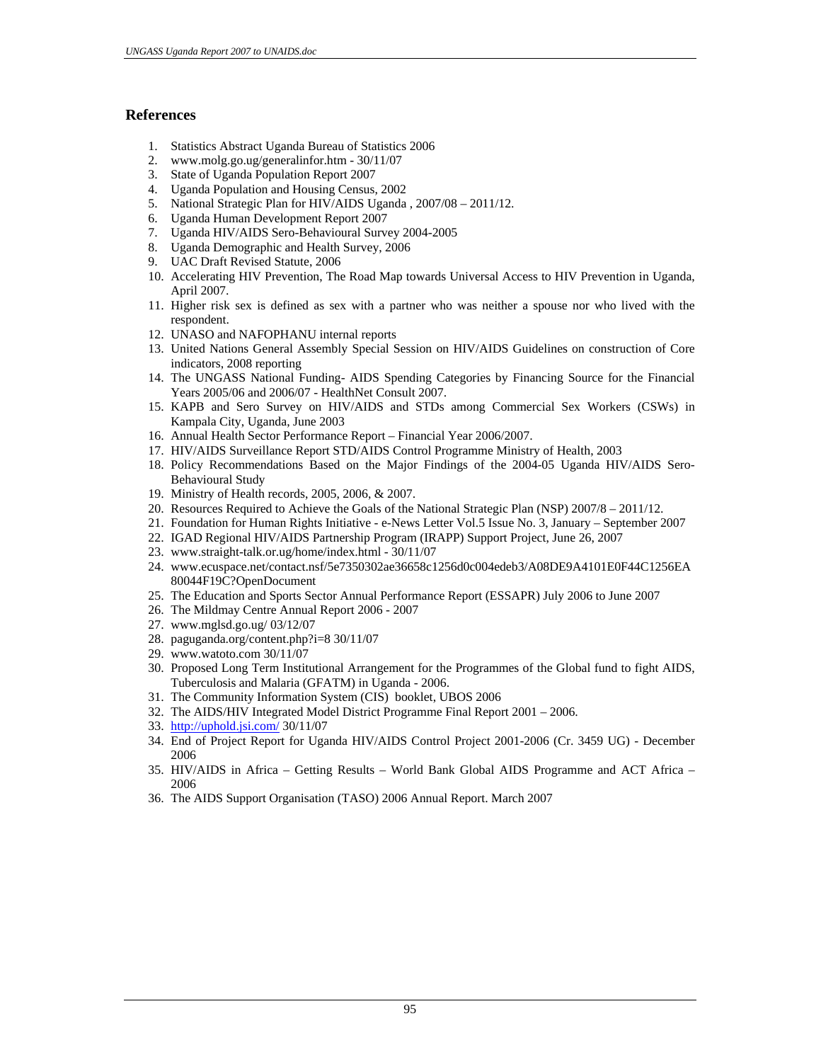## References

1. Statistics Abstract Uganda Bureau of Statistics 2006
2. www.molg.go.ug/generalinfor.htm - 30/11/07
3. State of Uganda Population Report 2007
4. Uganda Population and Housing Census, 2002
5. National Strategic Plan for HIV/AIDS Uganda , 2007/08 – 2011/12.
6. Uganda Human Development Report 2007
7. Uganda HIV/AIDS Sero-Behavioural Survey 2004-2005
8. Uganda Demographic and Health Survey, 2006
9. UAC Draft Revised Statute, 2006
10. Accelerating HIV Prevention, The Road Map towards Universal Access to HIV Prevention in Uganda, April 2007.
11. Higher risk sex is defined as sex with a partner who was neither a spouse nor who lived with the respondent.
12. UNASO and NAFOPHANU internal reports
13. United Nations General Assembly Special Session on HIV/AIDS Guidelines on construction of Core indicators, 2008 reporting
14. The UNGASS National Funding- AIDS Spending Categories by Financing Source for the Financial Years 2005/06 and 2006/07 - HealthNet Consult 2007.
15. KAPB and Sero Survey on HIV/AIDS and STDs among Commercial Sex Workers (CSWs) in Kampala City, Uganda, June 2003
16. Annual Health Sector Performance Report – Financial Year 2006/2007.
17. HIV/AIDS Surveillance Report STD/AIDS Control Programme Ministry of Health, 2003
18. Policy Recommendations Based on the Major Findings of the 2004-05 Uganda HIV/AIDS Sero-Behavioural Study
19. Ministry of Health records, 2005, 2006, & 2007.
20. Resources Required to Achieve the Goals of the National Strategic Plan (NSP) 2007/8 – 2011/12.
21. Foundation for Human Rights Initiative - e-News Letter Vol.5 Issue No. 3, January – September 2007
22. IGAD Regional HIV/AIDS Partnership Program (IRAPP) Support Project, June 26, 2007
23. www.straight-talk.or.ug/home/index.html - 30/11/07
24. www.ecuspace.net/contact.nsf/5e7350302ae36658c1256d0c004edeb3/A08DE9A4101E0F44C1256EA80044F19C?OpenDocument
25. The Education and Sports Sector Annual Performance Report (ESSAPR) July 2006 to June 2007
26. The Mildmay Centre Annual Report 2006 - 2007
27. www.mglsd.go.ug/ 03/12/07
28. paguganda.org/content.php?i=8 30/11/07
29. www.watoto.com 30/11/07
30. Proposed Long Term Institutional Arrangement for the Programmes of the Global fund to fight AIDS, Tuberculosis and Malaria (GFATM) in Uganda - 2006.
31. The Community Information System (CIS) booklet, UBOS 2006
32. The AIDS/HIV Integrated Model District Programme Final Report 2001 – 2006.
33. http://uphold.jsi.com/ 30/11/07
34. End of Project Report for Uganda HIV/AIDS Control Project 2001-2006 (Cr. 3459 UG) - December 2006
35. HIV/AIDS in Africa – Getting Results – World Bank Global AIDS Programme and ACT Africa – 2006
36. The AIDS Support Organisation (TASO) 2006 Annual Report. March 2007